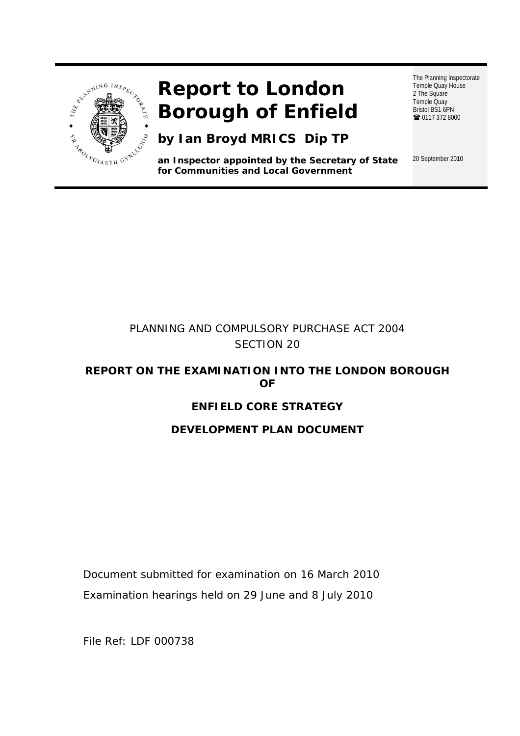# Report to London Borough of Enfield

**by Ian Broyd MRICS Dip TP**

**an Inspector appointed by the Secretary of State for Communities and Local Government**

The Planning Inspectorate
Temple Quay House
2 The Square
Temple Quay
Bristol BS1 6PN
☎ 0117 372 8000

20 September 2010

PLANNING AND COMPULSORY PURCHASE ACT 2004
SECTION 20

**REPORT ON THE EXAMINATION INTO THE LONDON BOROUGH OF**

**ENFIELD CORE STRATEGY**

**DEVELOPMENT PLAN DOCUMENT**

Document submitted for examination on 16 March 2010

Examination hearings held on 29 June and 8 July 2010

File Ref: LDF 000738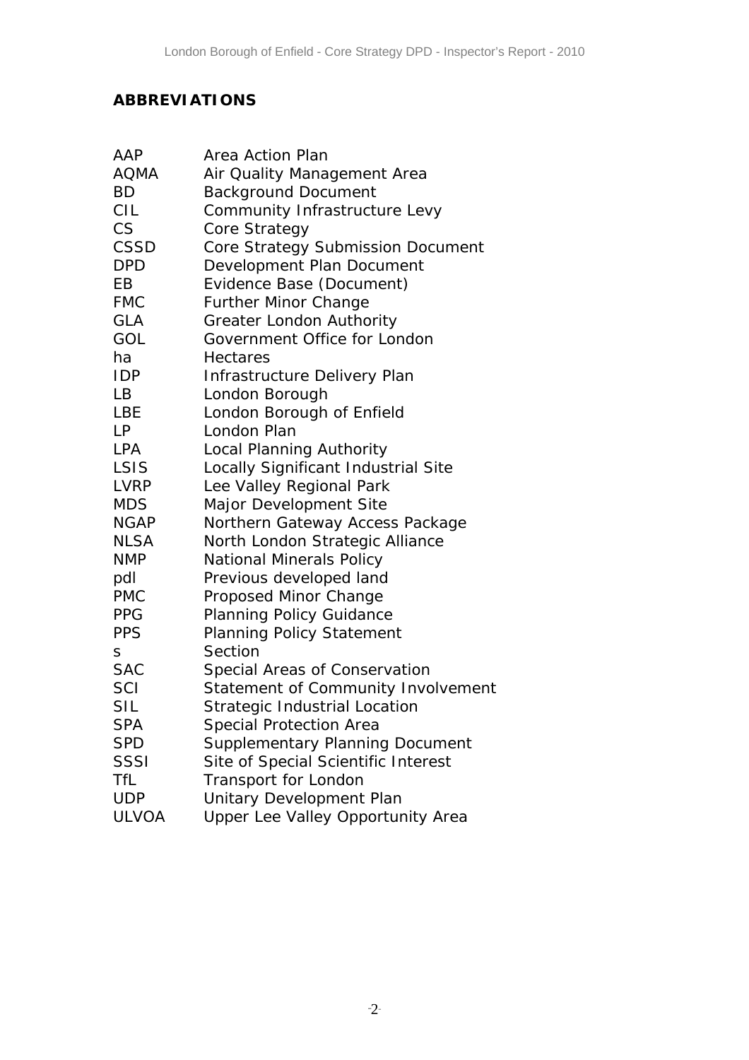## ABBREVIATIONS

| | |
|---|---|
| AAP | Area Action Plan |
| AQMA | Air Quality Management Area |
| BD | Background Document |
| CIL | Community Infrastructure Levy |
| CS | Core Strategy |
| CSSD | Core Strategy Submission Document |
| DPD | Development Plan Document |
| EB | Evidence Base (Document) |
| FMC | Further Minor Change |
| GLA | Greater London Authority |
| GOL | Government Office for London |
| ha | Hectares |
| IDP | Infrastructure Delivery Plan |
| LB | London Borough |
| LBE | London Borough of Enfield |
| LP | London Plan |
| LPA | Local Planning Authority |
| LSIS | Locally Significant Industrial Site |
| LVRP | Lee Valley Regional Park |
| MDS | Major Development Site |
| NGAP | Northern Gateway Access Package |
| NLSA | North London Strategic Alliance |
| NMP | National Minerals Policy |
| pdl | Previous developed land |
| PMC | Proposed Minor Change |
| PPG | Planning Policy Guidance |
| PPS | Planning Policy Statement |
| s | Section |
| SAC | Special Areas of Conservation |
| SCI | Statement of Community Involvement |
| SIL | Strategic Industrial Location |
| SPA | Special Protection Area |
| SPD | Supplementary Planning Document |
| SSSI | Site of Special Scientific Interest |
| TfL | Transport for London |
| UDP | Unitary Development Plan |
| ULVOA | Upper Lee Valley Opportunity Area |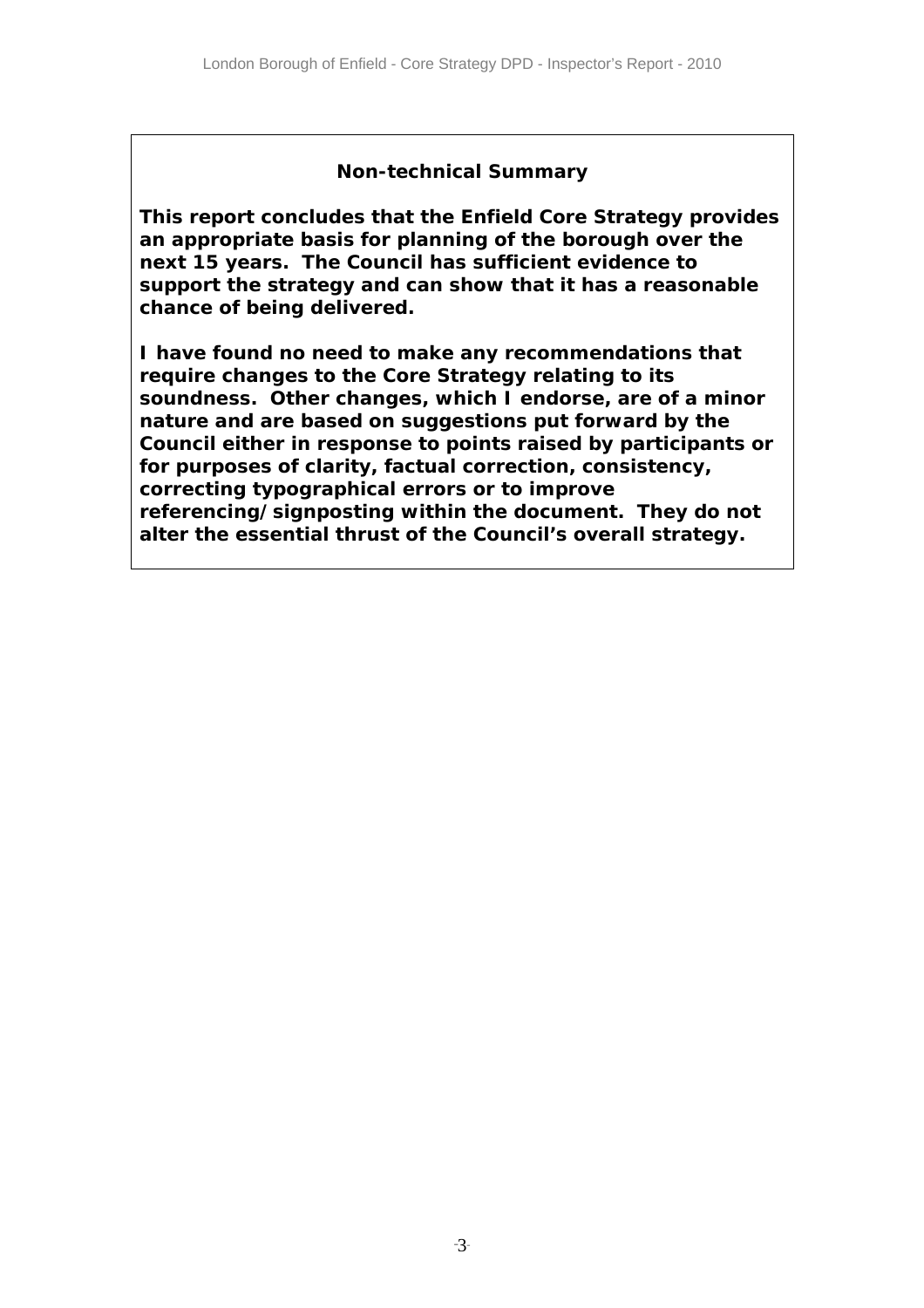## Non-technical Summary

**This report concludes that the Enfield Core Strategy provides an appropriate basis for planning of the borough over the next 15 years. The Council has sufficient evidence to support the strategy and can show that it has a reasonable chance of being delivered.**

**I have found no need to make any recommendations that require changes to the Core Strategy relating to its soundness. Other changes, which I endorse, are of a minor nature and are based on suggestions put forward by the Council either in response to points raised by participants or for purposes of clarity, factual correction, consistency, correcting typographical errors or to improve referencing/signposting within the document. They do not alter the essential thrust of the Council's overall strategy.**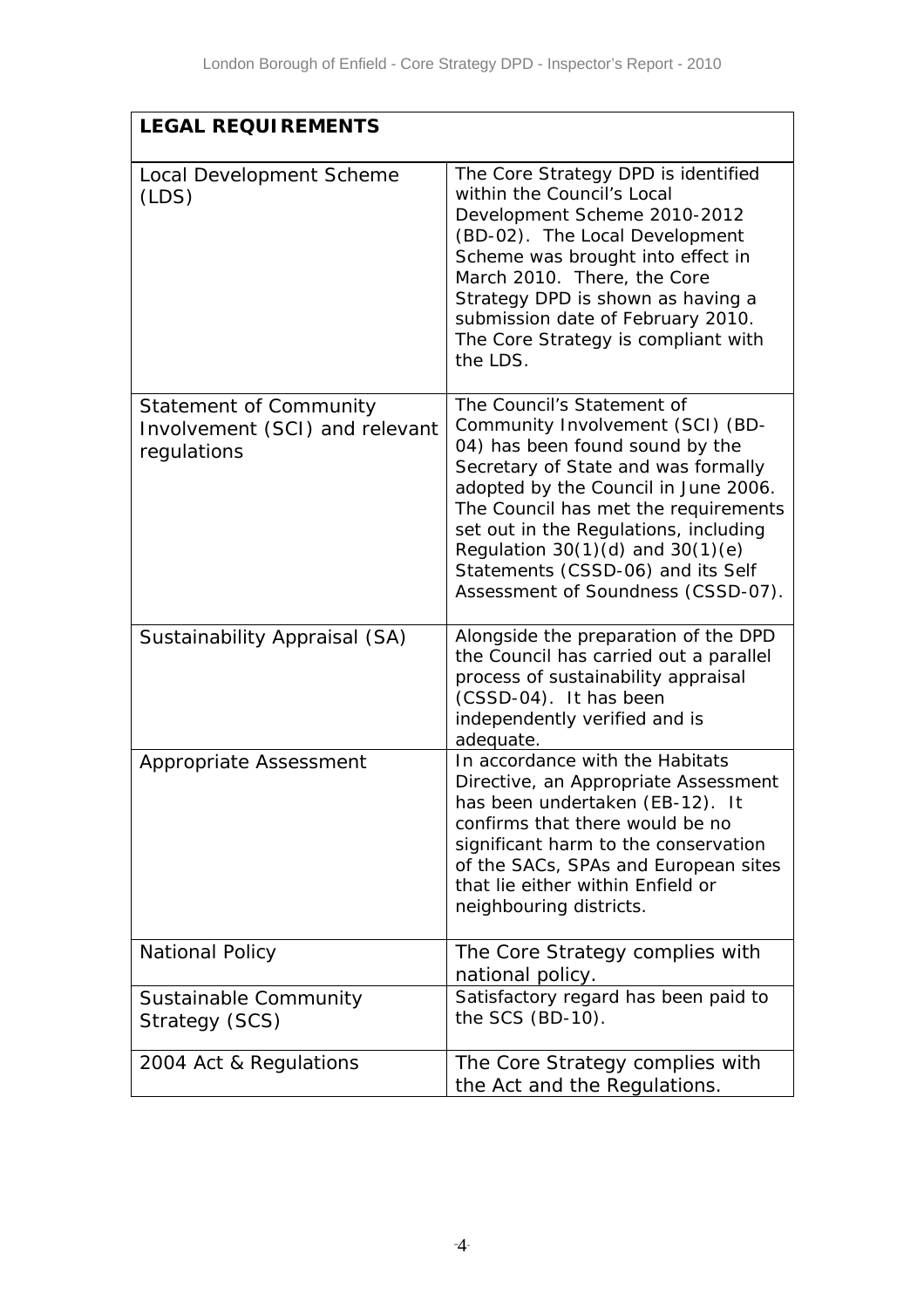| LEGAL REQUIREMENTS | |
| --- | --- |
| Local Development Scheme (LDS) | The Core Strategy DPD is identified within the Council's Local Development Scheme 2010-2012 (BD-02). The Local Development Scheme was brought into effect in March 2010. There, the Core Strategy DPD is shown as having a submission date of February 2010. The Core Strategy is compliant with the LDS. |
| Statement of Community Involvement (SCI) and relevant regulations | The Council's Statement of Community Involvement (SCI) (BD-04) has been found sound by the Secretary of State and was formally adopted by the Council in June 2006. The Council has met the requirements set out in the Regulations, including Regulation 30(1)(d) and 30(1)(e) Statements (CSSD-06) and its Self Assessment of Soundness (CSSD-07). |
| Sustainability Appraisal (SA) | Alongside the preparation of the DPD the Council has carried out a parallel process of sustainability appraisal (CSSD-04). It has been independently verified and is adequate. |
| Appropriate Assessment | In accordance with the Habitats Directive, an Appropriate Assessment has been undertaken (EB-12). It confirms that there would be no significant harm to the conservation of the SACs, SPAs and European sites that lie either within Enfield or neighbouring districts. |
| National Policy | The Core Strategy complies with national policy. |
| Sustainable Community Strategy (SCS) | Satisfactory regard has been paid to the SCS (BD-10). |
| 2004 Act & Regulations | The Core Strategy complies with the Act and the Regulations. |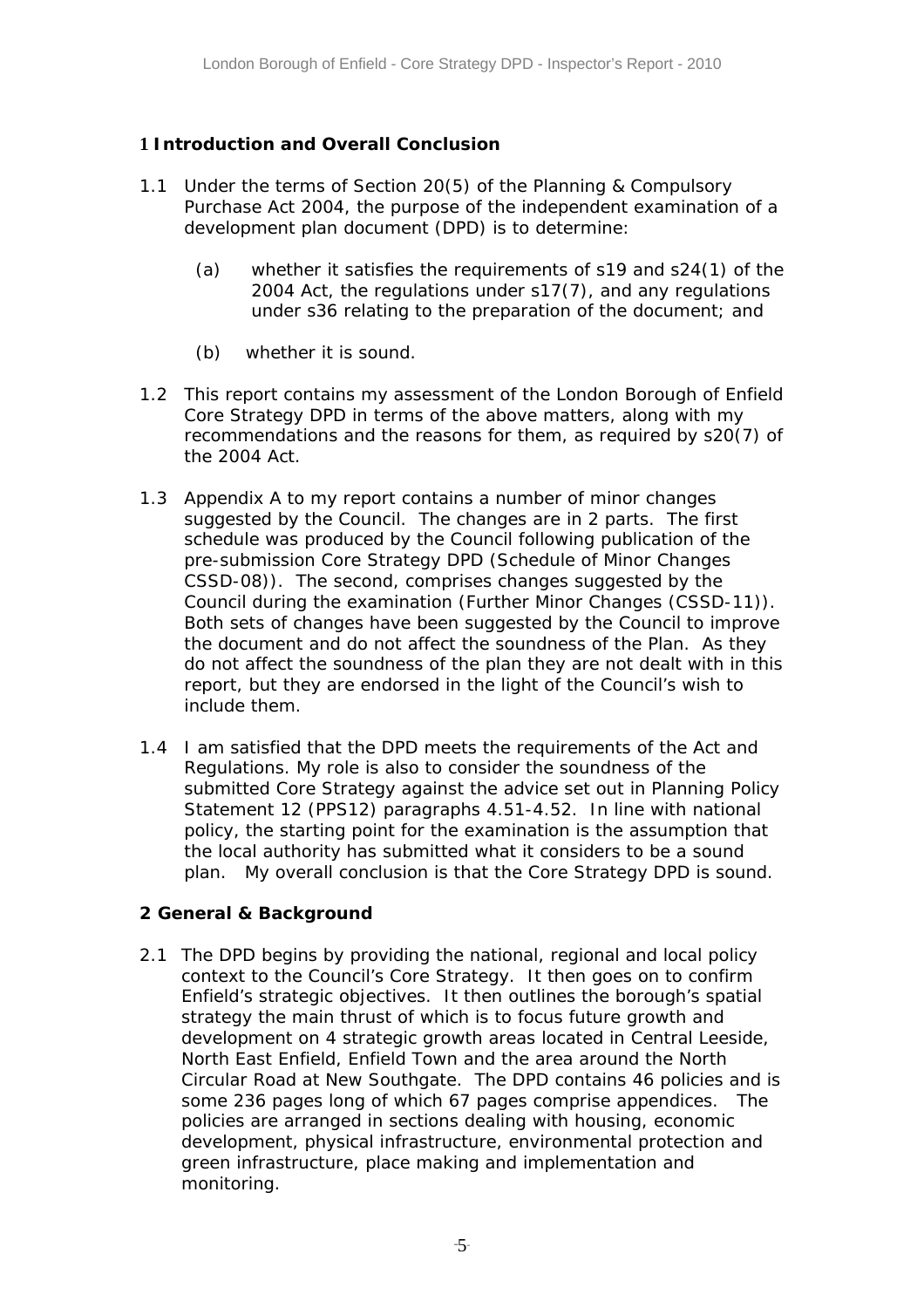## 1 Introduction and Overall Conclusion

1.1 Under the terms of Section 20(5) of the Planning & Compulsory Purchase Act 2004, the purpose of the independent examination of a development plan document (DPD) is to determine:

   (a) whether it satisfies the requirements of s19 and s24(1) of the 2004 Act, the regulations under s17(7), and any regulations under s36 relating to the preparation of the document; and

   (b) whether it is sound.

1.2 This report contains my assessment of the London Borough of Enfield Core Strategy DPD in terms of the above matters, along with my recommendations and the reasons for them, as required by s20(7) of the 2004 Act.

1.3 Appendix A to my report contains a number of minor changes suggested by the Council. The changes are in 2 parts. The first schedule was produced by the Council following publication of the pre-submission Core Strategy DPD (Schedule of Minor Changes CSSD-08)). The second, comprises changes suggested by the Council during the examination (Further Minor Changes (CSSD-11)). Both sets of changes have been suggested by the Council to improve the document and do not affect the soundness of the Plan. As they do not affect the soundness of the plan they are not dealt with in this report, but they are endorsed in the light of the Council's wish to include them.

1.4 I am satisfied that the DPD meets the requirements of the Act and Regulations. My role is also to consider the soundness of the submitted Core Strategy against the advice set out in Planning Policy Statement 12 (PPS12) paragraphs 4.51-4.52. In line with national policy, the starting point for the examination is the assumption that the local authority has submitted what it considers to be a sound plan. My overall conclusion is that the Core Strategy DPD is sound.

## 2 General & Background

2.1 The DPD begins by providing the national, regional and local policy context to the Council's Core Strategy. It then goes on to confirm Enfield's strategic objectives. It then outlines the borough's spatial strategy the main thrust of which is to focus future growth and development on 4 strategic growth areas located in Central Leeside, North East Enfield, Enfield Town and the area around the North Circular Road at New Southgate. The DPD contains 46 policies and is some 236 pages long of which 67 pages comprise appendices. The policies are arranged in sections dealing with housing, economic development, physical infrastructure, environmental protection and green infrastructure, place making and implementation and monitoring.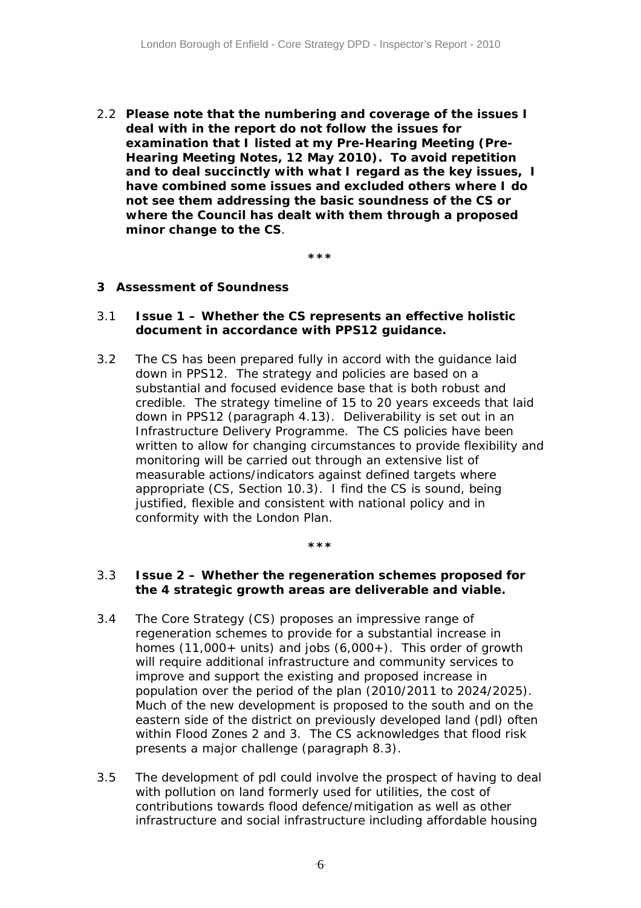2.2 **Please note that the numbering and coverage of the issues I deal with in the report do not follow the issues for examination that I listed at my Pre-Hearing Meeting (Pre-Hearing Meeting Notes, 12 May 2010). To avoid repetition and to deal succinctly with what I regard as the key issues, I have combined some issues and excluded others where I do not see them addressing the basic soundness of the CS or where the Council has dealt with them through a proposed minor change to the CS**.

***

## 3 Assessment of Soundness

3.1 **Issue 1 – Whether the CS represents an effective holistic document in accordance with PPS12 guidance.**

3.2 The CS has been prepared fully in accord with the guidance laid down in PPS12. The strategy and policies are based on a substantial and focused evidence base that is both robust and credible. The strategy timeline of 15 to 20 years exceeds that laid down in PPS12 (paragraph 4.13). Deliverability is set out in an Infrastructure Delivery Programme. The CS policies have been written to allow for changing circumstances to provide flexibility and monitoring will be carried out through an extensive list of measurable actions/indicators against defined targets where appropriate (CS, Section 10.3). I find the CS is sound, being justified, flexible and consistent with national policy and in conformity with the London Plan.

***

3.3 **Issue 2 – Whether the regeneration schemes proposed for the 4 strategic growth areas are deliverable and viable.**

3.4 The Core Strategy (CS) proposes an impressive range of regeneration schemes to provide for a substantial increase in homes (11,000+ units) and jobs (6,000+). This order of growth will require additional infrastructure and community services to improve and support the existing and proposed increase in population over the period of the plan (2010/2011 to 2024/2025). Much of the new development is proposed to the south and on the eastern side of the district on previously developed land (pdl) often within Flood Zones 2 and 3. The CS acknowledges that flood risk presents a major challenge (paragraph 8.3).

3.5 The development of pdl could involve the prospect of having to deal with pollution on land formerly used for utilities, the cost of contributions towards flood defence/mitigation as well as other infrastructure and social infrastructure including affordable housing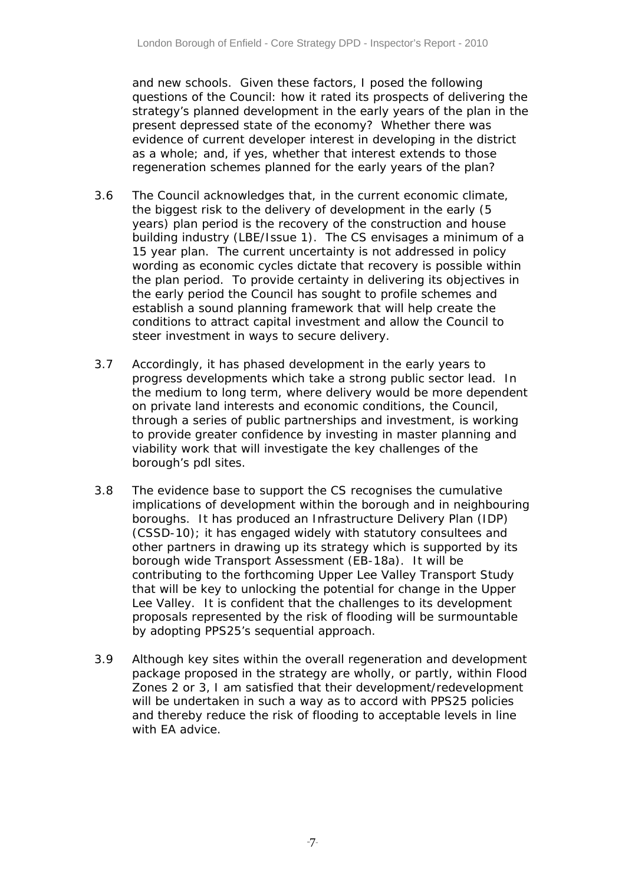and new schools. Given these factors, I posed the following questions of the Council: how it rated its prospects of delivering the strategy's planned development in the early years of the plan in the present depressed state of the economy? Whether there was evidence of current developer interest in developing in the district as a whole; and, if yes, whether that interest extends to those regeneration schemes planned for the early years of the plan?

3.6 The Council acknowledges that, in the current economic climate, the biggest risk to the delivery of development in the early (5 years) plan period is the recovery of the construction and house building industry (LBE/Issue 1). The CS envisages a minimum of a 15 year plan. The current uncertainty is not addressed in policy wording as economic cycles dictate that recovery is possible within the plan period. To provide certainty in delivering its objectives in the early period the Council has sought to profile schemes and establish a sound planning framework that will help create the conditions to attract capital investment and allow the Council to steer investment in ways to secure delivery.

3.7 Accordingly, it has phased development in the early years to progress developments which take a strong public sector lead. In the medium to long term, where delivery would be more dependent on private land interests and economic conditions, the Council, through a series of public partnerships and investment, is working to provide greater confidence by investing in master planning and viability work that will investigate the key challenges of the borough's pdl sites.

3.8 The evidence base to support the CS recognises the cumulative implications of development within the borough and in neighbouring boroughs. It has produced an Infrastructure Delivery Plan (IDP) (CSSD-10); it has engaged widely with statutory consultees and other partners in drawing up its strategy which is supported by its borough wide Transport Assessment (EB-18a). It will be contributing to the forthcoming Upper Lee Valley Transport Study that will be key to unlocking the potential for change in the Upper Lee Valley. It is confident that the challenges to its development proposals represented by the risk of flooding will be surmountable by adopting PPS25's sequential approach.

3.9 Although key sites within the overall regeneration and development package proposed in the strategy are wholly, or partly, within Flood Zones 2 or 3, I am satisfied that their development/redevelopment will be undertaken in such a way as to accord with PPS25 policies and thereby reduce the risk of flooding to acceptable levels in line with EA advice.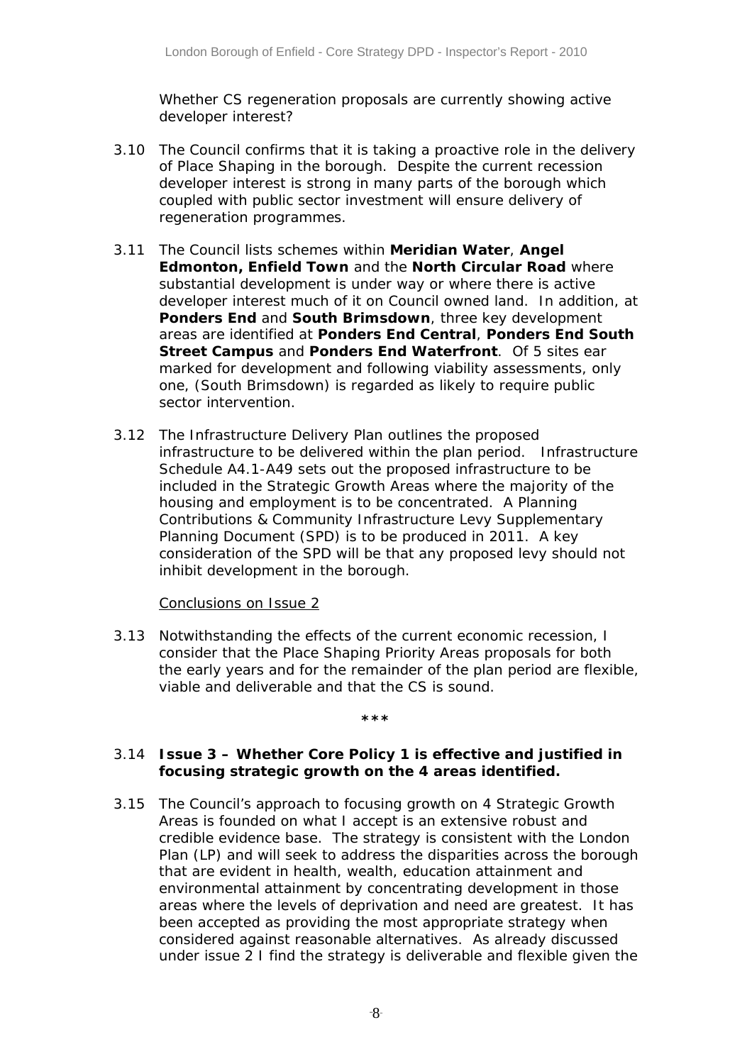Whether CS regeneration proposals are currently showing active developer interest?

3.10 The Council confirms that it is taking a proactive role in the delivery of Place Shaping in the borough. Despite the current recession developer interest is strong in many parts of the borough which coupled with public sector investment will ensure delivery of regeneration programmes.

3.11 The Council lists schemes within **Meridian Water**, **Angel Edmonton, Enfield Town** and the **North Circular Road** where substantial development is under way or where there is active developer interest much of it on Council owned land. In addition, at **Ponders End** and **South Brimsdown**, three key development areas are identified at **Ponders End Central**, **Ponders End South Street Campus** and **Ponders End Waterfront**. Of 5 sites ear marked for development and following viability assessments, only one, (South Brimsdown) is regarded as likely to require public sector intervention.

3.12 The Infrastructure Delivery Plan outlines the proposed infrastructure to be delivered within the plan period. Infrastructure Schedule A4.1-A49 sets out the proposed infrastructure to be included in the Strategic Growth Areas where the majority of the housing and employment is to be concentrated. A Planning Contributions & Community Infrastructure Levy Supplementary Planning Document (SPD) is to be produced in 2011. A key consideration of the SPD will be that any proposed levy should not inhibit development in the borough.

Conclusions on Issue 2

3.13 Notwithstanding the effects of the current economic recession, I consider that the Place Shaping Priority Areas proposals for both the early years and for the remainder of the plan period are flexible, viable and deliverable and that the CS is sound.

***

3.14 **Issue 3 – Whether Core Policy 1 is effective and justified in focusing strategic growth on the 4 areas identified.**

3.15 The Council's approach to focusing growth on 4 Strategic Growth Areas is founded on what I accept is an extensive robust and credible evidence base. The strategy is consistent with the London Plan (LP) and will seek to address the disparities across the borough that are evident in health, wealth, education attainment and environmental attainment by concentrating development in those areas where the levels of deprivation and need are greatest. It has been accepted as providing the most appropriate strategy when considered against reasonable alternatives. As already discussed under issue 2 I find the strategy is deliverable and flexible given the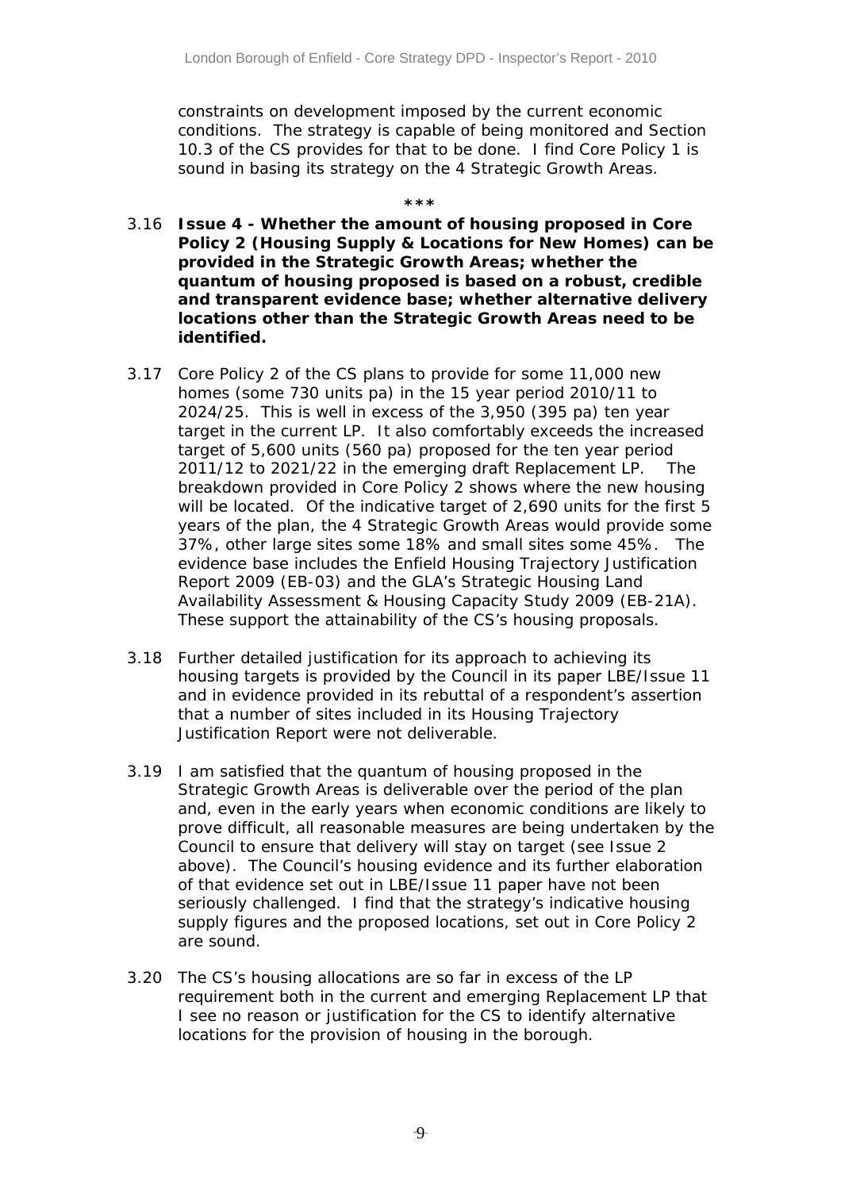constraints on development imposed by the current economic conditions. The strategy is capable of being monitored and Section 10.3 of the CS provides for that to be done. I find Core Policy 1 is sound in basing its strategy on the 4 Strategic Growth Areas.

***

3.16 **Issue 4 - Whether the amount of housing proposed in Core Policy 2 (Housing Supply & Locations for New Homes) can be provided in the Strategic Growth Areas; whether the quantum of housing proposed is based on a robust, credible and transparent evidence base; whether alternative delivery locations other than the Strategic Growth Areas need to be identified.**

3.17 Core Policy 2 of the CS plans to provide for some 11,000 new homes (some 730 units pa) in the 15 year period 2010/11 to 2024/25. This is well in excess of the 3,950 (395 pa) ten year target in the current LP. It also comfortably exceeds the increased target of 5,600 units (560 pa) proposed for the ten year period 2011/12 to 2021/22 in the emerging draft Replacement LP. The breakdown provided in Core Policy 2 shows where the new housing will be located. Of the indicative target of 2,690 units for the first 5 years of the plan, the 4 Strategic Growth Areas would provide some 37%, other large sites some 18% and small sites some 45%. The evidence base includes the Enfield Housing Trajectory Justification Report 2009 (EB-03) and the GLA's Strategic Housing Land Availability Assessment & Housing Capacity Study 2009 (EB-21A). These support the attainability of the CS's housing proposals.

3.18 Further detailed justification for its approach to achieving its housing targets is provided by the Council in its paper LBE/Issue 11 and in evidence provided in its rebuttal of a respondent's assertion that a number of sites included in its Housing Trajectory Justification Report were not deliverable.

3.19 I am satisfied that the quantum of housing proposed in the Strategic Growth Areas is deliverable over the period of the plan and, even in the early years when economic conditions are likely to prove difficult, all reasonable measures are being undertaken by the Council to ensure that delivery will stay on target (see Issue 2 above). The Council's housing evidence and its further elaboration of that evidence set out in LBE/Issue 11 paper have not been seriously challenged. I find that the strategy's indicative housing supply figures and the proposed locations, set out in Core Policy 2 are sound.

3.20 The CS's housing allocations are so far in excess of the LP requirement both in the current and emerging Replacement LP that I see no reason or justification for the CS to identify alternative locations for the provision of housing in the borough.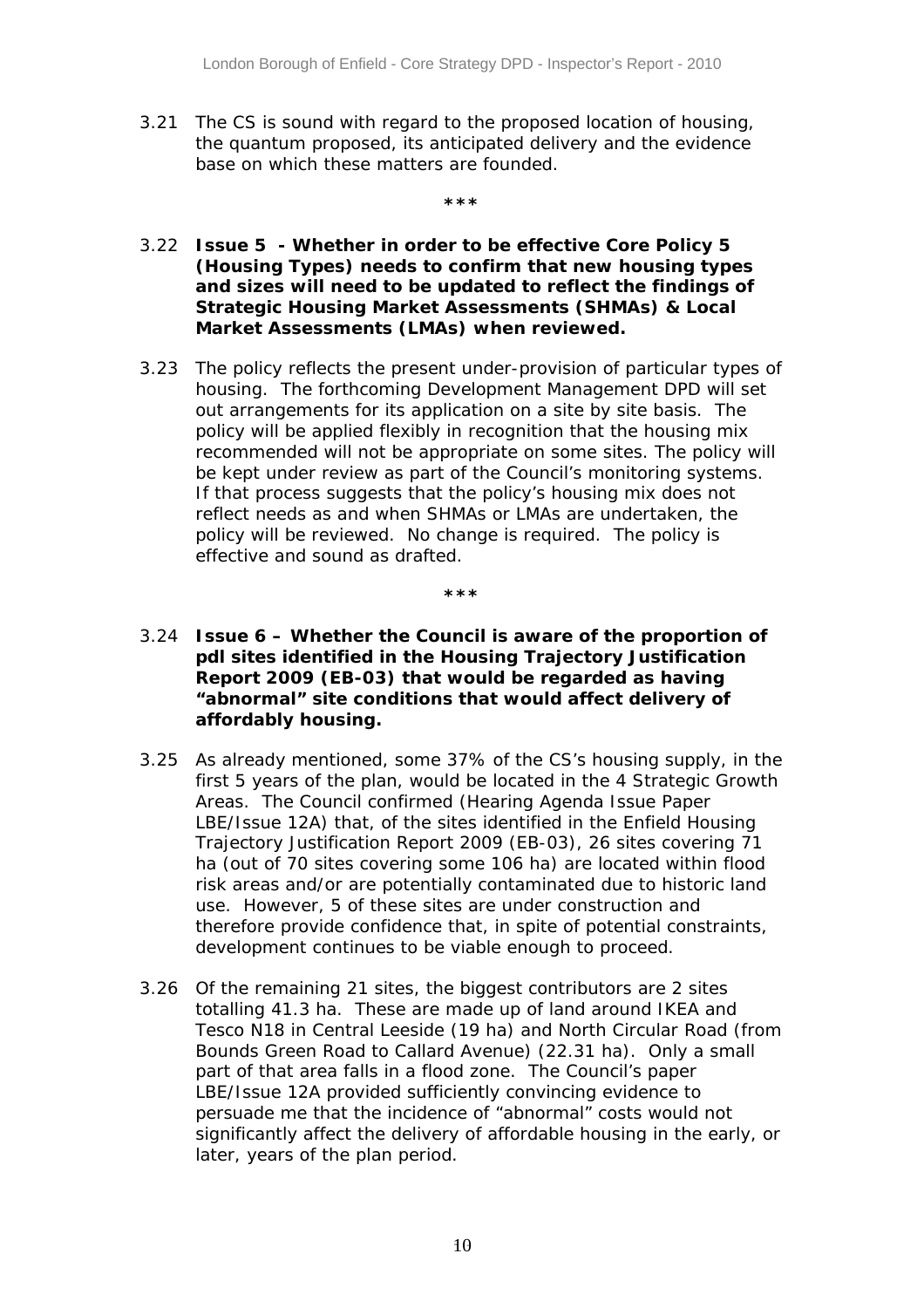3.21 The CS is sound with regard to the proposed location of housing, the quantum proposed, its anticipated delivery and the evidence base on which these matters are founded.

***

3.22 **Issue 5 - Whether in order to be effective Core Policy 5 (Housing Types) needs to confirm that new housing types and sizes will need to be updated to reflect the findings of Strategic Housing Market Assessments (SHMAs) & Local Market Assessments (LMAs) when reviewed.**

3.23 The policy reflects the present under-provision of particular types of housing. The forthcoming Development Management DPD will set out arrangements for its application on a site by site basis. The policy will be applied flexibly in recognition that the housing mix recommended will not be appropriate on some sites. The policy will be kept under review as part of the Council's monitoring systems. If that process suggests that the policy's housing mix does not reflect needs as and when SHMAs or LMAs are undertaken, the policy will be reviewed. No change is required. The policy is effective and sound as drafted.

***

3.24 **Issue 6 – Whether the Council is aware of the proportion of pdl sites identified in the Housing Trajectory Justification Report 2009 (EB-03) that would be regarded as having "abnormal" site conditions that would affect delivery of affordably housing.**

3.25 As already mentioned, some 37% of the CS's housing supply, in the first 5 years of the plan, would be located in the 4 Strategic Growth Areas. The Council confirmed (Hearing Agenda Issue Paper LBE/Issue 12A) that, of the sites identified in the Enfield Housing Trajectory Justification Report 2009 (EB-03), 26 sites covering 71 ha (out of 70 sites covering some 106 ha) are located within flood risk areas and/or are potentially contaminated due to historic land use. However, 5 of these sites are under construction and therefore provide confidence that, in spite of potential constraints, development continues to be viable enough to proceed.

3.26 Of the remaining 21 sites, the biggest contributors are 2 sites totalling 41.3 ha. These are made up of land around IKEA and Tesco N18 in Central Leeside (19 ha) and North Circular Road (from Bounds Green Road to Callard Avenue) (22.31 ha). Only a small part of that area falls in a flood zone. The Council's paper LBE/Issue 12A provided sufficiently convincing evidence to persuade me that the incidence of "abnormal" costs would not significantly affect the delivery of affordable housing in the early, or later, years of the plan period.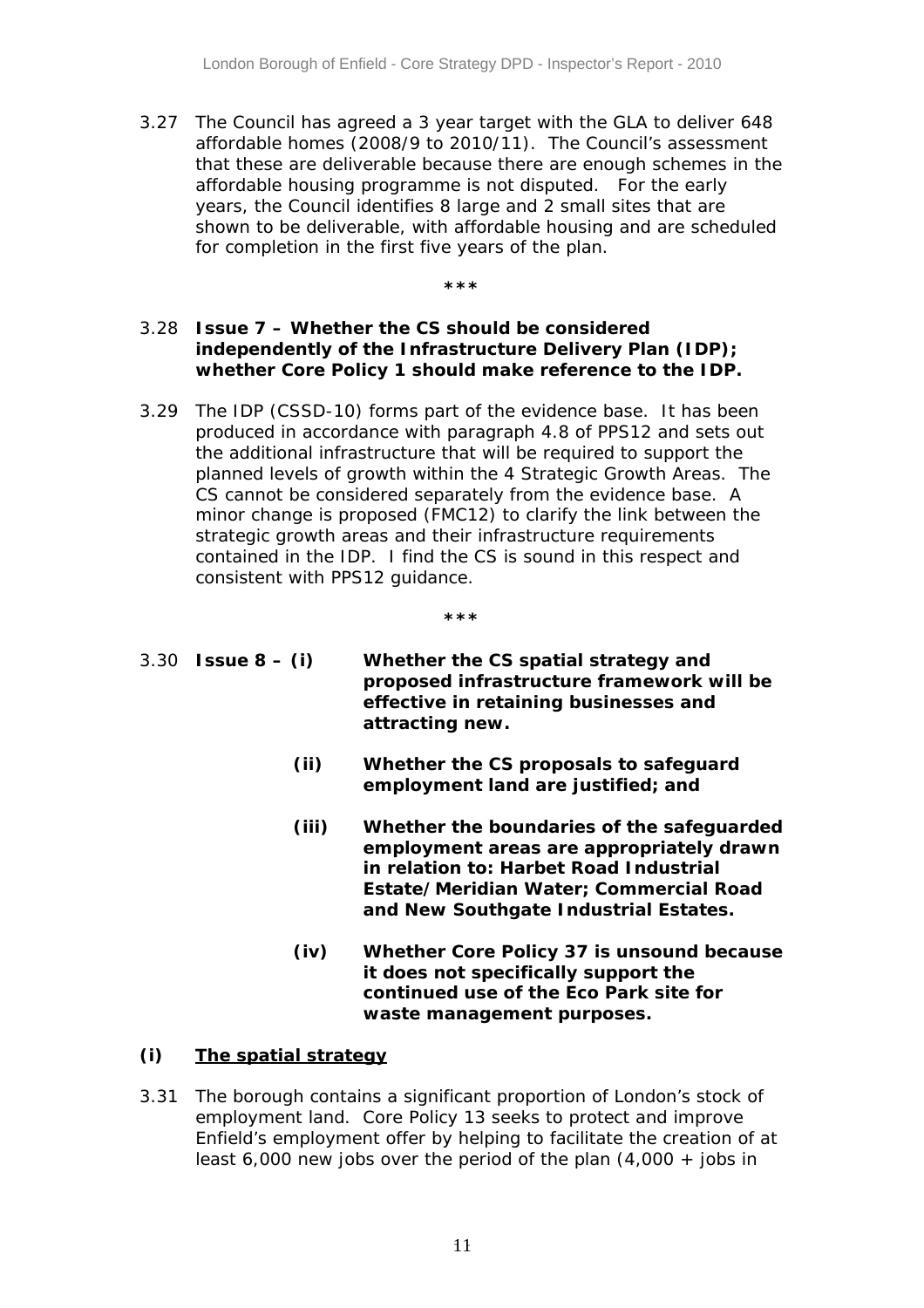3.27 The Council has agreed a 3 year target with the GLA to deliver 648 affordable homes (2008/9 to 2010/11). The Council's assessment that these are deliverable because there are enough schemes in the affordable housing programme is not disputed. For the early years, the Council identifies 8 large and 2 small sites that are shown to be deliverable, with affordable housing and are scheduled for completion in the first five years of the plan.

\*\*\*

3.28 **Issue 7 – Whether the CS should be considered independently of the Infrastructure Delivery Plan (IDP); whether Core Policy 1 should make reference to the IDP.**

3.29 The IDP (CSSD-10) forms part of the evidence base. It has been produced in accordance with paragraph 4.8 of PPS12 and sets out the additional infrastructure that will be required to support the planned levels of growth within the 4 Strategic Growth Areas. The CS cannot be considered separately from the evidence base. A minor change is proposed (FMC12) to clarify the link between the strategic growth areas and their infrastructure requirements contained in the IDP. I find the CS is sound in this respect and consistent with PPS12 guidance.

\*\*\*

3.30 **Issue 8 – (i) Whether the CS spatial strategy and proposed infrastructure framework will be effective in retaining businesses and attracting new.**

**(ii) Whether the CS proposals to safeguard employment land are justified; and**

**(iii) Whether the boundaries of the safeguarded employment areas are appropriately drawn in relation to: Harbet Road Industrial Estate/Meridian Water; Commercial Road and New Southgate Industrial Estates.**

**(iv) Whether Core Policy 37 is unsound because it does not specifically support the continued use of the Eco Park site for waste management purposes.**

**(i) The spatial strategy**

3.31 The borough contains a significant proportion of London's stock of employment land. Core Policy 13 seeks to protect and improve Enfield's employment offer by helping to facilitate the creation of at least 6,000 new jobs over the period of the plan (4,000 + jobs in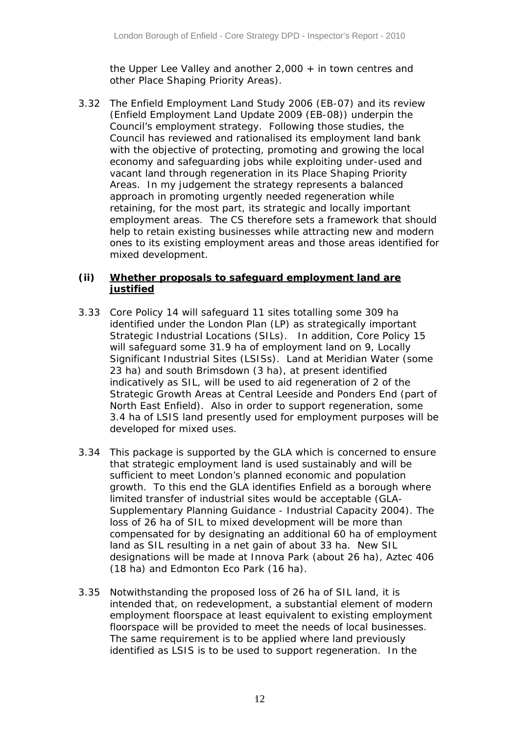the Upper Lee Valley and another 2,000 + in town centres and other Place Shaping Priority Areas).

3.32 The Enfield Employment Land Study 2006 (EB-07) and its review (Enfield Employment Land Update 2009 (EB-08)) underpin the Council's employment strategy. Following those studies, the Council has reviewed and rationalised its employment land bank with the objective of protecting, promoting and growing the local economy and safeguarding jobs while exploiting under-used and vacant land through regeneration in its Place Shaping Priority Areas. In my judgement the strategy represents a balanced approach in promoting urgently needed regeneration while retaining, for the most part, its strategic and locally important employment areas. The CS therefore sets a framework that should help to retain existing businesses while attracting new and modern ones to its existing employment areas and those areas identified for mixed development.

### (ii) <u>Whether proposals to safeguard employment land are justified</u>

3.33 Core Policy 14 will safeguard 11 sites totalling some 309 ha identified under the London Plan (LP) as strategically important Strategic Industrial Locations (SILs). In addition, Core Policy 15 will safeguard some 31.9 ha of employment land on 9, Locally Significant Industrial Sites (LSISs). Land at Meridian Water (some 23 ha) and south Brimsdown (3 ha), at present identified indicatively as SIL, will be used to aid regeneration of 2 of the Strategic Growth Areas at Central Leeside and Ponders End (part of North East Enfield). Also in order to support regeneration, some 3.4 ha of LSIS land presently used for employment purposes will be developed for mixed uses.

3.34 This package is supported by the GLA which is concerned to ensure that strategic employment land is used sustainably and will be sufficient to meet London's planned economic and population growth. To this end the GLA identifies Enfield as a borough where limited transfer of industrial sites would be acceptable (GLA- Supplementary Planning Guidance - Industrial Capacity 2004). The loss of 26 ha of SIL to mixed development will be more than compensated for by designating an additional 60 ha of employment land as SIL resulting in a net gain of about 33 ha. New SIL designations will be made at Innova Park (about 26 ha), Aztec 406 (18 ha) and Edmonton Eco Park (16 ha).

3.35 Notwithstanding the proposed loss of 26 ha of SIL land, it is intended that, on redevelopment, a substantial element of modern employment floorspace at least equivalent to existing employment floorspace will be provided to meet the needs of local businesses. The same requirement is to be applied where land previously identified as LSIS is to be used to support regeneration. In the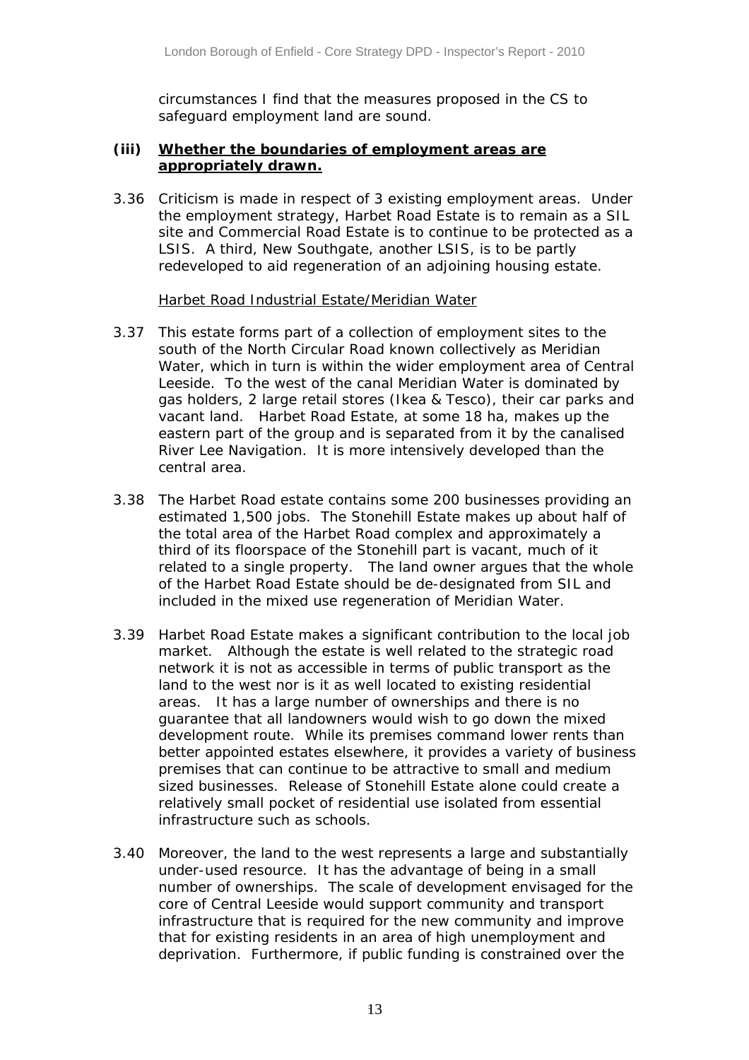circumstances I find that the measures proposed in the CS to safeguard employment land are sound.

### (iii) Whether the boundaries of employment areas are appropriately drawn.

3.36 Criticism is made in respect of 3 existing employment areas. Under the employment strategy, Harbet Road Estate is to remain as a SIL site and Commercial Road Estate is to continue to be protected as a LSIS. A third, New Southgate, another LSIS, is to be partly redeveloped to aid regeneration of an adjoining housing estate.

Harbet Road Industrial Estate/Meridian Water

3.37 This estate forms part of a collection of employment sites to the south of the North Circular Road known collectively as Meridian Water, which in turn is within the wider employment area of Central Leeside. To the west of the canal Meridian Water is dominated by gas holders, 2 large retail stores (Ikea & Tesco), their car parks and vacant land. Harbet Road Estate, at some 18 ha, makes up the eastern part of the group and is separated from it by the canalised River Lee Navigation. It is more intensively developed than the central area.

3.38 The Harbet Road estate contains some 200 businesses providing an estimated 1,500 jobs. The Stonehill Estate makes up about half of the total area of the Harbet Road complex and approximately a third of its floorspace of the Stonehill part is vacant, much of it related to a single property. The land owner argues that the whole of the Harbet Road Estate should be de-designated from SIL and included in the mixed use regeneration of Meridian Water.

3.39 Harbet Road Estate makes a significant contribution to the local job market. Although the estate is well related to the strategic road network it is not as accessible in terms of public transport as the land to the west nor is it as well located to existing residential areas. It has a large number of ownerships and there is no guarantee that all landowners would wish to go down the mixed development route. While its premises command lower rents than better appointed estates elsewhere, it provides a variety of business premises that can continue to be attractive to small and medium sized businesses. Release of Stonehill Estate alone could create a relatively small pocket of residential use isolated from essential infrastructure such as schools.

3.40 Moreover, the land to the west represents a large and substantially under-used resource. It has the advantage of being in a small number of ownerships. The scale of development envisaged for the core of Central Leeside would support community and transport infrastructure that is required for the new community and improve that for existing residents in an area of high unemployment and deprivation. Furthermore, if public funding is constrained over the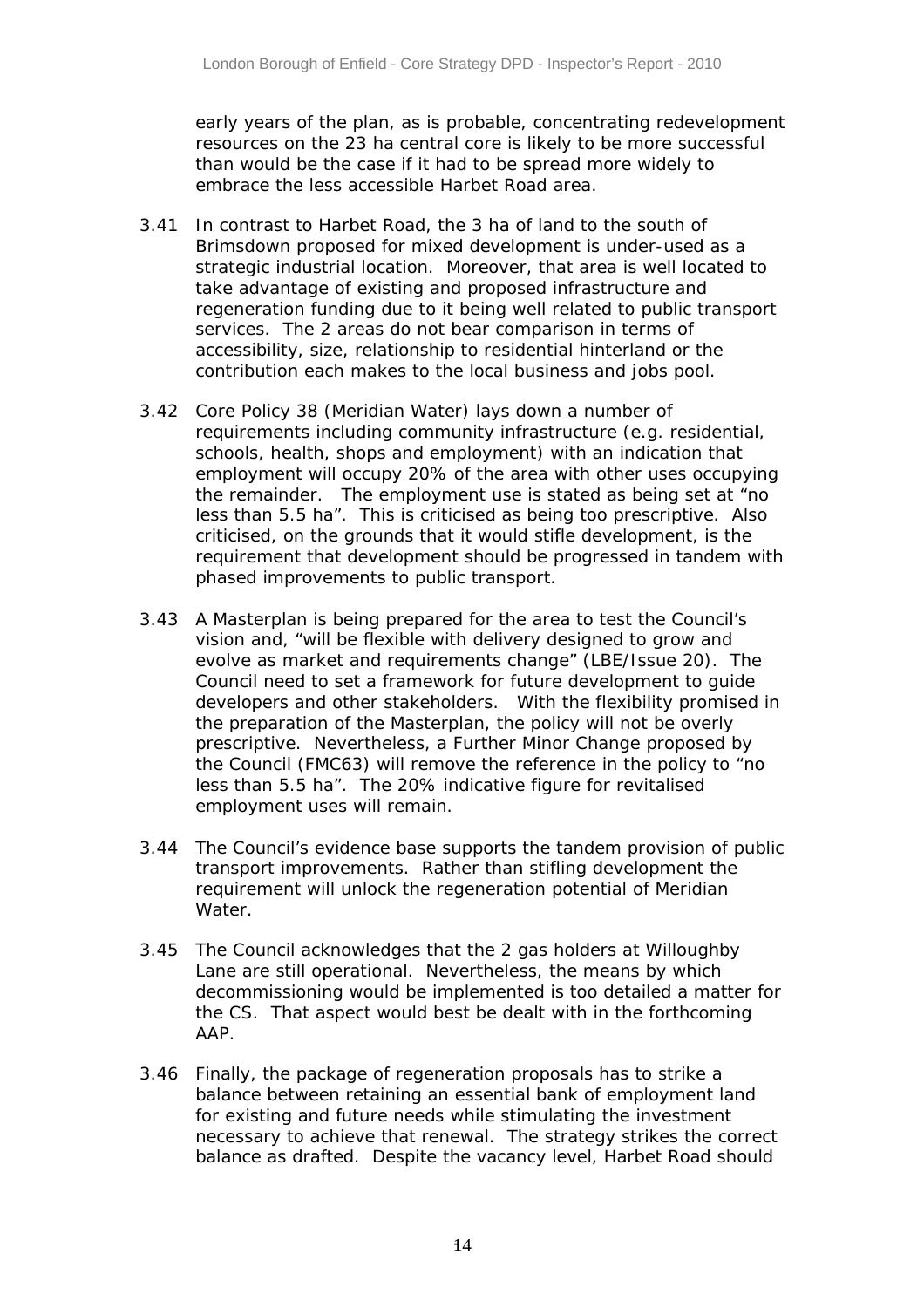early years of the plan, as is probable, concentrating redevelopment resources on the 23 ha central core is likely to be more successful than would be the case if it had to be spread more widely to embrace the less accessible Harbet Road area.

3.41 In contrast to Harbet Road, the 3 ha of land to the south of Brimsdown proposed for mixed development is under-used as a strategic industrial location. Moreover, that area is well located to take advantage of existing and proposed infrastructure and regeneration funding due to it being well related to public transport services. The 2 areas do not bear comparison in terms of accessibility, size, relationship to residential hinterland or the contribution each makes to the local business and jobs pool.

3.42 Core Policy 38 (Meridian Water) lays down a number of requirements including community infrastructure (e.g. residential, schools, health, shops and employment) with an indication that employment will occupy 20% of the area with other uses occupying the remainder. The employment use is stated as being set at "no less than 5.5 ha". This is criticised as being too prescriptive. Also criticised, on the grounds that it would stifle development, is the requirement that development should be progressed in tandem with phased improvements to public transport.

3.43 A Masterplan is being prepared for the area to test the Council's vision and, "will be flexible with delivery designed to grow and evolve as market and requirements change" (LBE/Issue 20). The Council need to set a framework for future development to guide developers and other stakeholders. With the flexibility promised in the preparation of the Masterplan, the policy will not be overly prescriptive. Nevertheless, a Further Minor Change proposed by the Council (FMC63) will remove the reference in the policy to "no less than 5.5 ha". The 20% indicative figure for revitalised employment uses will remain.

3.44 The Council's evidence base supports the tandem provision of public transport improvements. Rather than stifling development the requirement will unlock the regeneration potential of Meridian Water.

3.45 The Council acknowledges that the 2 gas holders at Willoughby Lane are still operational. Nevertheless, the means by which decommissioning would be implemented is too detailed a matter for the CS. That aspect would best be dealt with in the forthcoming AAP.

3.46 Finally, the package of regeneration proposals has to strike a balance between retaining an essential bank of employment land for existing and future needs while stimulating the investment necessary to achieve that renewal. The strategy strikes the correct balance as drafted. Despite the vacancy level, Harbet Road should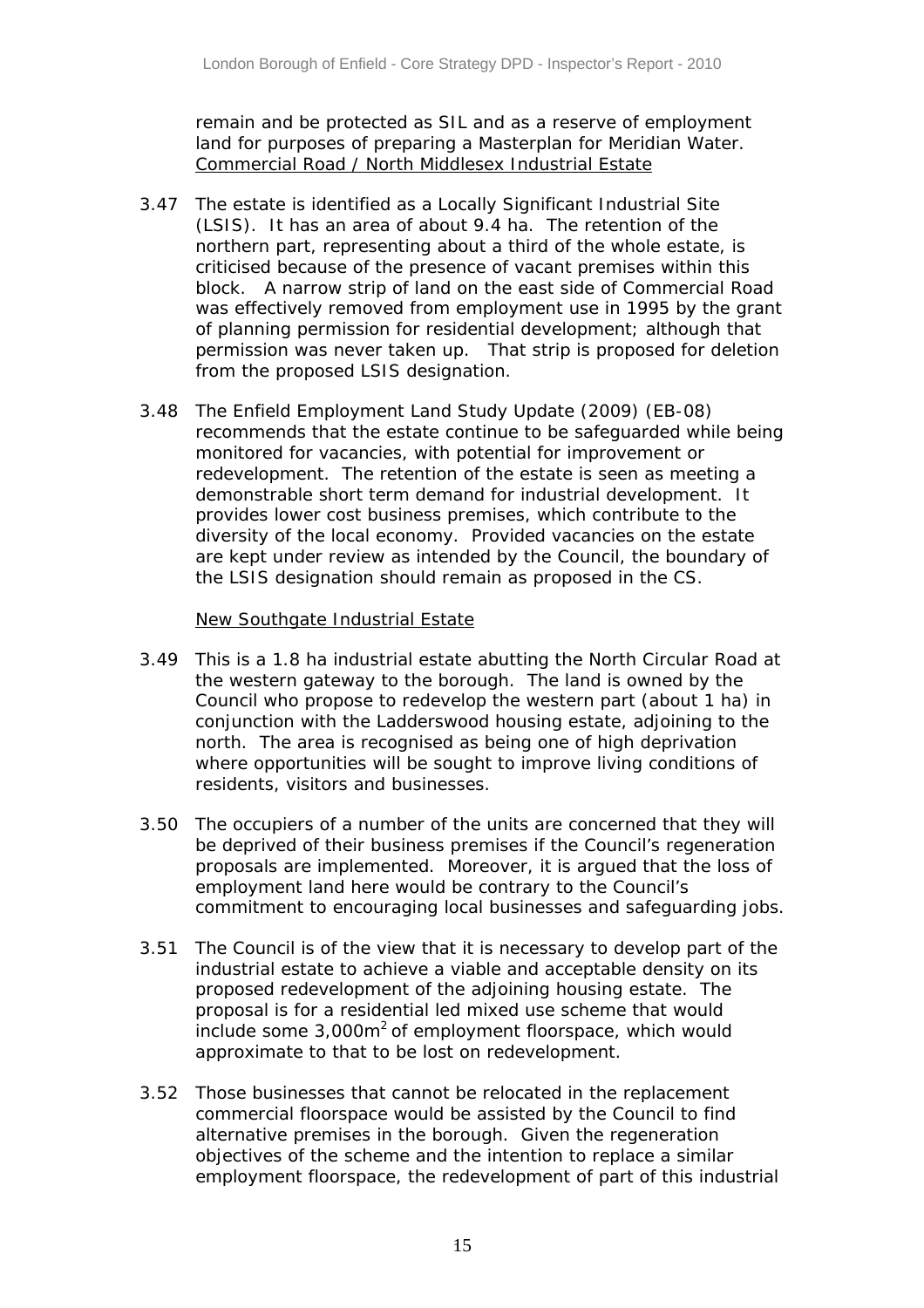remain and be protected as SIL and as a reserve of employment land for purposes of preparing a Masterplan for Meridian Water.

Commercial Road / North Middlesex Industrial Estate

3.47 The estate is identified as a Locally Significant Industrial Site (LSIS). It has an area of about 9.4 ha. The retention of the northern part, representing about a third of the whole estate, is criticised because of the presence of vacant premises within this block. A narrow strip of land on the east side of Commercial Road was effectively removed from employment use in 1995 by the grant of planning permission for residential development; although that permission was never taken up. That strip is proposed for deletion from the proposed LSIS designation.

3.48 The Enfield Employment Land Study Update (2009) (EB-08) recommends that the estate continue to be safeguarded while being monitored for vacancies, with potential for improvement or redevelopment. The retention of the estate is seen as meeting a demonstrable short term demand for industrial development. It provides lower cost business premises, which contribute to the diversity of the local economy. Provided vacancies on the estate are kept under review as intended by the Council, the boundary of the LSIS designation should remain as proposed in the CS.

New Southgate Industrial Estate

3.49 This is a 1.8 ha industrial estate abutting the North Circular Road at the western gateway to the borough. The land is owned by the Council who propose to redevelop the western part (about 1 ha) in conjunction with the Ladderswood housing estate, adjoining to the north. The area is recognised as being one of high deprivation where opportunities will be sought to improve living conditions of residents, visitors and businesses.

3.50 The occupiers of a number of the units are concerned that they will be deprived of their business premises if the Council's regeneration proposals are implemented. Moreover, it is argued that the loss of employment land here would be contrary to the Council's commitment to encouraging local businesses and safeguarding jobs.

3.51 The Council is of the view that it is necessary to develop part of the industrial estate to achieve a viable and acceptable density on its proposed redevelopment of the adjoining housing estate. The proposal is for a residential led mixed use scheme that would include some 3,000m$^2$ of employment floorspace, which would approximate to that to be lost on redevelopment.

3.52 Those businesses that cannot be relocated in the replacement commercial floorspace would be assisted by the Council to find alternative premises in the borough. Given the regeneration objectives of the scheme and the intention to replace a similar employment floorspace, the redevelopment of part of this industrial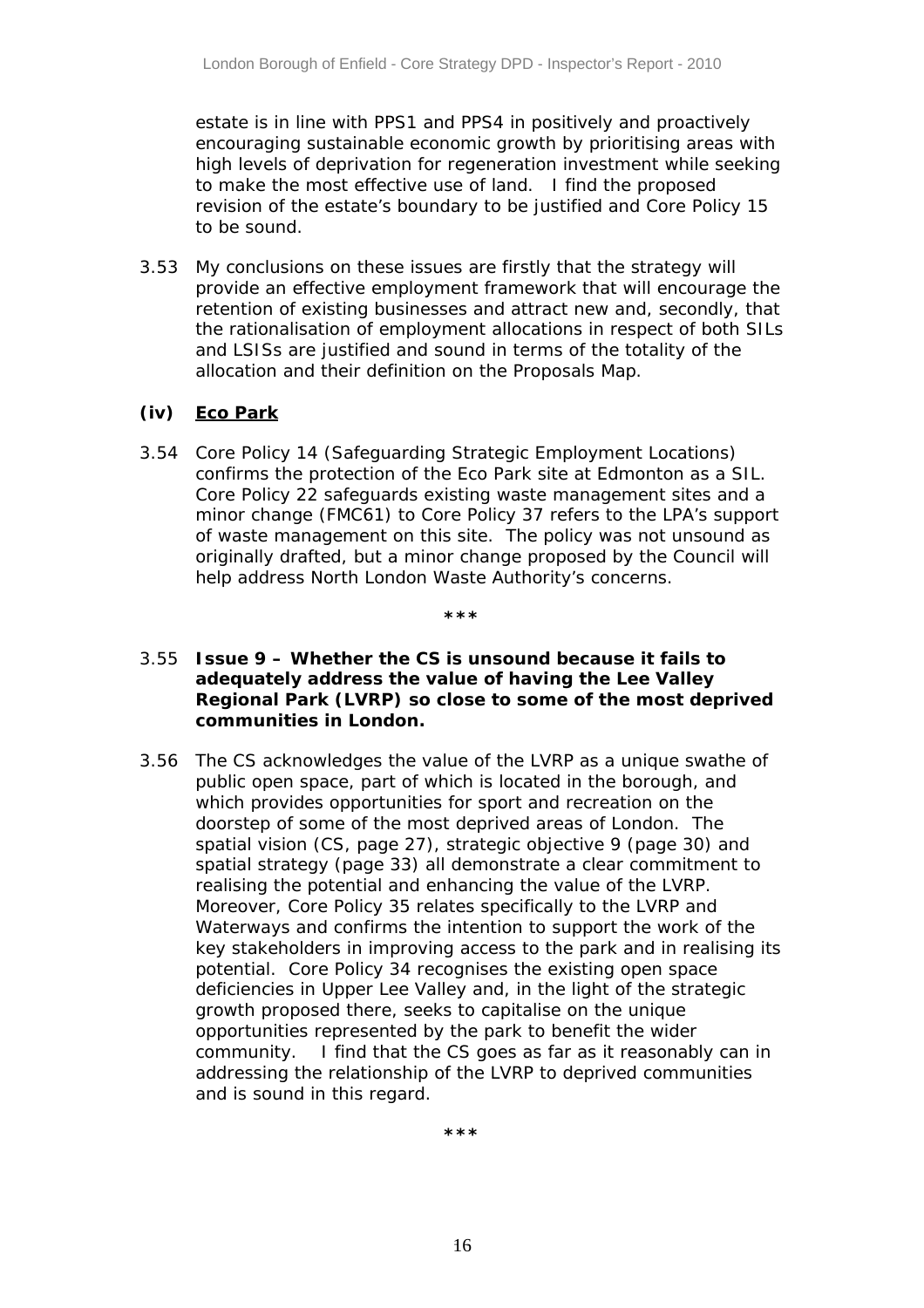estate is in line with PPS1 and PPS4 in positively and proactively encouraging sustainable economic growth by prioritising areas with high levels of deprivation for regeneration investment while seeking to make the most effective use of land. I find the proposed revision of the estate's boundary to be justified and Core Policy 15 to be sound.

3.53 My conclusions on these issues are firstly that the strategy will provide an effective employment framework that will encourage the retention of existing businesses and attract new and, secondly, that the rationalisation of employment allocations in respect of both SILs and LSISs are justified and sound in terms of the totality of the allocation and their definition on the Proposals Map.

**(iv) <u>Eco Park</u>**

3.54 Core Policy 14 (Safeguarding Strategic Employment Locations) confirms the protection of the Eco Park site at Edmonton as a SIL. Core Policy 22 safeguards existing waste management sites and a minor change (FMC61) to Core Policy 37 refers to the LPA's support of waste management on this site. The policy was not unsound as originally drafted, but a minor change proposed by the Council will help address North London Waste Authority's concerns.

***

3.55 **Issue 9 – Whether the CS is unsound because it fails to adequately address the value of having the Lee Valley Regional Park (LVRP) so close to some of the most deprived communities in London.**

3.56 The CS acknowledges the value of the LVRP as a unique swathe of public open space, part of which is located in the borough, and which provides opportunities for sport and recreation on the doorstep of some of the most deprived areas of London. The spatial vision (CS, page 27), strategic objective 9 (page 30) and spatial strategy (page 33) all demonstrate a clear commitment to realising the potential and enhancing the value of the LVRP. Moreover, Core Policy 35 relates specifically to the LVRP and Waterways and confirms the intention to support the work of the key stakeholders in improving access to the park and in realising its potential. Core Policy 34 recognises the existing open space deficiencies in Upper Lee Valley and, in the light of the strategic growth proposed there, seeks to capitalise on the unique opportunities represented by the park to benefit the wider community. I find that the CS goes as far as it reasonably can in addressing the relationship of the LVRP to deprived communities and is sound in this regard.

***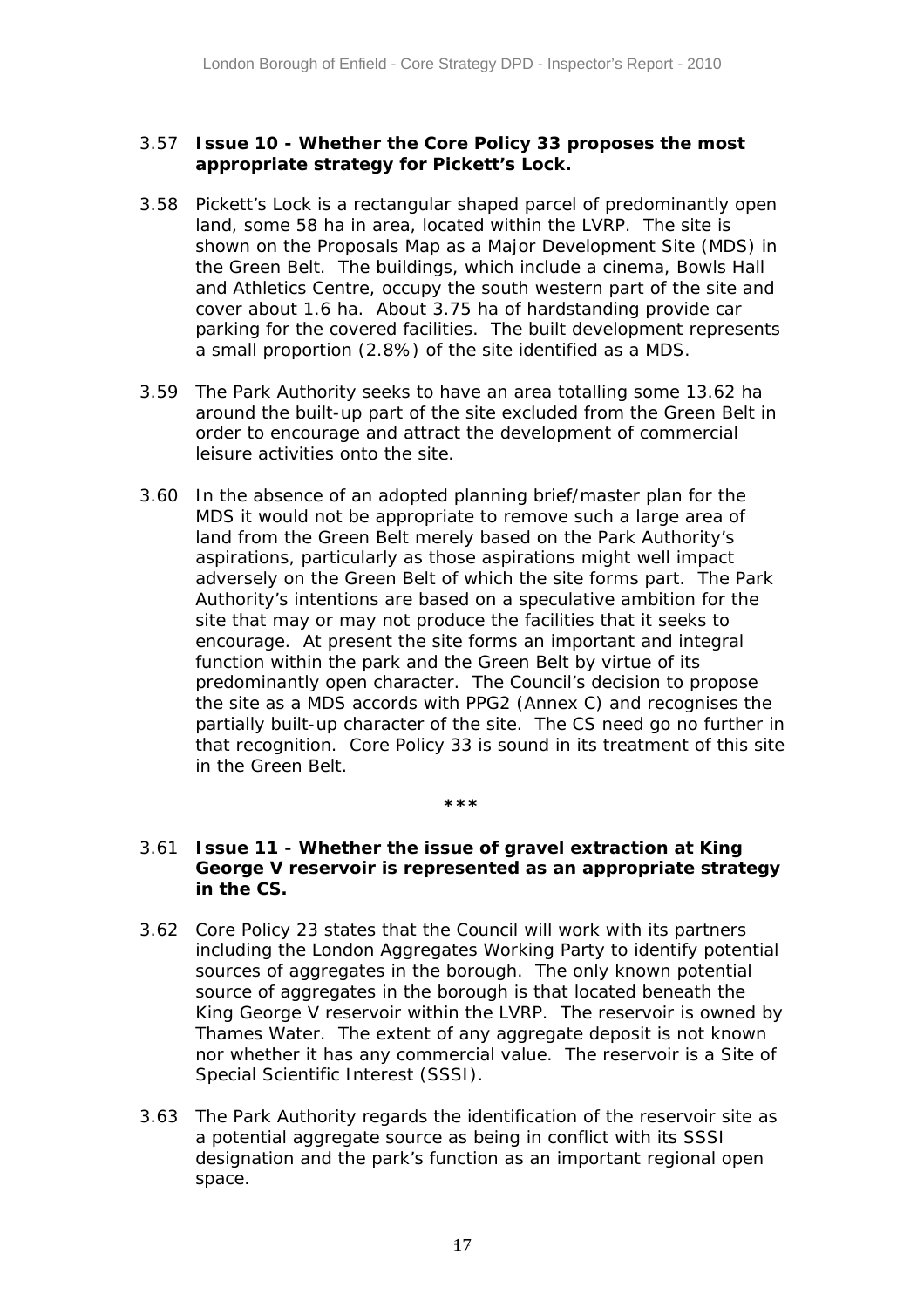3.57 **Issue 10 - Whether the Core Policy 33 proposes the most appropriate strategy for Pickett's Lock.**

3.58 Pickett's Lock is a rectangular shaped parcel of predominantly open land, some 58 ha in area, located within the LVRP. The site is shown on the Proposals Map as a Major Development Site (MDS) in the Green Belt. The buildings, which include a cinema, Bowls Hall and Athletics Centre, occupy the south western part of the site and cover about 1.6 ha. About 3.75 ha of hardstanding provide car parking for the covered facilities. The built development represents a small proportion (2.8%) of the site identified as a MDS.

3.59 The Park Authority seeks to have an area totalling some 13.62 ha around the built-up part of the site excluded from the Green Belt in order to encourage and attract the development of commercial leisure activities onto the site.

3.60 In the absence of an adopted planning brief/master plan for the MDS it would not be appropriate to remove such a large area of land from the Green Belt merely based on the Park Authority's aspirations, particularly as those aspirations might well impact adversely on the Green Belt of which the site forms part. The Park Authority's intentions are based on a speculative ambition for the site that may or may not produce the facilities that it seeks to encourage. At present the site forms an important and integral function within the park and the Green Belt by virtue of its predominantly open character. The Council's decision to propose the site as a MDS accords with PPG2 (Annex C) and recognises the partially built-up character of the site. The CS need go no further in that recognition. Core Policy 33 is sound in its treatment of this site in the Green Belt.

***

3.61 **Issue 11 - Whether the issue of gravel extraction at King George V reservoir is represented as an appropriate strategy in the CS.**

3.62 Core Policy 23 states that the Council will work with its partners including the London Aggregates Working Party to identify potential sources of aggregates in the borough. The only known potential source of aggregates in the borough is that located beneath the King George V reservoir within the LVRP. The reservoir is owned by Thames Water. The extent of any aggregate deposit is not known nor whether it has any commercial value. The reservoir is a Site of Special Scientific Interest (SSSI).

3.63 The Park Authority regards the identification of the reservoir site as a potential aggregate source as being in conflict with its SSSI designation and the park's function as an important regional open space.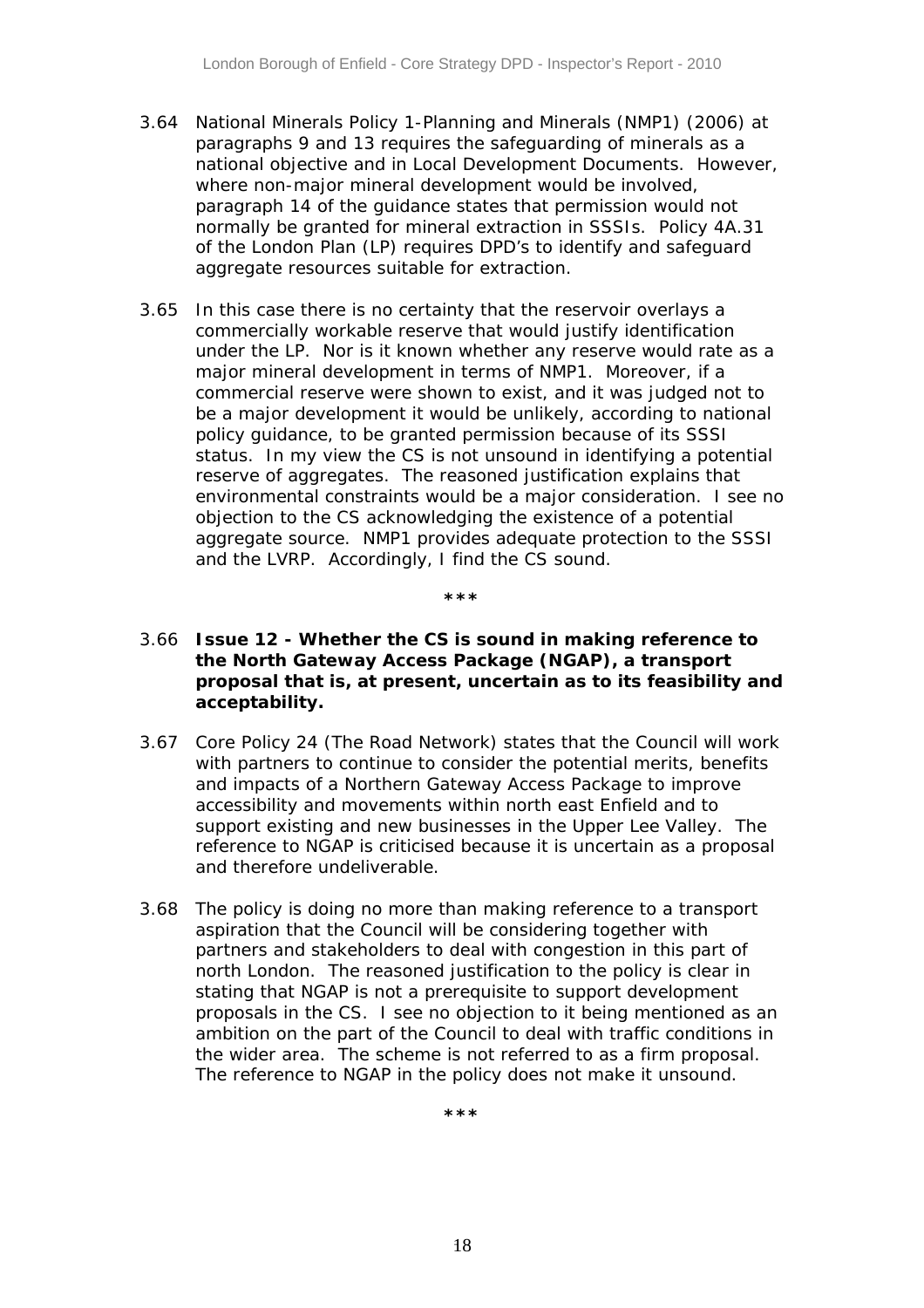3.64 National Minerals Policy 1-Planning and Minerals (NMP1) (2006) at paragraphs 9 and 13 requires the safeguarding of minerals as a national objective and in Local Development Documents. However, where non-major mineral development would be involved, paragraph 14 of the guidance states that permission would not normally be granted for mineral extraction in SSSIs. Policy 4A.31 of the London Plan (LP) requires DPD's to identify and safeguard aggregate resources suitable for extraction.

3.65 In this case there is no certainty that the reservoir overlays a commercially workable reserve that would justify identification under the LP. Nor is it known whether any reserve would rate as a major mineral development in terms of NMP1. Moreover, if a commercial reserve were shown to exist, and it was judged not to be a major development it would be unlikely, according to national policy guidance, to be granted permission because of its SSSI status. In my view the CS is not unsound in identifying a potential reserve of aggregates. The reasoned justification explains that environmental constraints would be a major consideration. I see no objection to the CS acknowledging the existence of a potential aggregate source. NMP1 provides adequate protection to the SSSI and the LVRP. Accordingly, I find the CS sound.

***

3.66 **Issue 12 - Whether the CS is sound in making reference to the North Gateway Access Package (NGAP), a transport proposal that is, at present, uncertain as to its feasibility and acceptability.**

3.67 Core Policy 24 (The Road Network) states that the Council will work with partners to continue to consider the potential merits, benefits and impacts of a Northern Gateway Access Package to improve accessibility and movements within north east Enfield and to support existing and new businesses in the Upper Lee Valley. The reference to NGAP is criticised because it is uncertain as a proposal and therefore undeliverable.

3.68 The policy is doing no more than making reference to a transport aspiration that the Council will be considering together with partners and stakeholders to deal with congestion in this part of north London. The reasoned justification to the policy is clear in stating that NGAP is not a prerequisite to support development proposals in the CS. I see no objection to it being mentioned as an ambition on the part of the Council to deal with traffic conditions in the wider area. The scheme is not referred to as a firm proposal. The reference to NGAP in the policy does not make it unsound.

***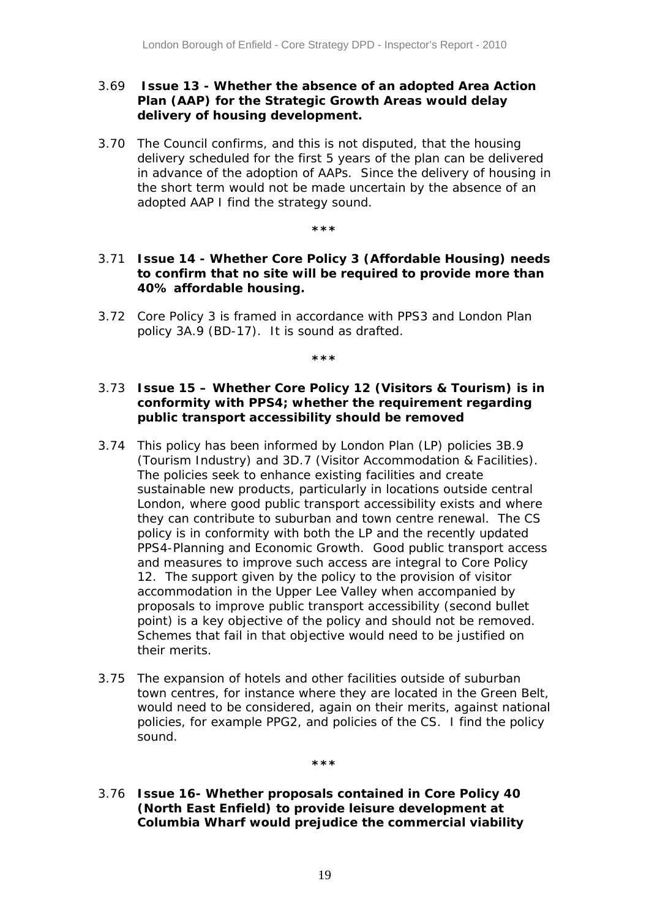3.69 **Issue 13 - Whether the absence of an adopted Area Action Plan (AAP) for the Strategic Growth Areas would delay delivery of housing development.**

3.70 The Council confirms, and this is not disputed, that the housing delivery scheduled for the first 5 years of the plan can be delivered in advance of the adoption of AAPs. Since the delivery of housing in the short term would not be made uncertain by the absence of an adopted AAP I find the strategy sound.

\*\*\*

3.71 **Issue 14 - Whether Core Policy 3 (Affordable Housing) needs to confirm that no site will be required to provide more than 40% affordable housing.**

3.72 Core Policy 3 is framed in accordance with PPS3 and London Plan policy 3A.9 (BD-17). It is sound as drafted.

\*\*\*

3.73 **Issue 15 – Whether Core Policy 12 (Visitors & Tourism) is in conformity with PPS4; whether the requirement regarding public transport accessibility should be removed**

3.74 This policy has been informed by London Plan (LP) policies 3B.9 (Tourism Industry) and 3D.7 (Visitor Accommodation & Facilities). The policies seek to enhance existing facilities and create sustainable new products, particularly in locations outside central London, where good public transport accessibility exists and where they can contribute to suburban and town centre renewal. The CS policy is in conformity with both the LP and the recently updated PPS4-Planning and Economic Growth. Good public transport access and measures to improve such access are integral to Core Policy 12. The support given by the policy to the provision of visitor accommodation in the Upper Lee Valley when accompanied by proposals to improve public transport accessibility (second bullet point) is a key objective of the policy and should not be removed. Schemes that fail in that objective would need to be justified on their merits.

3.75 The expansion of hotels and other facilities outside of suburban town centres, for instance where they are located in the Green Belt, would need to be considered, again on their merits, against national policies, for example PPG2, and policies of the CS. I find the policy sound.

\*\*\*

3.76 **Issue 16- Whether proposals contained in Core Policy 40 (North East Enfield) to provide leisure development at Columbia Wharf would prejudice the commercial viability**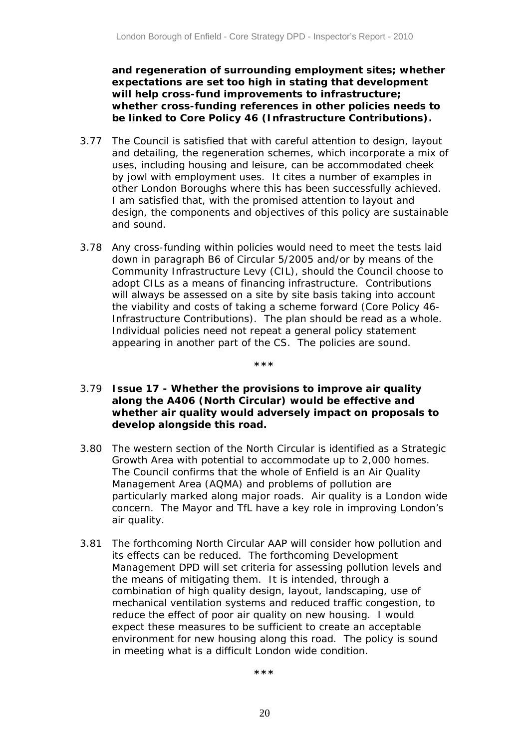**and regeneration of surrounding employment sites; whether expectations are set too high in stating that development will help cross-fund improvements to infrastructure; whether cross-funding references in other policies needs to be linked to Core Policy 46 (Infrastructure Contributions).**

3.77 The Council is satisfied that with careful attention to design, layout and detailing, the regeneration schemes, which incorporate a mix of uses, including housing and leisure, can be accommodated cheek by jowl with employment uses. It cites a number of examples in other London Boroughs where this has been successfully achieved. I am satisfied that, with the promised attention to layout and design, the components and objectives of this policy are sustainable and sound.

3.78 Any cross-funding within policies would need to meet the tests laid down in paragraph B6 of Circular 5/2005 and/or by means of the Community Infrastructure Levy (CIL), should the Council choose to adopt CILs as a means of financing infrastructure. Contributions will always be assessed on a site by site basis taking into account the viability and costs of taking a scheme forward (Core Policy 46- Infrastructure Contributions). The plan should be read as a whole. Individual policies need not repeat a general policy statement appearing in another part of the CS. The policies are sound.

\*\*\*

3.79 **Issue 17 - Whether the provisions to improve air quality along the A406 (North Circular) would be effective and whether air quality would adversely impact on proposals to develop alongside this road.**

3.80 The western section of the North Circular is identified as a Strategic Growth Area with potential to accommodate up to 2,000 homes. The Council confirms that the whole of Enfield is an Air Quality Management Area (AQMA) and problems of pollution are particularly marked along major roads. Air quality is a London wide concern. The Mayor and TfL have a key role in improving London's air quality.

3.81 The forthcoming North Circular AAP will consider how pollution and its effects can be reduced. The forthcoming Development Management DPD will set criteria for assessing pollution levels and the means of mitigating them. It is intended, through a combination of high quality design, layout, landscaping, use of mechanical ventilation systems and reduced traffic congestion, to reduce the effect of poor air quality on new housing. I would expect these measures to be sufficient to create an acceptable environment for new housing along this road. The policy is sound in meeting what is a difficult London wide condition.

\*\*\*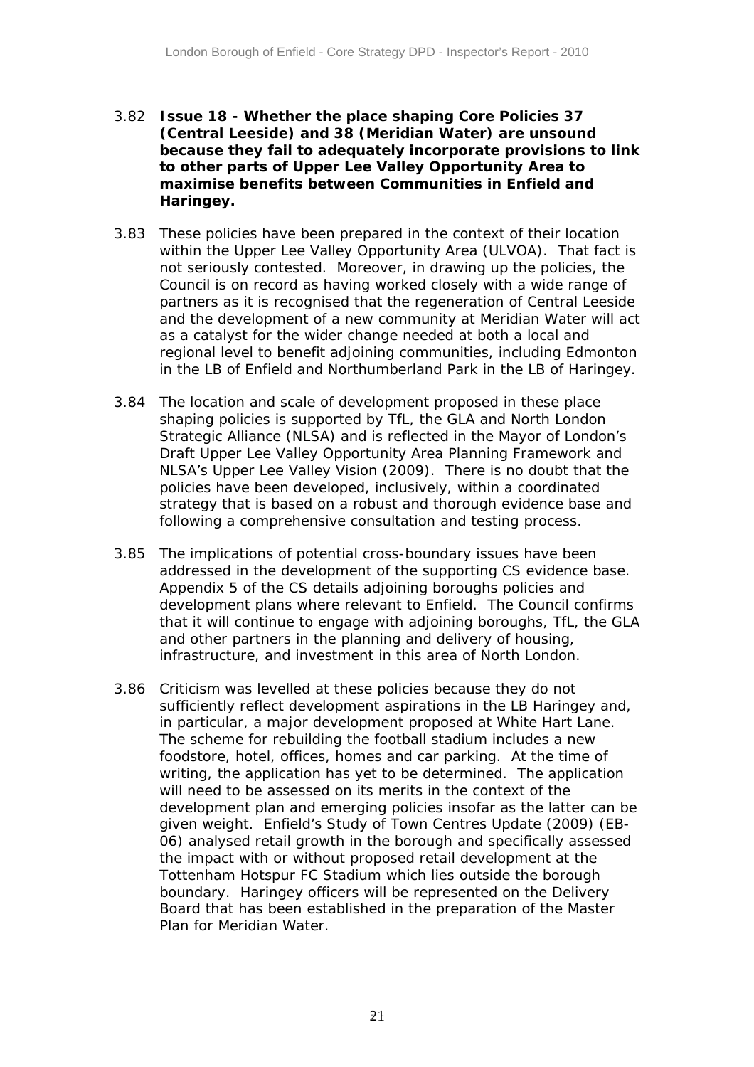3.82 **Issue 18 - Whether the place shaping Core Policies 37 (Central Leeside) and 38 (Meridian Water) are unsound because they fail to adequately incorporate provisions to link to other parts of Upper Lee Valley Opportunity Area to maximise benefits between Communities in Enfield and Haringey.**

3.83 These policies have been prepared in the context of their location within the Upper Lee Valley Opportunity Area (ULVOA). That fact is not seriously contested. Moreover, in drawing up the policies, the Council is on record as having worked closely with a wide range of partners as it is recognised that the regeneration of Central Leeside and the development of a new community at Meridian Water will act as a catalyst for the wider change needed at both a local and regional level to benefit adjoining communities, including Edmonton in the LB of Enfield and Northumberland Park in the LB of Haringey.

3.84 The location and scale of development proposed in these place shaping policies is supported by TfL, the GLA and North London Strategic Alliance (NLSA) and is reflected in the Mayor of London's Draft Upper Lee Valley Opportunity Area Planning Framework and NLSA's Upper Lee Valley Vision (2009). There is no doubt that the policies have been developed, inclusively, within a coordinated strategy that is based on a robust and thorough evidence base and following a comprehensive consultation and testing process.

3.85 The implications of potential cross-boundary issues have been addressed in the development of the supporting CS evidence base. Appendix 5 of the CS details adjoining boroughs policies and development plans where relevant to Enfield. The Council confirms that it will continue to engage with adjoining boroughs, TfL, the GLA and other partners in the planning and delivery of housing, infrastructure, and investment in this area of North London.

3.86 Criticism was levelled at these policies because they do not sufficiently reflect development aspirations in the LB Haringey and, in particular, a major development proposed at White Hart Lane. The scheme for rebuilding the football stadium includes a new foodstore, hotel, offices, homes and car parking. At the time of writing, the application has yet to be determined. The application will need to be assessed on its merits in the context of the development plan and emerging policies insofar as the latter can be given weight. Enfield's Study of Town Centres Update (2009) (EB-06) analysed retail growth in the borough and specifically assessed the impact with or without proposed retail development at the Tottenham Hotspur FC Stadium which lies outside the borough boundary. Haringey officers will be represented on the Delivery Board that has been established in the preparation of the Master Plan for Meridian Water.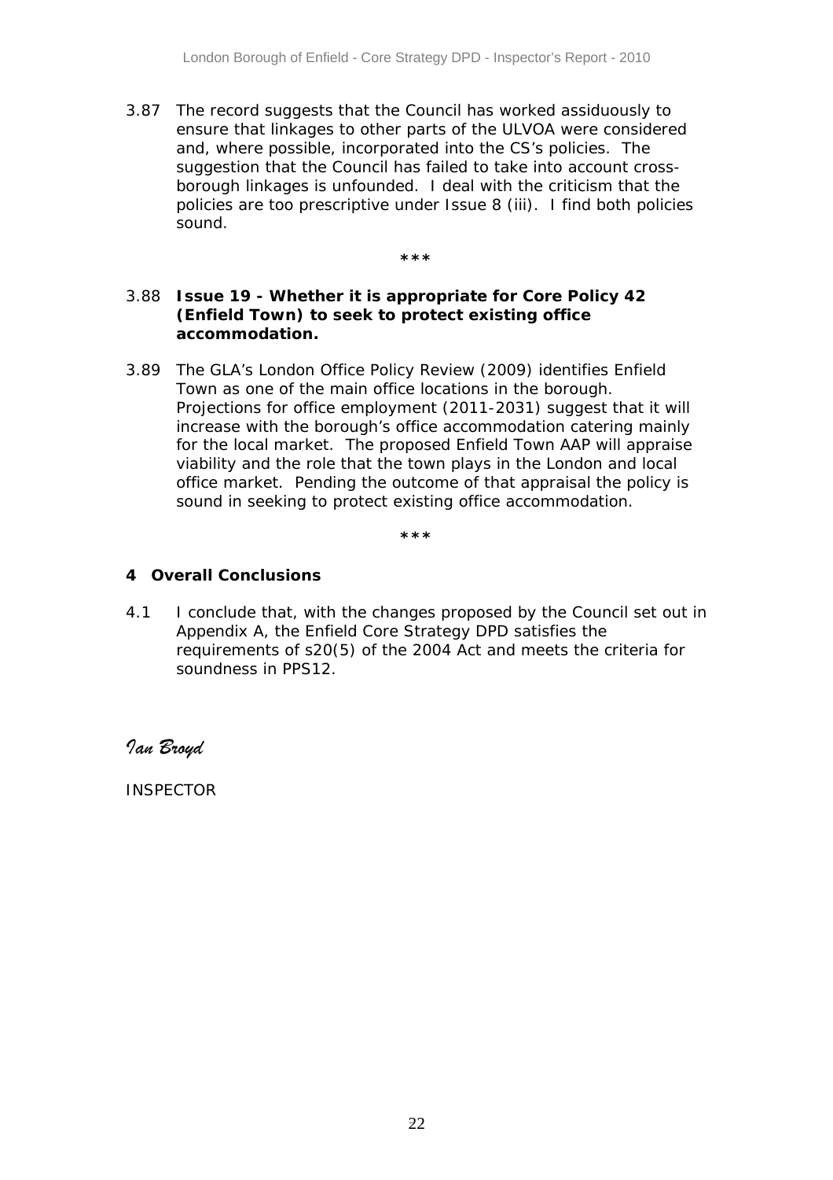3.87 The record suggests that the Council has worked assiduously to ensure that linkages to other parts of the ULVOA were considered and, where possible, incorporated into the CS's policies. The suggestion that the Council has failed to take into account cross-borough linkages is unfounded. I deal with the criticism that the policies are too prescriptive under Issue 8 (iii). I find both policies sound.

\*\*\*

3.88 **Issue 19 - Whether it is appropriate for Core Policy 42 (Enfield Town) to seek to protect existing office accommodation.**

3.89 The GLA's London Office Policy Review (2009) identifies Enfield Town as one of the main office locations in the borough. Projections for office employment (2011-2031) suggest that it will increase with the borough's office accommodation catering mainly for the local market. The proposed Enfield Town AAP will appraise viability and the role that the town plays in the London and local office market. Pending the outcome of that appraisal the policy is sound in seeking to protect existing office accommodation.

\*\*\*

## 4 Overall Conclusions

4.1 I conclude that, with the changes proposed by the Council set out in Appendix A, the Enfield Core Strategy DPD satisfies the requirements of s20(5) of the 2004 Act and meets the criteria for soundness in PPS12.

*Ian Broyd*

INSPECTOR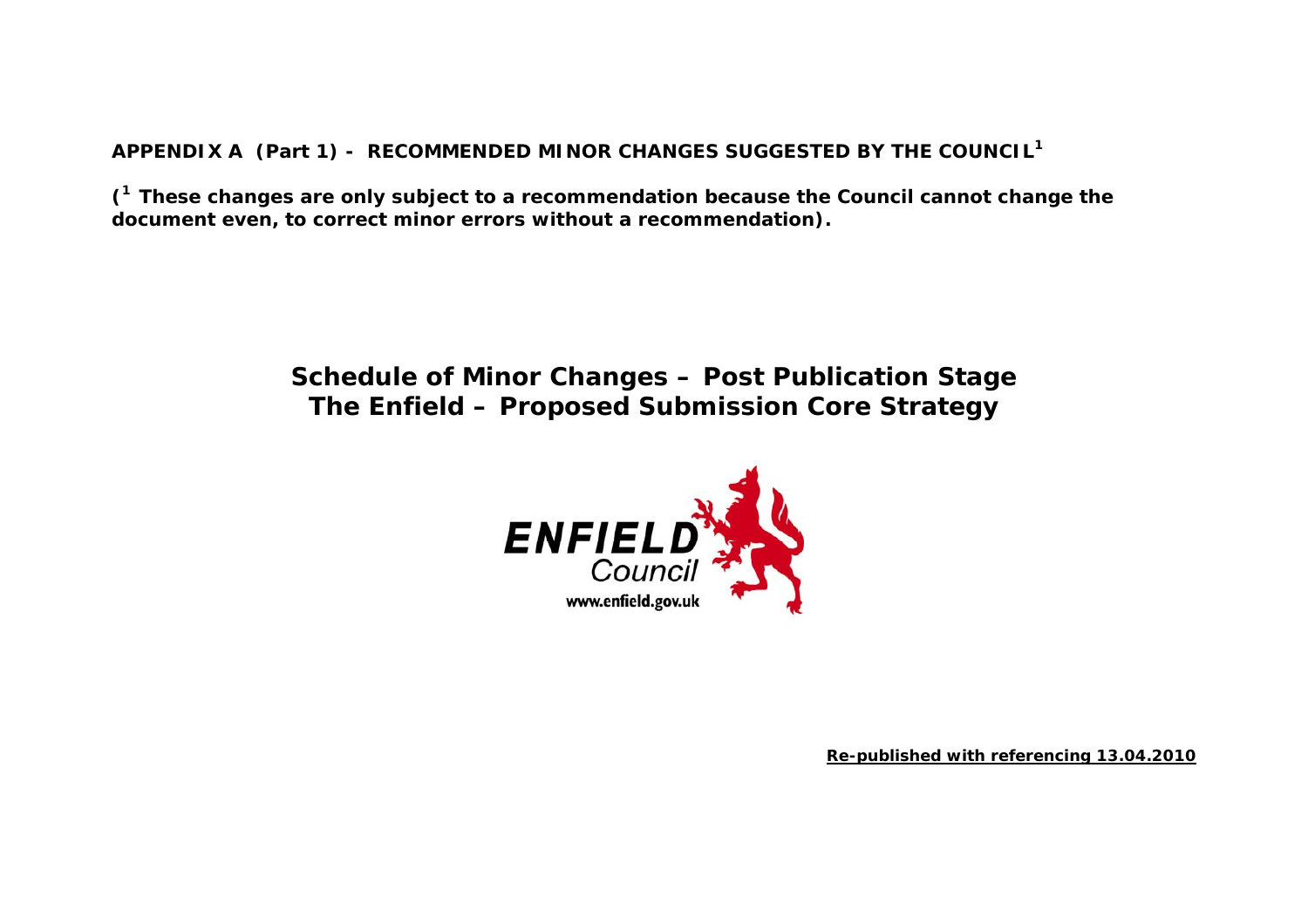**APPENDIX A (Part 1) - RECOMMENDED MINOR CHANGES SUGGESTED BY THE COUNCIL[1]**

**([1] These changes are only subject to a recommendation because the Council cannot change the document even, to correct minor errors without a recommendation).**

# Schedule of Minor Changes – Post Publication Stage
# The Enfield – Proposed Submission Core Strategy

ENFIELD Council
www.enfield.gov.uk

**Re-published with referencing 13.04.2010**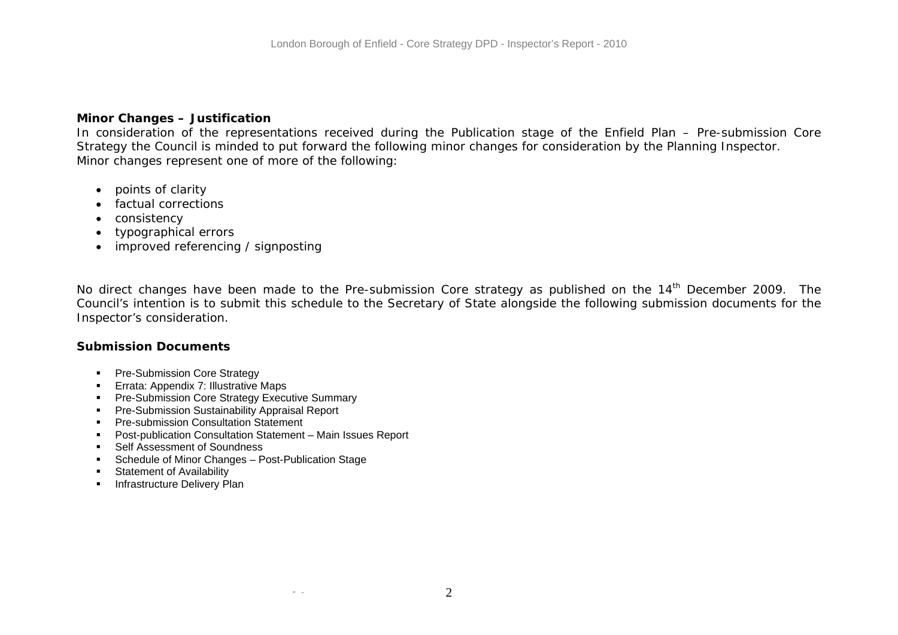**Minor Changes – Justification**

In consideration of the representations received during the Publication stage of the Enfield Plan – Pre-submission Core Strategy the Council is minded to put forward the following minor changes for consideration by the Planning Inspector. Minor changes represent one of more of the following:

- points of clarity
- factual corrections
- consistency
- typographical errors
- improved referencing / signposting

No direct changes have been made to the Pre-submission Core strategy as published on the 14th December 2009. The Council's intention is to submit this schedule to the Secretary of State alongside the following submission documents for the Inspector's consideration.

**Submission Documents**

- Pre-Submission Core Strategy
- Errata: Appendix 7: Illustrative Maps
- Pre-Submission Core Strategy Executive Summary
- Pre-Submission Sustainability Appraisal Report
- Pre-submission Consultation Statement
- Post-publication Consultation Statement – Main Issues Report
- Self Assessment of Soundness
- Schedule of Minor Changes – Post-Publication Stage
- Statement of Availability
- Infrastructure Delivery Plan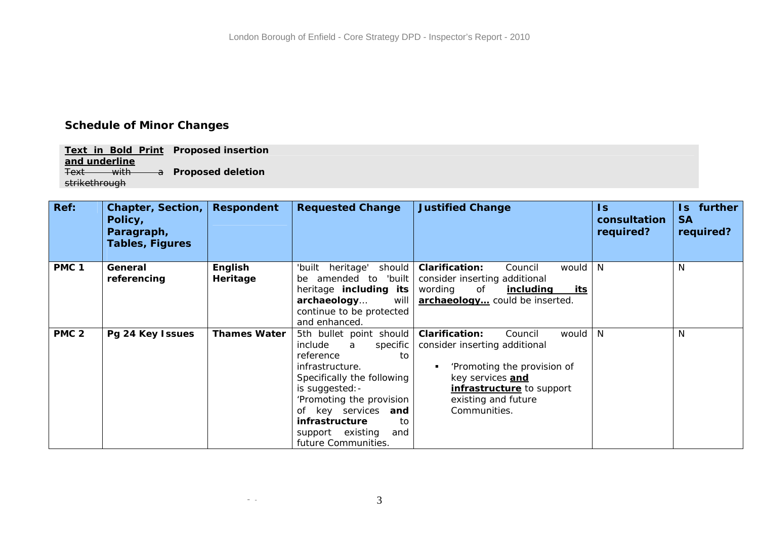## Schedule of Minor Changes

| | |
|---|---|
| **<u>Text in Bold Print and underline</u>** | **Proposed insertion** |
| ~~Text with a strikethrough~~ | **Proposed deletion** |

| Ref: | Chapter, Section, Policy, Paragraph, Tables, Figures | Respondent | Requested Change | Justified Change | Is consultation required? | Is further SA required? |
|---|---|---|---|---|---|---|
| **PMC 1** | **General referencing** | **English Heritage** | 'built heritage' should be amended to 'built heritage **including its archaeology**… will continue to be protected and enhanced. | **Clarification:** Council would consider inserting additional wording of **<u>including its archaeology…</u>** could be inserted. | N | N |
| **PMC 2** | **Pg 24 Key Issues** | **Thames Water** | 5th bullet point should include a specific reference to infrastructure. Specifically the following is suggested:- 'Promoting the provision of key services **and infrastructure** to support existing and future Communities. | **Clarification:** Council would consider inserting additional<br>▪ 'Promoting the provision of key services **<u>and infrastructure</u>** to support existing and future Communities. | N | N |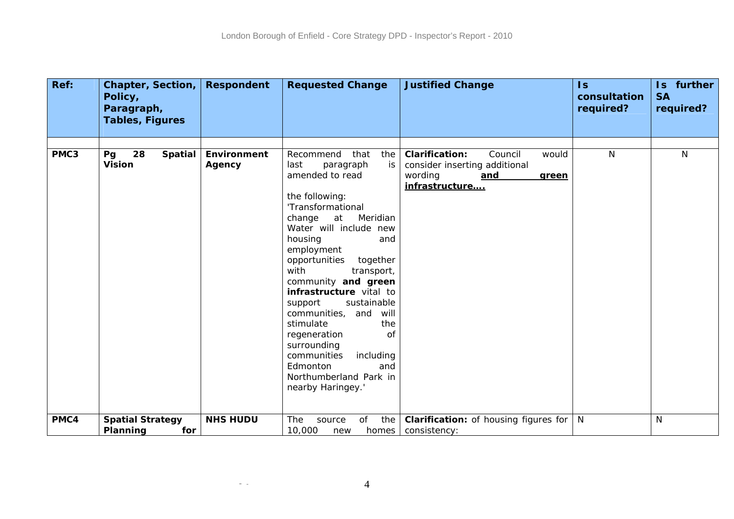| Ref: | Chapter, Section, Policy, Paragraph, Tables, Figures | Respondent | Requested Change | Justified Change | Is consultation required? | Is further SA required? |
|---|---|---|---|---|---|---|
| | | | | | | |
| **PMC3** | **Pg 28 Spatial Vision** | **Environment Agency** | Recommend that the last paragraph is amended to read the following: 'Transformational change at Meridian Water will include new housing and employment opportunities together with transport, community **and green infrastructure** vital to support sustainable communities, and will stimulate the regeneration of surrounding communities including Edmonton and Northumberland Park in nearby Haringey.' | **Clarification:** Council would consider inserting additional wording **and green infrastructure….** | N | N |
| **PMC4** | **Spatial Strategy Planning for** | **NHS HUDU** | The source of the 10,000 new homes | **Clarification:** of housing figures for consistency: | N | N |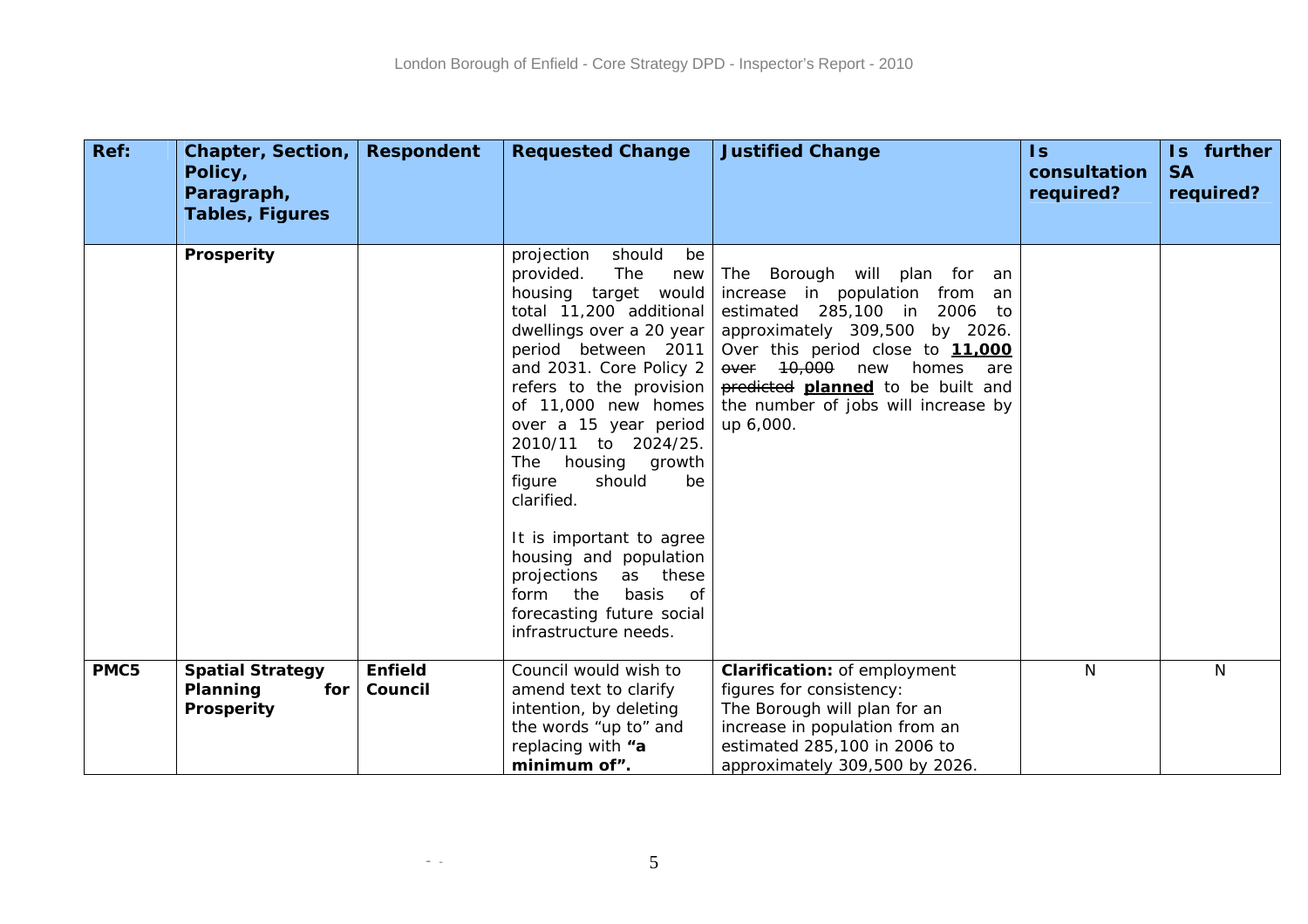| Ref: | Chapter, Section, Policy, Paragraph, Tables, Figures | Respondent | Requested Change | Justified Change | Is consultation required? | Is further SA required? |
|---|---|---|---|---|---|---|
| | **Prosperity** | | projection should be provided. The new housing target would total 11,200 additional dwellings over a 20 year period between 2011 and 2031. Core Policy 2 refers to the provision of 11,000 new homes over a 15 year period 2010/11 to 2024/25. The housing growth figure should be clarified.<br><br>It is important to agree housing and population projections as these form the basis of forecasting future social infrastructure needs. | The Borough will plan for an increase in population from an estimated 285,100 in 2006 to approximately 309,500 by 2026. Over this period close to **11,000** ~~over 10,000~~ new homes are ~~predicted~~ **planned** to be built and the number of jobs will increase by up 6,000. | | |
| **PMC5** | **Spatial Strategy Planning for Prosperity** | **Enfield Council** | Council would wish to amend text to clarify intention, by deleting the words "up to" and replacing with **"a minimum of".** | **Clarification:** of employment figures for consistency:<br>The Borough will plan for an increase in population from an estimated 285,100 in 2006 to approximately 309,500 by 2026. | N | N |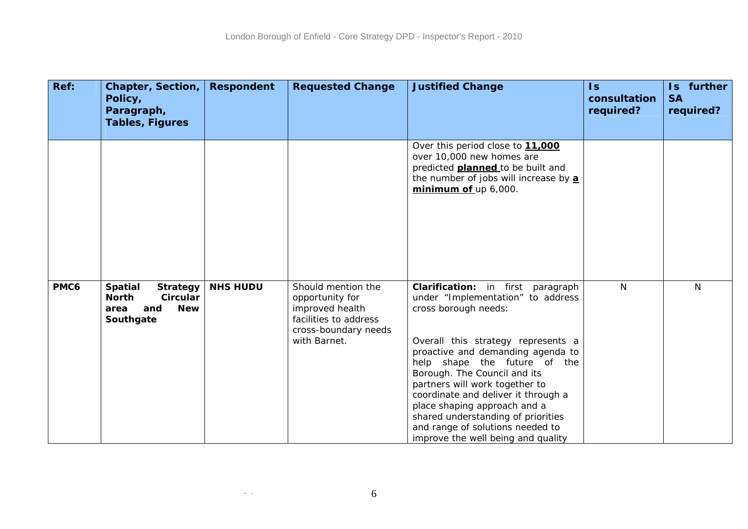| Ref: | Chapter, Section, Policy, Paragraph, Tables, Figures | Respondent | Requested Change | Justified Change | Is consultation required? | Is further SA required? |
|---|---|---|---|---|---|---|
| | | | | Over this period close to **11,000** over 10,000 new homes are predicted **planned** to be built and the number of jobs will increase by **a minimum of** up 6,000. | | |
| PMC6 | **Spatial Strategy North Circular area and New Southgate** | **NHS HUDU** | Should mention the opportunity for improved health facilities to address cross-boundary needs with Barnet. | **Clarification:** in first paragraph under "Implementation" to address cross borough needs:<br><br>Overall this strategy represents a proactive and demanding agenda to help shape the future of the Borough. The Council and its partners will work together to coordinate and deliver it through a place shaping approach and a shared understanding of priorities and range of solutions needed to improve the well being and quality | N | N |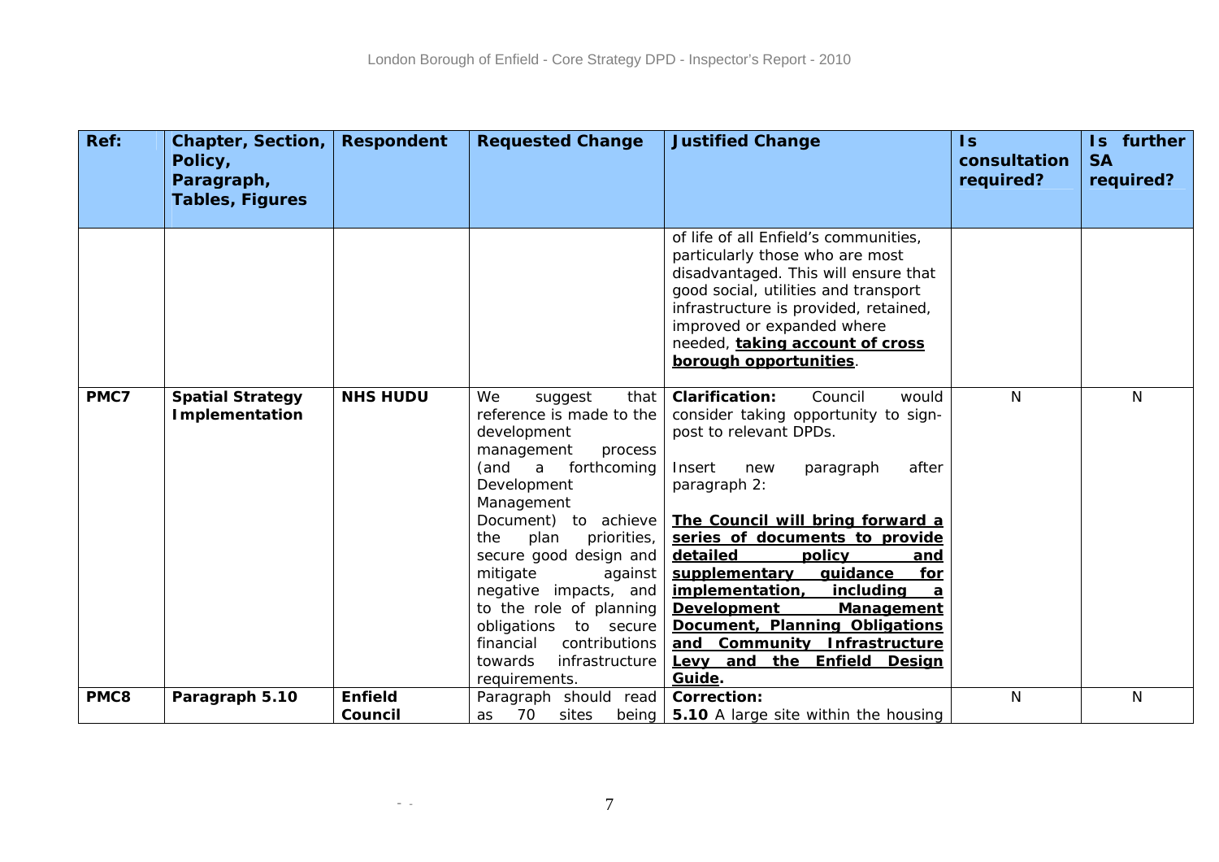| Ref: | Chapter, Section, Policy, Paragraph, Tables, Figures | Respondent | Requested Change | Justified Change | Is consultation required? | Is further SA required? |
|---|---|---|---|---|---|---|
| | | | | of life of all Enfield's communities, particularly those who are most disadvantaged. This will ensure that good social, utilities and transport infrastructure is provided, retained, improved or expanded where needed, **taking account of cross borough opportunities**. | | |
| **PMC7** | **Spatial Strategy Implementation** | **NHS HUDU** | We suggest that reference is made to the development management process (and a forthcoming Development Management Document) to achieve the plan priorities, secure good design and mitigate against negative impacts, and to the role of planning obligations to secure financial contributions towards infrastructure requirements. | **Clarification:** Council would consider taking opportunity to sign-post to relevant DPDs.<br><br>Insert new paragraph after paragraph 2:<br><br>**The Council will bring forward a series of documents to provide detailed policy and supplementary guidance for implementation, including a Development Management Document, Planning Obligations and Community Infrastructure Levy and the Enfield Design Guide.** | N | N |
| **PMC8** | **Paragraph 5.10** | **Enfield Council** | Paragraph should read as 70 sites being | **Correction:**<br>**5.10** A large site within the housing | N | N |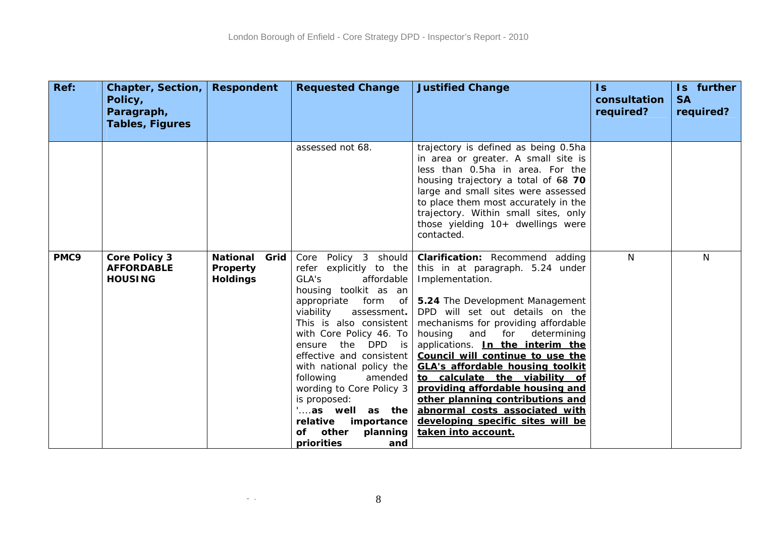| Ref: | Chapter, Section, Policy, Paragraph, Tables, Figures | Respondent | Requested Change | Justified Change | Is consultation required? | Is further SA required? |
|---|---|---|---|---|---|---|
| | | | assessed not 68. | trajectory is defined as being 0.5ha in area or greater. A small site is less than 0.5ha in area. For the housing trajectory a total of ~~68~~ **70** large and small sites were assessed to place them most accurately in the trajectory. Within small sites, only those yielding 10+ dwellings were contacted. | | |
| **PMC9** | **Core Policy 3 AFFORDABLE HOUSING** | **National Grid Property Holdings** | Core Policy 3 should refer explicitly to the GLA's affordable housing toolkit as an appropriate form of viability assessment**.** This is also consistent with Core Policy 46. To ensure the DPD is effective and consistent with national policy the following amended wording to Core Policy 3 is proposed: '....**as well as the relative importance of other planning priorities and** | **Clarification:** Recommend adding this in at paragraph. 5.24 under Implementation.<br><br>**5.24** The Development Management DPD will set out details on the mechanisms for providing affordable housing and for determining applications. <u>**In the interim the Council will continue to use the GLA's affordable housing toolkit to calculate the viability of providing affordable housing and other planning contributions and abnormal costs associated with developing specific sites will be taken into account.**</u> | N | N |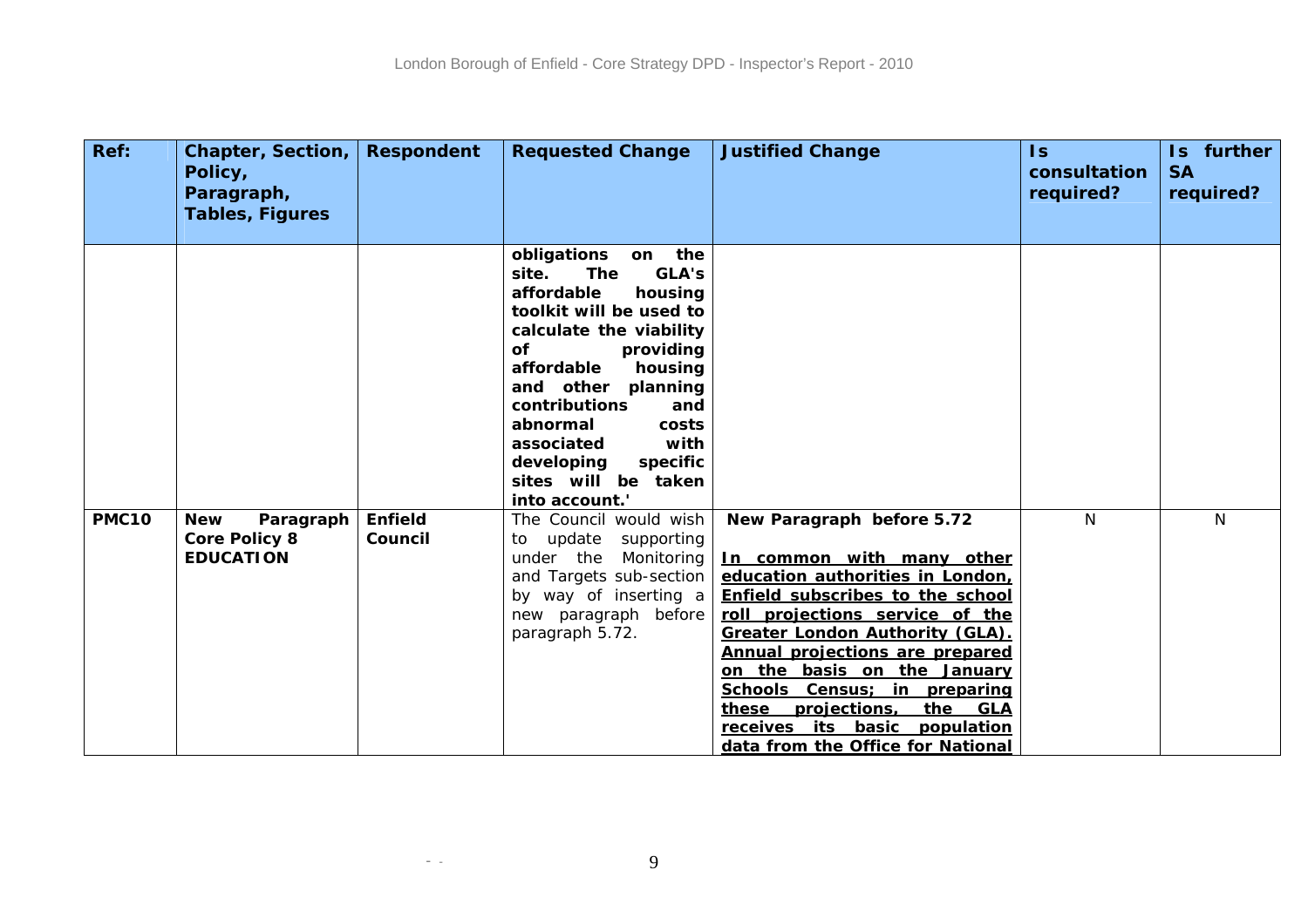| Ref: | Chapter, Section, Policy, Paragraph, Tables, Figures | Respondent | Requested Change | Justified Change | Is consultation required? | Is further SA required? |
|---|---|---|---|---|---|---|
| | | | **obligations on the site. The GLA's affordable housing toolkit will be used to calculate the viability of providing affordable housing and other planning contributions and abnormal costs associated with developing specific sites will be taken into account.'** | | | |
| **PMC10** | **New Paragraph Core Policy 8 EDUCATION** | **Enfield Council** | The Council would wish to update supporting under the Monitoring and Targets sub-section by way of inserting a new paragraph before paragraph 5.72. | **New Paragraph before 5.72** <br><br> **<u>In common with many other education authorities in London, Enfield subscribes to the school roll projections service of the Greater London Authority (GLA). Annual projections are prepared on the basis on the January Schools Census; in preparing these projections, the GLA receives its basic population data from the Office for National</u>** | N | N |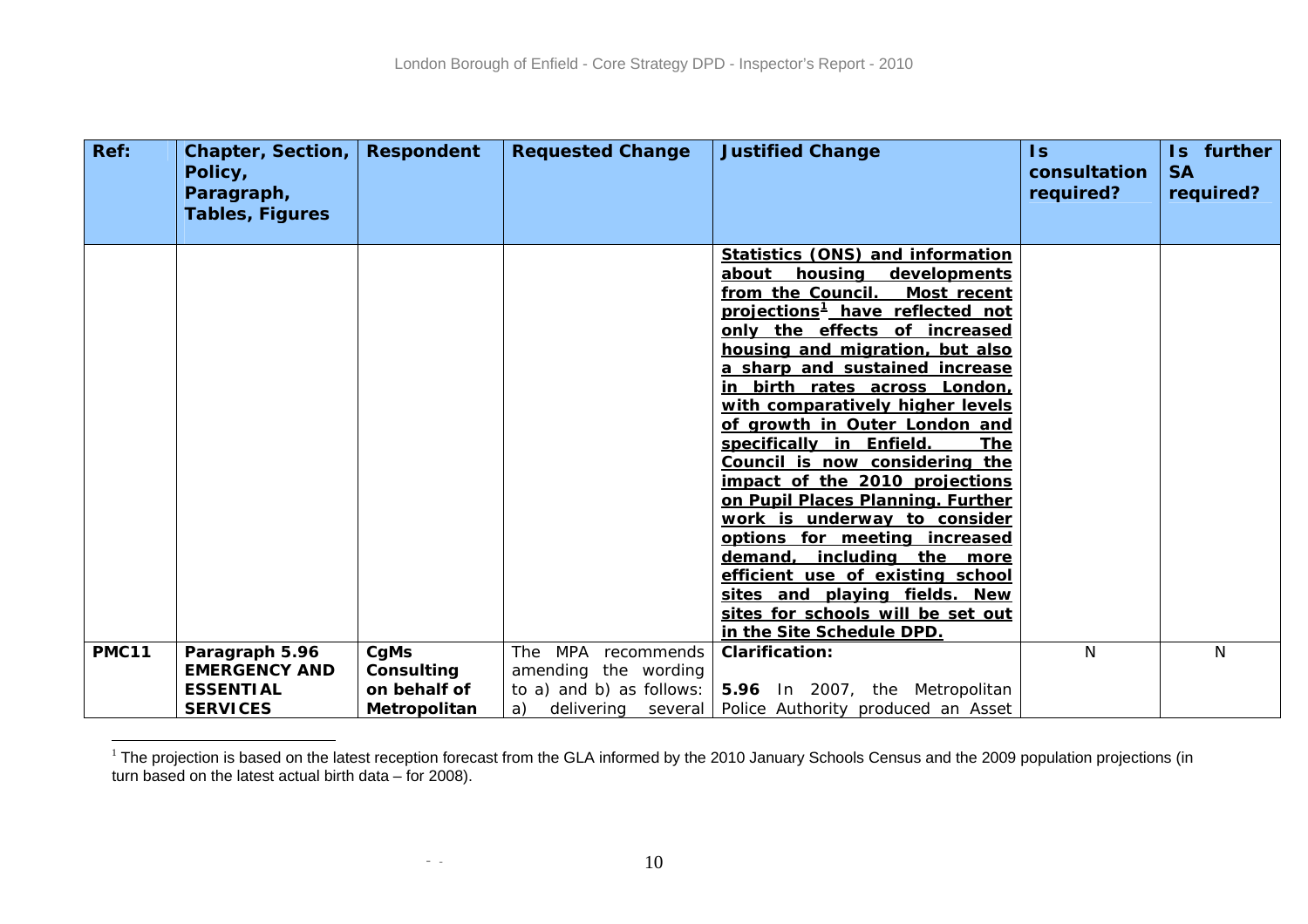| Ref: | Chapter, Section, Policy, Paragraph, Tables, Figures | Respondent | Requested Change | Justified Change | Is consultation required? | Is further SA required? |
|---|---|---|---|---|---|---|
| | | | | **Statistics (ONS) and information about housing developments from the Council. Most recent projections[1] have reflected not only the effects of increased housing and migration, but also a sharp and sustained increase in birth rates across London, with comparatively higher levels of growth in Outer London and specifically in Enfield. The Council is now considering the impact of the 2010 projections on Pupil Places Planning. Further work is underway to consider options for meeting increased demand, including the more efficient use of existing school sites and playing fields. New sites for schools will be set out in the Site Schedule DPD.** | | |
| **PMC11** | **Paragraph 5.96 EMERGENCY AND ESSENTIAL SERVICES** | **CgMs Consulting on behalf of Metropolitan** | The MPA recommends amending the wording to a) and b) as follows: a) delivering several | **Clarification:** **5.96** In 2007, the Metropolitan Police Authority produced an Asset | N | N |

[1] The projection is based on the latest reception forecast from the GLA informed by the 2010 January Schools Census and the 2009 population projections (in turn based on the latest actual birth data – for 2008).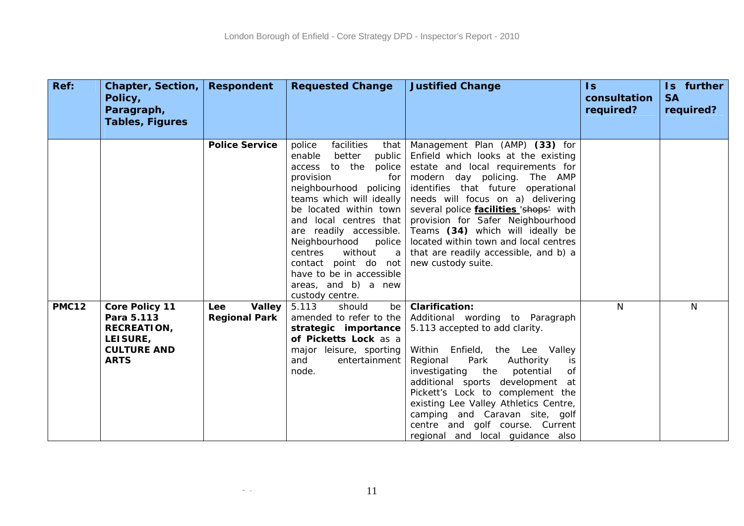| Ref: | Chapter, Section, Policy, Paragraph, Tables, Figures | Respondent | Requested Change | Justified Change | Is consultation required? | Is further SA required? |
|---|---|---|---|---|---|---|
| | | **Police Service** | police facilities that enable better public access to the police provision for neighbourhood policing teams which will ideally be located within town and local centres that are readily accessible. Neighbourhood police centres without a contact point do not have to be in accessible areas, and b) a new custody centre. | Management Plan (AMP) **(33)** for Enfield which looks at the existing estate and local requirements for modern day policing. The AMP identifies that future operational needs will focus on a) delivering several police **facilities** ~~'shops'~~ with provision for Safer Neighbourhood Teams **(34)** which will ideally be located within town and local centres that are readily accessible, and b) a new custody suite. | | |
| **PMC12** | **Core Policy 11 Para 5.113 RECREATION, LEISURE, CULTURE AND ARTS** | **Lee Valley Regional Park** | 5.113 should be amended to refer to the **strategic importance of Picketts Lock** as a major leisure, sporting and entertainment node. | **Clarification:** Additional wording to Paragraph 5.113 accepted to add clarity.<br><br>Within Enfield, the Lee Valley Regional Park Authority is investigating the potential of additional sports development at Pickett's Lock to complement the existing Lee Valley Athletics Centre, camping and Caravan site, golf centre and golf course. Current regional and local guidance also | N | N |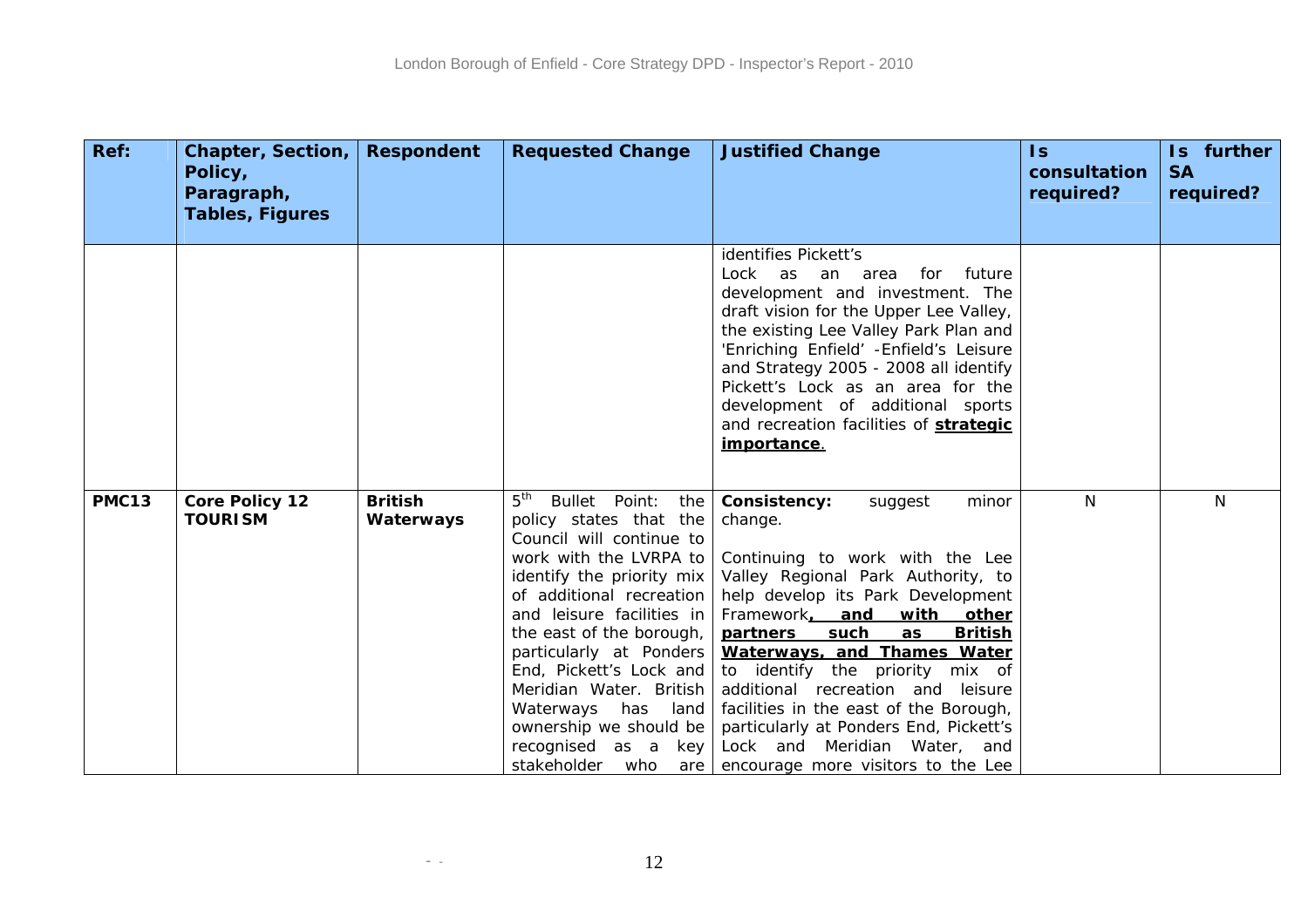| Ref: | Chapter, Section, Policy, Paragraph, Tables, Figures | Respondent | Requested Change | Justified Change | Is consultation required? | Is further SA required? |
|---|---|---|---|---|---|---|
| | | | | identifies Pickett's Lock as an area for future development and investment. The draft vision for the Upper Lee Valley, the existing Lee Valley Park Plan and 'Enriching Enfield' -Enfield's Leisure and Strategy 2005 - 2008 all identify Pickett's Lock as an area for the development of additional sports and recreation facilities of **strategic importance**. | | |
| **PMC13** | **Core Policy 12 TOURISM** | **British Waterways** | 5th Bullet Point: the policy states that the Council will continue to work with the LVRPA to identify the priority mix of additional recreation and leisure facilities in the east of the borough, particularly at Ponders End, Pickett's Lock and Meridian Water. British Waterways has land ownership we should be recognised as a key stakeholder who are | **Consistency:** suggest minor change.<br><br>Continuing to work with the Lee Valley Regional Park Authority, to help develop its Park Development Framework**, and with other partners such as British Waterways, and Thames Water** to identify the priority mix of additional recreation and leisure facilities in the east of the Borough, particularly at Ponders End, Pickett's Lock and Meridian Water, and encourage more visitors to the Lee | N | N |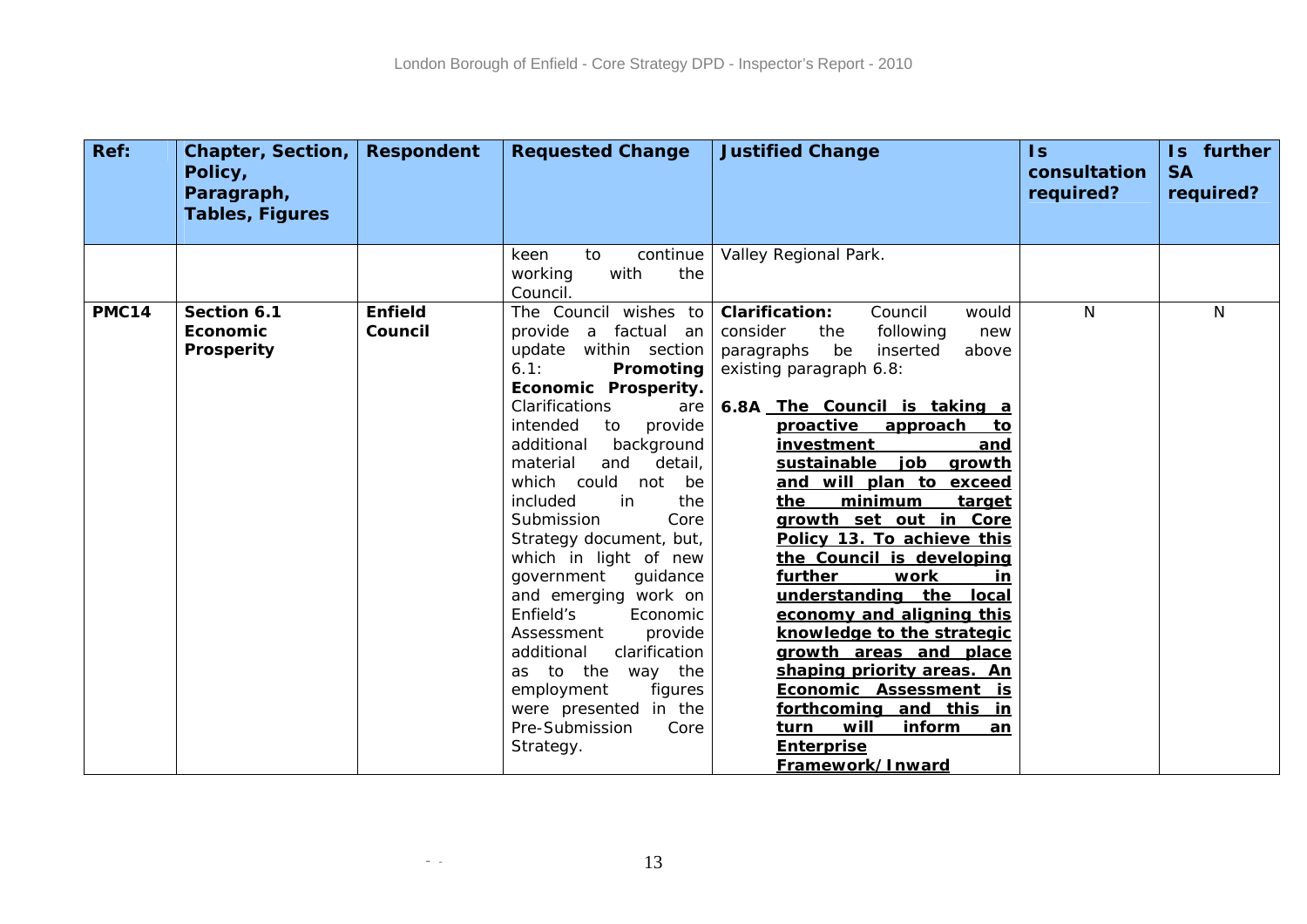| Ref: | Chapter, Section, Policy, Paragraph, Tables, Figures | Respondent | Requested Change | Justified Change | Is consultation required? | Is further SA required? |
|---|---|---|---|---|---|---|
| | | | keen to continue working with the Council. | Valley Regional Park. | | |
| **PMC14** | **Section 6.1 Economic Prosperity** | **Enfield Council** | The Council wishes to provide a factual an update within section 6.1: **Promoting Economic Prosperity.** Clarifications are intended to provide additional background material and detail, which could not be included in the Submission Core Strategy document, but, which in light of new government guidance and emerging work on Enfield's Economic Assessment provide additional clarification as to the way the employment figures were presented in the Pre-Submission Core Strategy. | **Clarification:** Council would consider the following new paragraphs be inserted above existing paragraph 6.8:<br><br>**6.8A** <u>**The Council is taking a proactive approach to investment and sustainable job growth and will plan to exceed the minimum target growth set out in Core Policy 13. To achieve this the Council is developing further work in understanding the local economy and aligning this knowledge to the strategic growth areas and place shaping priority areas. An Economic Assessment is forthcoming and this in turn will inform an Enterprise Framework/Inward**</u> | N | N |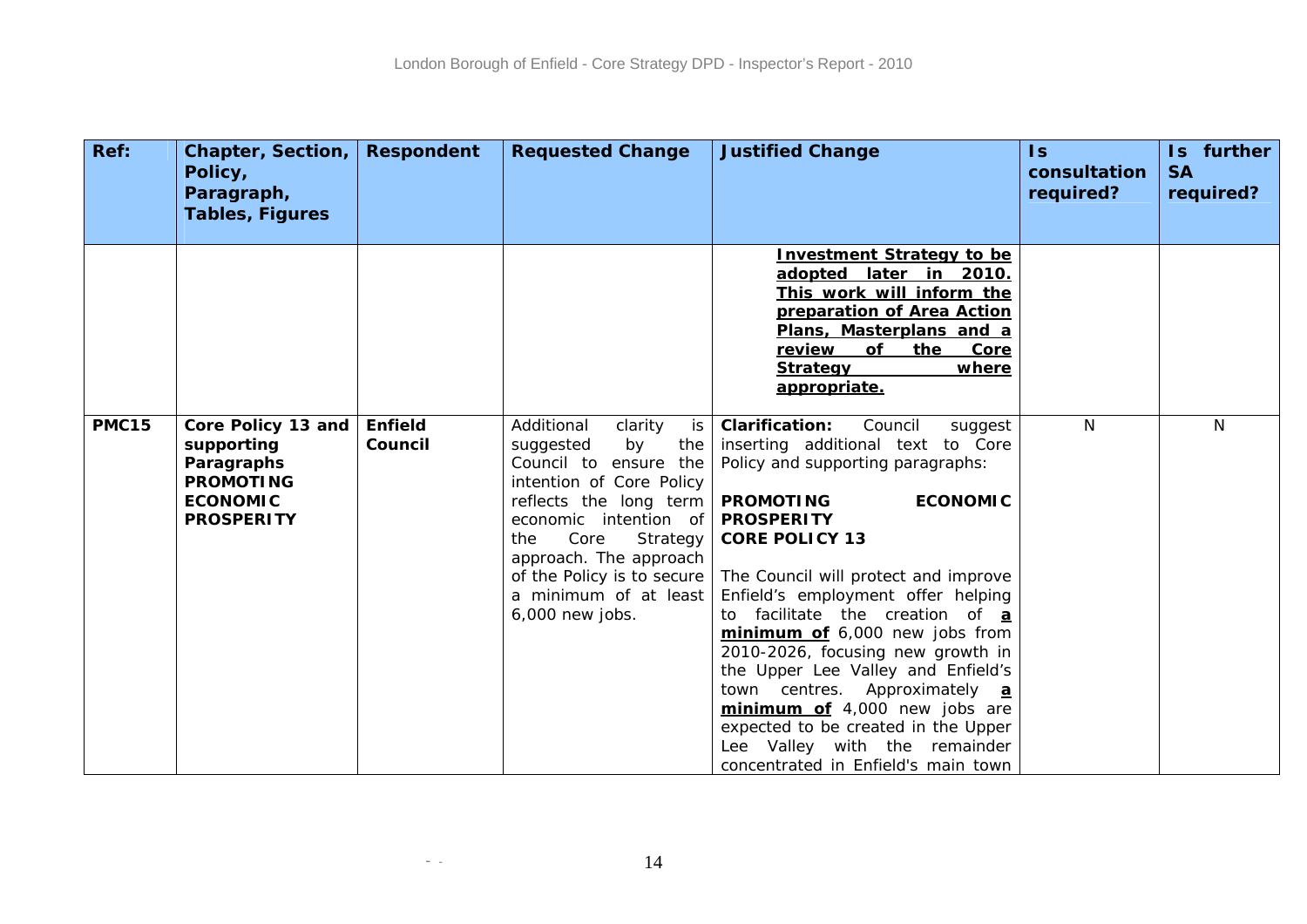| Ref: | Chapter, Section, Policy, Paragraph, Tables, Figures | Respondent | Requested Change | Justified Change | Is consultation required? | Is further SA required? |
|---|---|---|---|---|---|---|
| | | | | **Investment Strategy to be adopted later in 2010. This work will inform the preparation of Area Action Plans, Masterplans and a review of the Core Strategy where appropriate.** | | |
| **PMC15** | **Core Policy 13 and supporting Paragraphs PROMOTING ECONOMIC PROSPERITY** | **Enfield Council** | Additional clarity is suggested by the Council to ensure the intention of Core Policy reflects the long term economic intention of the Core Strategy approach. The approach of the Policy is to secure a minimum of at least 6,000 new jobs. | **Clarification:** Council suggest inserting additional text to Core Policy and supporting paragraphs:<br><br>**PROMOTING ECONOMIC PROSPERITY**<br>**CORE POLICY 13**<br><br>The Council will protect and improve Enfield's employment offer helping to facilitate the creation of **a minimum of** 6,000 new jobs from 2010-2026, focusing new growth in the Upper Lee Valley and Enfield's town centres. Approximately **a minimum of** 4,000 new jobs are expected to be created in the Upper Lee Valley with the remainder concentrated in Enfield's main town | N | N |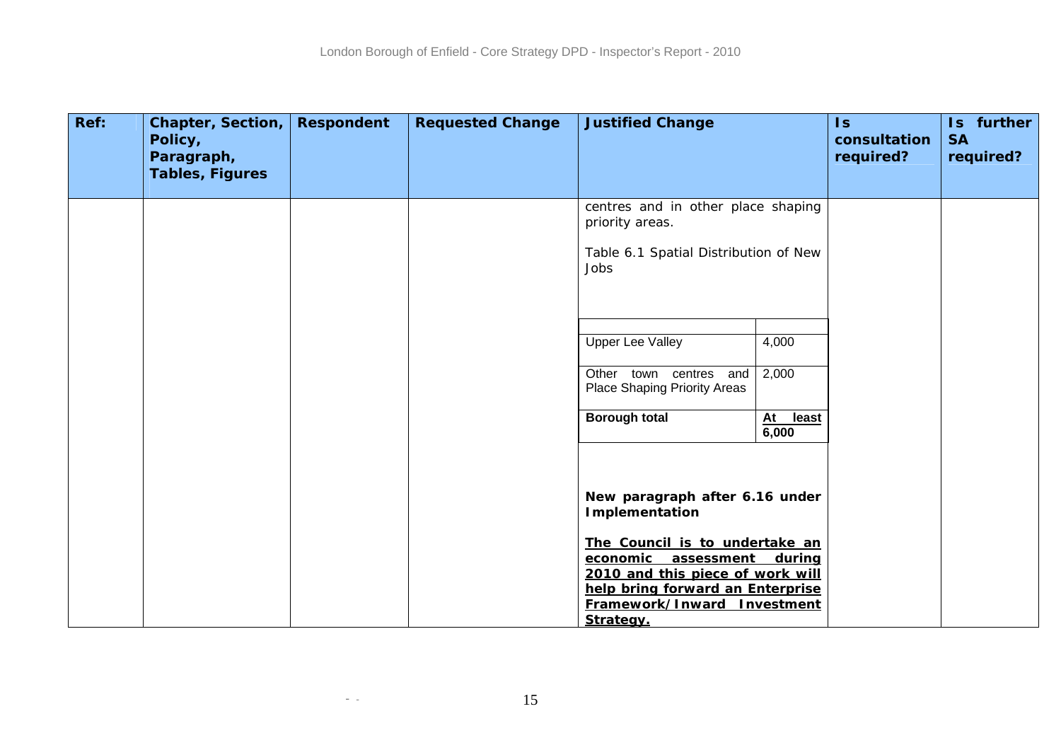| Ref: | Chapter, Section, Policy, Paragraph, Tables, Figures | Respondent | Requested Change | Justified Change | Is consultation required? | Is further SA required? |
|---|---|---|---|---|---|---|
| | | | | centres and in other place shaping priority areas.<br><br>Table 6.1 Spatial Distribution of New Jobs<br><br>(table below)<br><br>**New paragraph after 6.16 under Implementation**<br><br>**<u>The Council is to undertake an economic assessment during 2010 and this piece of work will help bring forward an Enterprise Framework/Inward Investment Strategy.</u>** | | |

| | |
|---|---|
| Upper Lee Valley | 4,000 |
| Other town centres and Place Shaping Priority Areas | 2,000 |
| **Borough total** | **<u>At least</u> 6,000** |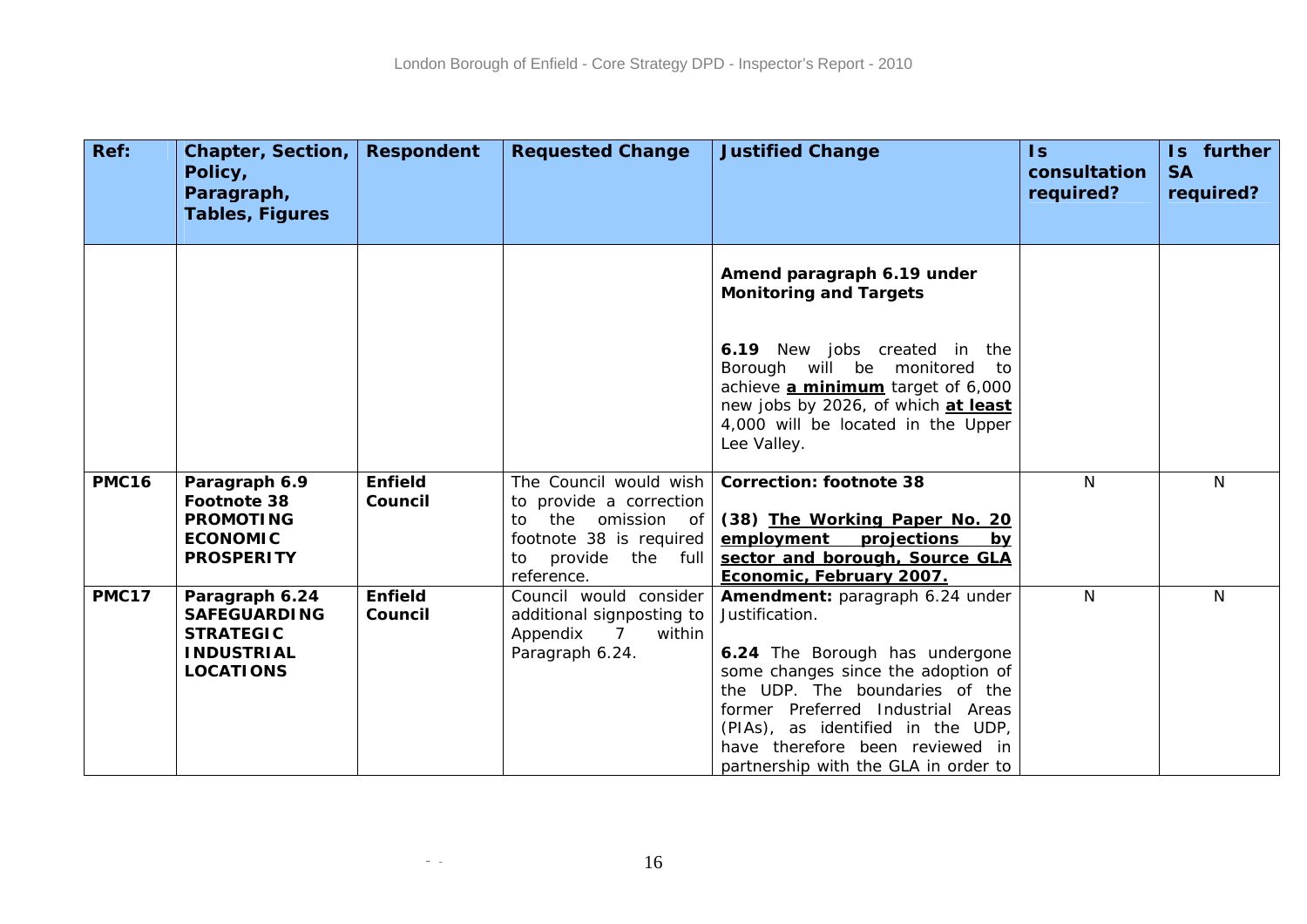| Ref: | Chapter, Section, Policy, Paragraph, Tables, Figures | Respondent | Requested Change | Justified Change | Is consultation required? | Is further SA required? |
|---|---|---|---|---|---|---|
| | | | | **Amend paragraph 6.19 under Monitoring and Targets**<br><br>**6.19** New jobs created in the Borough will be monitored to achieve **<u>a minimum</u>** target of 6,000 new jobs by 2026, of which **<u>at least</u>** 4,000 will be located in the Upper Lee Valley. | | |
| **PMC16** | **Paragraph 6.9 Footnote 38 PROMOTING ECONOMIC PROSPERITY** | **Enfield Council** | The Council would wish to provide a correction to the omission of footnote 38 is required to provide the full reference. | **Correction: footnote 38**<br><br>**(38) <u>The Working Paper No. 20 employment projections by sector and borough, Source GLA Economic, February 2007.</u>** | N | N |
| **PMC17** | **Paragraph 6.24 SAFEGUARDING STRATEGIC INDUSTRIAL LOCATIONS** | **Enfield Council** | Council would consider additional signposting to Appendix 7 within Paragraph 6.24. | **Amendment:** paragraph 6.24 under Justification.<br><br>**6.24** The Borough has undergone some changes since the adoption of the UDP. The boundaries of the former Preferred Industrial Areas (PIAs), as identified in the UDP, have therefore been reviewed in partnership with the GLA in order to | N | N |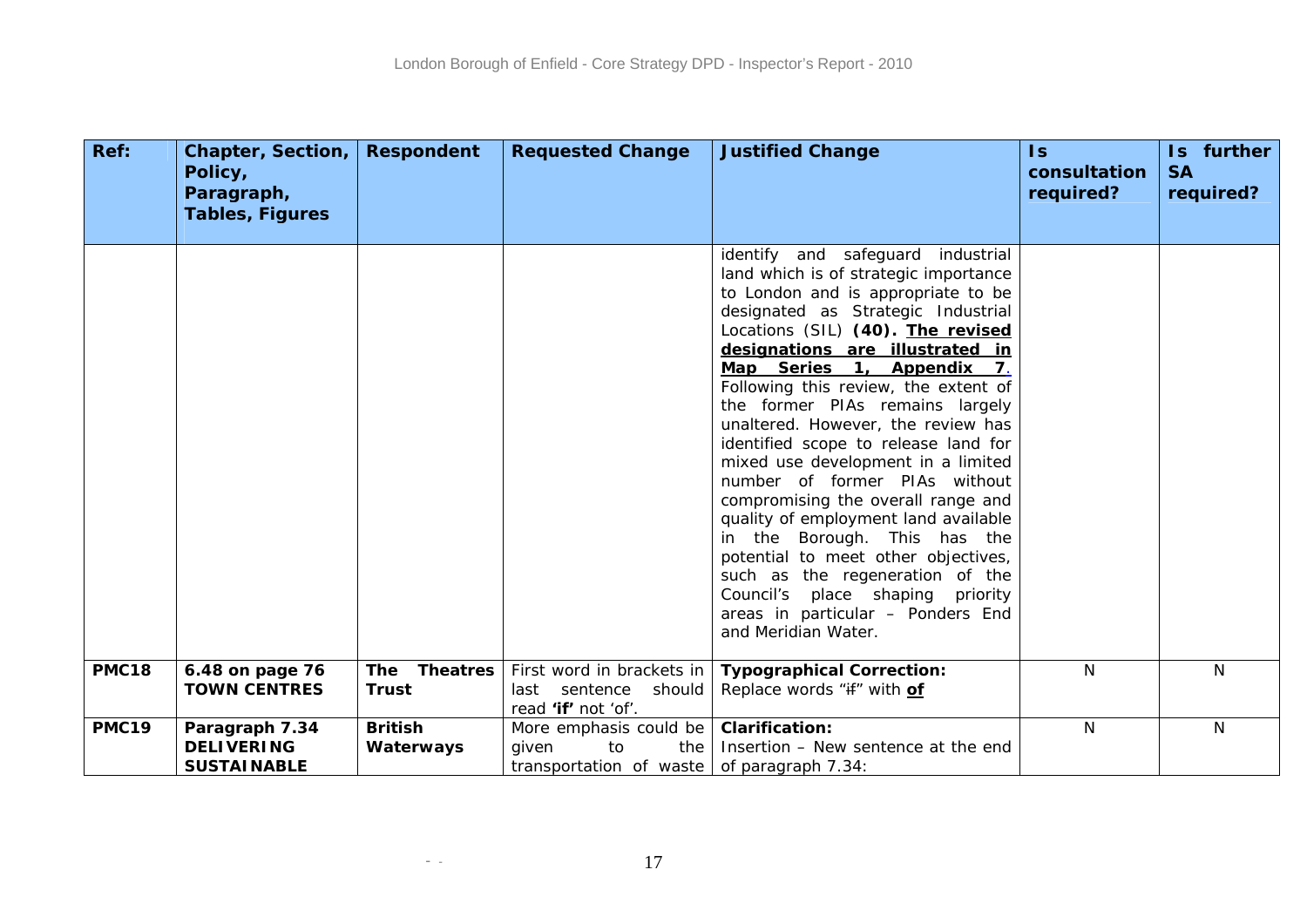| Ref: | Chapter, Section, Policy, Paragraph, Tables, Figures | Respondent | Requested Change | Justified Change | Is consultation required? | Is further SA required? |
|---|---|---|---|---|---|---|
| | | | | identify and safeguard industrial land which is of strategic importance to London and is appropriate to be designated as Strategic Industrial Locations (SIL) **(40). <u>The revised designations are illustrated in Map Series 1, Appendix 7</u>**. Following this review, the extent of the former PIAs remains largely unaltered. However, the review has identified scope to release land for mixed use development in a limited number of former PIAs without compromising the overall range and quality of employment land available in the Borough. This has the potential to meet other objectives, such as the regeneration of the Council's place shaping priority areas in particular – Ponders End and Meridian Water. | | |
| **PMC18** | **6.48 on page 76 TOWN CENTRES** | **The Theatres Trust** | First word in brackets in last sentence should read **'if'** not 'of'. | **Typographical Correction:** Replace words "~~if~~" with **<u>of</u>** | N | N |
| **PMC19** | **Paragraph 7.34 DELIVERING SUSTAINABLE** | **British Waterways** | More emphasis could be given to the transportation of waste | **Clarification:** Insertion – New sentence at the end of paragraph 7.34: | N | N |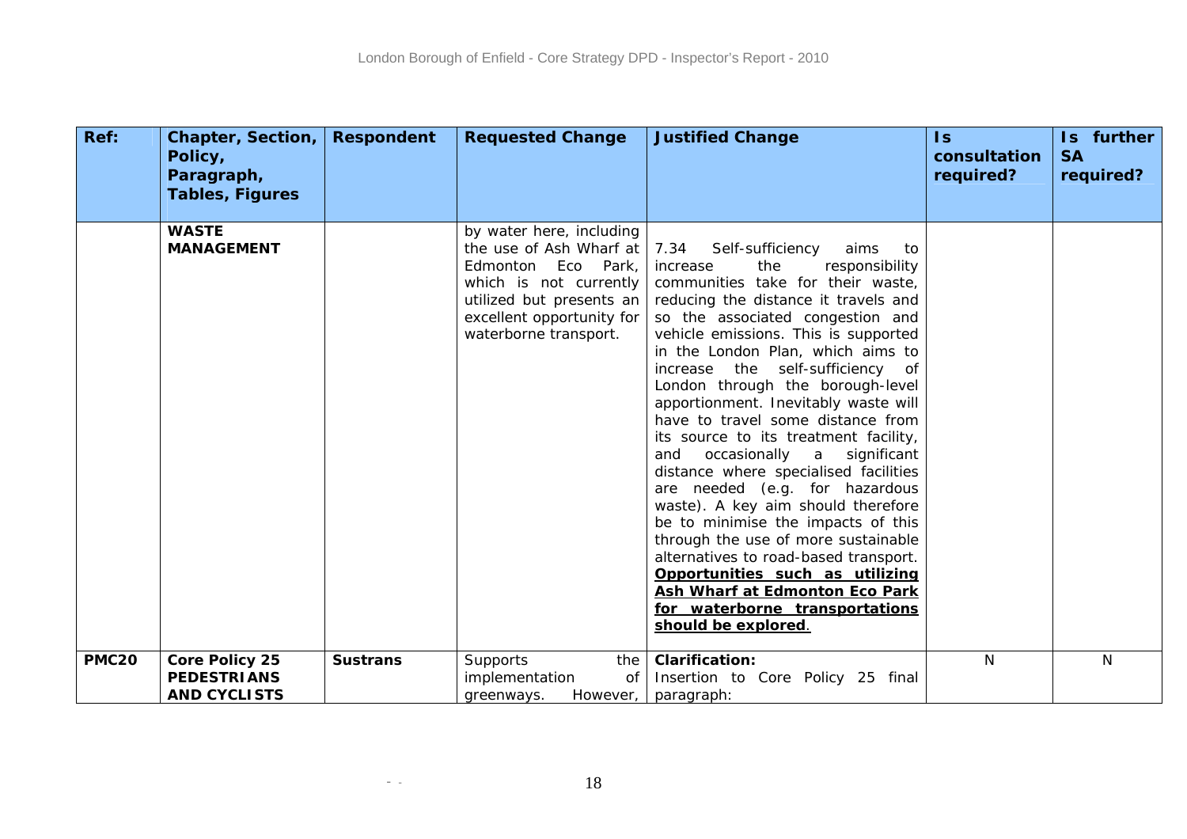| Ref: | Chapter, Section, Policy, Paragraph, Tables, Figures | Respondent | Requested Change | Justified Change | Is consultation required? | Is further SA required? |
|---|---|---|---|---|---|---|
| | **WASTE MANAGEMENT** | | by water here, including the use of Ash Wharf at Edmonton Eco Park, which is not currently utilized but presents an excellent opportunity for waterborne transport. | 7.34 Self-sufficiency aims to increase the responsibility communities take for their waste, reducing the distance it travels and so the associated congestion and vehicle emissions. This is supported in the London Plan, which aims to increase the self-sufficiency of London through the borough-level apportionment. Inevitably waste will have to travel some distance from its source to its treatment facility, and occasionally a significant distance where specialised facilities are needed (e.g. for hazardous waste). A key aim should therefore be to minimise the impacts of this through the use of more sustainable alternatives to road-based transport. <u>**Opportunities such as utilizing Ash Wharf at Edmonton Eco Park for waterborne transportations should be explored**</u>. | | |
| **PMC20** | **Core Policy 25 PEDESTRIANS AND CYCLISTS** | **Sustrans** | Supports the implementation of greenways. However, | **Clarification:** Insertion to Core Policy 25 final paragraph: | N | N |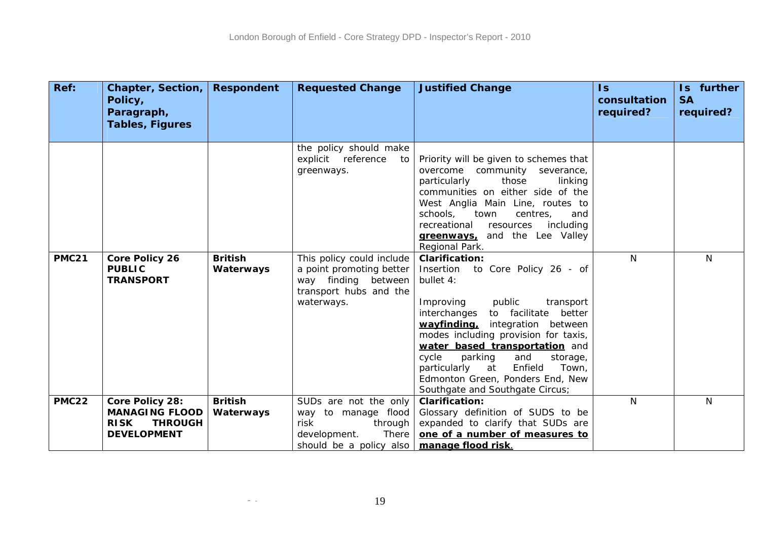| Ref: | Chapter, Section, Policy, Paragraph, Tables, Figures | Respondent | Requested Change | Justified Change | Is consultation required? | Is further SA required? |
|---|---|---|---|---|---|---|
| | | | the policy should make explicit reference to greenways. | Priority will be given to schemes that overcome community severance, particularly those linking communities on either side of the West Anglia Main Line, routes to schools, town centres, and recreational resources including **greenways,** and the Lee Valley Regional Park. | | |
| **PMC21** | **Core Policy 26 PUBLIC TRANSPORT** | **British Waterways** | This policy could include a point promoting better way finding between transport hubs and the waterways. | **Clarification:** Insertion to Core Policy 26 - of bullet 4: <br><br> Improving public transport interchanges to facilitate better **wayfinding,** integration between modes including provision for taxis, **water based transportation** and cycle parking and storage, particularly at Enfield Town, Edmonton Green, Ponders End, New Southgate and Southgate Circus; | N | N |
| **PMC22** | **Core Policy 28: MANAGING FLOOD RISK THROUGH DEVELOPMENT** | **British Waterways** | SUDs are not the only way to manage flood risk through development. There should be a policy also | **Clarification:** Glossary definition of SUDS to be expanded to clarify that SUDs are **one of a number of measures to manage flood risk**. | N | N |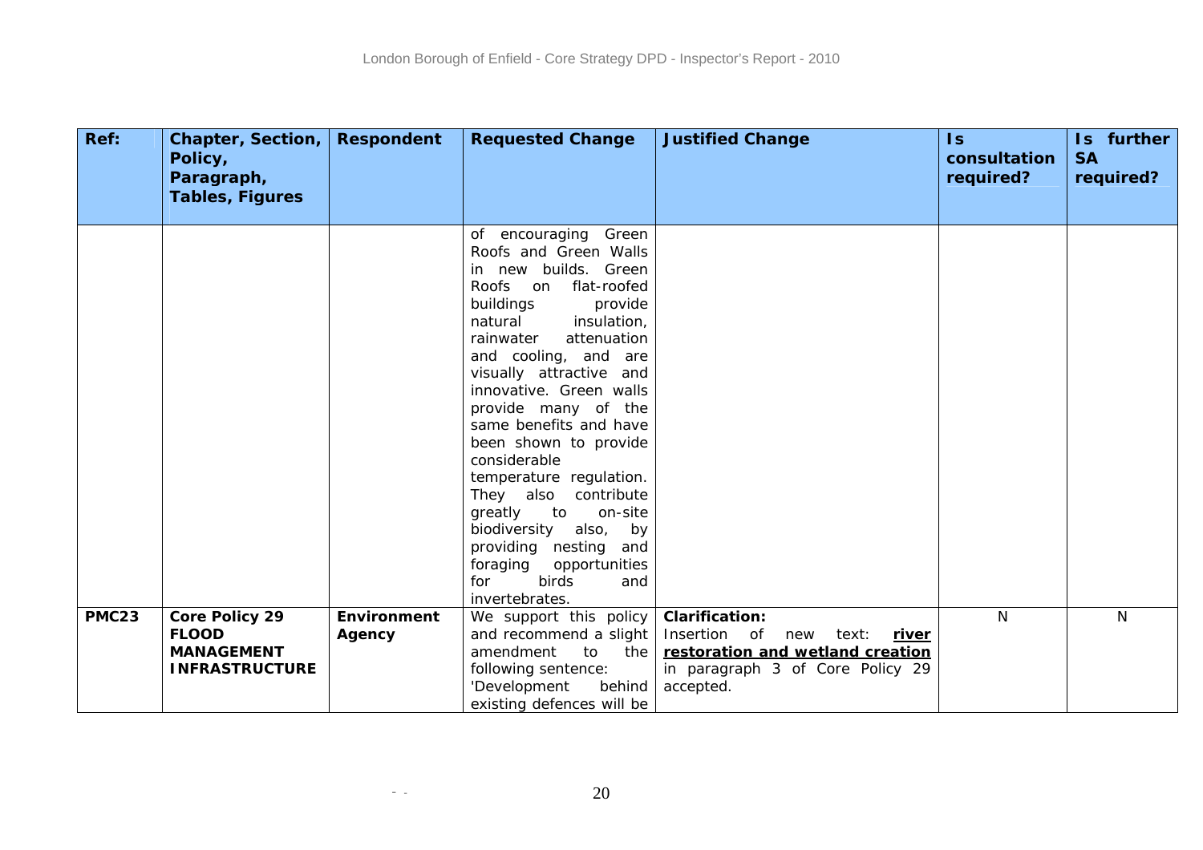| Ref: | Chapter, Section, Policy, Paragraph, Tables, Figures | Respondent | Requested Change | Justified Change | Is consultation required? | Is further SA required? |
|---|---|---|---|---|---|---|
| | | | of encouraging Green Roofs and Green Walls in new builds. Green Roofs on flat-roofed buildings provide natural insulation, rainwater attenuation and cooling, and are visually attractive and innovative. Green walls provide many of the same benefits and have been shown to provide considerable temperature regulation. They also contribute greatly to on-site biodiversity also, by providing nesting and foraging opportunities for birds and invertebrates. | | | |
| **PMC23** | **Core Policy 29 FLOOD MANAGEMENT INFRASTRUCTURE** | **Environment Agency** | We support this policy and recommend a slight amendment to the following sentence: 'Development behind existing defences will be | **Clarification:** Insertion of new text: **river restoration and wetland creation** in paragraph 3 of Core Policy 29 accepted. | N | N |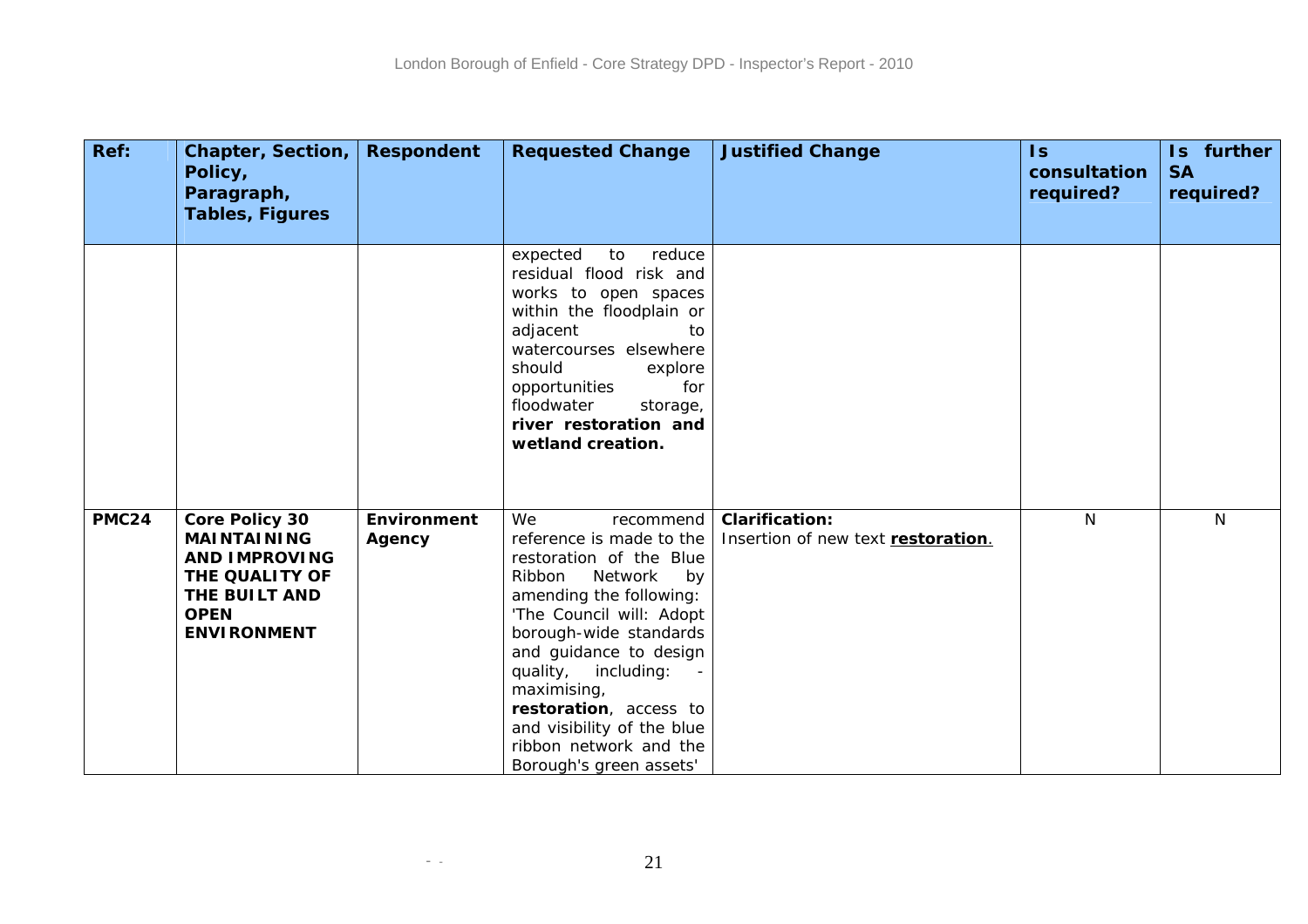| Ref: | Chapter, Section, Policy, Paragraph, Tables, Figures | Respondent | Requested Change | Justified Change | Is consultation required? | Is further SA required? |
|---|---|---|---|---|---|---|
| | | | expected to reduce residual flood risk and works to open spaces within the floodplain or adjacent to watercourses elsewhere should explore opportunities for floodwater storage, **river restoration and wetland creation.** | | | |
| **PMC24** | **Core Policy 30 MAINTAINING AND IMPROVING THE QUALITY OF THE BUILT AND OPEN ENVIRONMENT** | **Environment Agency** | We recommend reference is made to the restoration of the Blue Ribbon Network by amending the following: 'The Council will: Adopt borough-wide standards and guidance to design quality, including: - maximising, **restoration**, access to and visibility of the blue ribbon network and the Borough's green assets' | **Clarification:** Insertion of new text **restoration**. | N | N |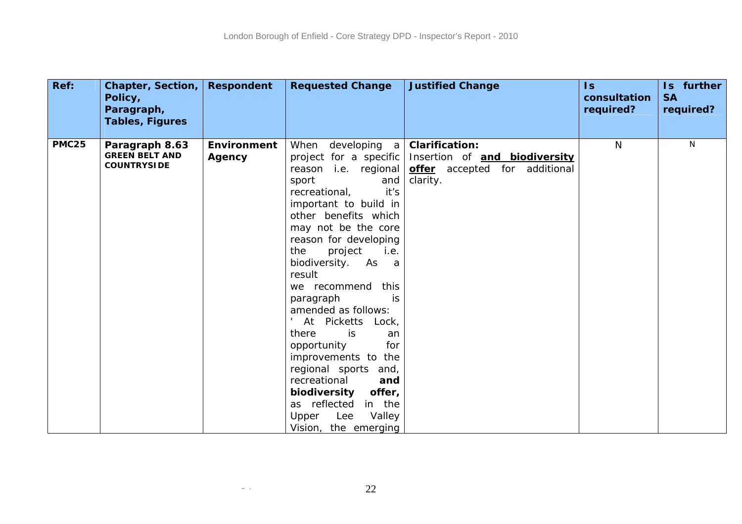| Ref: | Chapter, Section, Policy, Paragraph, Tables, Figures | Respondent | Requested Change | Justified Change | Is consultation required? | Is further SA required? |
|---|---|---|---|---|---|---|
| PMC25 | Paragraph 8.63 **GREEN BELT AND COUNTRYSIDE** | Environment Agency | When developing a project for a specific reason i.e. regional sport and recreational, it's important to build in other benefits which may not be the core reason for developing the project i.e. biodiversity. As a result we recommend this paragraph is amended as follows: ' At Picketts Lock, there is an opportunity for improvements to the regional sports and, recreational **and biodiversity offer,** as reflected in the Upper Lee Valley Vision, the emerging | **Clarification:** Insertion of **and biodiversity offer** accepted for additional clarity. | N | N |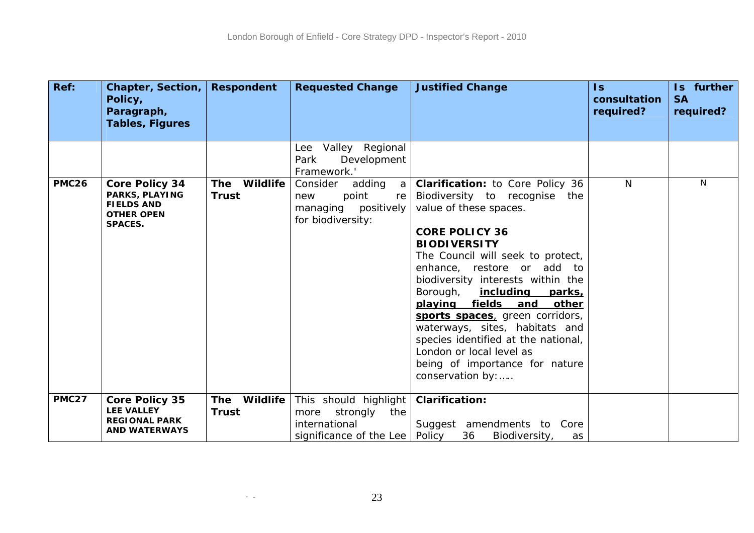| Ref: | Chapter, Section, Policy, Paragraph, Tables, Figures | Respondent | Requested Change | Justified Change | Is consultation required? | Is further SA required? |
|---|---|---|---|---|---|---|
| | | | Lee Valley Regional Park Development Framework.' | | | |
| **PMC26** | **Core Policy 34** **PARKS, PLAYING FIELDS AND OTHER OPEN SPACES.** | **The Wildlife Trust** | Consider adding a new point re managing positively for biodiversity: | **Clarification:** to Core Policy 36 Biodiversity to recognise the value of these spaces.<br><br>**CORE POLICY 36 BIODIVERSITY**<br>The Council will seek to protect, enhance, restore or add to biodiversity interests within the Borough, **including parks, playing fields and other sports spaces**, green corridors, waterways, sites, habitats and species identified at the national, London or local level as being of importance for nature conservation by:….. | N | N |
| **PMC27** | **Core Policy 35** **LEE VALLEY REGIONAL PARK AND WATERWAYS** | **The Wildlife Trust** | This should highlight more strongly the international significance of the Lee | **Clarification:**<br><br>Suggest amendments to Core Policy 36 Biodiversity, as | | |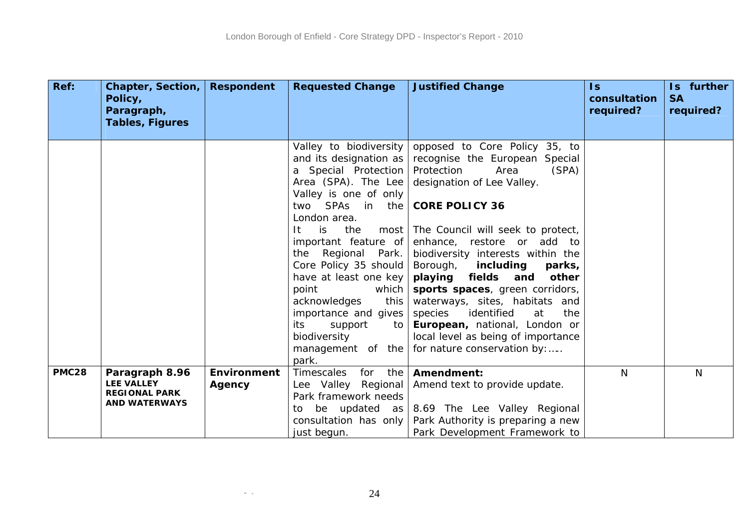| Ref: | Chapter, Section, Policy, Paragraph, Tables, Figures | Respondent | Requested Change | Justified Change | Is consultation required? | Is further SA required? |
|---|---|---|---|---|---|---|
| | | | Valley to biodiversity and its designation as a Special Protection Area (SPA). The Lee Valley is one of only two SPAs in the London area. It is the most important feature of the Regional Park. Core Policy 35 should have at least one key point which acknowledges this importance and gives its support to biodiversity management of the park. | opposed to Core Policy 35, to recognise the European Special Protection Area (SPA) designation of Lee Valley.<br><br>**CORE POLICY 36**<br><br>The Council will seek to protect, enhance, restore or add to biodiversity interests within the Borough, **including parks, playing fields and other sports spaces**, green corridors, waterways, sites, habitats and species identified at the **European,** national, London or local level as being of importance for nature conservation by:….. | | |
| **PMC28** | **Paragraph 8.96**<br>**LEE VALLEY REGIONAL PARK AND WATERWAYS** | **Environment Agency** | Timescales for the Lee Valley Regional Park framework needs to be updated as consultation has only just begun. | **Amendment:**<br>Amend text to provide update.<br><br>8.69 The Lee Valley Regional Park Authority is preparing a new Park Development Framework to | N | N |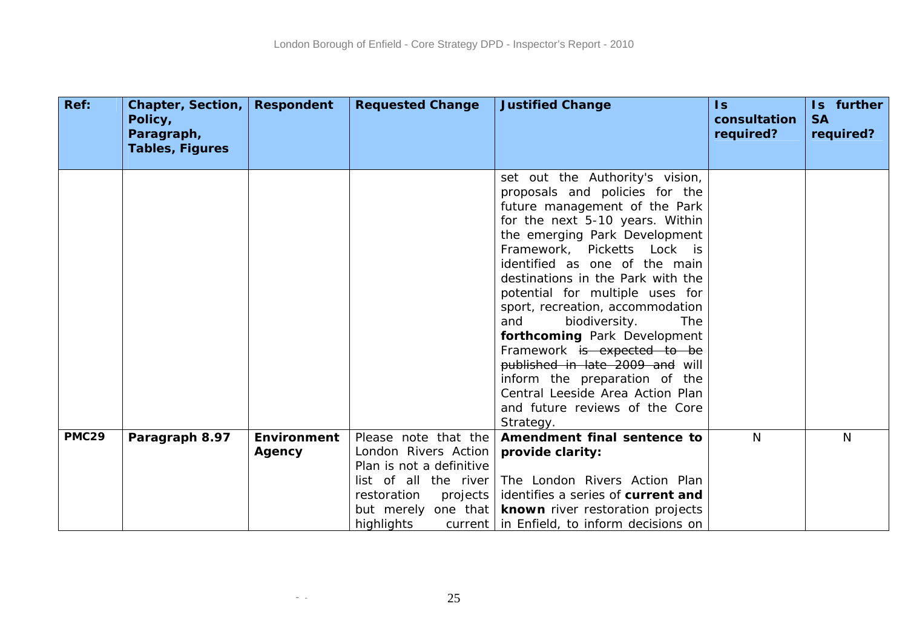| Ref: | Chapter, Section, Policy, Paragraph, Tables, Figures | Respondent | Requested Change | Justified Change | Is consultation required? | Is further SA required? |
|---|---|---|---|---|---|---|
| | | | | set out the Authority's vision, proposals and policies for the future management of the Park for the next 5-10 years. Within the emerging Park Development Framework, Picketts Lock is identified as one of the main destinations in the Park with the potential for multiple uses for sport, recreation, accommodation and biodiversity. The **forthcoming** Park Development Framework ~~is expected to be published in late 2009 and~~ will inform the preparation of the Central Leeside Area Action Plan and future reviews of the Core Strategy. | | |
| **PMC29** | **Paragraph 8.97** | **Environment Agency** | Please note that the London Rivers Action Plan is not a definitive list of all the river restoration projects but merely one that highlights current | **Amendment final sentence to provide clarity:** The London Rivers Action Plan identifies a series of **current and known** river restoration projects in Enfield, to inform decisions on | N | N |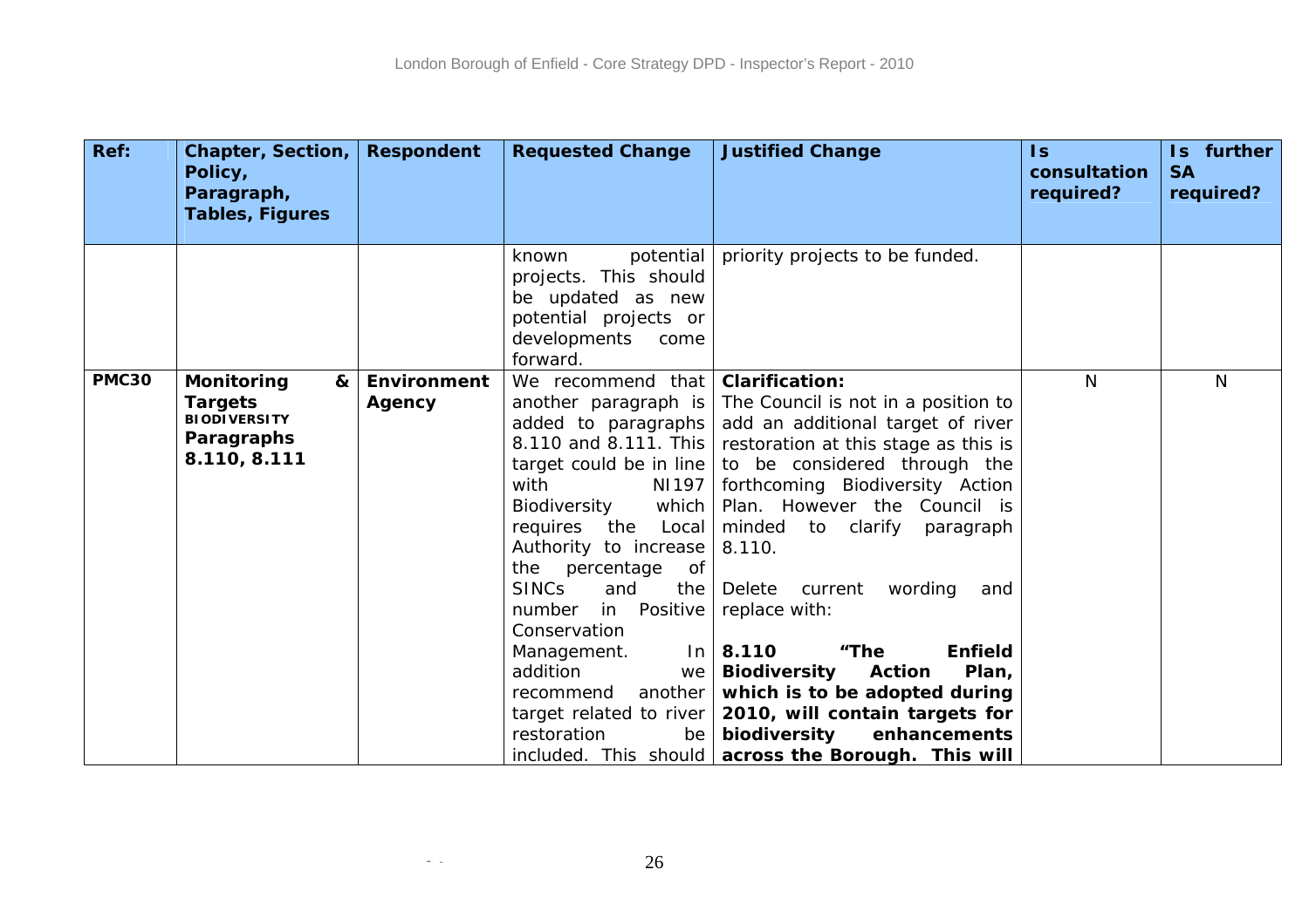| Ref: | Chapter, Section, Policy, Paragraph, Tables, Figures | Respondent | Requested Change | Justified Change | Is consultation required? | Is further SA required? |
|---|---|---|---|---|---|---|
| | | | known potential projects. This should be updated as new potential projects or developments come forward. | priority projects to be funded. | | |
| **PMC30** | **Monitoring & Targets** **BIODIVERSITY** **Paragraphs 8.110, 8.111** | **Environment Agency** | We recommend that another paragraph is added to paragraphs 8.110 and 8.111. This target could be in line with NI197 Biodiversity which requires the Local Authority to increase the percentage of SINCs and the number in Positive Conservation Management. In addition we recommend another target related to river restoration be included. This should | **Clarification:** The Council is not in a position to add an additional target of river restoration at this stage as this is to be considered through the forthcoming Biodiversity Action Plan. However the Council is minded to clarify paragraph 8.110. Delete current wording and replace with: **8.110 "The Enfield Biodiversity Action Plan, which is to be adopted during 2010, will contain targets for biodiversity enhancements across the Borough. This will** | N | N |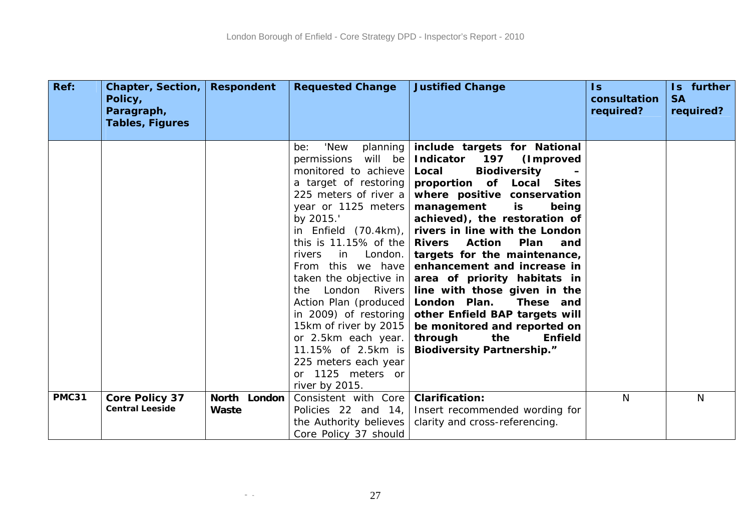| Ref: | Chapter, Section, Policy, Paragraph, Tables, Figures | Respondent | Requested Change | Justified Change | Is consultation required? | Is further SA required? |
|---|---|---|---|---|---|---|
| | | | be: 'New planning permissions will be monitored to achieve a target of restoring 225 meters of river a year or 1125 meters by 2015.' in Enfield (70.4km), this is 11.15% of the rivers in London. From this we have taken the objective in the London Rivers Action Plan (produced in 2009) of restoring 15km of river by 2015 or 2.5km each year. 11.15% of 2.5km is 225 meters each year or 1125 meters or river by 2015. | **include targets for National Indicator 197 (Improved Local Biodiversity – proportion of Local Sites where positive conservation management is being achieved), the restoration of rivers in line with the London Rivers Action Plan and targets for the maintenance, enhancement and increase in area of priority habitats in line with those given in the London Plan. These and other Enfield BAP targets will be monitored and reported on through the Enfield Biodiversity Partnership."** | | |
| **PMC31** | **Core Policy 37** **Central Leeside** | **North London Waste** | Consistent with Core Policies 22 and 14, the Authority believes Core Policy 37 should | **Clarification:** Insert recommended wording for clarity and cross-referencing. | N | N |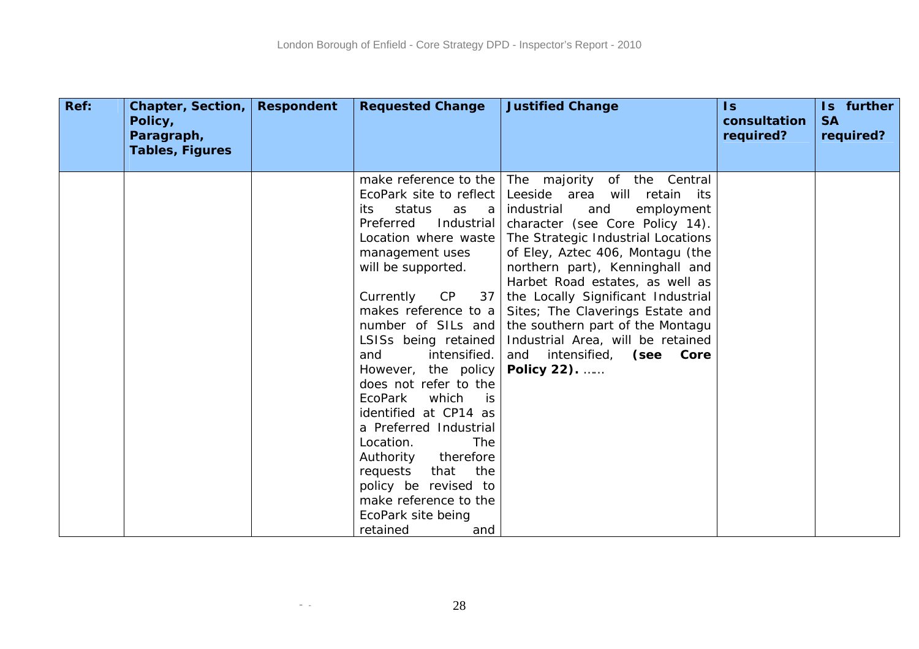| Ref: | Chapter, Section, Policy, Paragraph, Tables, Figures | Respondent | Requested Change | Justified Change | Is consultation required? | Is further SA required? |
|---|---|---|---|---|---|---|
| | | | make reference to the EcoPark site to reflect its status as a Preferred Industrial Location where waste management uses will be supported.<br><br>Currently CP 37 makes reference to a number of SILs and LSISs being retained and intensified. However, the policy does not refer to the EcoPark which is identified at CP14 as a Preferred Industrial Location. The Authority therefore requests that the policy be revised to make reference to the EcoPark site being retained and | The majority of the Central Leeside area will retain its industrial and employment character (see Core Policy 14). The Strategic Industrial Locations of Eley, Aztec 406, Montagu (the northern part), Kenninghall and Harbet Road estates, as well as the Locally Significant Industrial Sites; The Claverings Estate and the southern part of the Montagu Industrial Area, will be retained and intensified, **(see Core Policy 22).** …… | | |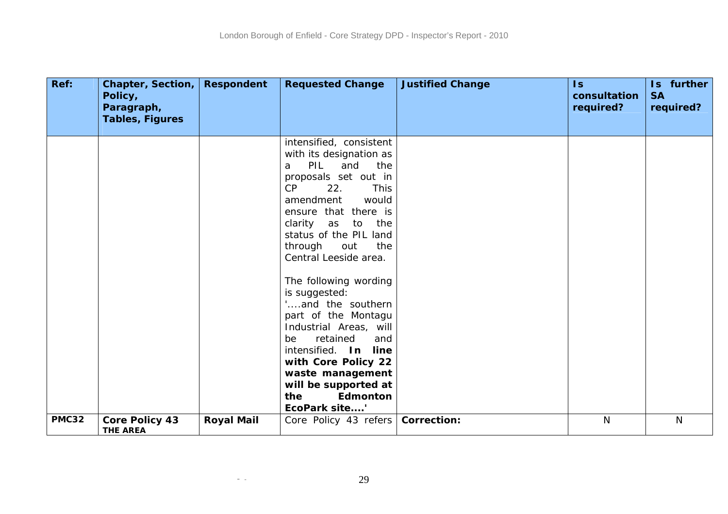| Ref: | Chapter, Section, Policy, Paragraph, Tables, Figures | Respondent | Requested Change | Justified Change | Is consultation required? | Is further SA required? |
|---|---|---|---|---|---|---|
| | | | intensified, consistent with its designation as a PIL and the proposals set out in CP 22. This amendment would ensure that there is clarity as to the status of the PIL land through out the Central Leeside area.<br><br>The following wording is suggested:<br>'....and the southern part of the Montagu Industrial Areas, will be retained and intensified. **In line with Core Policy 22 waste management will be supported at the Edmonton EcoPark site....'** | | | |
| **PMC32** | **Core Policy 43** **THE AREA** | **Royal Mail** | Core Policy 43 refers | **Correction:** | N | N |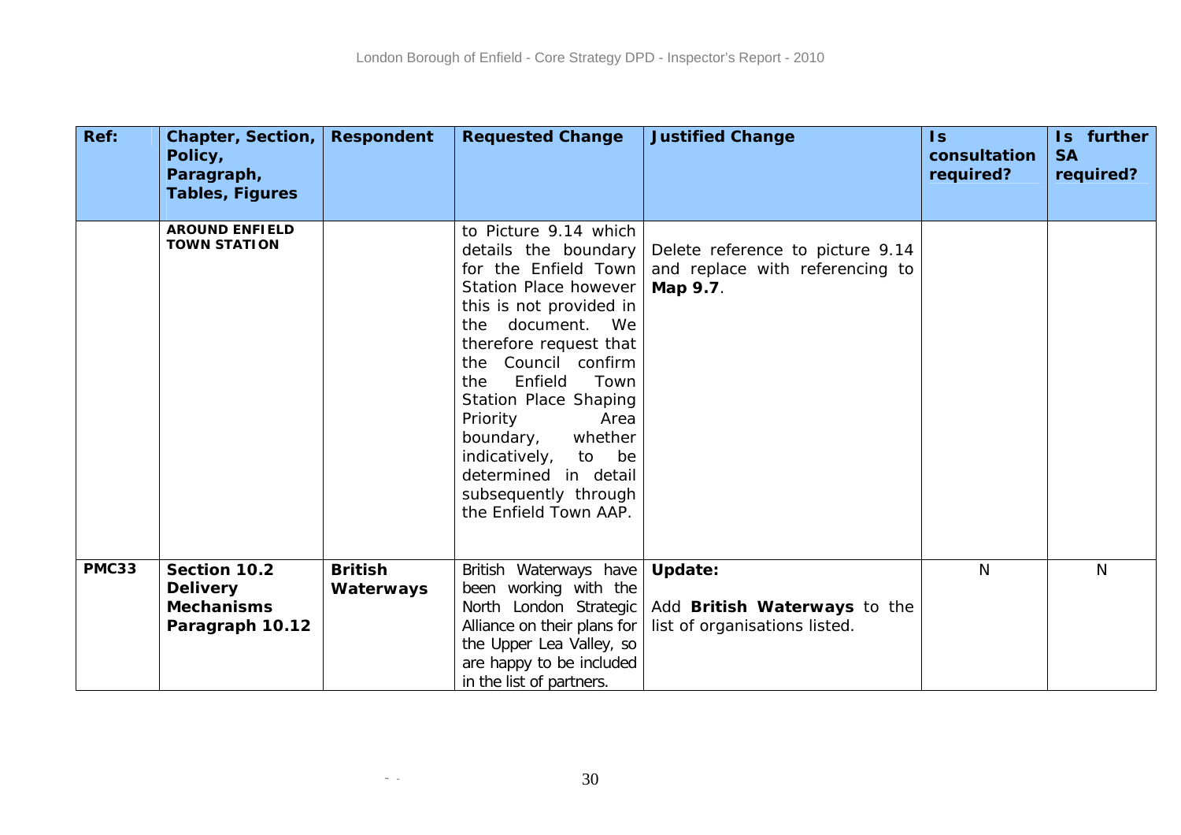| Ref: | Chapter, Section, Policy, Paragraph, Tables, Figures | Respondent | Requested Change | Justified Change | Is consultation required? | Is further SA required? |
|---|---|---|---|---|---|---|
| | **AROUND ENFIELD TOWN STATION** | | to Picture 9.14 which details the boundary for the Enfield Town Station Place however this is not provided in the document. We therefore request that the Council confirm the Enfield Town Station Place Shaping Priority Area boundary, whether indicatively, to be determined in detail subsequently through the Enfield Town AAP. | Delete reference to picture 9.14 and replace with referencing to **Map 9.7**. | | |
| **PMC33** | **Section 10.2 Delivery Mechanisms Paragraph 10.12** | **British Waterways** | British Waterways have been working with the North London Strategic Alliance on their plans for the Upper Lea Valley, so are happy to be included in the list of partners. | **Update:** Add **British Waterways** to the list of organisations listed. | N | N |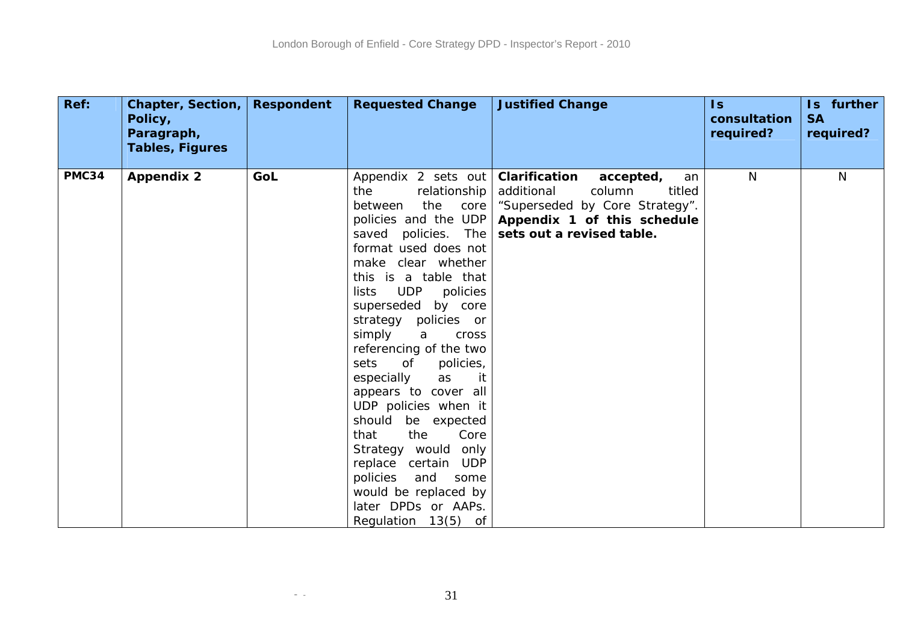| Ref: | Chapter, Section, Policy, Paragraph, Tables, Figures | Respondent | Requested Change | Justified Change | Is consultation required? | Is further SA required? |
|---|---|---|---|---|---|---|
| **PMC34** | **Appendix 2** | **GoL** | Appendix 2 sets out the relationship between the core policies and the UDP saved policies. The format used does not make clear whether this is a table that lists UDP policies superseded by core strategy policies or simply a cross referencing of the two sets of policies, especially as it appears to cover all UDP policies when it should be expected that the Core Strategy would only replace certain UDP policies and some would be replaced by later DPDs or AAPs. Regulation 13(5) of | **Clarification accepted,** an additional column titled "Superseded by Core Strategy". **Appendix 1 of this schedule sets out a revised table.** | N | N |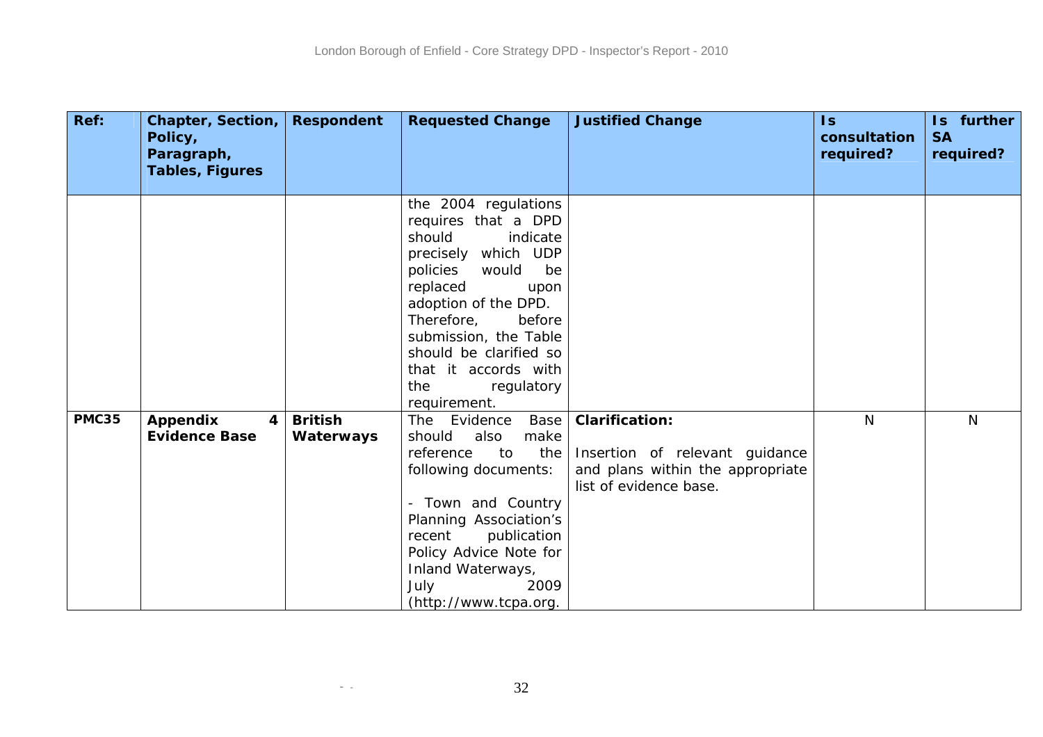| Ref: | Chapter, Section, Policy, Paragraph, Tables, Figures | Respondent | Requested Change | Justified Change | Is consultation required? | Is further SA required? |
|---|---|---|---|---|---|---|
| | | | the 2004 regulations requires that a DPD should indicate precisely which UDP policies would be replaced upon adoption of the DPD. Therefore, before submission, the Table should be clarified so that it accords with the regulatory requirement. | | | |
| **PMC35** | **Appendix 4 Evidence Base** | **British Waterways** | The Evidence Base should also make reference to the following documents:<br><br>- Town and Country Planning Association's recent publication Policy Advice Note for Inland Waterways, July 2009 (http://www.tcpa.org. | **Clarification:**<br><br>Insertion of relevant guidance and plans within the appropriate list of evidence base. | N | N |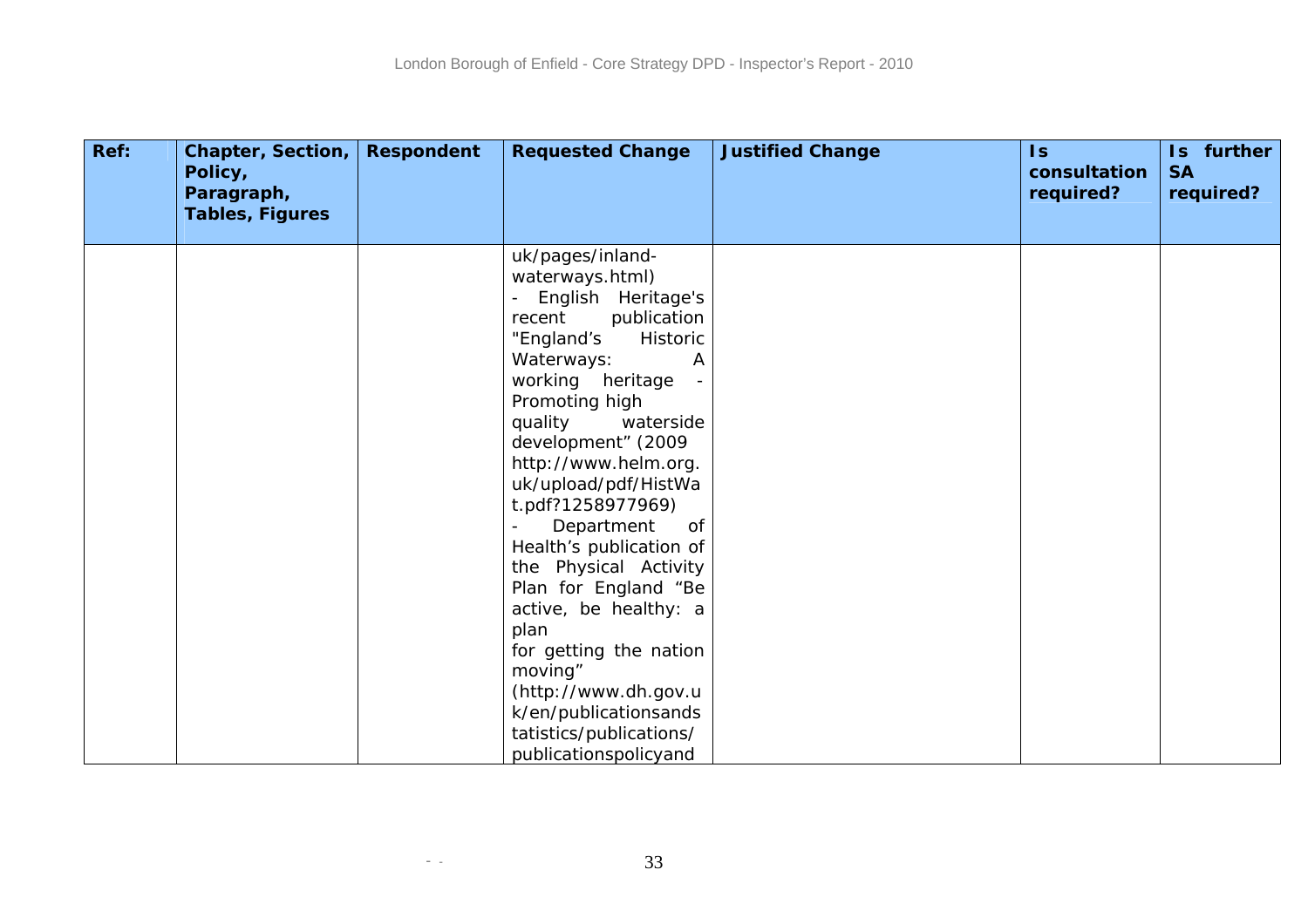| Ref: | Chapter, Section, Policy, Paragraph, Tables, Figures | Respondent | Requested Change | Justified Change | Is consultation required? | Is further SA required? |
|---|---|---|---|---|---|---|
| | | | uk/pages/inland-waterways.html) - English Heritage's recent publication "England's Historic Waterways: A working heritage - Promoting high quality waterside development" (2009 http://www.helm.org.uk/upload/pdf/HistWat.pdf?1258977969) - Department of Health's publication of the Physical Activity Plan for England "Be active, be healthy: a plan for getting the nation moving" (http://www.dh.gov.uk/en/publicationsandstatistics/publications/publicationspolicyand | | | |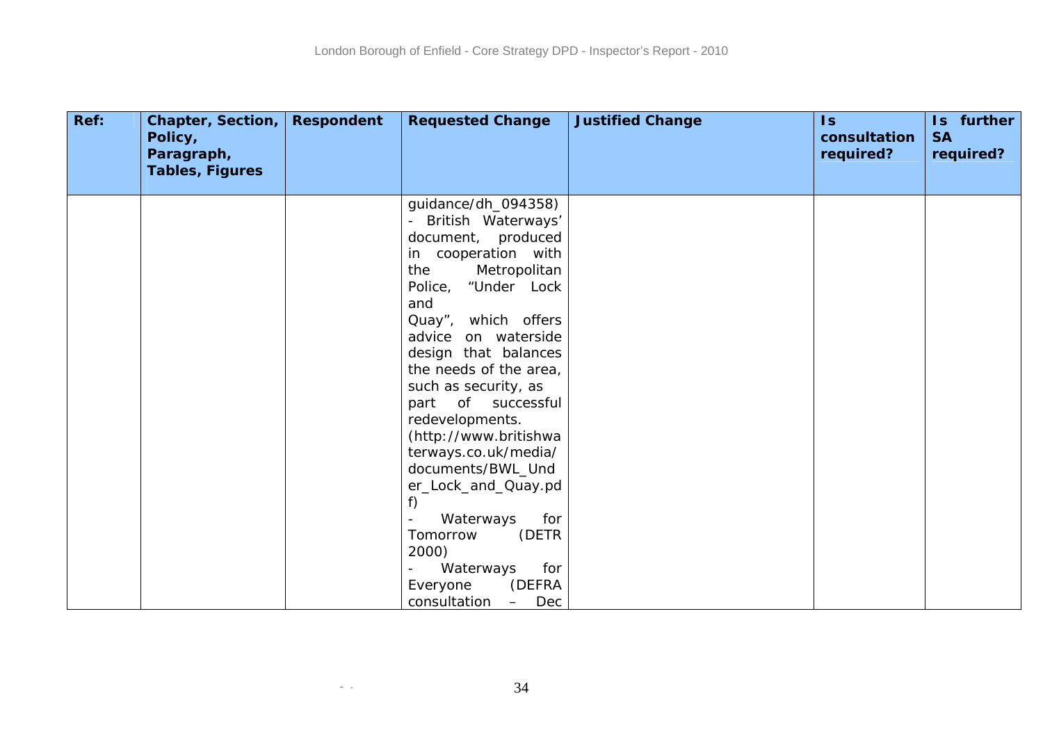| Ref: | Chapter, Section, Policy, Paragraph, Tables, Figures | Respondent | Requested Change | Justified Change | Is consultation required? | Is further SA required? |
|---|---|---|---|---|---|---|
| | | | guidance/dh_094358)<br>- British Waterways' document, produced in cooperation with the Metropolitan Police, "Under Lock and Quay", which offers advice on waterside design that balances the needs of the area, such as security, as part of successful redevelopments. (http://www.britishwaterways.co.uk/media/documents/BWL_Under_Lock_and_Quay.pdf)<br>- Waterways for Tomorrow (DETR 2000)<br>- Waterways for Everyone (DEFRA consultation – Dec | | | |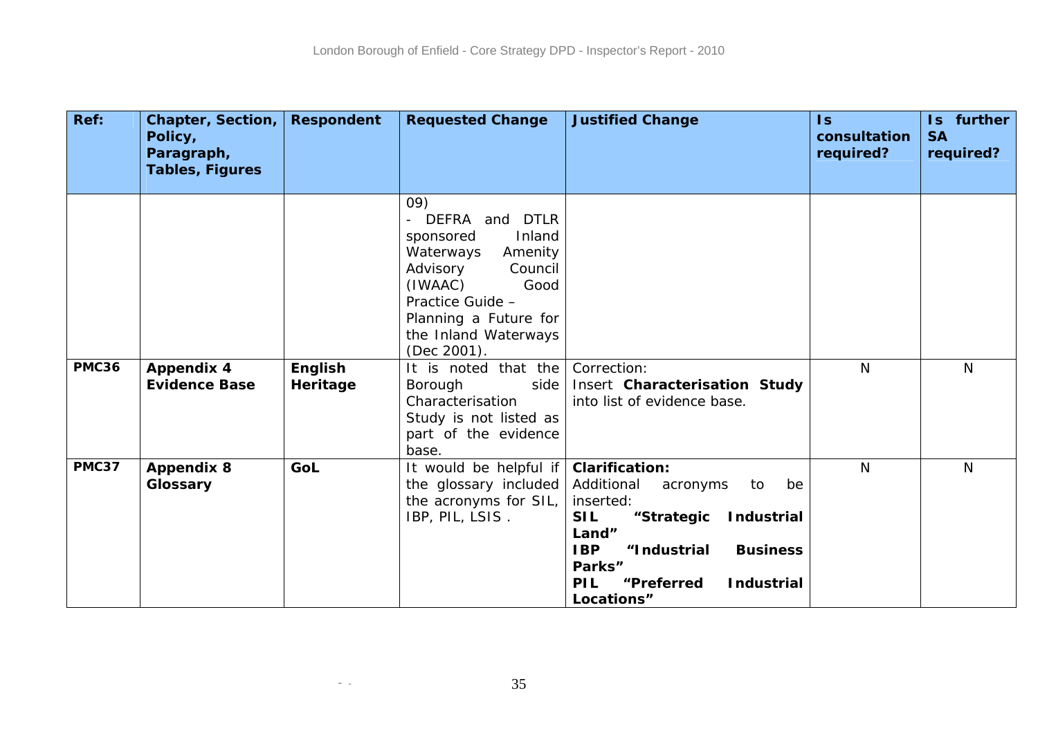| Ref: | Chapter, Section, Policy, Paragraph, Tables, Figures | Respondent | Requested Change | Justified Change | Is consultation required? | Is further SA required? |
|---|---|---|---|---|---|---|
| | | | 09)<br>- DEFRA and DTLR sponsored Inland Waterways Amenity Advisory Council (IWAAC) Good Practice Guide – Planning a Future for the Inland Waterways (Dec 2001). | | | |
| **PMC36** | **Appendix 4 Evidence Base** | **English Heritage** | It is noted that the Borough side Characterisation Study is not listed as part of the evidence base. | Correction:<br>Insert **Characterisation Study** into list of evidence base. | N | N |
| **PMC37** | **Appendix 8 Glossary** | **GoL** | It would be helpful if the glossary included the acronyms for SIL, IBP, PIL, LSIS . | **Clarification:**<br>Additional acronyms to be inserted:<br>**SIL "Strategic Industrial Land"**<br>**IBP "Industrial Business Parks"**<br>**PIL "Preferred Industrial Locations"** | N | N |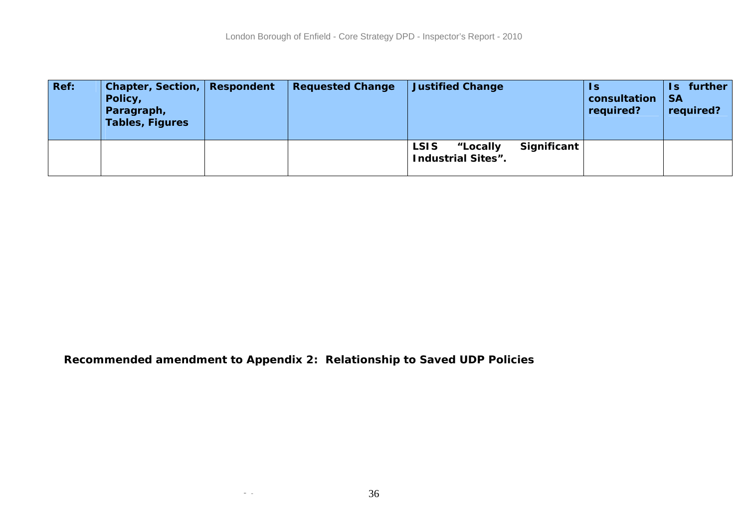| Ref: | Chapter, Section, Policy, Paragraph, Tables, Figures | Respondent | Requested Change | Justified Change | Is consultation required? | Is further SA required? |
|---|---|---|---|---|---|---|
| | | | | **LSIS “Locally Significant Industrial Sites”.** | | |

**Recommended amendment to Appendix 2: Relationship to Saved UDP Policies**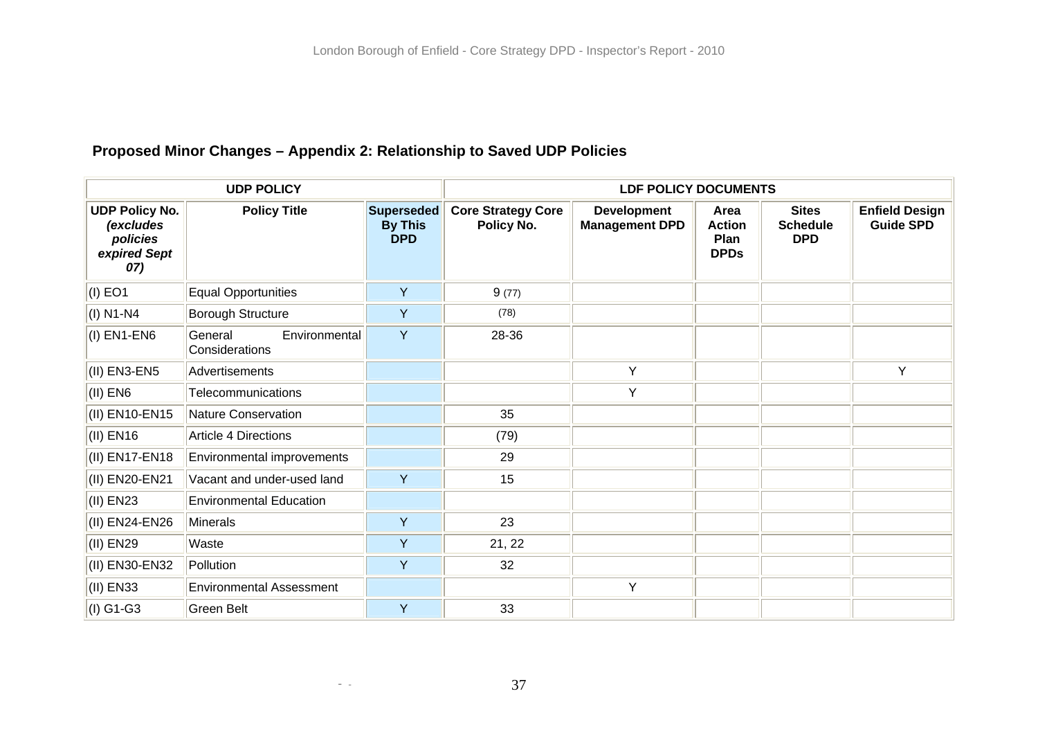## Proposed Minor Changes – Appendix 2: Relationship to Saved UDP Policies

| UDP POLICY | | | LDF POLICY DOCUMENTS | | | | |
|---|---|---|---|---|---|---|---|
| **UDP Policy No.** ***(excludes policies expired Sept 07)*** | **Policy Title** | **Superseded By This DPD** | **Core Strategy Core Policy No.** | **Development Management DPD** | **Area Action Plan DPDs** | **Sites Schedule DPD** | **Enfield Design Guide SPD** |
| (I) EO1 | Equal Opportunities | Y | 9 (77) | | | | |
| (I) N1-N4 | Borough Structure | Y | (78) | | | | |
| (I) EN1-EN6 | General Environmental Considerations | Y | 28-36 | | | | |
| (II) EN3-EN5 | Advertisements | | | Y | | | Y |
| (II) EN6 | Telecommunications | | | Y | | | |
| (II) EN10-EN15 | Nature Conservation | | 35 | | | | |
| (II) EN16 | Article 4 Directions | | (79) | | | | |
| (II) EN17-EN18 | Environmental improvements | | 29 | | | | |
| (II) EN20-EN21 | Vacant and under-used land | Y | 15 | | | | |
| (II) EN23 | Environmental Education | | | | | | |
| (II) EN24-EN26 | Minerals | Y | 23 | | | | |
| (II) EN29 | Waste | Y | 21, 22 | | | | |
| (II) EN30-EN32 | Pollution | Y | 32 | | | | |
| (II) EN33 | Environmental Assessment | | | Y | | | |
| (I) G1-G3 | Green Belt | Y | 33 | | | | |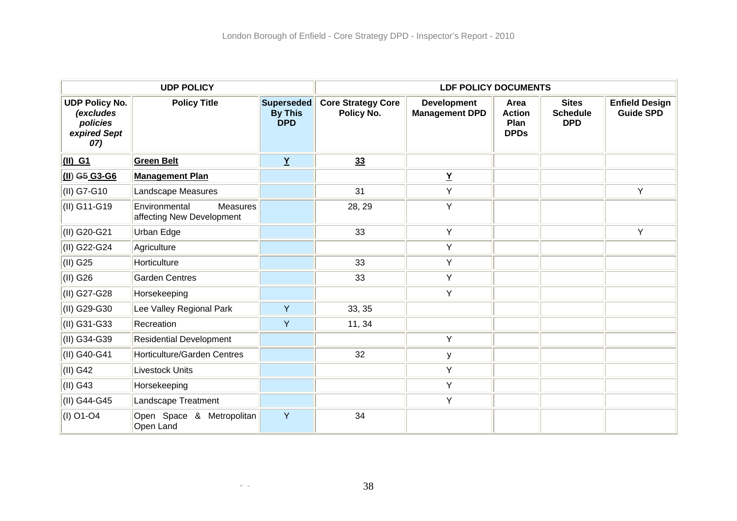| UDP POLICY | | | LDF POLICY DOCUMENTS | | | | |
|---|---|---|---|---|---|---|---|
| **UDP Policy No. *(excludes policies expired Sept 07)*** | **Policy Title** | **Superseded By This DPD** | **Core Strategy Core Policy No.** | **Development Management DPD** | **Area Action Plan DPDs** | **Sites Schedule DPD** | **Enfield Design Guide SPD** |
| **(II) G1** | **Green Belt** | **Y** | **33** | | | | |
| **(II)** ~~G5~~ **G3-G6** | **Management Plan** | | | **Y** | | | |
| (II) G7-G10 | Landscape Measures | | 31 | Y | | | Y |
| (II) G11-G19 | Environmental Measures affecting New Development | | 28, 29 | Y | | | |
| (II) G20-G21 | Urban Edge | | 33 | Y | | | Y |
| (II) G22-G24 | Agriculture | | | Y | | | |
| (II) G25 | Horticulture | | 33 | Y | | | |
| (II) G26 | Garden Centres | | 33 | Y | | | |
| (II) G27-G28 | Horsekeeping | | | Y | | | |
| (II) G29-G30 | Lee Valley Regional Park | Y | 33, 35 | | | | |
| (II) G31-G33 | Recreation | Y | 11, 34 | | | | |
| (II) G34-G39 | Residential Development | | | Y | | | |
| (II) G40-G41 | Horticulture/Garden Centres | | 32 | y | | | |
| (II) G42 | Livestock Units | | | Y | | | |
| (II) G43 | Horsekeeping | | | Y | | | |
| (II) G44-G45 | Landscape Treatment | | | Y | | | |
| (I) O1-O4 | Open Space & Metropolitan Open Land | Y | 34 | | | | |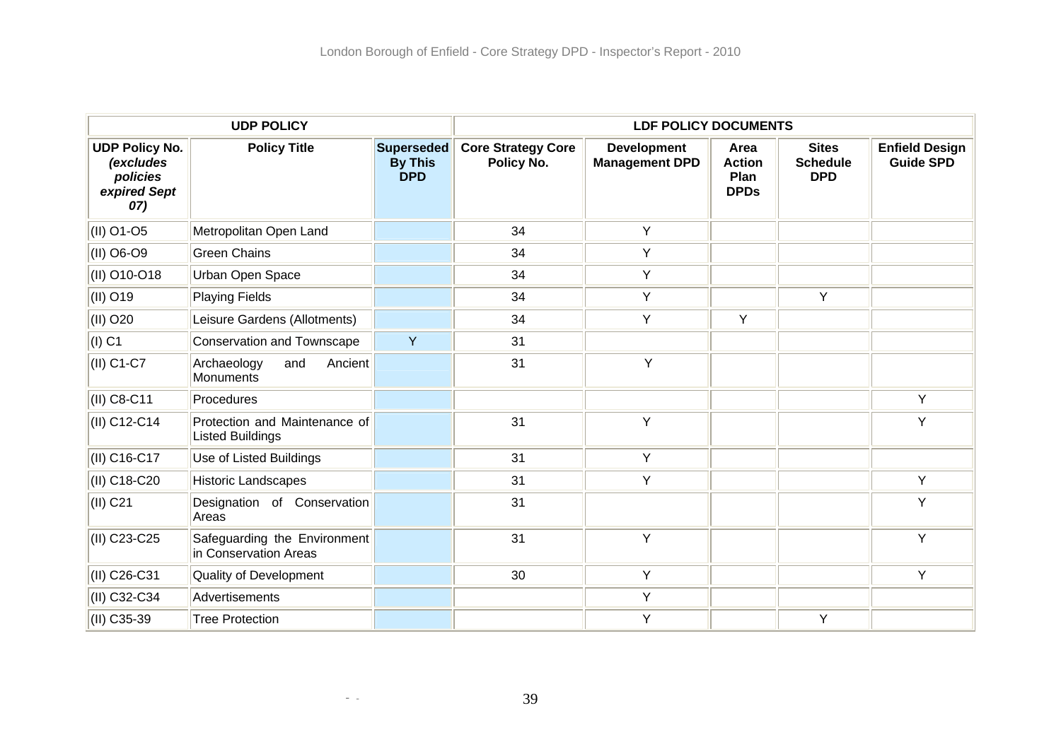| UDP POLICY | | | LDF POLICY DOCUMENTS | | | | |
|---|---|---|---|---|---|---|---|
| UDP Policy No. *(excludes policies expired Sept 07)* | Policy Title | Superseded By This DPD | Core Strategy Core Policy No. | Development Management DPD | Area Action Plan DPDs | Sites Schedule DPD | Enfield Design Guide SPD |
| (II) O1-O5 | Metropolitan Open Land | | 34 | Y | | | |
| (II) O6-O9 | Green Chains | | 34 | Y | | | |
| (II) O10-O18 | Urban Open Space | | 34 | Y | | | |
| (II) O19 | Playing Fields | | 34 | Y | | Y | |
| (II) O20 | Leisure Gardens (Allotments) | | 34 | Y | Y | | |
| (I) C1 | Conservation and Townscape | Y | 31 | | | | |
| (II) C1-C7 | Archaeology and Ancient Monuments | | 31 | Y | | | |
| (II) C8-C11 | Procedures | | | | | | Y |
| (II) C12-C14 | Protection and Maintenance of Listed Buildings | | 31 | Y | | | Y |
| (II) C16-C17 | Use of Listed Buildings | | 31 | Y | | | |
| (II) C18-C20 | Historic Landscapes | | 31 | Y | | | Y |
| (II) C21 | Designation of Conservation Areas | | 31 | | | | Y |
| (II) C23-C25 | Safeguarding the Environment in Conservation Areas | | 31 | Y | | | Y |
| (II) C26-C31 | Quality of Development | | 30 | Y | | | Y |
| (II) C32-C34 | Advertisements | | | Y | | | |
| (II) C35-39 | Tree Protection | | | Y | | Y | |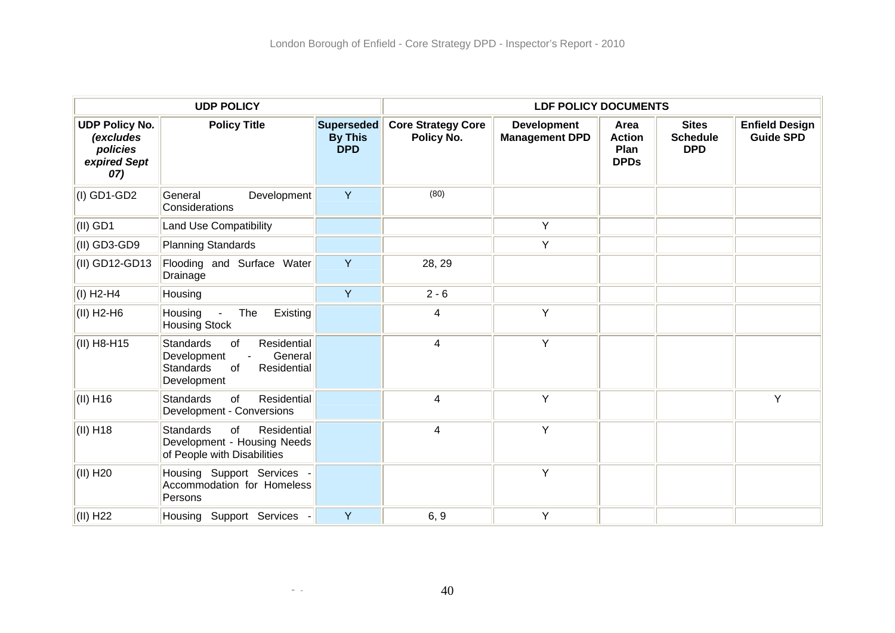| UDP POLICY | | | LDF POLICY DOCUMENTS | | | | |
|---|---|---|---|---|---|---|---|
| **UDP Policy No. *(excludes policies expired Sept 07)*** | **Policy Title** | **Superseded By This DPD** | **Core Strategy Core Policy No.** | **Development Management DPD** | **Area Action Plan DPDs** | **Sites Schedule DPD** | **Enfield Design Guide SPD** |
| (I) GD1-GD2 | General Development Considerations | Y | (80) | | | | |
| (II) GD1 | Land Use Compatibility | | | Y | | | |
| (II) GD3-GD9 | Planning Standards | | | Y | | | |
| (II) GD12-GD13 | Flooding and Surface Water Drainage | Y | 28, 29 | | | | |
| (I) H2-H4 | Housing | Y | 2 - 6 | | | | |
| (II) H2-H6 | Housing - The Existing Housing Stock | | 4 | Y | | | |
| (II) H8-H15 | Standards of Residential Development - General Standards of Residential Development | | 4 | Y | | | |
| (II) H16 | Standards of Residential Development - Conversions | | 4 | Y | | | Y |
| (II) H18 | Standards of Residential Development - Housing Needs of People with Disabilities | | 4 | Y | | | |
| (II) H20 | Housing Support Services - Accommodation for Homeless Persons | | | Y | | | |
| (II) H22 | Housing Support Services - | Y | 6, 9 | Y | | | |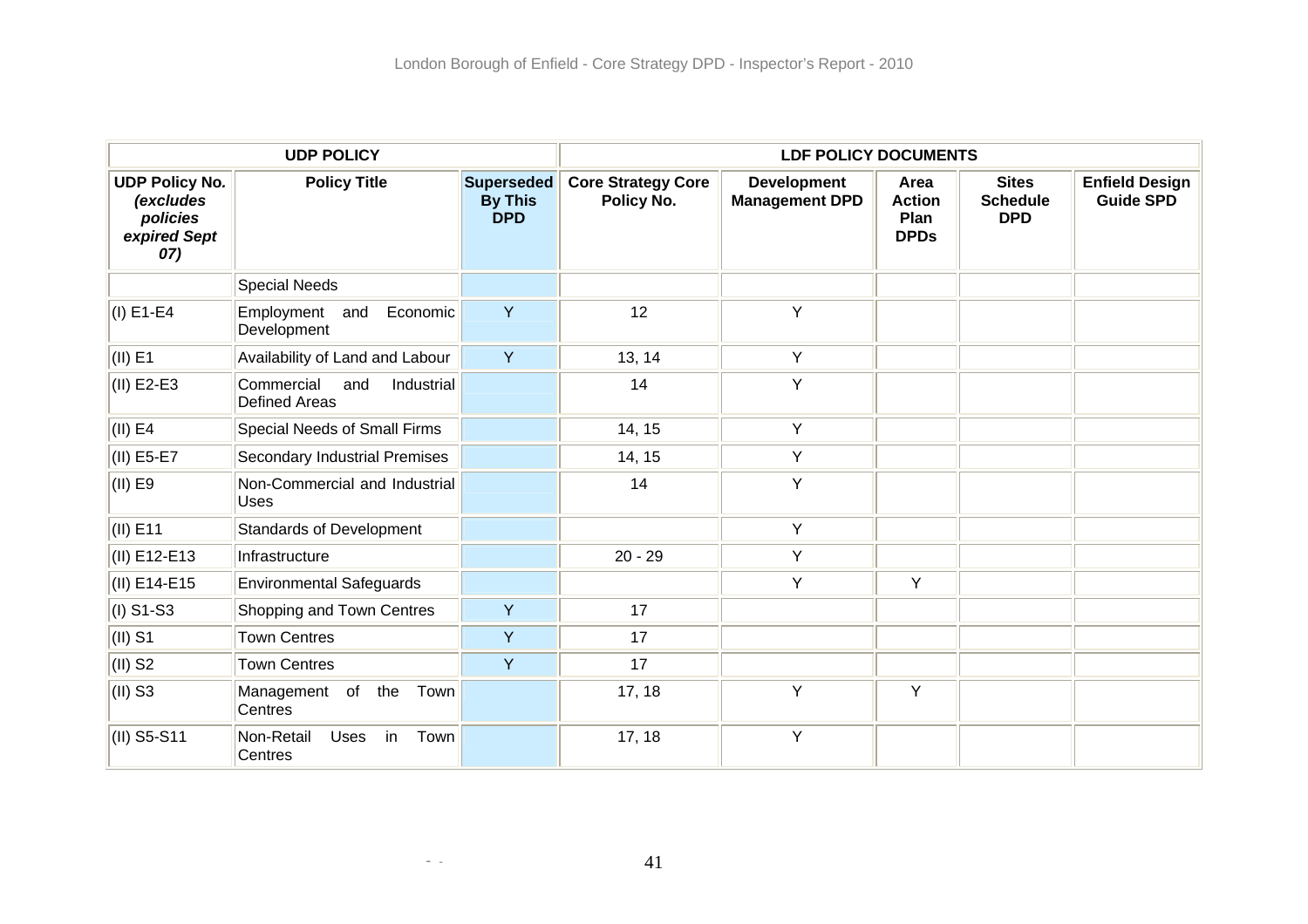| UDP POLICY | | | LDF POLICY DOCUMENTS | | | | |
|---|---|---|---|---|---|---|---|
| **UDP Policy No.** ***(excludes policies expired Sept 07)*** | **Policy Title** | **Superseded By This DPD** | **Core Strategy Core Policy No.** | **Development Management DPD** | **Area Action Plan DPDs** | **Sites Schedule DPD** | **Enfield Design Guide SPD** |
| | Special Needs | | | | | | |
| (I) E1-E4 | Employment and Economic Development | Y | 12 | Y | | | |
| (II) E1 | Availability of Land and Labour | Y | 13, 14 | Y | | | |
| (II) E2-E3 | Commercial and Industrial Defined Areas | | 14 | Y | | | |
| (II) E4 | Special Needs of Small Firms | | 14, 15 | Y | | | |
| (II) E5-E7 | Secondary Industrial Premises | | 14, 15 | Y | | | |
| (II) E9 | Non-Commercial and Industrial Uses | | 14 | Y | | | |
| (II) E11 | Standards of Development | | | Y | | | |
| (II) E12-E13 | Infrastructure | | 20 - 29 | Y | | | |
| (II) E14-E15 | Environmental Safeguards | | | Y | Y | | |
| (I) S1-S3 | Shopping and Town Centres | Y | 17 | | | | |
| (II) S1 | Town Centres | Y | 17 | | | | |
| (II) S2 | Town Centres | Y | 17 | | | | |
| (II) S3 | Management of the Town Centres | | 17, 18 | Y | Y | | |
| (II) S5-S11 | Non-Retail Uses in Town Centres | | 17, 18 | Y | | | |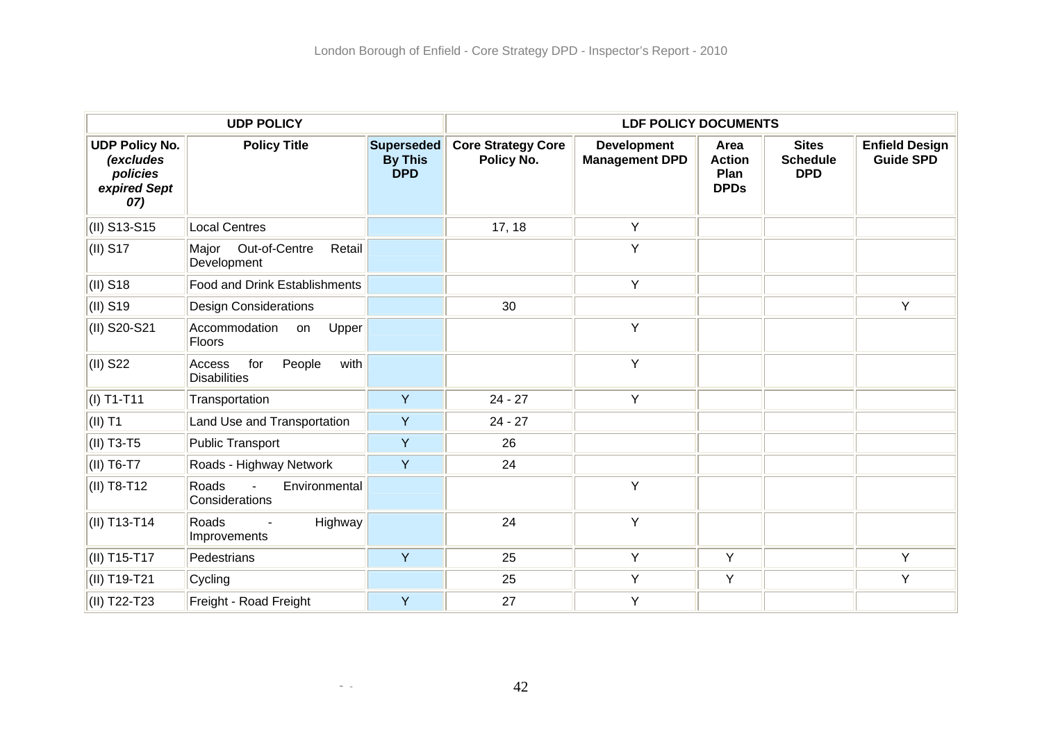| UDP POLICY | | | LDF POLICY DOCUMENTS | | | | |
|---|---|---|---|---|---|---|---|
| **UDP Policy No.** ***(excludes policies expired Sept 07)*** | **Policy Title** | **Superseded By This DPD** | **Core Strategy Core Policy No.** | **Development Management DPD** | **Area Action Plan DPDs** | **Sites Schedule DPD** | **Enfield Design Guide SPD** |
| (II) S13-S15 | Local Centres | | 17, 18 | Y | | | |
| (II) S17 | Major Out-of-Centre Retail Development | | | Y | | | |
| (II) S18 | Food and Drink Establishments | | | Y | | | |
| (II) S19 | Design Considerations | | 30 | | | | Y |
| (II) S20-S21 | Accommodation on Upper Floors | | | Y | | | |
| (II) S22 | Access for People with Disabilities | | | Y | | | |
| (I) T1-T11 | Transportation | Y | 24 - 27 | Y | | | |
| (II) T1 | Land Use and Transportation | Y | 24 - 27 | | | | |
| (II) T3-T5 | Public Transport | Y | 26 | | | | |
| (II) T6-T7 | Roads - Highway Network | Y | 24 | | | | |
| (II) T8-T12 | Roads - Environmental Considerations | | | Y | | | |
| (II) T13-T14 | Roads - Highway Improvements | | 24 | Y | | | |
| (II) T15-T17 | Pedestrians | Y | 25 | Y | Y | | Y |
| (II) T19-T21 | Cycling | | 25 | Y | Y | | Y |
| (II) T22-T23 | Freight - Road Freight | Y | 27 | Y | | | |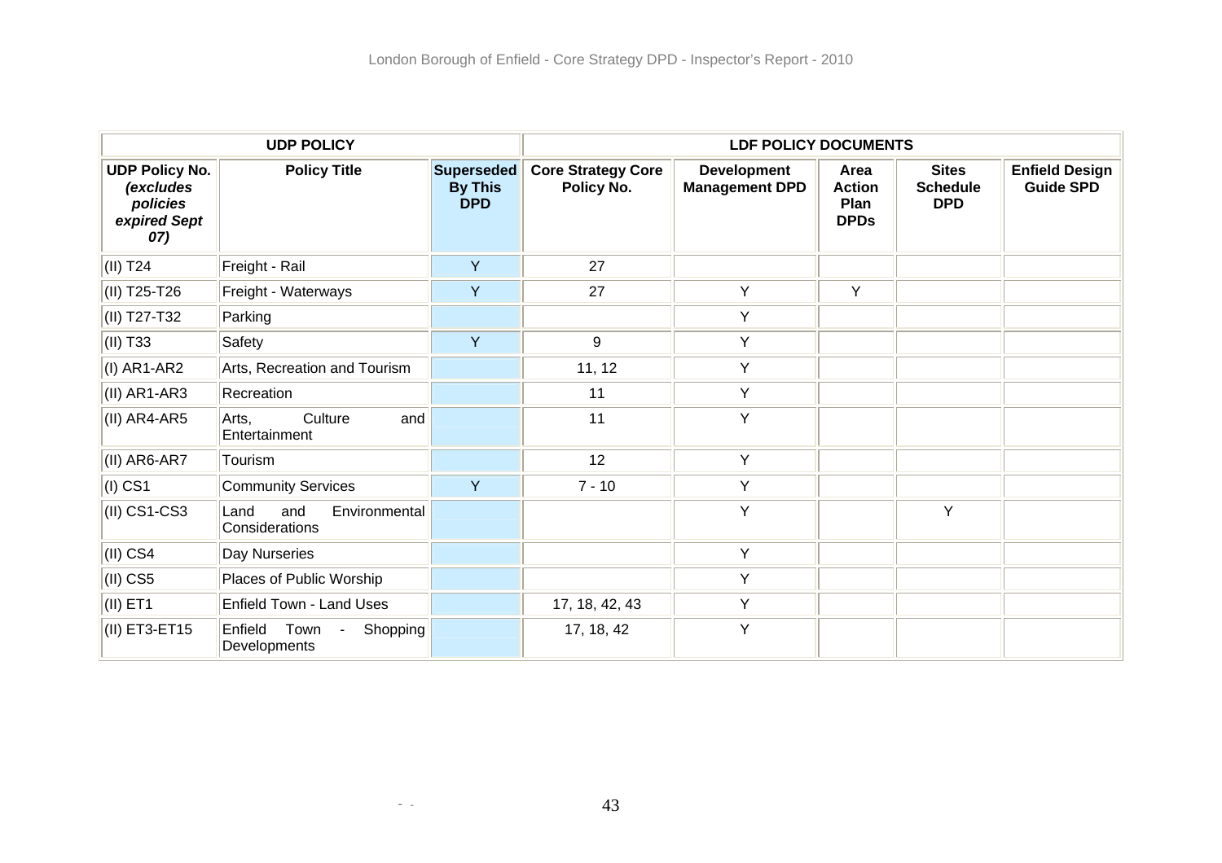| UDP POLICY | | | LDF POLICY DOCUMENTS | | | | |
|---|---|---|---|---|---|---|---|
| **UDP Policy No.** ***(excludes policies expired Sept 07)*** | **Policy Title** | **Superseded By This DPD** | **Core Strategy Core Policy No.** | **Development Management DPD** | **Area Action Plan DPDs** | **Sites Schedule DPD** | **Enfield Design Guide SPD** |
| (II) T24 | Freight - Rail | Y | 27 | | | | |
| (II) T25-T26 | Freight - Waterways | Y | 27 | Y | Y | | |
| (II) T27-T32 | Parking | | | Y | | | |
| (II) T33 | Safety | Y | 9 | Y | | | |
| (I) AR1-AR2 | Arts, Recreation and Tourism | | 11, 12 | Y | | | |
| (II) AR1-AR3 | Recreation | | 11 | Y | | | |
| (II) AR4-AR5 | Arts, Culture and Entertainment | | 11 | Y | | | |
| (II) AR6-AR7 | Tourism | | 12 | Y | | | |
| (I) CS1 | Community Services | Y | 7 - 10 | Y | | | |
| (II) CS1-CS3 | Land and Environmental Considerations | | | Y | | Y | |
| (II) CS4 | Day Nurseries | | | Y | | | |
| (II) CS5 | Places of Public Worship | | | Y | | | |
| (II) ET1 | Enfield Town - Land Uses | | 17, 18, 42, 43 | Y | | | |
| (II) ET3-ET15 | Enfield Town - Shopping Developments | | 17, 18, 42 | Y | | | |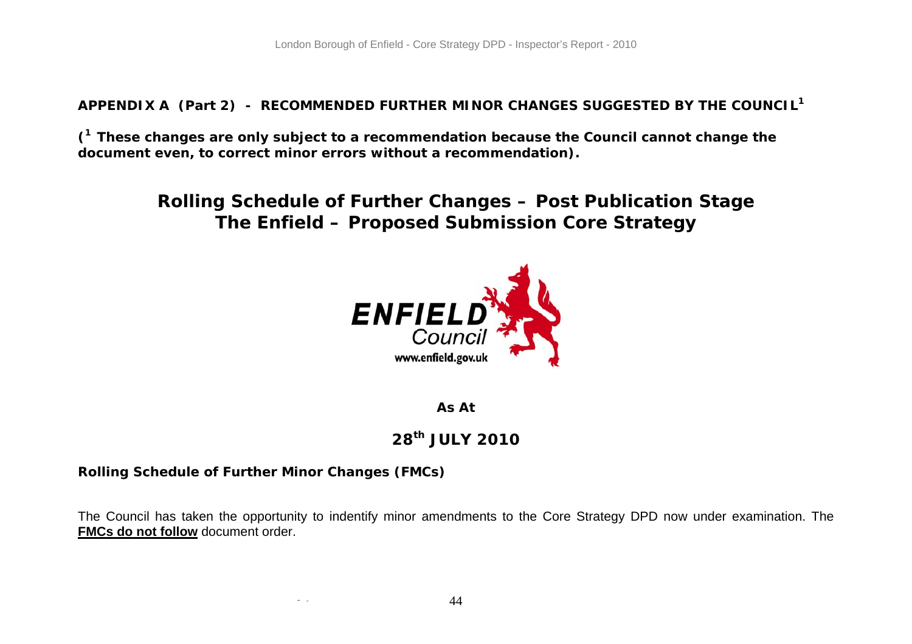**APPENDIX A (Part 2) - RECOMMENDED FURTHER MINOR CHANGES SUGGESTED BY THE COUNCIL[1]**

**([1] These changes are only subject to a recommendation because the Council cannot change the document even, to correct minor errors without a recommendation).**

# Rolling Schedule of Further Changes – Post Publication Stage
# The Enfield – Proposed Submission Core Strategy

ENFIELD Council
www.enfield.gov.uk

**As At**

## 28th JULY 2010

**Rolling Schedule of Further Minor Changes (FMCs)**

The Council has taken the opportunity to indentify minor amendments to the Core Strategy DPD now under examination. The **FMCs do not follow** document order.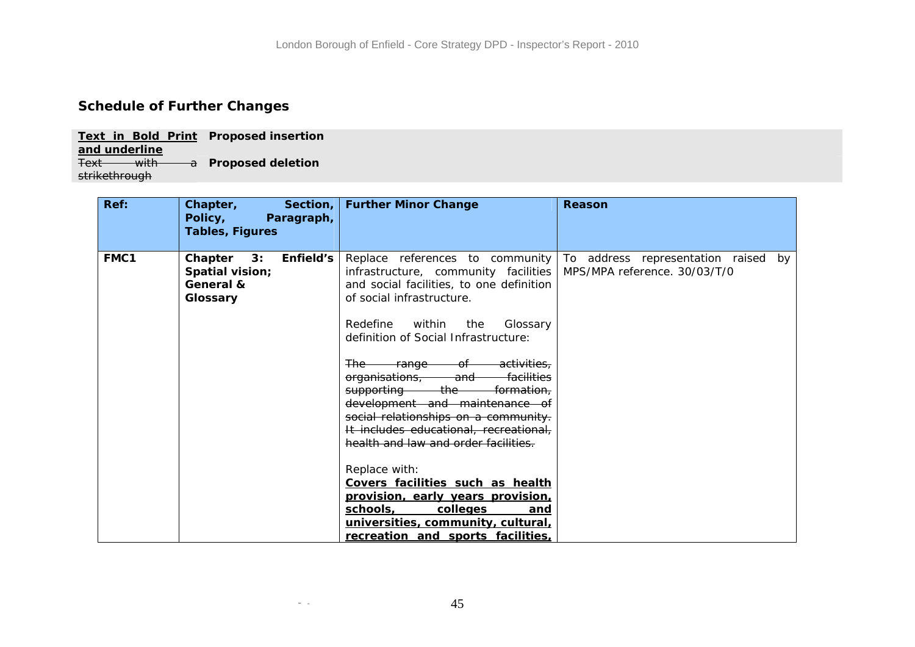## Schedule of Further Changes

| | |
|---|---|
| **<u>Text in Bold Print and underline</u>** | **Proposed insertion** |
| ~~Text with a strikethrough~~ | **Proposed deletion** |

| Ref: | Chapter, Section, Policy, Paragraph, Tables, Figures | Further Minor Change | Reason |
|---|---|---|---|
| **FMC1** | **Chapter 3: Enfield's Spatial vision; General & Glossary** | Replace references to community infrastructure, community facilities and social facilities, to one definition of social infrastructure.<br><br>Redefine within the Glossary definition of Social Infrastructure:<br><br>~~The range of activities, organisations, and facilities supporting the formation, development and maintenance of social relationships on a community. It includes educational, recreational, health and law and order facilities.~~<br><br>Replace with:<br>**<u>Covers facilities such as health provision, early years provision, schools, colleges and universities, community, cultural, recreation and sports facilities,</u>** | To address representation raised by MPS/MPA reference. 30/03/T/0 |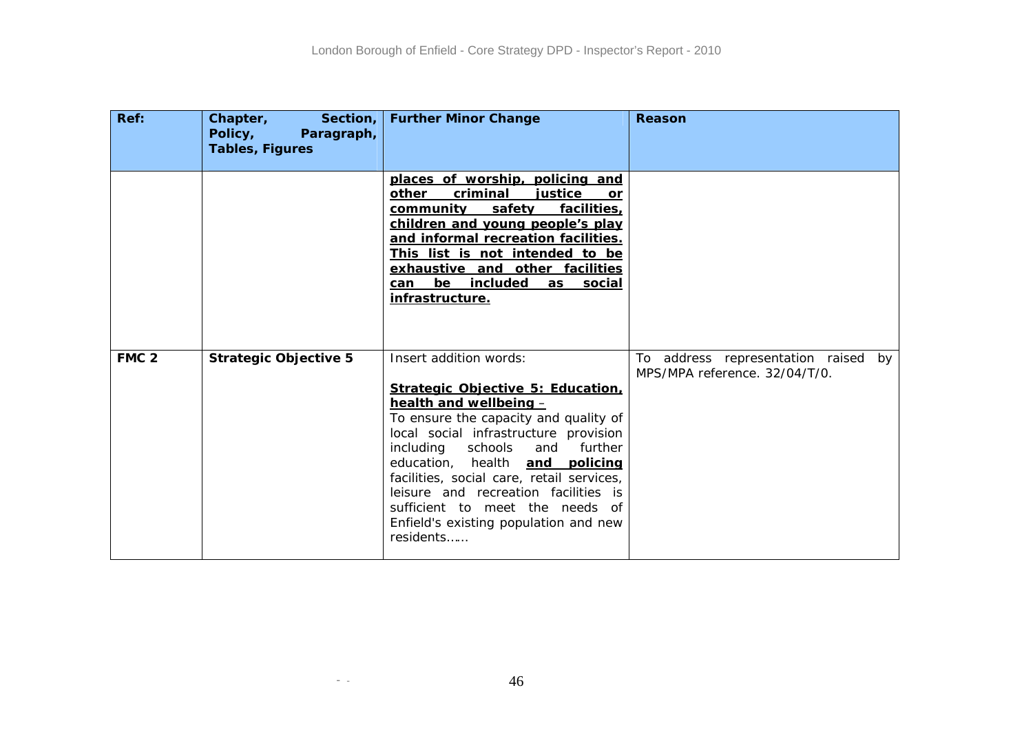| Ref: | Chapter, Section, Policy, Paragraph, Tables, Figures | Further Minor Change | Reason |
|---|---|---|---|
| | | **places of worship, policing and other criminal justice or community safety facilities, children and young people's play and informal recreation facilities. This list is not intended to be exhaustive and other facilities can be included as social infrastructure.** | |
| **FMC 2** | **Strategic Objective 5** | Insert addition words:<br><br>**Strategic Objective 5: Education, health and wellbeing** –<br>To ensure the capacity and quality of local social infrastructure provision including schools and further education, health **and policing** facilities, social care, retail services, leisure and recreation facilities is sufficient to meet the needs of Enfield's existing population and new residents…… | To address representation raised by MPS/MPA reference. 32/04/T/0. |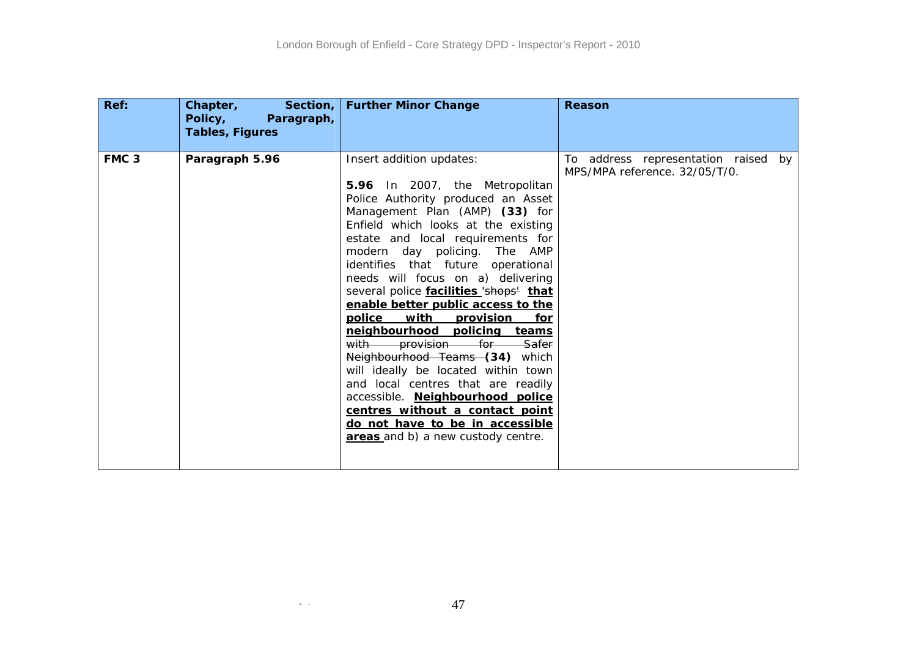| Ref: | Chapter, Section, Policy, Paragraph, Tables, Figures | Further Minor Change | Reason |
|---|---|---|---|
| FMC 3 | Paragraph 5.96 | Insert addition updates:<br><br>**5.96** In 2007, the Metropolitan Police Authority produced an Asset Management Plan (AMP) **(33)** for Enfield which looks at the existing estate and local requirements for modern day policing. The AMP identifies that future operational needs will focus on a) delivering several police **<u>facilities</u>** '~~shops~~' **<u>that enable better public access to the police with provision for neighbourhood policing teams</u>** ~~with provision for Safer Neighbourhood Teams~~ **(34)** which will ideally be located within town and local centres that are readily accessible. **<u>Neighbourhood police centres without a contact point do not have to be in accessible areas</u>** and b) a new custody centre. | To address representation raised by MPS/MPA reference. 32/05/T/0. |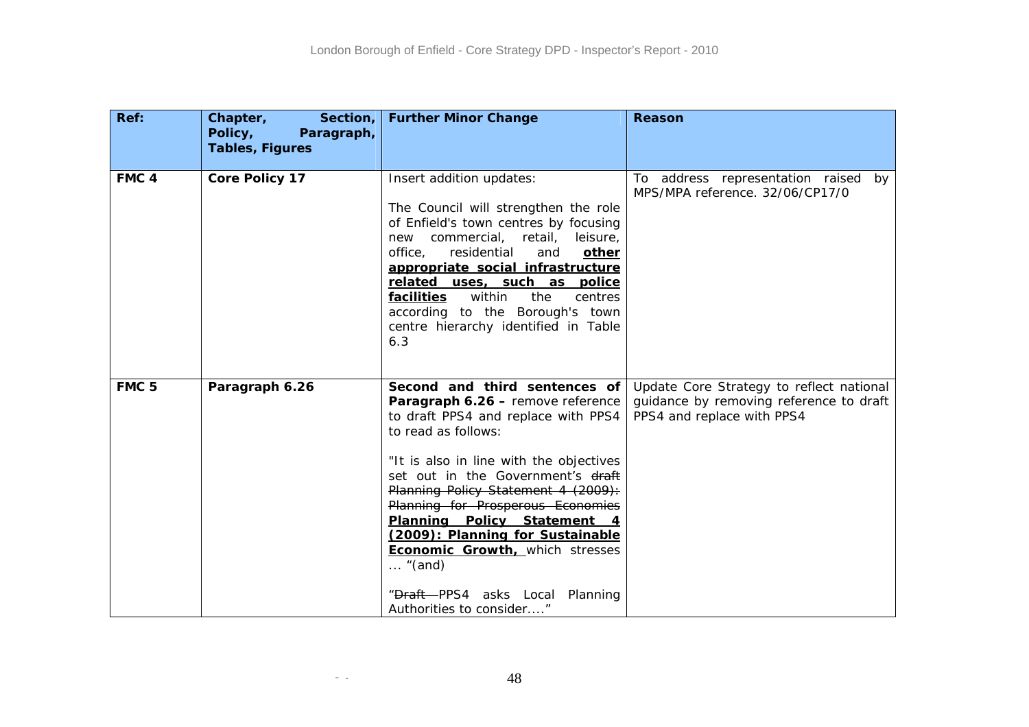| Ref: | Chapter, Section, Policy, Paragraph, Tables, Figures | Further Minor Change | Reason |
|---|---|---|---|
| **FMC 4** | **Core Policy 17** | Insert addition updates:<br><br>The Council will strengthen the role of Enfield's town centres by focusing new commercial, retail, leisure, office, residential and **<u>other appropriate social infrastructure related uses, such as police facilities</u>** within the centres according to the Borough's town centre hierarchy identified in Table 6.3 | To address representation raised by MPS/MPA reference. 32/06/CP17/0 |
| **FMC 5** | **Paragraph 6.26** | **Second and third sentences of Paragraph 6.26 –** remove reference to draft PPS4 and replace with PPS4 to read as follows:<br><br>"It is also in line with the objectives set out in the Government's ~~draft Planning Policy Statement 4 (2009): Planning for Prosperous Economies~~ **<u>Planning Policy Statement 4 (2009): Planning for Sustainable Economic Growth,</u>** which stresses … "(and)<br><br>"~~Draft~~ PPS4 asks Local Planning Authorities to consider…." | Update Core Strategy to reflect national guidance by removing reference to draft PPS4 and replace with PPS4 |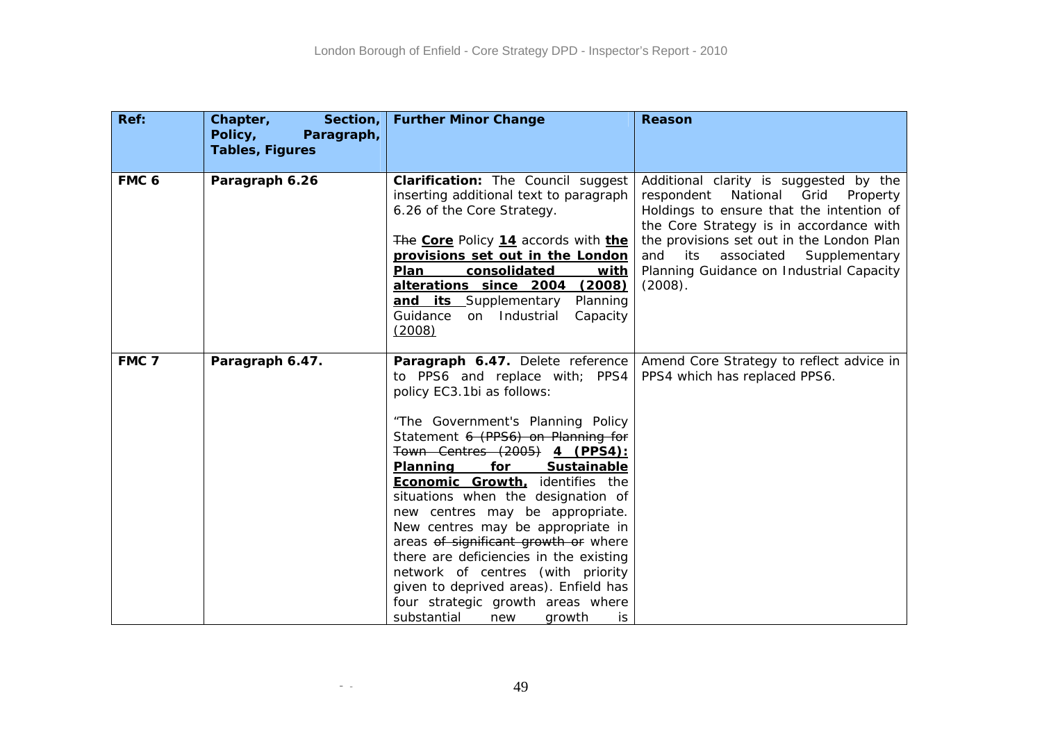| Ref: | Chapter, Section, Policy, Paragraph, Tables, Figures | Further Minor Change | Reason |
|---|---|---|---|
| **FMC 6** | **Paragraph 6.26** | **Clarification:** The Council suggest inserting additional text to paragraph 6.26 of the Core Strategy.<br><br>~~The~~ **<u>Core</u>** Policy **<u>14</u>** accords with **<u>the provisions set out in the London Plan consolidated with alterations since 2004 (2008) and its</u>** Supplementary Planning Guidance on Industrial Capacity <u>(2008)</u> | Additional clarity is suggested by the respondent National Grid Property Holdings to ensure that the intention of the Core Strategy is in accordance with the provisions set out in the London Plan and its associated Supplementary Planning Guidance on Industrial Capacity (2008). |
| **FMC 7** | **Paragraph 6.47.** | **Paragraph 6.47.** Delete reference to PPS6 and replace with; PPS4 policy EC3.1bi as follows:<br><br>"The Government's Planning Policy Statement ~~6 (PPS6) on Planning for Town Centres (2005)~~ **<u>4 (PPS4): Planning for Sustainable Economic Growth,</u>** identifies the situations when the designation of new centres may be appropriate. New centres may be appropriate in areas ~~of significant growth or~~ where there are deficiencies in the existing network of centres (with priority given to deprived areas). Enfield has four strategic growth areas where substantial new growth is | Amend Core Strategy to reflect advice in PPS4 which has replaced PPS6. |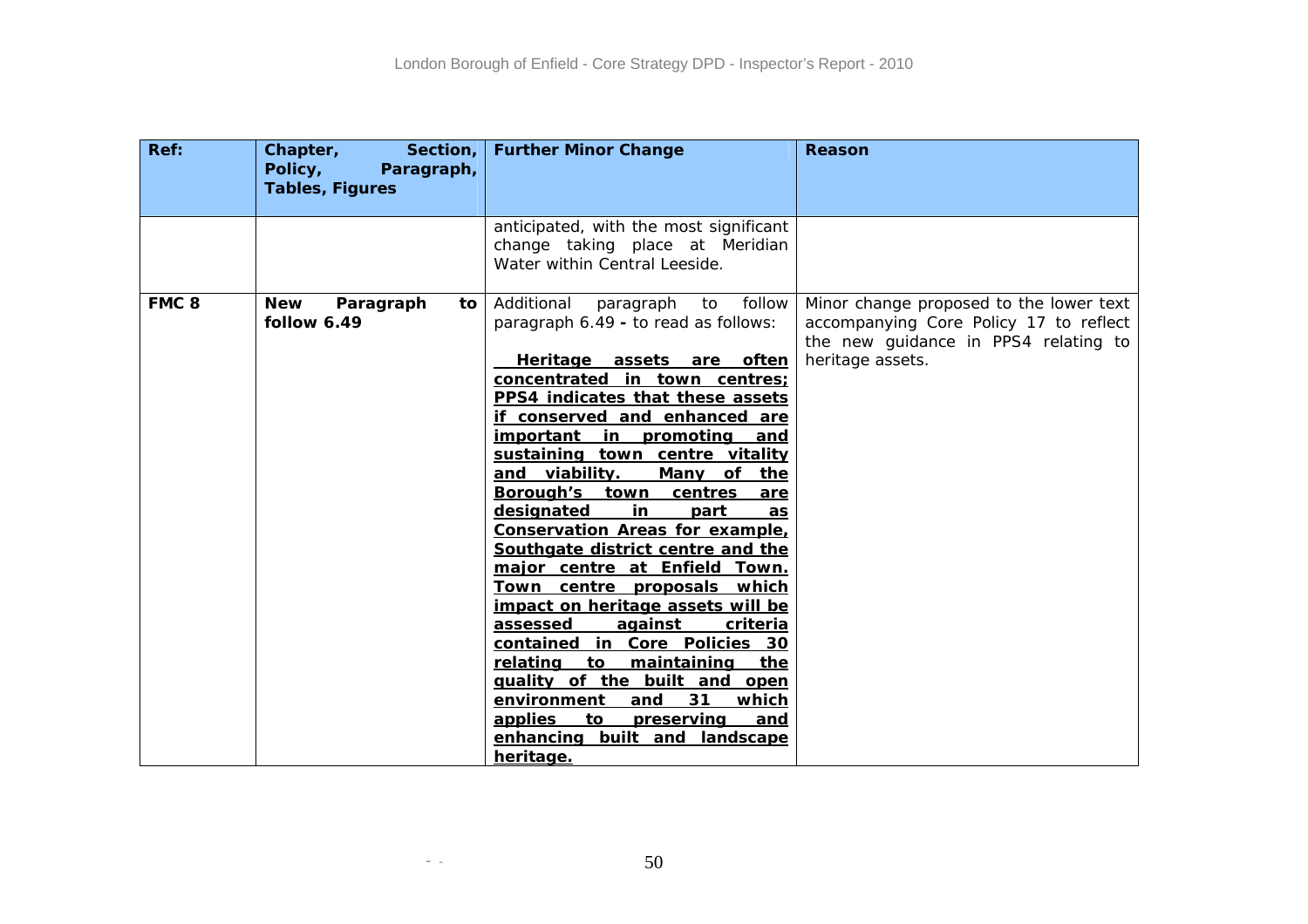| Ref: | Chapter, Section, Policy, Paragraph, Tables, Figures | Further Minor Change | Reason |
|---|---|---|---|
| | | anticipated, with the most significant change taking place at Meridian Water within Central Leeside. | |
| **FMC 8** | **New Paragraph to follow 6.49** | Additional paragraph to follow paragraph 6.49 **-** to read as follows:<br><br>**<u>Heritage assets are often concentrated in town centres; PPS4 indicates that these assets if conserved and enhanced are important in promoting and sustaining town centre vitality and viability. Many of the Borough's town centres are designated in part as Conservation Areas for example, Southgate district centre and the major centre at Enfield Town. Town centre proposals which impact on heritage assets will be assessed against criteria contained in Core Policies 30 relating to maintaining the quality of the built and open environment and 31 which applies to preserving and enhancing built and landscape heritage.</u>** | Minor change proposed to the lower text accompanying Core Policy 17 to reflect the new guidance in PPS4 relating to heritage assets. |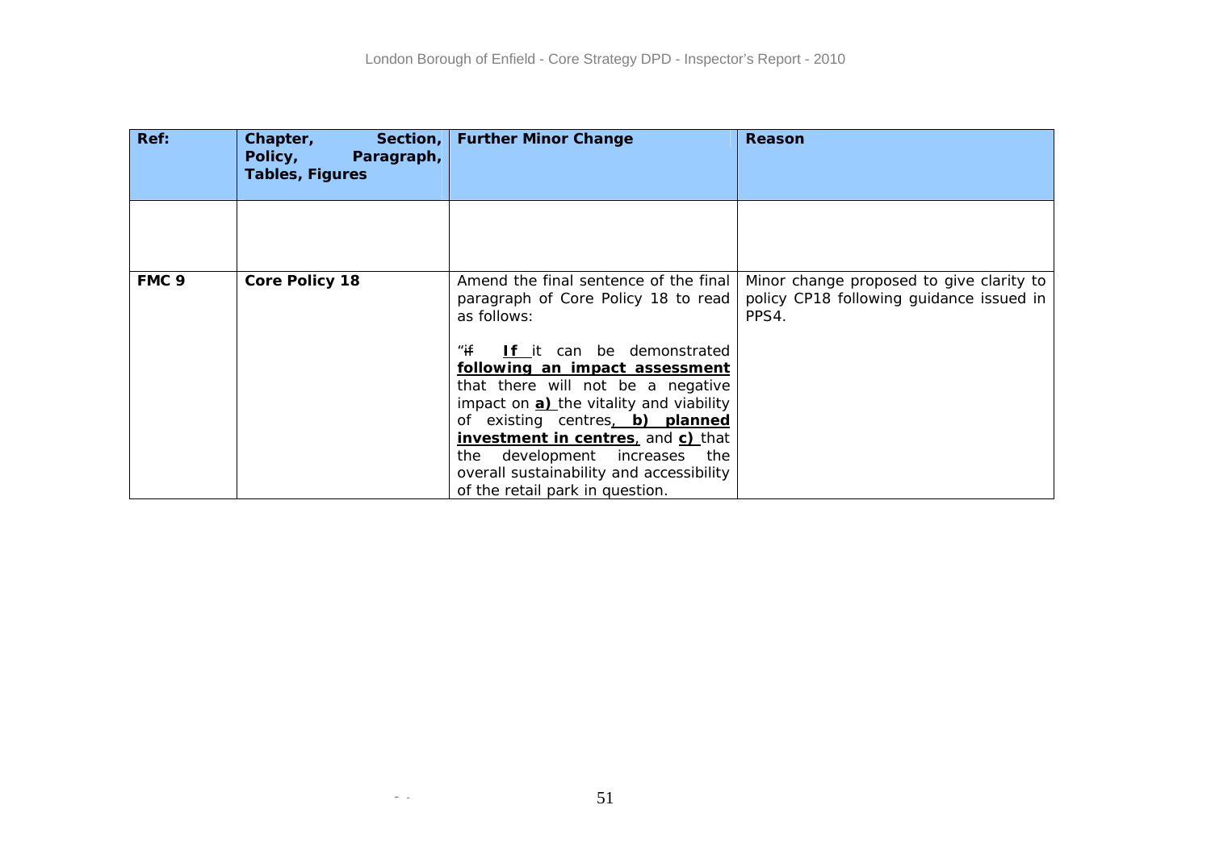| Ref: | Chapter, Section, Policy, Paragraph, Tables, Figures | Further Minor Change | Reason |
|---|---|---|---|
| | | | |
| **FMC 9** | **Core Policy 18** | Amend the final sentence of the final paragraph of Core Policy 18 to read as follows:<br><br>"~~if~~ **<u>If</u>** it can be demonstrated **<u>following an impact assessment</u>** that there will not be a negative impact on **<u>a)</u>** the vitality and viability of existing centres**<u>, b) planned investment in centres</u>**, and **<u>c)</u>** that the development increases the overall sustainability and accessibility of the retail park in question. | Minor change proposed to give clarity to policy CP18 following guidance issued in PPS4. |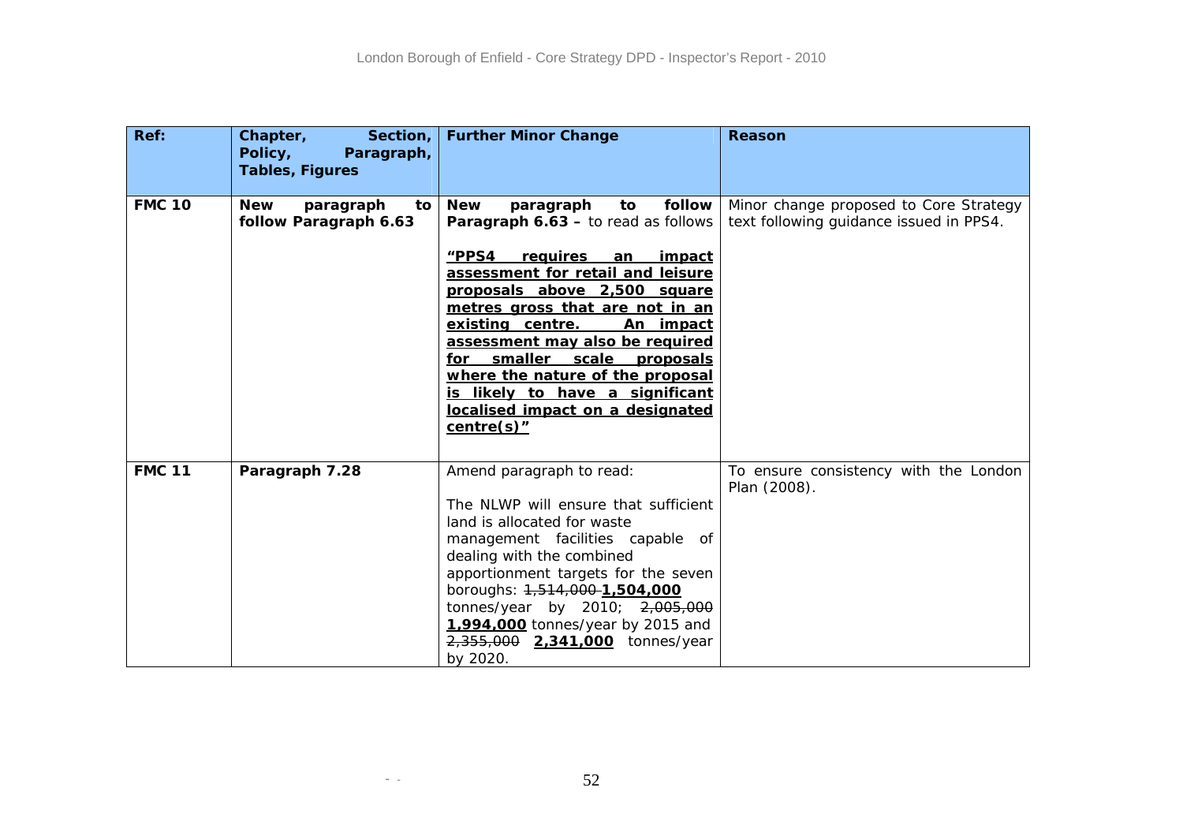| Ref: | Chapter, Section, Policy, Paragraph, Tables, Figures | Further Minor Change | Reason |
|---|---|---|---|
| **FMC 10** | **New paragraph to follow Paragraph 6.63** | **New paragraph to follow Paragraph 6.63 –** to read as follows<br><br>**<u>"PPS4 requires an impact assessment for retail and leisure proposals above 2,500 square metres gross that are not in an existing centre. An impact assessment may also be required for smaller scale proposals where the nature of the proposal is likely to have a significant localised impact on a designated centre(s)"</u>** | Minor change proposed to Core Strategy text following guidance issued in PPS4. |
| **FMC 11** | **Paragraph 7.28** | Amend paragraph to read:<br><br>The NLWP will ensure that sufficient land is allocated for waste management facilities capable of dealing with the combined apportionment targets for the seven boroughs: ~~1,514,000~~ **<u>1,504,000</u>** tonnes/year by 2010; ~~2,005,000~~ **<u>1,994,000</u>** tonnes/year by 2015 and ~~2,355,000~~ **<u>2,341,000</u>** tonnes/year by 2020. | To ensure consistency with the London Plan (2008). |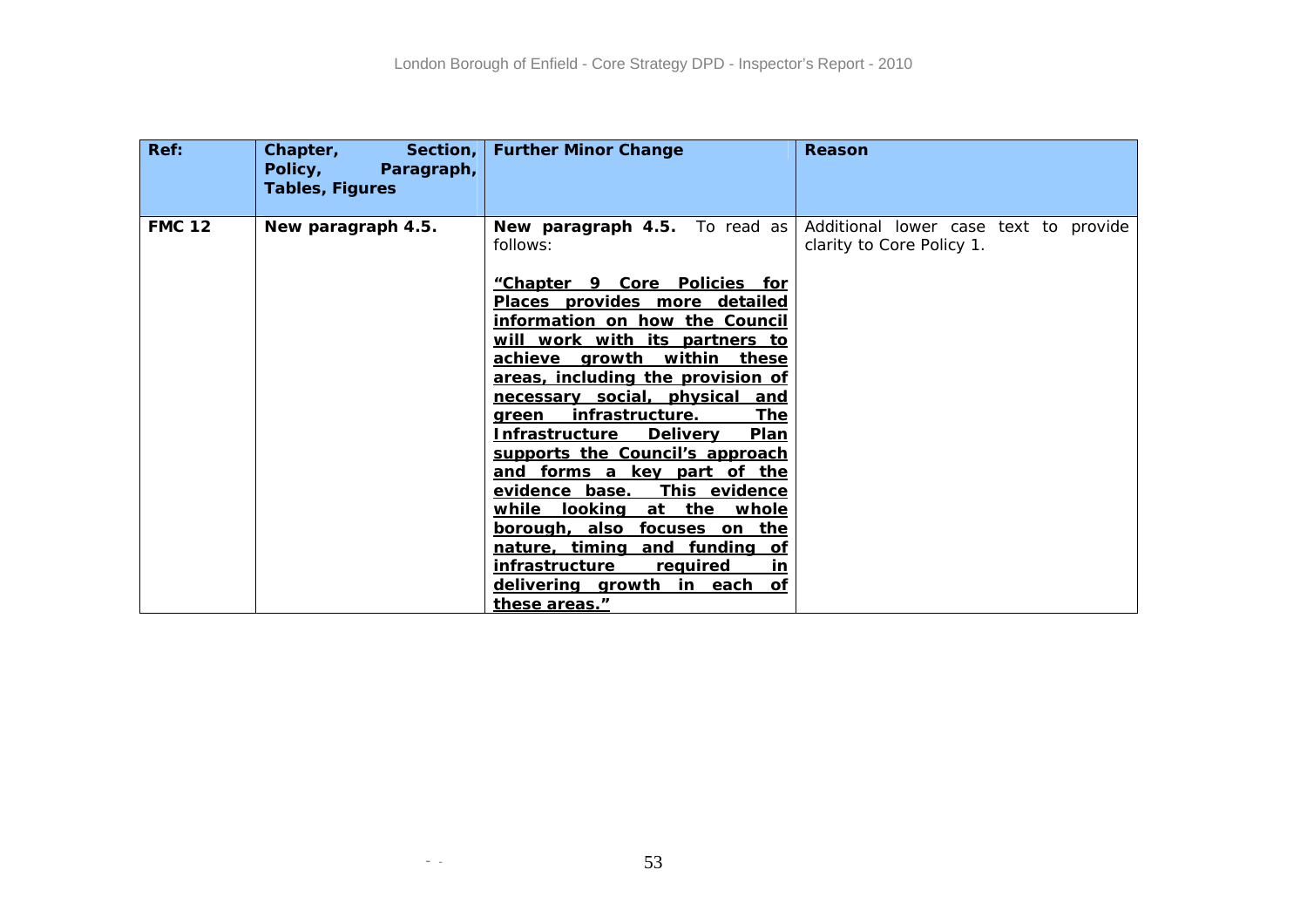| Ref: | Chapter, Section, Policy, Paragraph, Tables, Figures | Further Minor Change | Reason |
|---|---|---|---|
| **FMC 12** | **New paragraph 4.5.** | **New paragraph 4.5.** To read as follows: <br><br> **<u>"Chapter 9 Core Policies for Places provides more detailed information on how the Council will work with its partners to achieve growth within these areas, including the provision of necessary social, physical and green infrastructure. The Infrastructure Delivery Plan supports the Council's approach and forms a key part of the evidence base. This evidence while looking at the whole borough, also focuses on the nature, timing and funding of infrastructure required in delivering growth in each of these areas."</u>** | Additional lower case text to provide clarity to Core Policy 1. |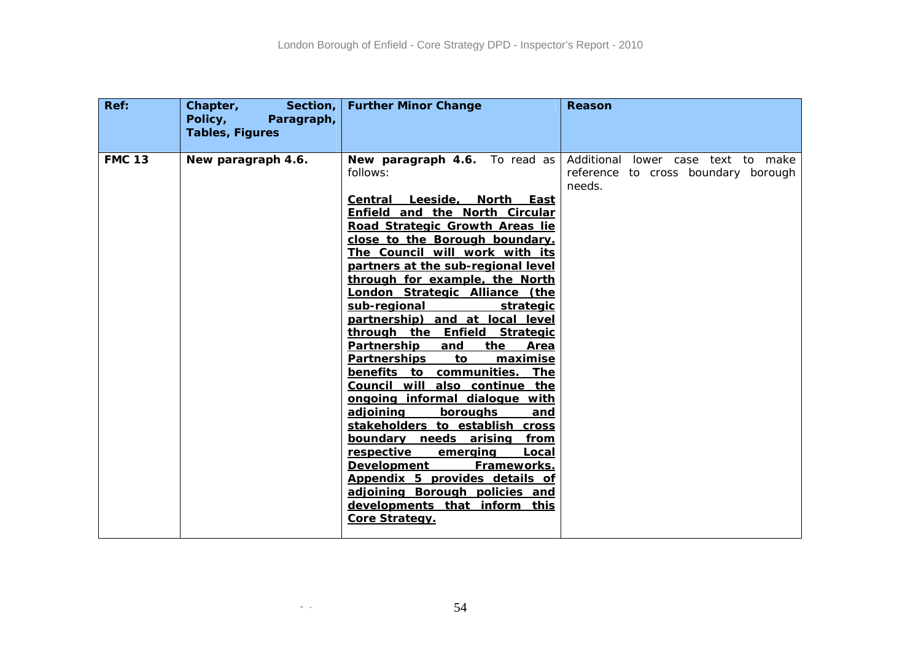| Ref: | Chapter, Section, Policy, Paragraph, Tables, Figures | Further Minor Change | Reason |
|---|---|---|---|
| **FMC 13** | **New paragraph 4.6.** | **New paragraph 4.6.** To read as follows:<br><br>**Central Leeside, North East Enfield and the North Circular Road Strategic Growth Areas lie close to the Borough boundary. The Council will work with its partners at the sub-regional level through for example, the North London Strategic Alliance (the sub-regional strategic partnership) and at local level through the Enfield Strategic Partnership and the Area Partnerships to maximise benefits to communities. The Council will also continue the ongoing informal dialogue with adjoining boroughs and stakeholders to establish cross boundary needs arising from respective emerging Local Development Frameworks. Appendix 5 provides details of adjoining Borough policies and developments that inform this Core Strategy.** | Additional lower case text to make reference to cross boundary borough needs. |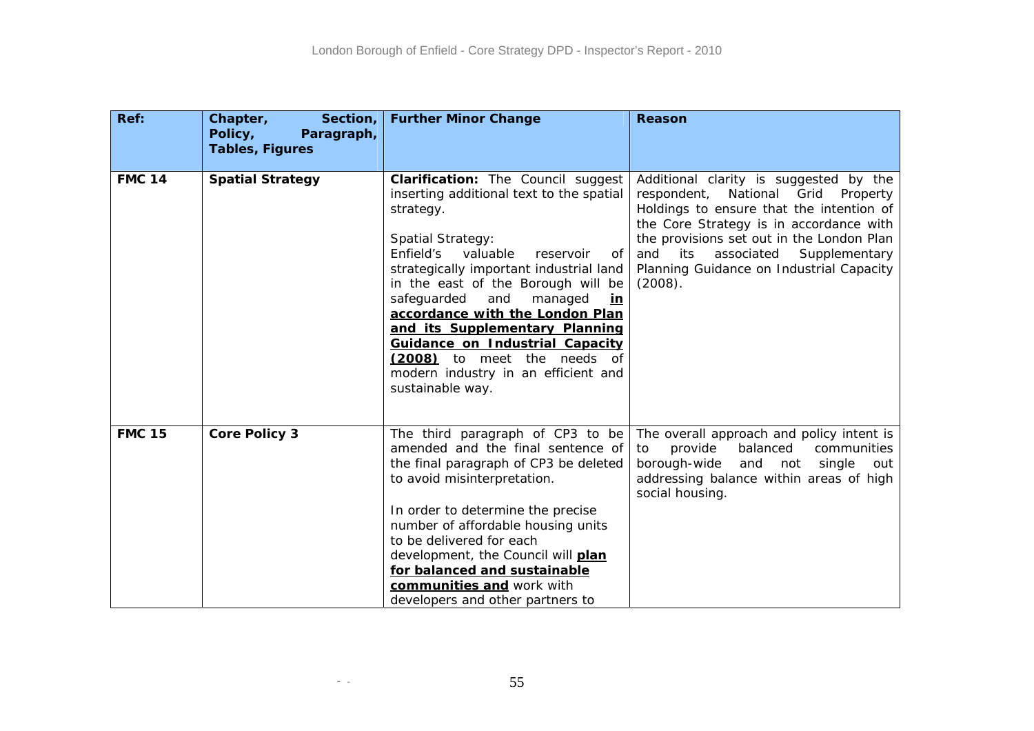| Ref: | Chapter, Section, Policy, Paragraph, Tables, Figures | Further Minor Change | Reason |
|---|---|---|---|
| **FMC 14** | **Spatial Strategy** | **Clarification:** The Council suggest inserting additional text to the spatial strategy.<br><br>Spatial Strategy:<br>Enfield's valuable reservoir of strategically important industrial land in the east of the Borough will be safeguarded and managed **<u>in accordance with the London Plan and its Supplementary Planning Guidance on Industrial Capacity (2008)</u>** to meet the needs of modern industry in an efficient and sustainable way. | Additional clarity is suggested by the respondent, National Grid Property Holdings to ensure that the intention of the Core Strategy is in accordance with the provisions set out in the London Plan and its associated Supplementary Planning Guidance on Industrial Capacity (2008). |
| **FMC 15** | **Core Policy 3** | The third paragraph of CP3 to be amended and the final sentence of the final paragraph of CP3 be deleted to avoid misinterpretation.<br><br>In order to determine the precise number of affordable housing units to be delivered for each development, the Council will **<u>plan for balanced and sustainable communities and</u>** work with developers and other partners to | The overall approach and policy intent is to provide balanced communities borough-wide and not single out addressing balance within areas of high social housing. |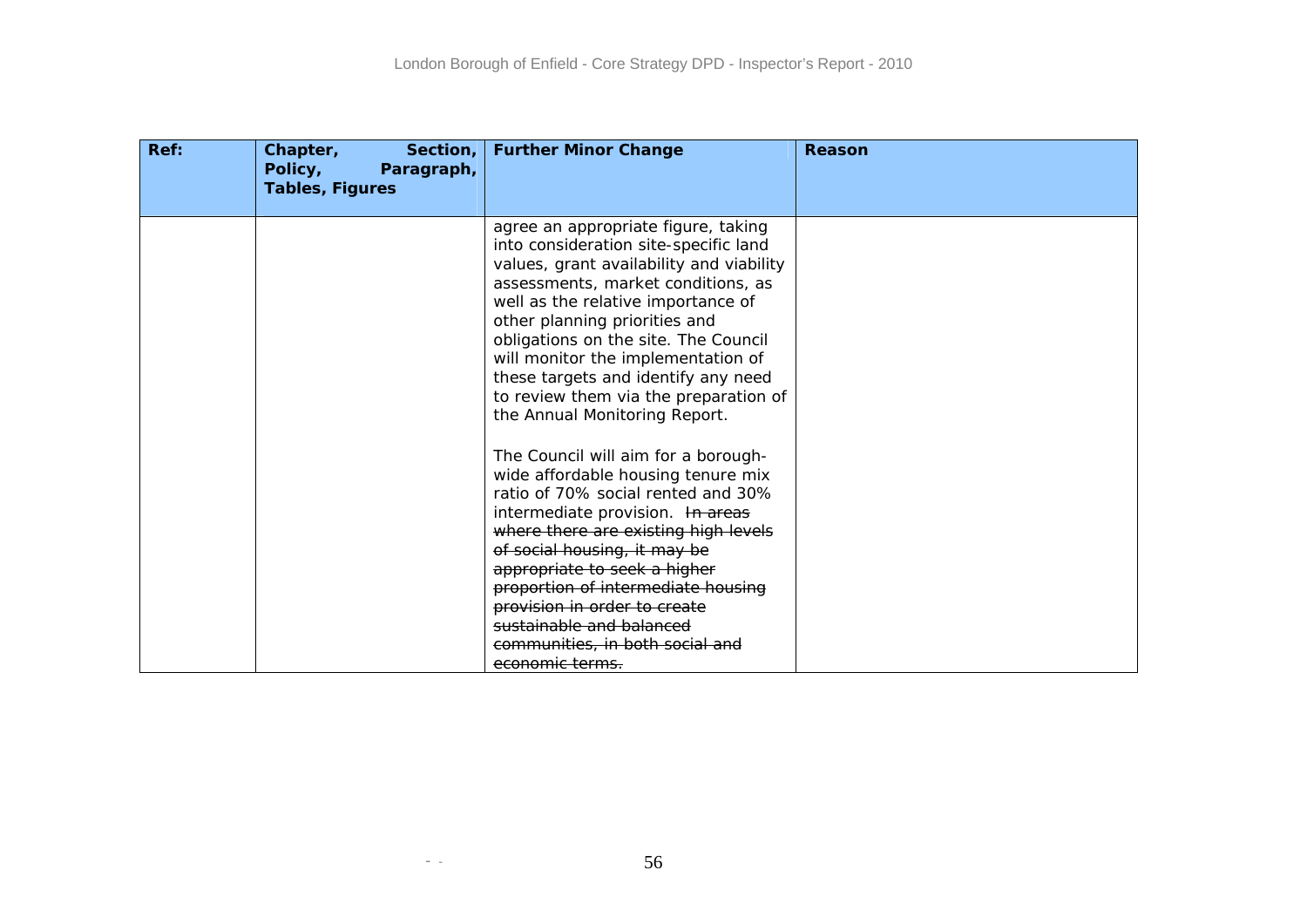| Ref: | Chapter, Section, Policy, Paragraph, Tables, Figures | Further Minor Change | Reason |
|---|---|---|---|
| | | agree an appropriate figure, taking into consideration site-specific land values, grant availability and viability assessments, market conditions, as well as the relative importance of other planning priorities and obligations on the site. The Council will monitor the implementation of these targets and identify any need to review them via the preparation of the Annual Monitoring Report.<br><br>The Council will aim for a borough-wide affordable housing tenure mix ratio of 70% social rented and 30% intermediate provision. ~~In areas where there are existing high levels of social housing, it may be appropriate to seek a higher proportion of intermediate housing provision in order to create sustainable and balanced communities, in both social and economic terms.~~ | |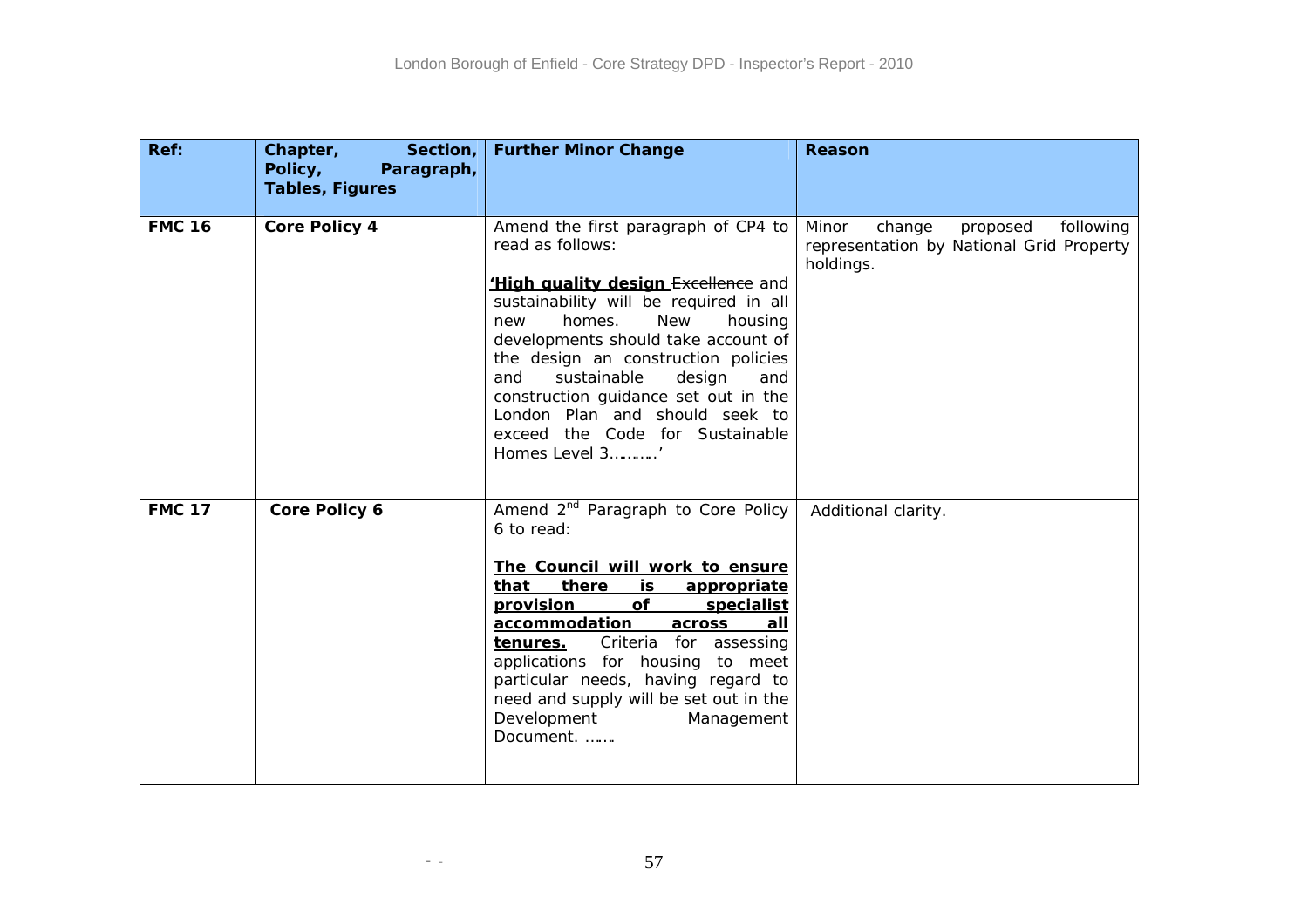| Ref: | Chapter, Section, Policy, Paragraph, Tables, Figures | Further Minor Change | Reason |
|---|---|---|---|
| **FMC 16** | **Core Policy 4** | Amend the first paragraph of CP4 to read as follows:<br><br>**<u>'High quality design</u>** ~~Excellence~~ and sustainability will be required in all new homes. New housing developments should take account of the design an construction policies and sustainable design and construction guidance set out in the London Plan and should seek to exceed the Code for Sustainable Homes Level 3……….' | Minor change proposed following representation by National Grid Property holdings. |
| **FMC 17** | **Core Policy 6** | Amend 2nd Paragraph to Core Policy 6 to read:<br><br>**<u>The Council will work to ensure that there is appropriate provision of specialist accommodation across all tenures.</u>** Criteria for assessing applications for housing to meet particular needs, having regard to need and supply will be set out in the Development Management Document. ……. | Additional clarity. |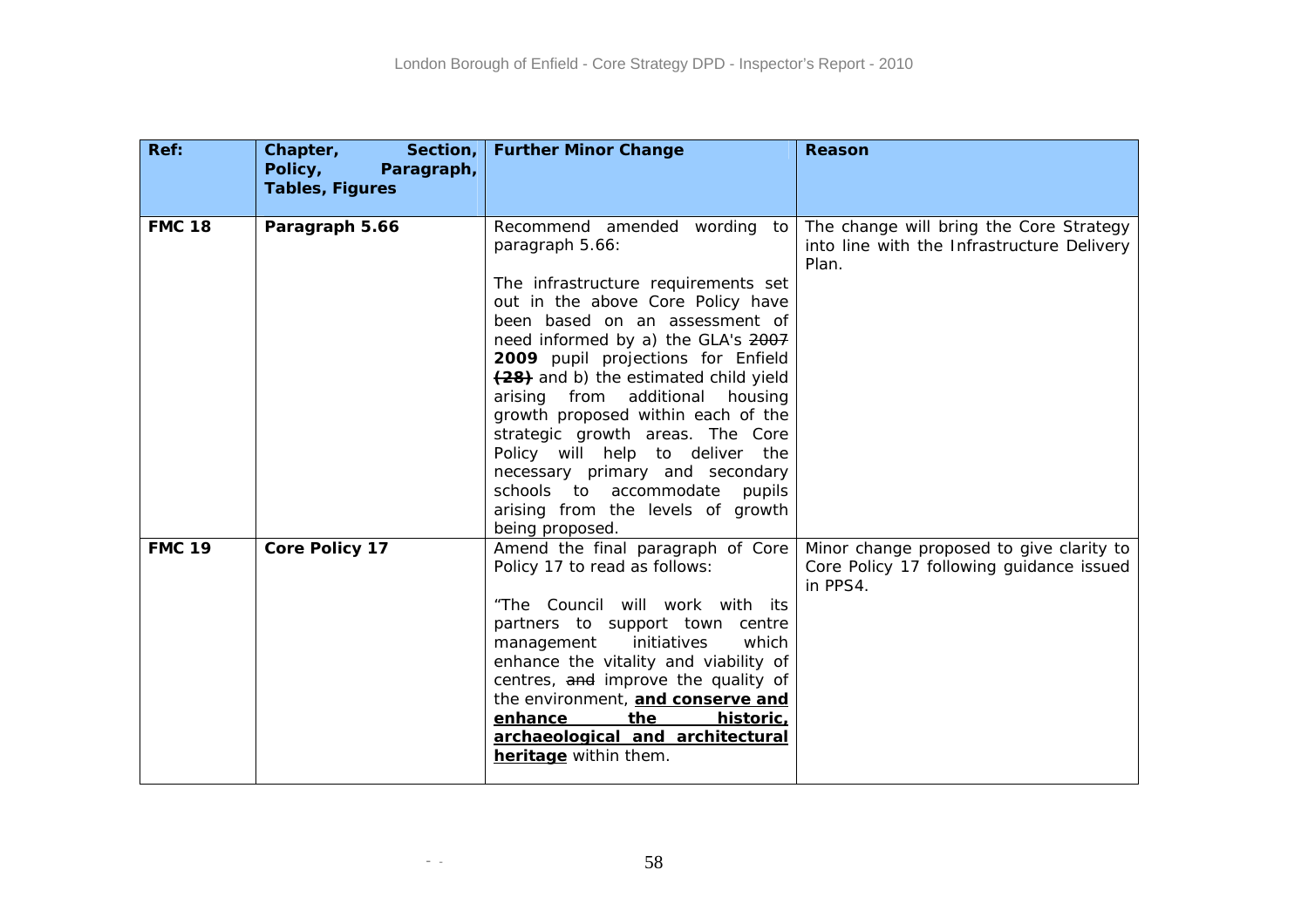| Ref: | Chapter, Section, Policy, Paragraph, Tables, Figures | Further Minor Change | Reason |
|---|---|---|---|
| **FMC 18** | **Paragraph 5.66** | Recommend amended wording to paragraph 5.66:<br><br>The infrastructure requirements set out in the above Core Policy have been based on an assessment of need informed by a) the GLA's ~~2007~~ **2009** pupil projections for Enfield **~~(28)~~** and b) the estimated child yield arising from additional housing growth proposed within each of the strategic growth areas. The Core Policy will help to deliver the necessary primary and secondary schools to accommodate pupils arising from the levels of growth being proposed. | The change will bring the Core Strategy into line with the Infrastructure Delivery Plan. |
| **FMC 19** | **Core Policy 17** | Amend the final paragraph of Core Policy 17 to read as follows:<br><br>"The Council will work with its partners to support town centre management initiatives which enhance the vitality and viability of centres, ~~and~~ improve the quality of the environment, **<u>and conserve and enhance the historic, archaeological and architectural heritage</u>** within them. | Minor change proposed to give clarity to Core Policy 17 following guidance issued in PPS4. |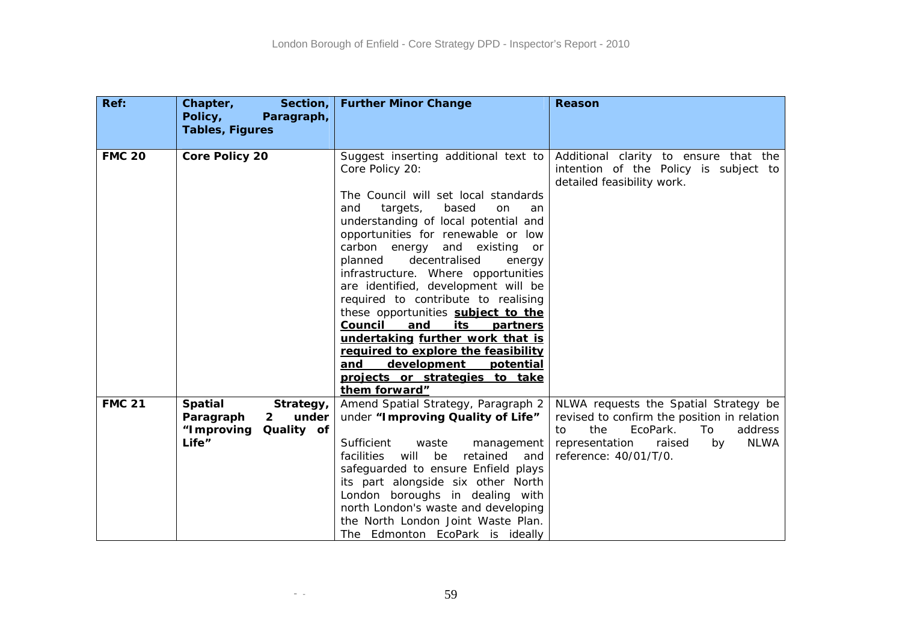| Ref: | Chapter, Section, Policy, Paragraph, Tables, Figures | Further Minor Change | Reason |
|---|---|---|---|
| **FMC 20** | **Core Policy 20** | Suggest inserting additional text to Core Policy 20:<br><br>The Council will set local standards and targets, based on an understanding of local potential and opportunities for renewable or low carbon energy and existing or planned decentralised energy infrastructure. Where opportunities are identified, development will be required to contribute to realising these opportunities **<u>subject to the Council and its partners undertaking further work that is required to explore the feasibility and development potential projects or strategies to take them forward"</u>** | Additional clarity to ensure that the intention of the Policy is subject to detailed feasibility work. |
| **FMC 21** | **Spatial Strategy, Paragraph 2 under "Improving Quality of Life"** | Amend Spatial Strategy, Paragraph 2 under **"Improving Quality of Life"**<br><br>Sufficient waste management facilities will be retained and safeguarded to ensure Enfield plays its part alongside six other North London boroughs in dealing with north London's waste and developing the North London Joint Waste Plan. The Edmonton EcoPark is ideally | NLWA requests the Spatial Strategy be revised to confirm the position in relation to the EcoPark. To address representation raised by NLWA reference: 40/01/T/0. |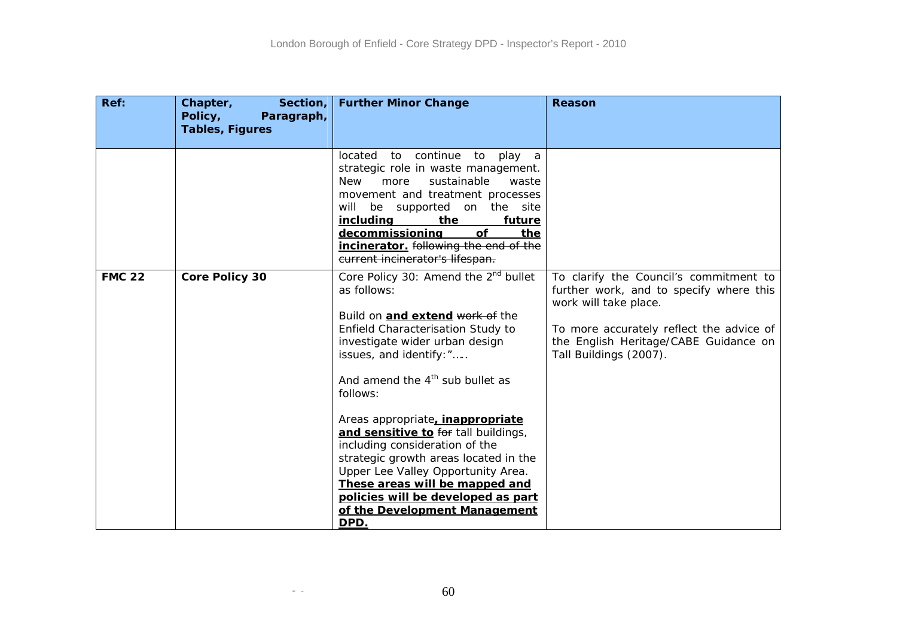| Ref: | Chapter, Section, Policy, Paragraph, Tables, Figures | Further Minor Change | Reason |
|---|---|---|---|
| | | located to continue to play a strategic role in waste management. New more sustainable waste movement and treatment processes will be supported on the site **including the future decommissioning of the incinerator.** ~~following the end of the current incinerator's lifespan.~~ | |
| **FMC 22** | **Core Policy 30** | Core Policy 30: Amend the 2nd bullet as follows:<br><br>Build on **and extend** ~~work of~~ the Enfield Characterisation Study to investigate wider urban design issues, and identify:"….<br><br>And amend the 4th sub bullet as follows:<br><br>Areas appropriate**, inappropriate and sensitive to** ~~for~~ tall buildings, including consideration of the strategic growth areas located in the Upper Lee Valley Opportunity Area. **These areas will be mapped and policies will be developed as part of the Development Management DPD.** | To clarify the Council's commitment to further work, and to specify where this work will take place.<br><br>To more accurately reflect the advice of the English Heritage/CABE Guidance on Tall Buildings (2007). |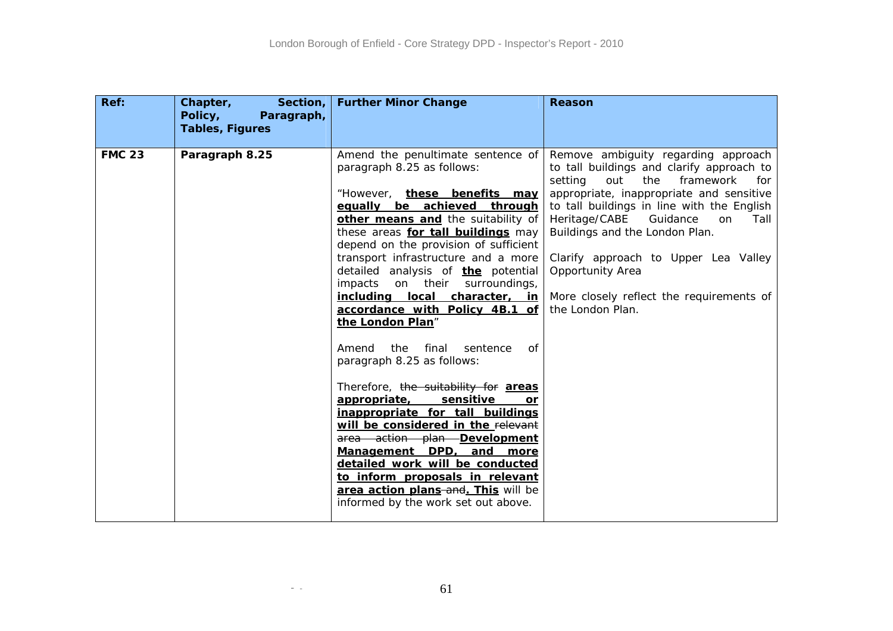| Ref: | Chapter, Section, Policy, Paragraph, Tables, Figures | Further Minor Change | Reason |
|---|---|---|---|
| **FMC 23** | **Paragraph 8.25** | Amend the penultimate sentence of paragraph 8.25 as follows:<br><br>"However, **<u>these benefits may equally be achieved through other means and</u>** the suitability of these areas **<u>for tall buildings</u>** may depend on the provision of sufficient transport infrastructure and a more detailed analysis of **<u>the</u>** potential impacts on their surroundings, **<u>including local character, in accordance with Policy 4B.1 of the London Plan</u>**"<br><br>Amend the final sentence of paragraph 8.25 as follows:<br><br>Therefore, ~~the suitability for~~ **<u>areas appropriate, sensitive or inappropriate for tall buildings will be considered in the</u>** ~~relevant area action plan~~ **<u>Development Management DPD, and more detailed work will be conducted to inform proposals in relevant area action plans</u>** ~~and~~**<u>. This</u>** will be informed by the work set out above. | Remove ambiguity regarding approach to tall buildings and clarify approach to setting out the framework for appropriate, inappropriate and sensitive to tall buildings in line with the English Heritage/CABE Guidance on Tall Buildings and the London Plan.<br><br>Clarify approach to Upper Lea Valley Opportunity Area<br><br>More closely reflect the requirements of the London Plan. |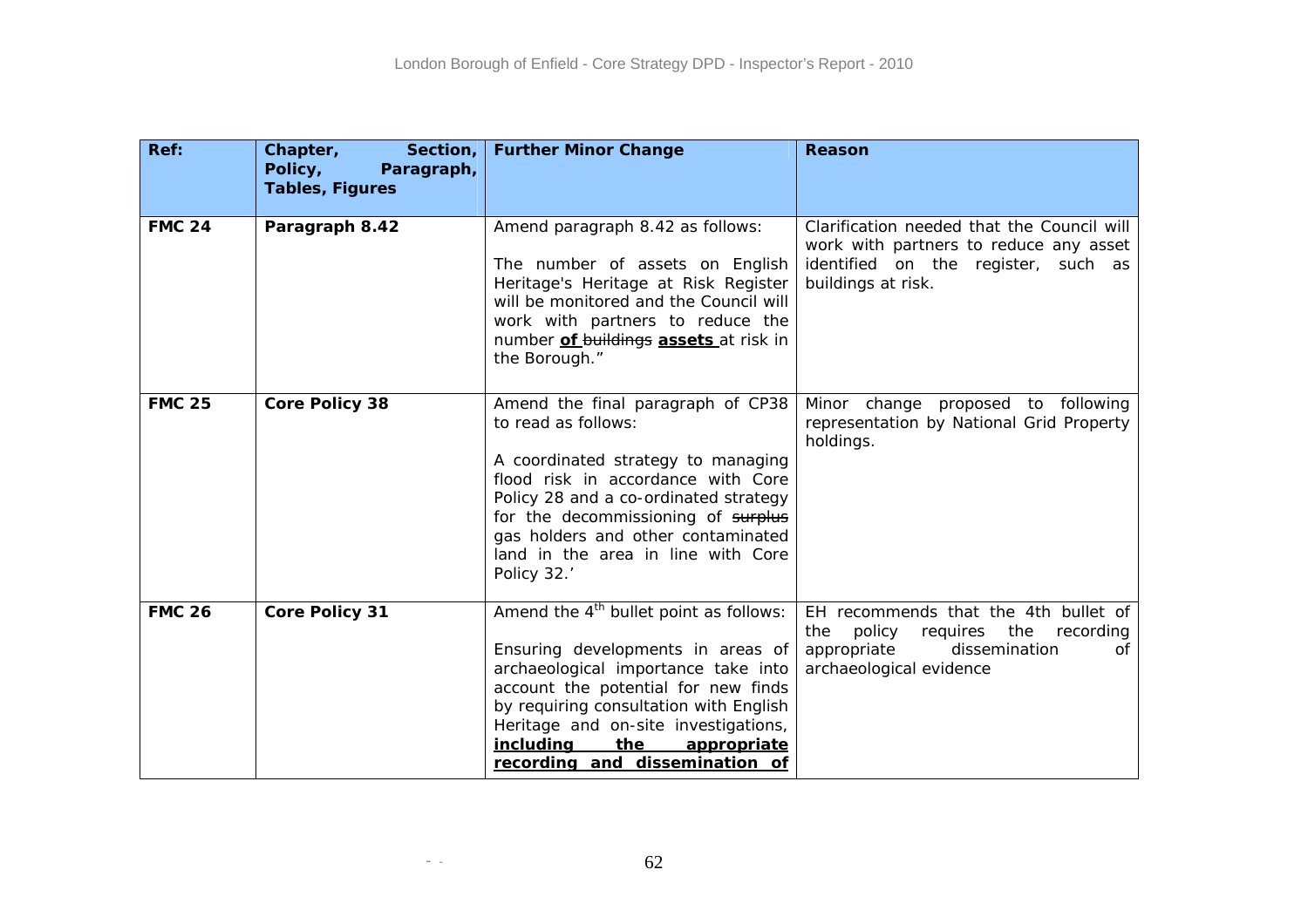| Ref: | Chapter, Section, Policy, Paragraph, Tables, Figures | Further Minor Change | Reason |
|---|---|---|---|
| **FMC 24** | **Paragraph 8.42** | Amend paragraph 8.42 as follows:<br><br>The number of assets on English Heritage's Heritage at Risk Register will be monitored and the Council will work with partners to reduce the number ~~of buildings~~ **of assets** at risk in the Borough." | Clarification needed that the Council will work with partners to reduce any asset identified on the register, such as buildings at risk. |
| **FMC 25** | **Core Policy 38** | Amend the final paragraph of CP38 to read as follows:<br><br>A coordinated strategy to managing flood risk in accordance with Core Policy 28 and a co-ordinated strategy for the decommissioning of ~~surplus~~ gas holders and other contaminated land in the area in line with Core Policy 32.' | Minor change proposed to following representation by National Grid Property holdings. |
| **FMC 26** | **Core Policy 31** | Amend the 4th bullet point as follows:<br><br>Ensuring developments in areas of archaeological importance take into account the potential for new finds by requiring consultation with English Heritage and on-site investigations, **including the appropriate recording and dissemination of** | EH recommends that the 4th bullet of the policy requires the recording appropriate dissemination of archaeological evidence |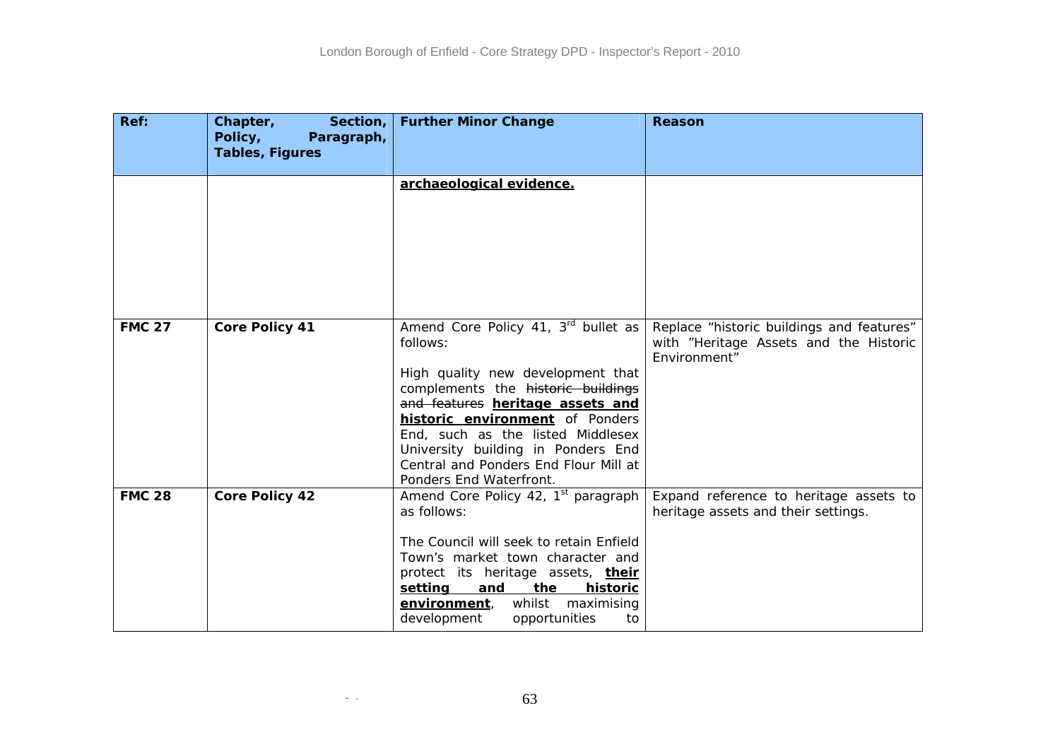| Ref: | Chapter, Section, Policy, Paragraph, Tables, Figures | Further Minor Change | Reason |
|---|---|---|---|
| | | **<u>archaeological evidence.</u>** | |
| **FMC 27** | **Core Policy 41** | Amend Core Policy 41, 3rd bullet as follows:<br><br>High quality new development that complements the ~~historic buildings and features~~ **<u>heritage assets and historic environment</u>** of Ponders End, such as the listed Middlesex University building in Ponders End Central and Ponders End Flour Mill at Ponders End Waterfront. | Replace "historic buildings and features" with "Heritage Assets and the Historic Environment" |
| **FMC 28** | **Core Policy 42** | Amend Core Policy 42, 1st paragraph as follows:<br><br>The Council will seek to retain Enfield Town's market town character and protect its heritage assets, **<u>their setting and the historic environment</u>**, whilst maximising development opportunities to | Expand reference to heritage assets to heritage assets and their settings. |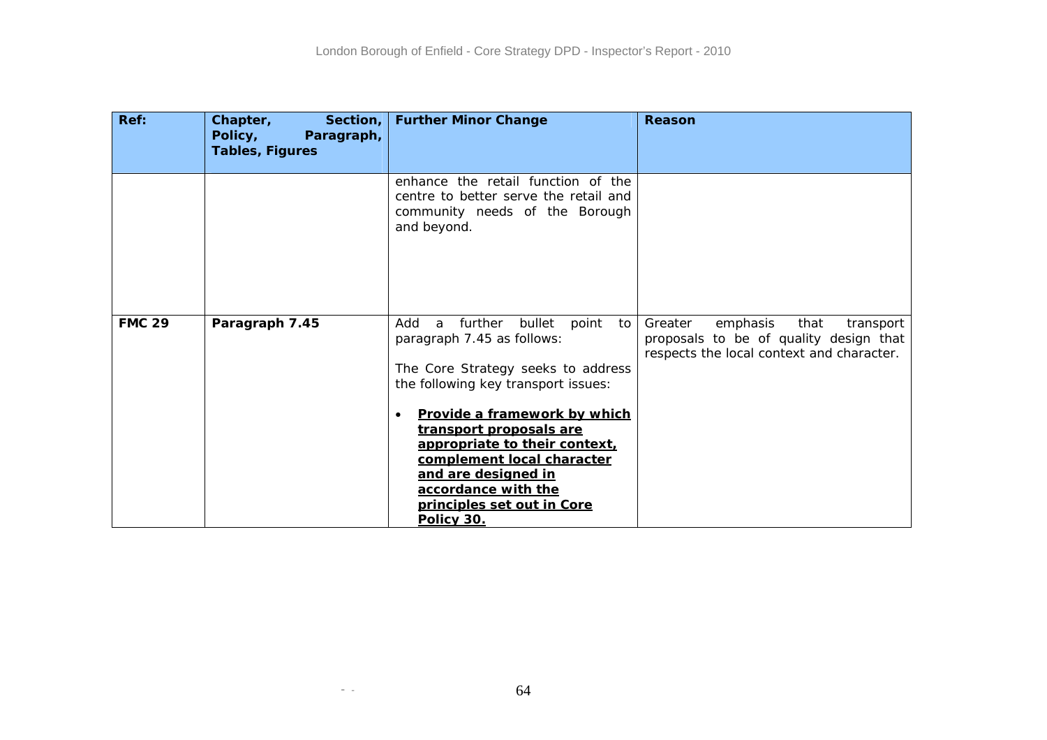| Ref: | Chapter, Section, Policy, Paragraph, Tables, Figures | Further Minor Change | Reason |
| --- | --- | --- | --- |
| | | enhance the retail function of the centre to better serve the retail and community needs of the Borough and beyond. | |
| **FMC 29** | **Paragraph 7.45** | Add a further bullet point to paragraph 7.45 as follows:<br><br>The Core Strategy seeks to address the following key transport issues:<br><br>• <u>**Provide a framework by which transport proposals are appropriate to their context, complement local character and are designed in accordance with the principles set out in Core Policy 30.**</u> | Greater emphasis that transport proposals to be of quality design that respects the local context and character. |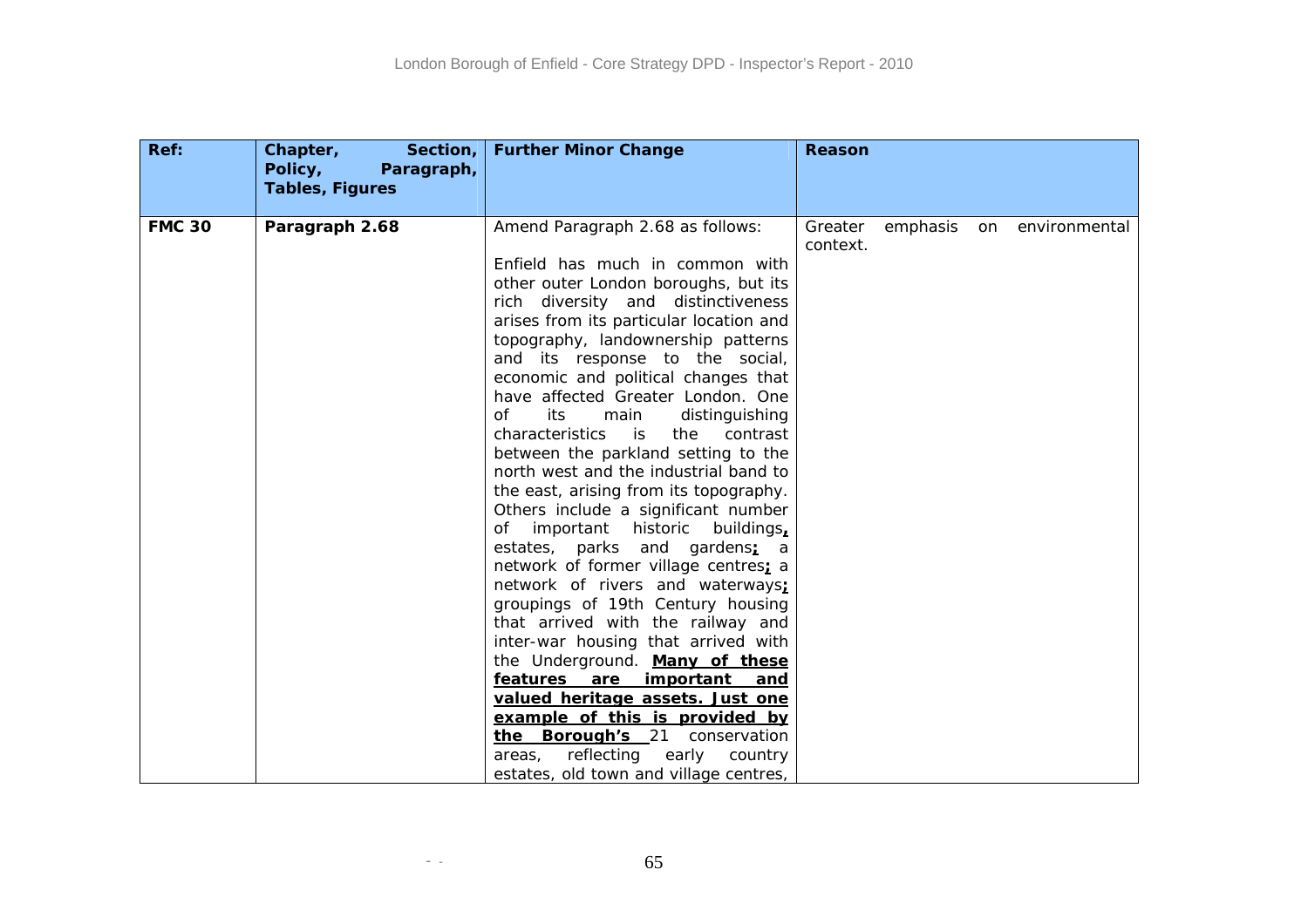| Ref: | Chapter, Section, Policy, Paragraph, Tables, Figures | Further Minor Change | Reason |
|---|---|---|---|
| **FMC 30** | **Paragraph 2.68** | Amend Paragraph 2.68 as follows:<br><br>Enfield has much in common with other outer London boroughs, but its rich diversity and distinctiveness arises from its particular location and topography, landownership patterns and its response to the social, economic and political changes that have affected Greater London. One of its main distinguishing characteristics is the contrast between the parkland setting to the north west and the industrial band to the east, arising from its topography. Others include a significant number of important historic buildings**,** estates, parks and gardens**;** a network of former village centres**;** a network of rivers and waterways**;** groupings of 19th Century housing that arrived with the railway and inter-war housing that arrived with the Underground. **Many of these features are important and valued heritage assets. Just one example of this is provided by the Borough's** 21 conservation areas, reflecting early country estates, old town and village centres, | Greater emphasis on environmental context. |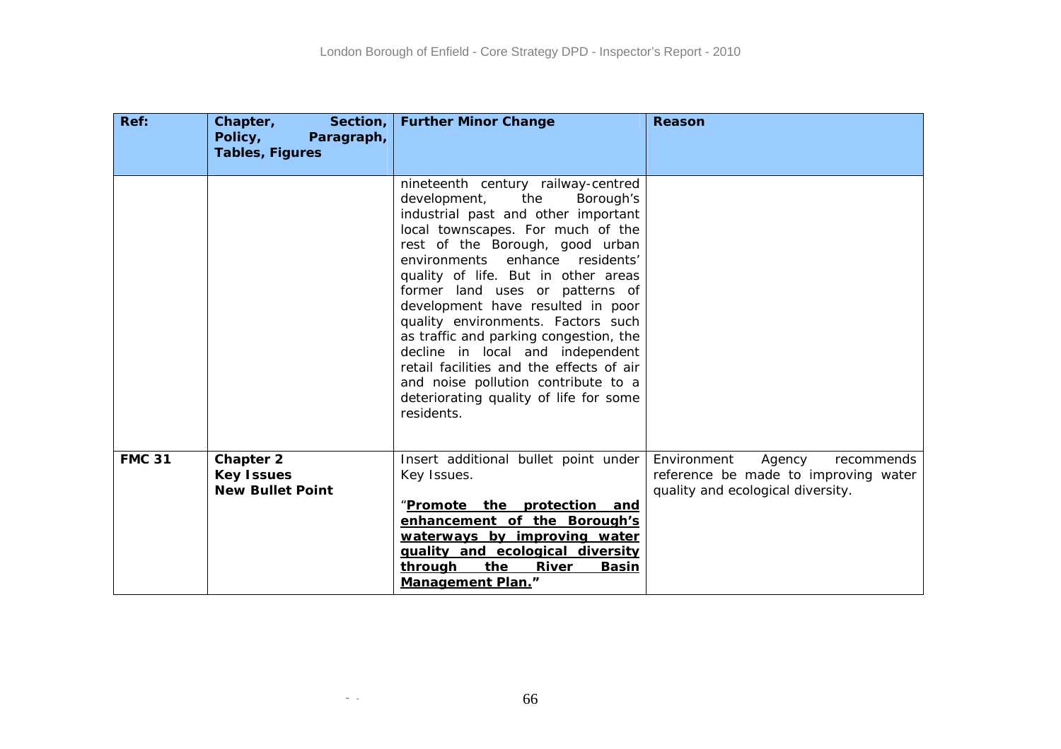| Ref: | Chapter, Section, Policy, Paragraph, Tables, Figures | Further Minor Change | Reason |
|---|---|---|---|
| | | nineteenth century railway-centred development, the Borough's industrial past and other important local townscapes. For much of the rest of the Borough, good urban environments enhance residents' quality of life. But in other areas former land uses or patterns of development have resulted in poor quality environments. Factors such as traffic and parking congestion, the decline in local and independent retail facilities and the effects of air and noise pollution contribute to a deteriorating quality of life for some residents. | |
| **FMC 31** | **Chapter 2**<br>**Key Issues**<br>**New Bullet Point** | Insert additional bullet point under Key Issues.<br><br>"**<u>Promote the protection and enhancement of the Borough's waterways by improving water quality and ecological diversity through the River Basin Management Plan.</u>**" | Environment Agency recommends reference be made to improving water quality and ecological diversity. |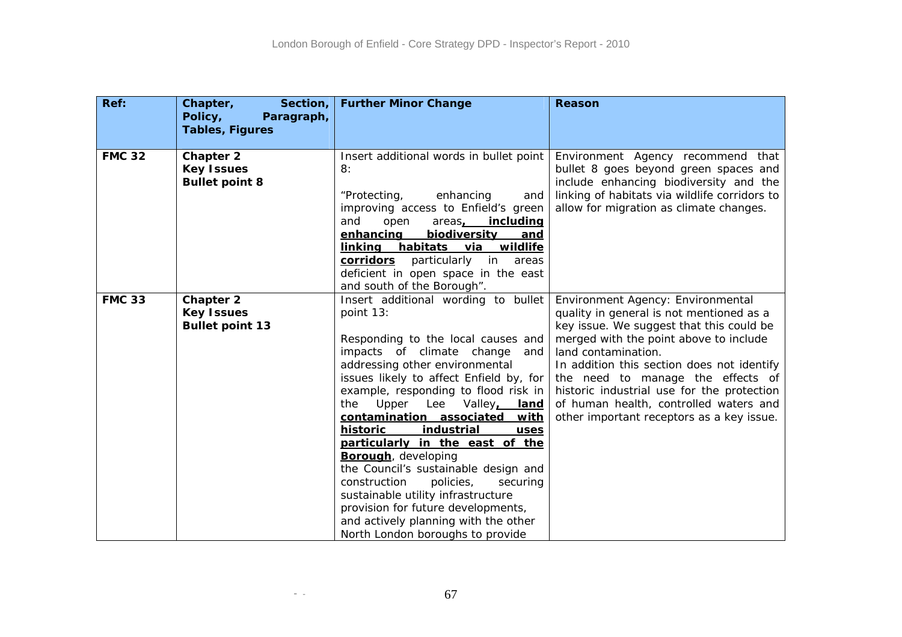| Ref: | Chapter, Section, Policy, Paragraph, Tables, Figures | Further Minor Change | Reason |
|---|---|---|---|
| **FMC 32** | **Chapter 2** **Key Issues** **Bullet point 8** | Insert additional words in bullet point 8: "Protecting, enhancing and improving access to Enfield's green and open areas**, including enhancing biodiversity and linking habitats via wildlife corridors** particularly in areas deficient in open space in the east and south of the Borough". | Environment Agency recommend that bullet 8 goes beyond green spaces and include enhancing biodiversity and the linking of habitats via wildlife corridors to allow for migration as climate changes. |
| **FMC 33** | **Chapter 2** **Key Issues** **Bullet point 13** | Insert additional wording to bullet point 13: Responding to the local causes and impacts of climate change and addressing other environmental issues likely to affect Enfield by, for example, responding to flood risk in the Upper Lee Valley**, land contamination associated with historic industrial uses particularly in the east of the Borough**, developing the Council's sustainable design and construction policies, securing sustainable utility infrastructure provision for future developments, and actively planning with the other North London boroughs to provide | Environment Agency: Environmental quality in general is not mentioned as a key issue. We suggest that this could be merged with the point above to include land contamination. In addition this section does not identify the need to manage the effects of historic industrial use for the protection of human health, controlled waters and other important receptors as a key issue. |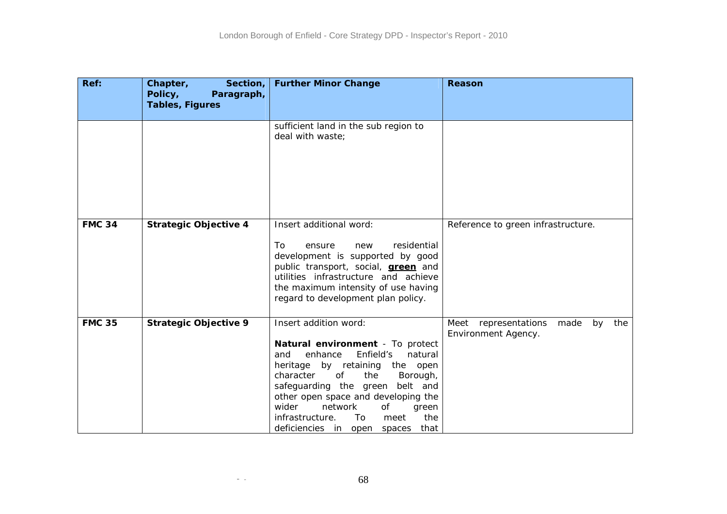| Ref: | Chapter, Section, Policy, Paragraph, Tables, Figures | Further Minor Change | Reason |
|---|---|---|---|
| | | sufficient land in the sub region to deal with waste; | |
| **FMC 34** | **Strategic Objective 4** | Insert additional word:<br><br>To ensure new residential development is supported by good public transport, social, **green** and utilities infrastructure and achieve the maximum intensity of use having regard to development plan policy. | Reference to green infrastructure. |
| **FMC 35** | **Strategic Objective 9** | Insert addition word:<br><br>**Natural environment** - To protect and enhance Enfield's natural heritage by retaining the open character of the Borough, safeguarding the green belt and other open space and developing the wider network of green infrastructure. To meet the deficiencies in open spaces that | Meet representations made by the Environment Agency. |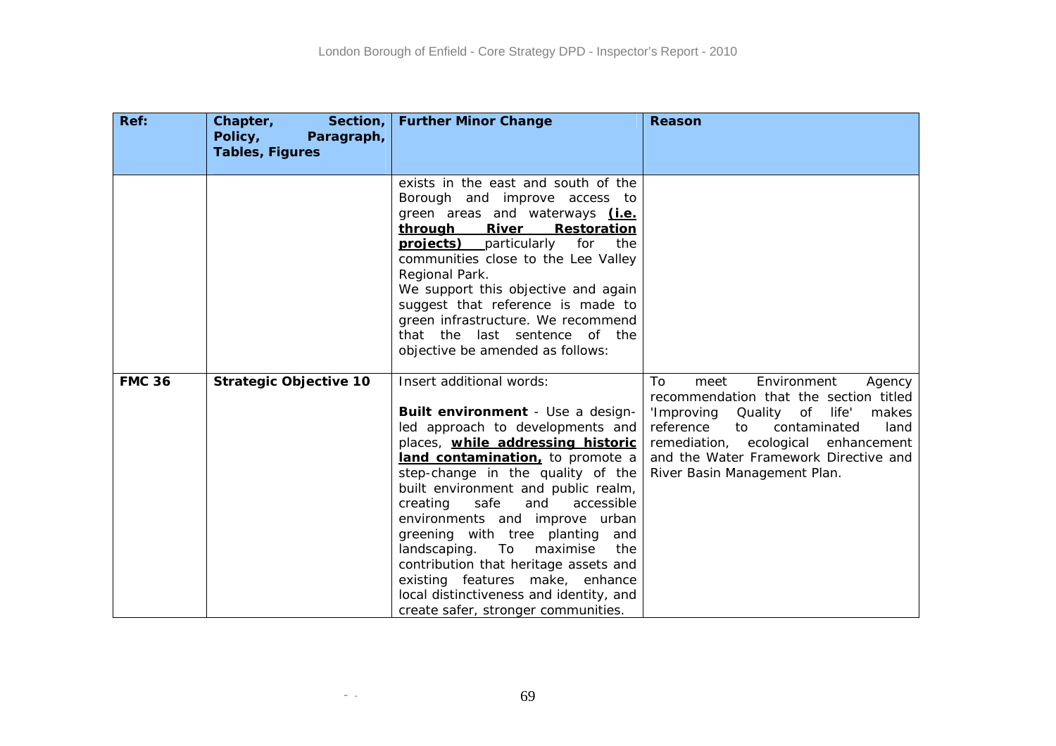| Ref: | Chapter, Section, Policy, Paragraph, Tables, Figures | Further Minor Change | Reason |
|---|---|---|---|
| | | exists in the east and south of the Borough and improve access to green areas and waterways **(i.e. through River Restoration projects)** particularly for the communities close to the Lee Valley Regional Park.<br>We support this objective and again suggest that reference is made to green infrastructure. We recommend that the last sentence of the objective be amended as follows: | |
| **FMC 36** | **Strategic Objective 10** | Insert additional words:<br><br>**Built environment** - Use a design-led approach to developments and places, **while addressing historic land contamination,** to promote a step-change in the quality of the built environment and public realm, creating safe and accessible environments and improve urban greening with tree planting and landscaping. To maximise the contribution that heritage assets and existing features make, enhance local distinctiveness and identity, and create safer, stronger communities. | To meet Environment Agency recommendation that the section titled 'Improving Quality of life' makes reference to contaminated land remediation, ecological enhancement and the Water Framework Directive and River Basin Management Plan. |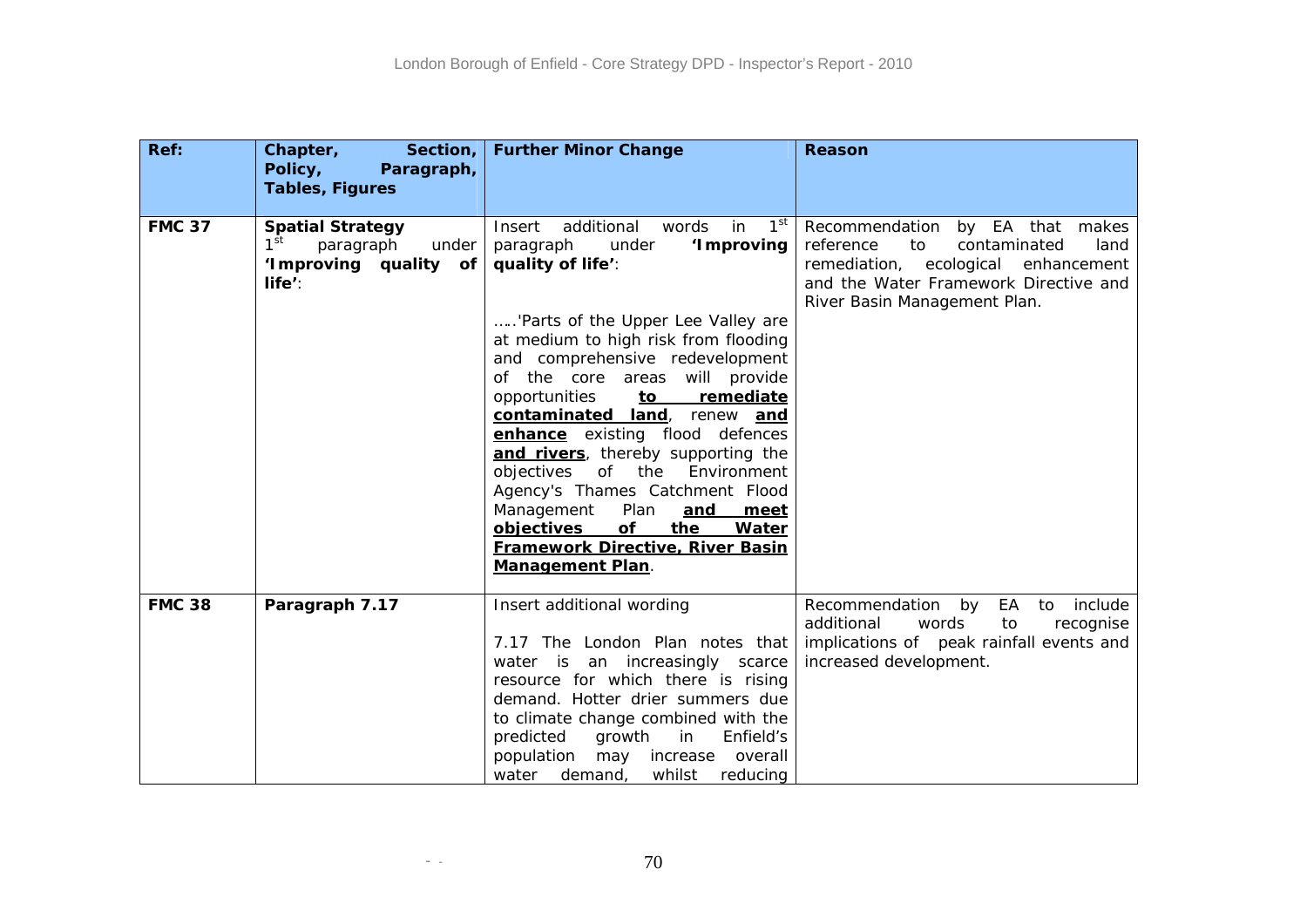| Ref: | Chapter, Section, Policy, Paragraph, Tables, Figures | Further Minor Change | Reason |
|---|---|---|---|
| **FMC 37** | **Spatial Strategy** 1st paragraph under **'Improving quality of life'**: | Insert additional words in 1st paragraph under **'Improving quality of life'**:<br><br>…..'Parts of the Upper Lee Valley are at medium to high risk from flooding and comprehensive redevelopment of the core areas will provide opportunities **to remediate contaminated land**, renew **and enhance** existing flood defences **and rivers**, thereby supporting the objectives of the Environment Agency's Thames Catchment Flood Management Plan **and meet objectives of the Water Framework Directive, River Basin Management Plan**. | Recommendation by EA that makes reference to contaminated land remediation, ecological enhancement and the Water Framework Directive and River Basin Management Plan. |
| **FMC 38** | **Paragraph 7.17** | Insert additional wording<br><br>7.17 The London Plan notes that water is an increasingly scarce resource for which there is rising demand. Hotter drier summers due to climate change combined with the predicted growth in Enfield's population may increase overall water demand, whilst reducing | Recommendation by EA to include additional words to recognise implications of peak rainfall events and increased development. |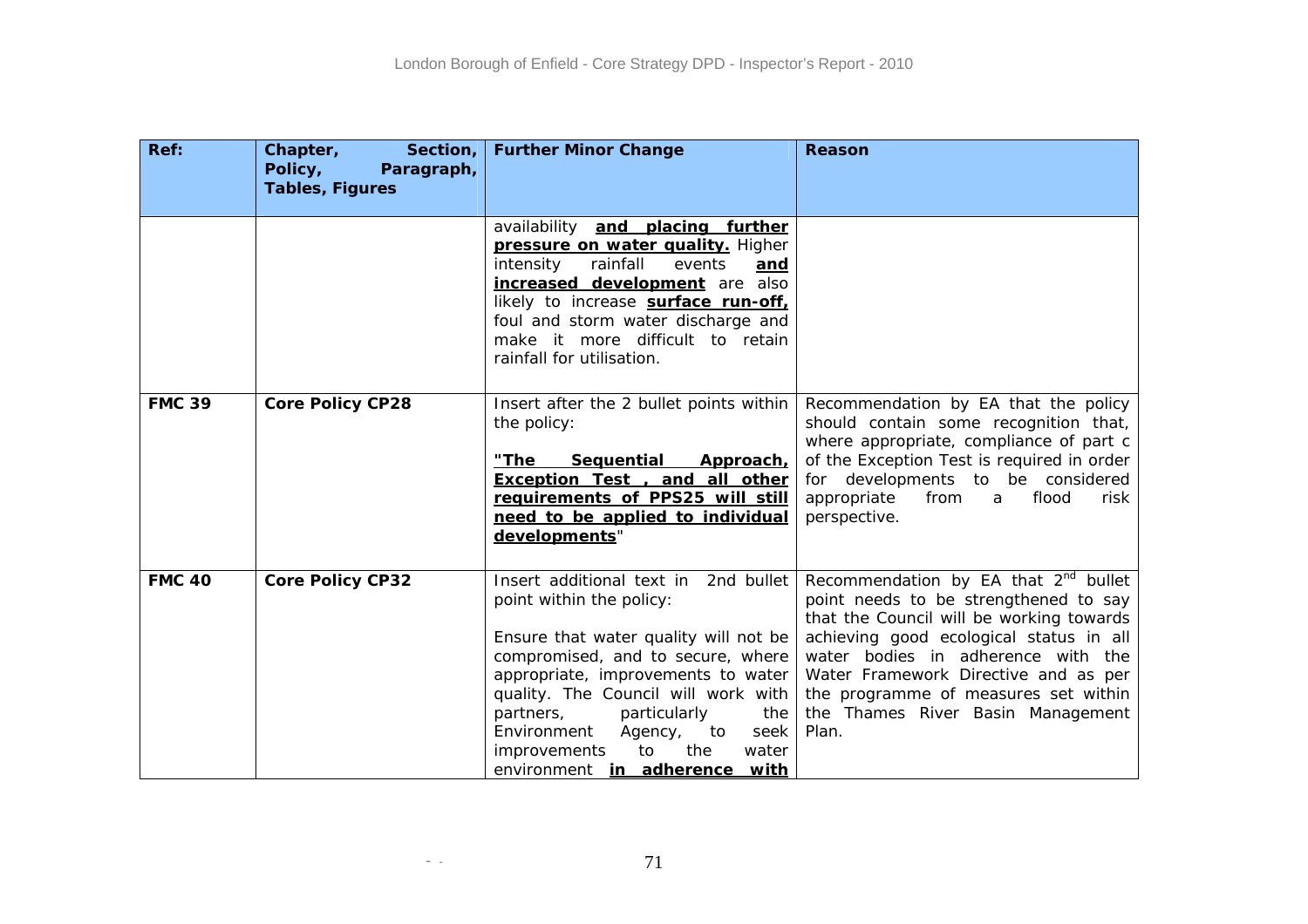| Ref: | Chapter, Section, Policy, Paragraph, Tables, Figures | Further Minor Change | Reason |
|---|---|---|---|
| | | availability **and placing further pressure on water quality.** Higher intensity rainfall events **and increased development** are also likely to increase **surface run-off,** foul and storm water discharge and make it more difficult to retain rainfall for utilisation. | |
| **FMC 39** | **Core Policy CP28** | Insert after the 2 bullet points within the policy:<br><br>**"The Sequential Approach, Exception Test , and all other requirements of PPS25 will still need to be applied to individual developments"** | Recommendation by EA that the policy should contain some recognition that, where appropriate, compliance of part c of the Exception Test is required in order for developments to be considered appropriate from a flood risk perspective. |
| **FMC 40** | **Core Policy CP32** | Insert additional text in 2nd bullet point within the policy:<br><br>Ensure that water quality will not be compromised, and to secure, where appropriate, improvements to water quality. The Council will work with partners, particularly the Environment Agency, to seek improvements to the water environment **in adherence with** | Recommendation by EA that 2nd bullet point needs to be strengthened to say that the Council will be working towards achieving good ecological status in all water bodies in adherence with the Water Framework Directive and as per the programme of measures set within the Thames River Basin Management Plan. |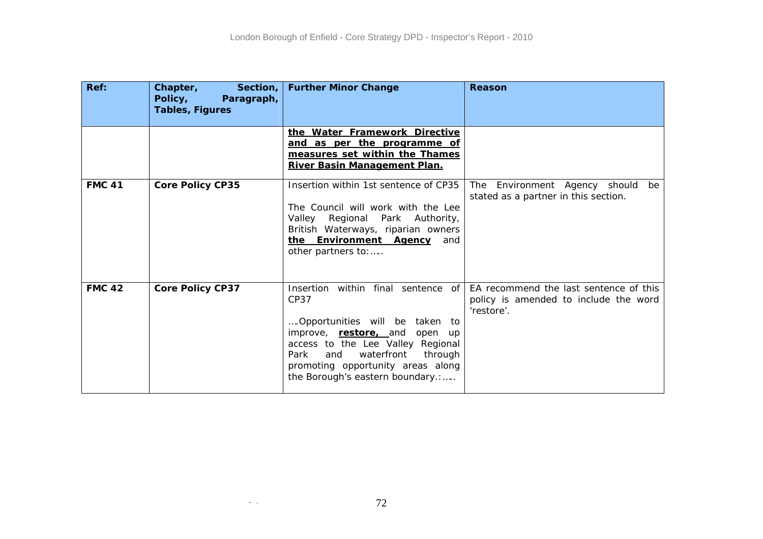| Ref: | Chapter, Section, Policy, Paragraph, Tables, Figures | Further Minor Change | Reason |
|---|---|---|---|
| | | **the Water Framework Directive and as per the programme of measures set within the Thames River Basin Management Plan.** | |
| **FMC 41** | **Core Policy CP35** | Insertion within 1st sentence of CP35<br><br>The Council will work with the Lee Valley Regional Park Authority, British Waterways, riparian owners **the Environment Agency** and other partners to:….. | The Environment Agency should be stated as a partner in this section. |
| **FMC 42** | **Core Policy CP37** | Insertion within final sentence of CP37<br><br>….Opportunities will be taken to improve, **restore,** and open up access to the Lee Valley Regional Park and waterfront through promoting opportunity areas along the Borough's eastern boundary.:….. | EA recommend the last sentence of this policy is amended to include the word 'restore'. |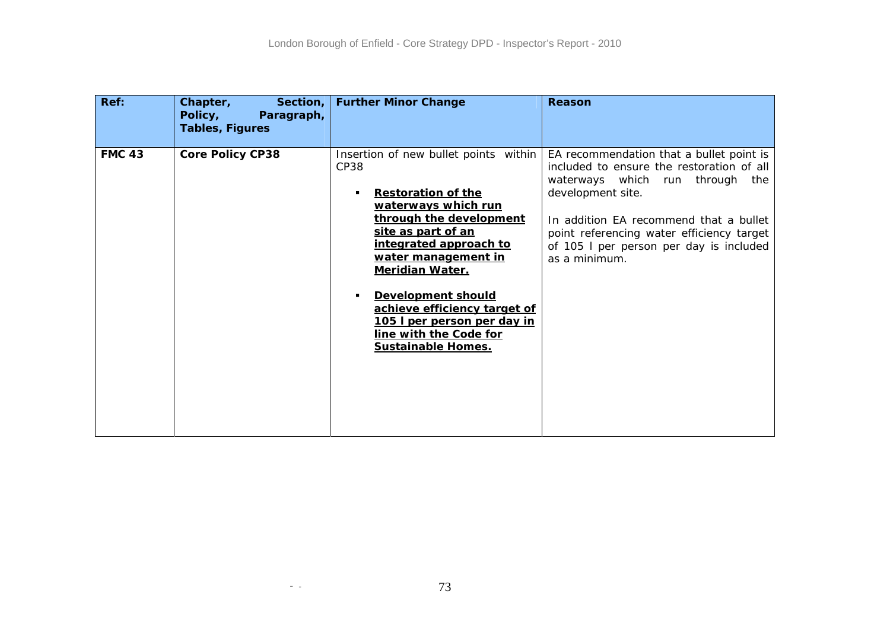| Ref: | Chapter, Section, Policy, Paragraph, Tables, Figures | Further Minor Change | Reason |
|---|---|---|---|
| **FMC 43** | **Core Policy CP38** | Insertion of new bullet points within CP38<br><br>▪ **<u>Restoration of the waterways which run through the development site as part of an integrated approach to water management in Meridian Water.</u>**<br><br>▪ **<u>Development should achieve efficiency target of 105 l per person per day in line with the Code for Sustainable Homes.</u>** | EA recommendation that a bullet point is included to ensure the restoration of all waterways which run through the development site.<br><br>In addition EA recommend that a bullet point referencing water efficiency target of 105 l per person per day is included as a minimum. |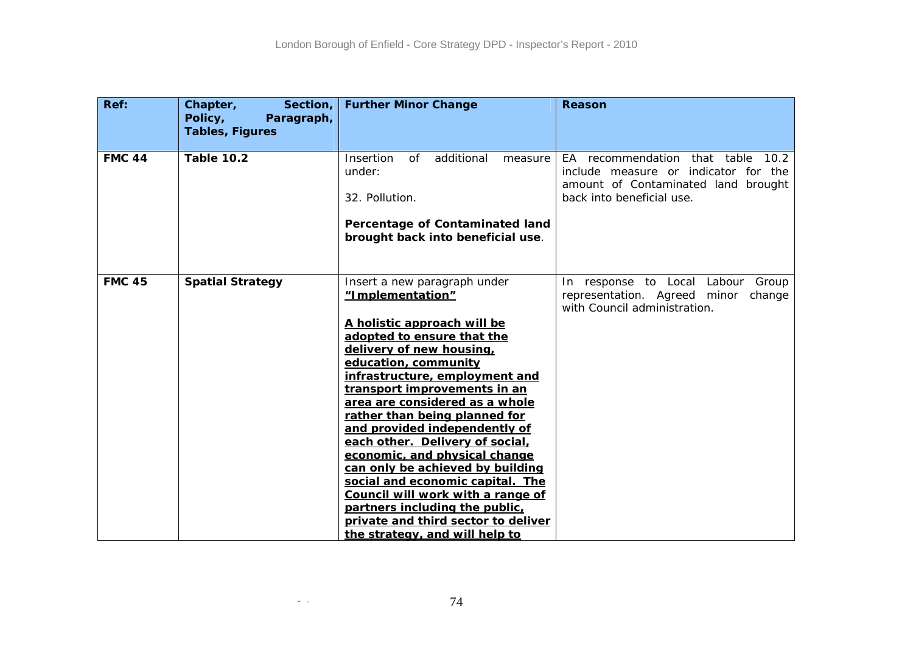| Ref: | Chapter, Section, Policy, Paragraph, Tables, Figures | Further Minor Change | Reason |
|---|---|---|---|
| **FMC 44** | **Table 10.2** | Insertion of additional measure under:<br><br>32. Pollution.<br><br>**Percentage of Contaminated land brought back into beneficial use**. | EA recommendation that table 10.2 include measure or indicator for the amount of Contaminated land brought back into beneficial use. |
| **FMC 45** | **Spatial Strategy** | Insert a new paragraph under **<u>“Implementation”</u>**<br><br>**<u>A holistic approach will be adopted to ensure that the delivery of new housing, education, community infrastructure, employment and transport improvements in an area are considered as a whole rather than being planned for and provided independently of each other. Delivery of social, economic, and physical change can only be achieved by building social and economic capital. The Council will work with a range of partners including the public, private and third sector to deliver the strategy, and will help to</u>** | In response to Local Labour Group representation. Agreed minor change with Council administration. |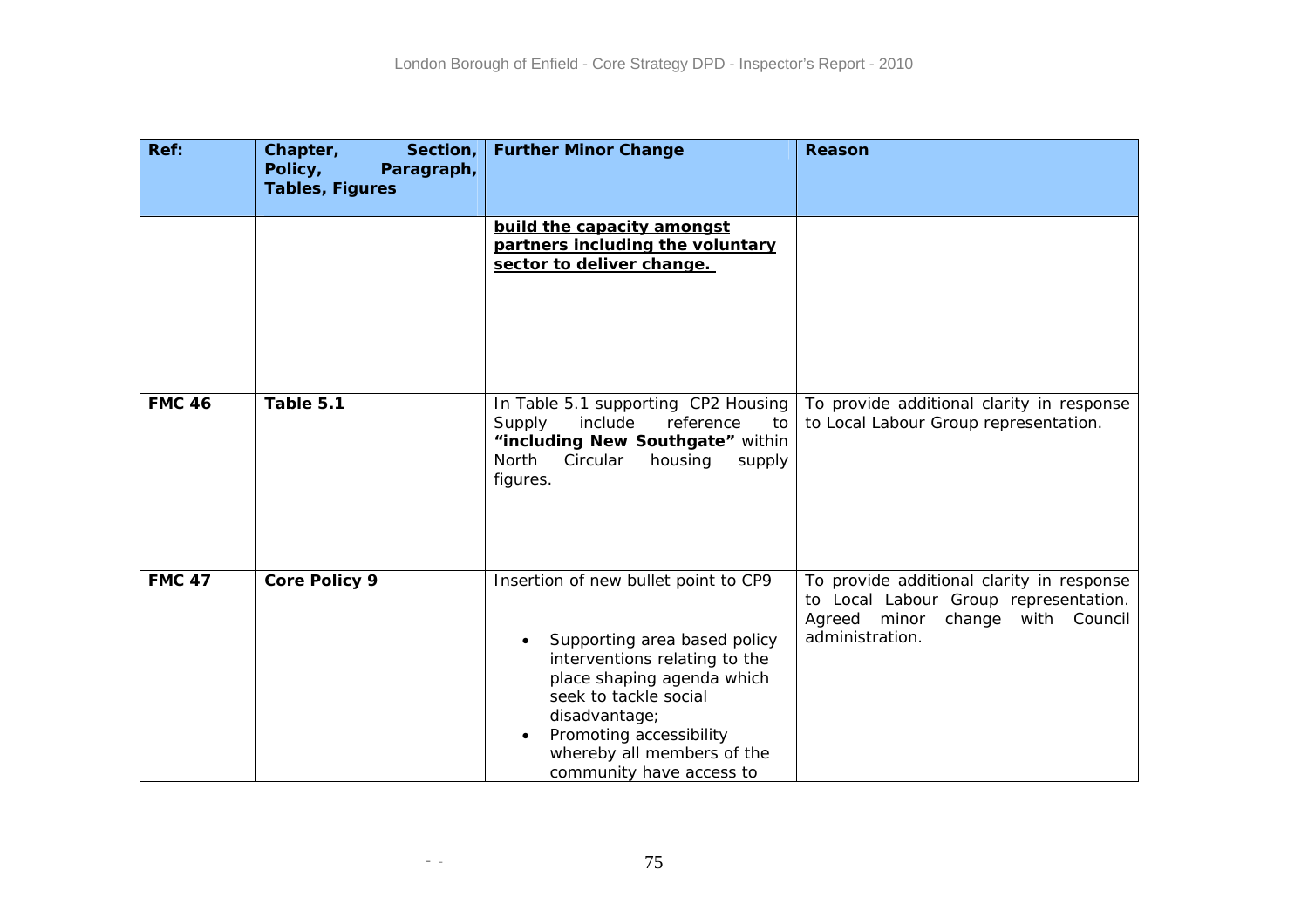| Ref: | Chapter, Section, Policy, Paragraph, Tables, Figures | Further Minor Change | Reason |
|---|---|---|---|
| | | **<u>build the capacity amongst partners including the voluntary sector to deliver change.</u>** | |
| **FMC 46** | **Table 5.1** | In Table 5.1 supporting CP2 Housing Supply include reference to **"including New Southgate"** within North Circular housing supply figures. | To provide additional clarity in response to Local Labour Group representation. |
| **FMC 47** | **Core Policy 9** | Insertion of new bullet point to CP9<br><br>• Supporting area based policy interventions relating to the place shaping agenda which seek to tackle social disadvantage;<br>• Promoting accessibility whereby all members of the community have access to | To provide additional clarity in response to Local Labour Group representation. Agreed minor change with Council administration. |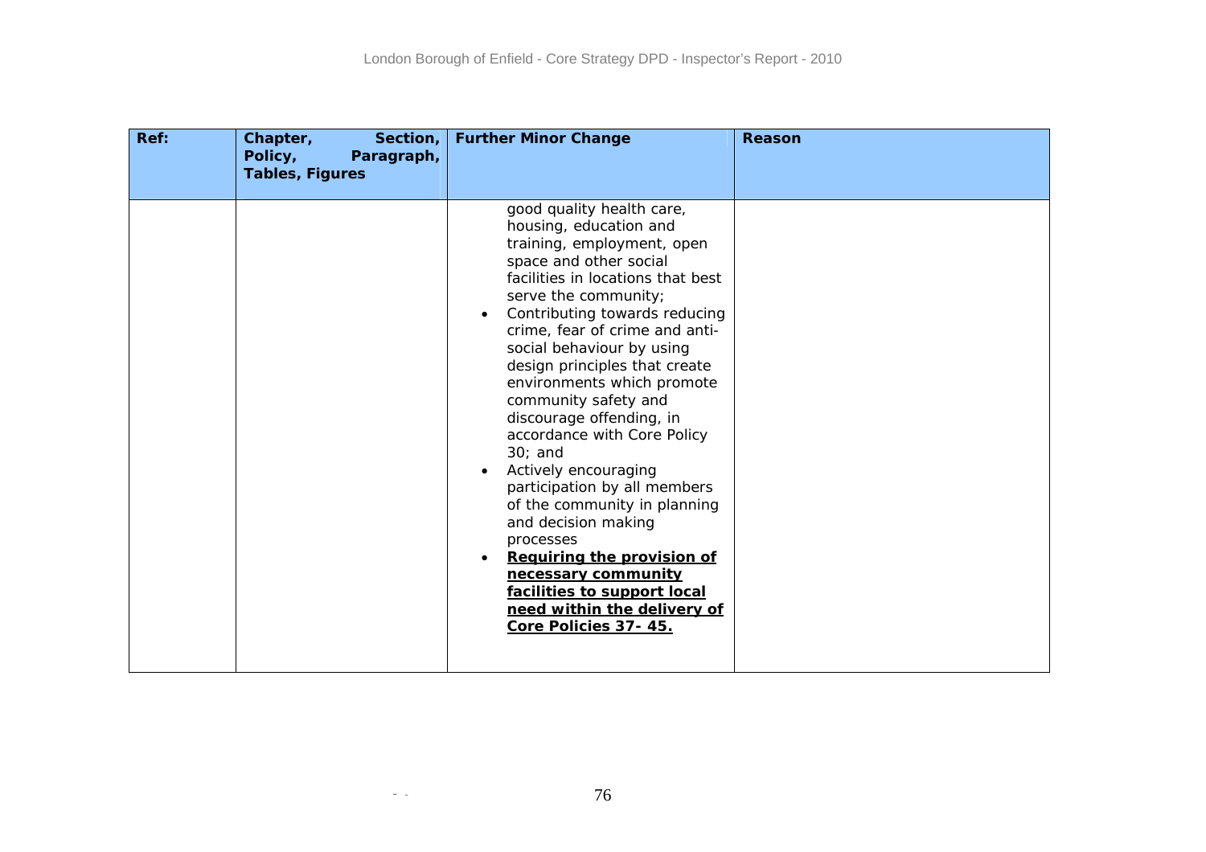| Ref: | Chapter, Section, Policy, Paragraph, Tables, Figures | Further Minor Change | Reason |
|---|---|---|---|
| | | good quality health care, housing, education and training, employment, open space and other social facilities in locations that best serve the community;<br>• Contributing towards reducing crime, fear of crime and anti-social behaviour by using design principles that create environments which promote community safety and discourage offending, in accordance with Core Policy 30; and<br>• Actively encouraging participation by all members of the community in planning and decision making processes<br>• <u>**Requiring the provision of necessary community facilities to support local need within the delivery of Core Policies 37- 45.**</u> | |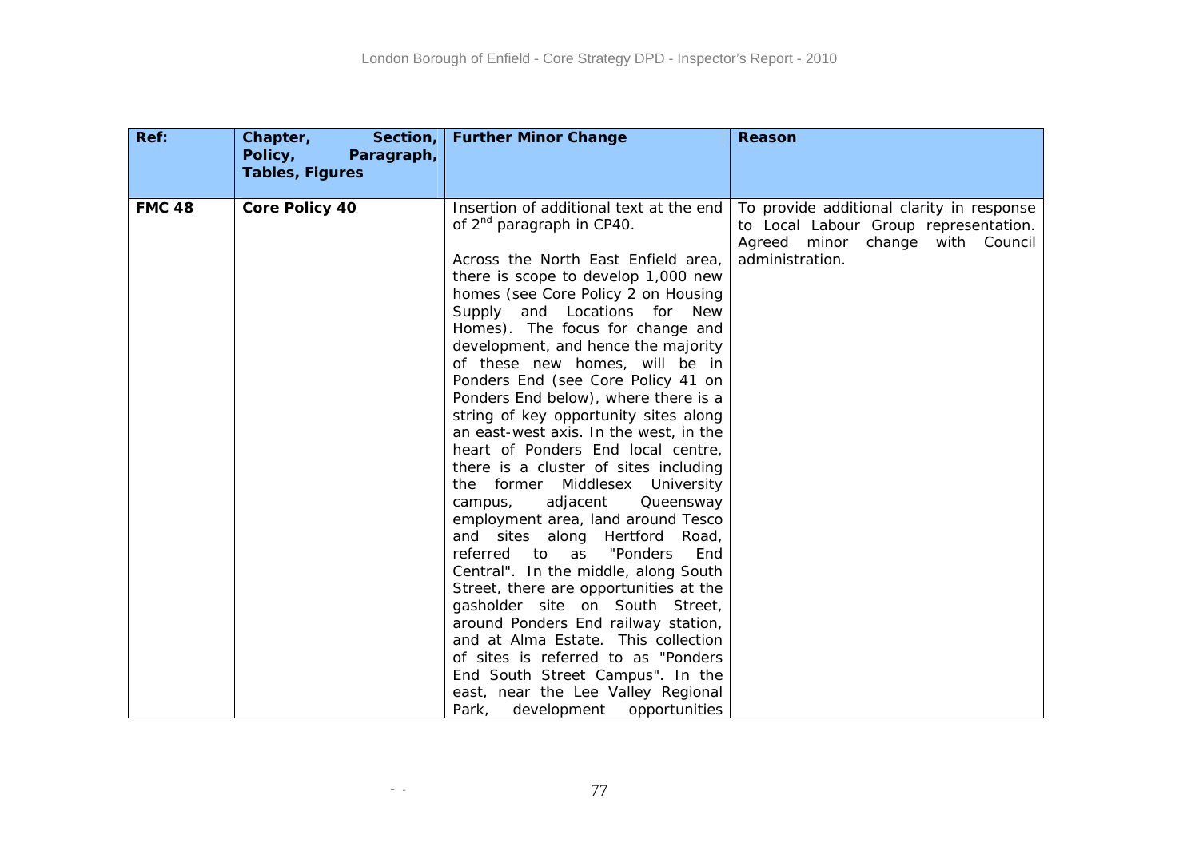| Ref: | Chapter, Section, Policy, Paragraph, Tables, Figures | Further Minor Change | Reason |
|---|---|---|---|
| **FMC 48** | **Core Policy 40** | Insertion of additional text at the end of 2nd paragraph in CP40.<br><br>Across the North East Enfield area, there is scope to develop 1,000 new homes (see Core Policy 2 on Housing Supply and Locations for New Homes). The focus for change and development, and hence the majority of these new homes, will be in Ponders End (see Core Policy 41 on Ponders End below), where there is a string of key opportunity sites along an east-west axis. In the west, in the heart of Ponders End local centre, there is a cluster of sites including the former Middlesex University campus, adjacent Queensway employment area, land around Tesco and sites along Hertford Road, referred to as "Ponders End Central". In the middle, along South Street, there are opportunities at the gasholder site on South Street, around Ponders End railway station, and at Alma Estate. This collection of sites is referred to as "Ponders End South Street Campus". In the east, near the Lee Valley Regional Park, development opportunities | To provide additional clarity in response to Local Labour Group representation. Agreed minor change with Council administration. |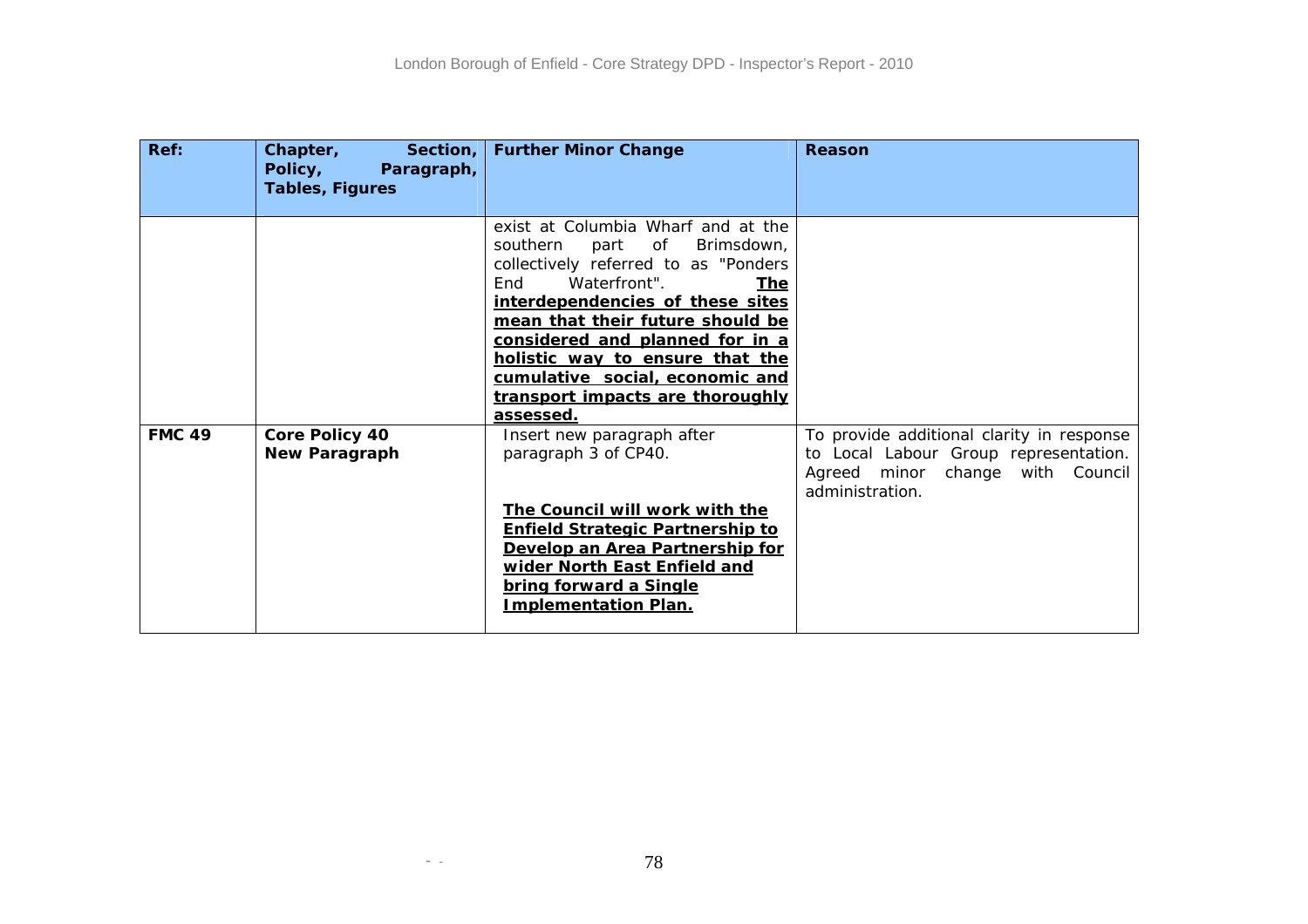| Ref: | Chapter, Section, Policy, Paragraph, Tables, Figures | Further Minor Change | Reason |
|---|---|---|---|
| | | exist at Columbia Wharf and at the southern part of Brimsdown, collectively referred to as "Ponders End Waterfront". **<u>The interdependencies of these sites mean that their future should be considered and planned for in a holistic way to ensure that the cumulative social, economic and transport impacts are thoroughly assessed.</u>** | |
| **FMC 49** | **Core Policy 40 New Paragraph** | Insert new paragraph after paragraph 3 of CP40.<br><br>**<u>The Council will work with the Enfield Strategic Partnership to Develop an Area Partnership for wider North East Enfield and bring forward a Single Implementation Plan.</u>** | To provide additional clarity in response to Local Labour Group representation. Agreed minor change with Council administration. |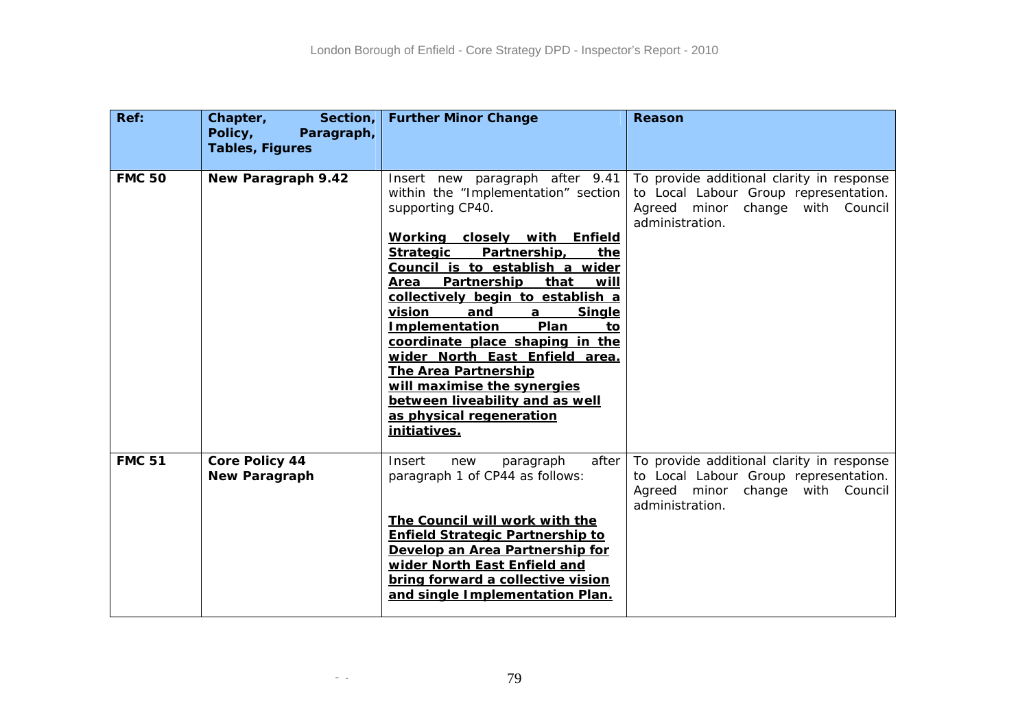| Ref: | Chapter, Section, Policy, Paragraph, Tables, Figures | Further Minor Change | Reason |
|---|---|---|---|
| **FMC 50** | **New Paragraph 9.42** | Insert new paragraph after 9.41 within the "Implementation" section supporting CP40. <br><br> **Working closely with Enfield Strategic Partnership, the Council is to establish a wider Area Partnership that will collectively begin to establish a vision and a Single Implementation Plan to coordinate place shaping in the wider North East Enfield area. The Area Partnership will maximise the synergies between liveability and as well as physical regeneration initiatives.** | To provide additional clarity in response to Local Labour Group representation. Agreed minor change with Council administration. |
| **FMC 51** | **Core Policy 44 New Paragraph** | Insert new paragraph after paragraph 1 of CP44 as follows: <br><br> **The Council will work with the Enfield Strategic Partnership to Develop an Area Partnership for wider North East Enfield and bring forward a collective vision and single Implementation Plan.** | To provide additional clarity in response to Local Labour Group representation. Agreed minor change with Council administration. |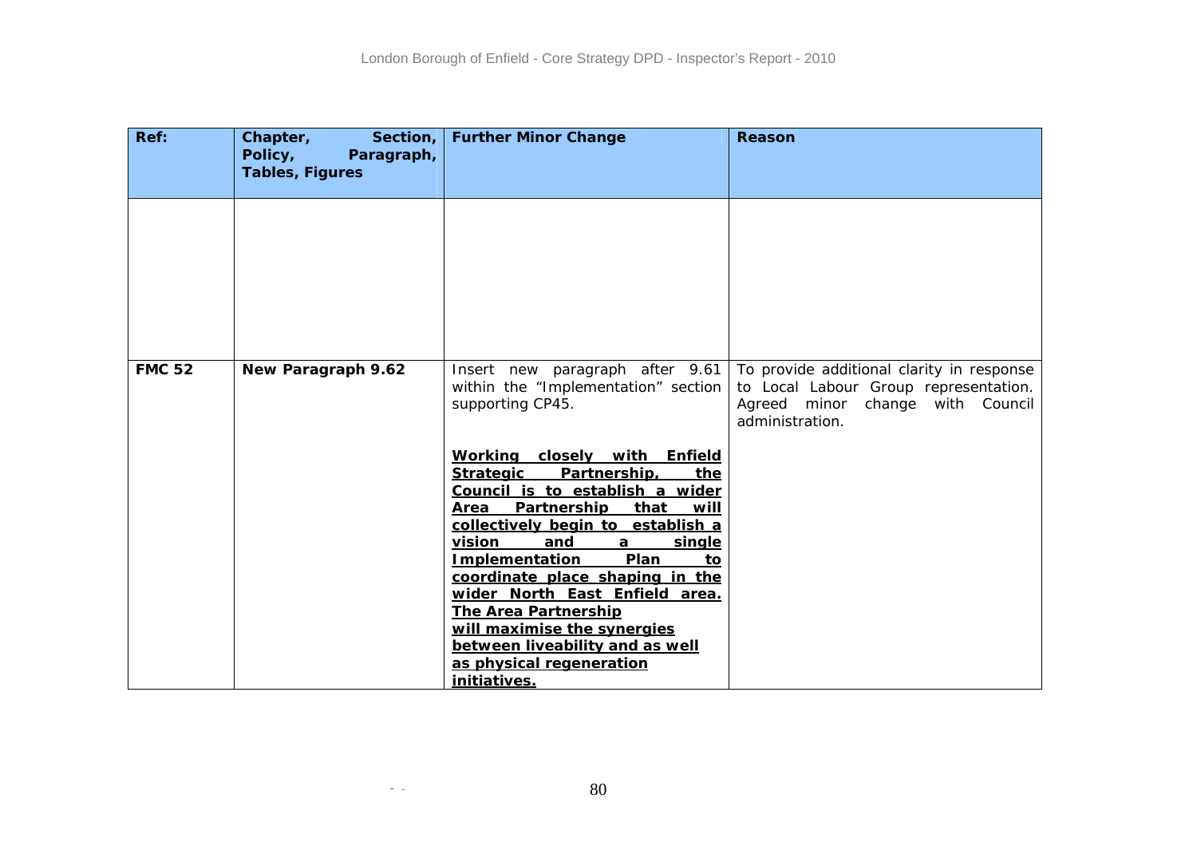| Ref: | Chapter, Section, Policy, Paragraph, Tables, Figures | Further Minor Change | Reason |
|---|---|---|---|
| | | | |
| **FMC 52** | **New Paragraph 9.62** | Insert new paragraph after 9.61 within the "Implementation" section supporting CP45.<br><br>**<u>Working closely with Enfield Strategic Partnership, the Council is to establish a wider Area Partnership that will collectively begin to establish a vision and a single Implementation Plan to coordinate place shaping in the wider North East Enfield area. The Area Partnership will maximise the synergies between liveability and as well as physical regeneration initiatives.</u>** | To provide additional clarity in response to Local Labour Group representation. Agreed minor change with Council administration. |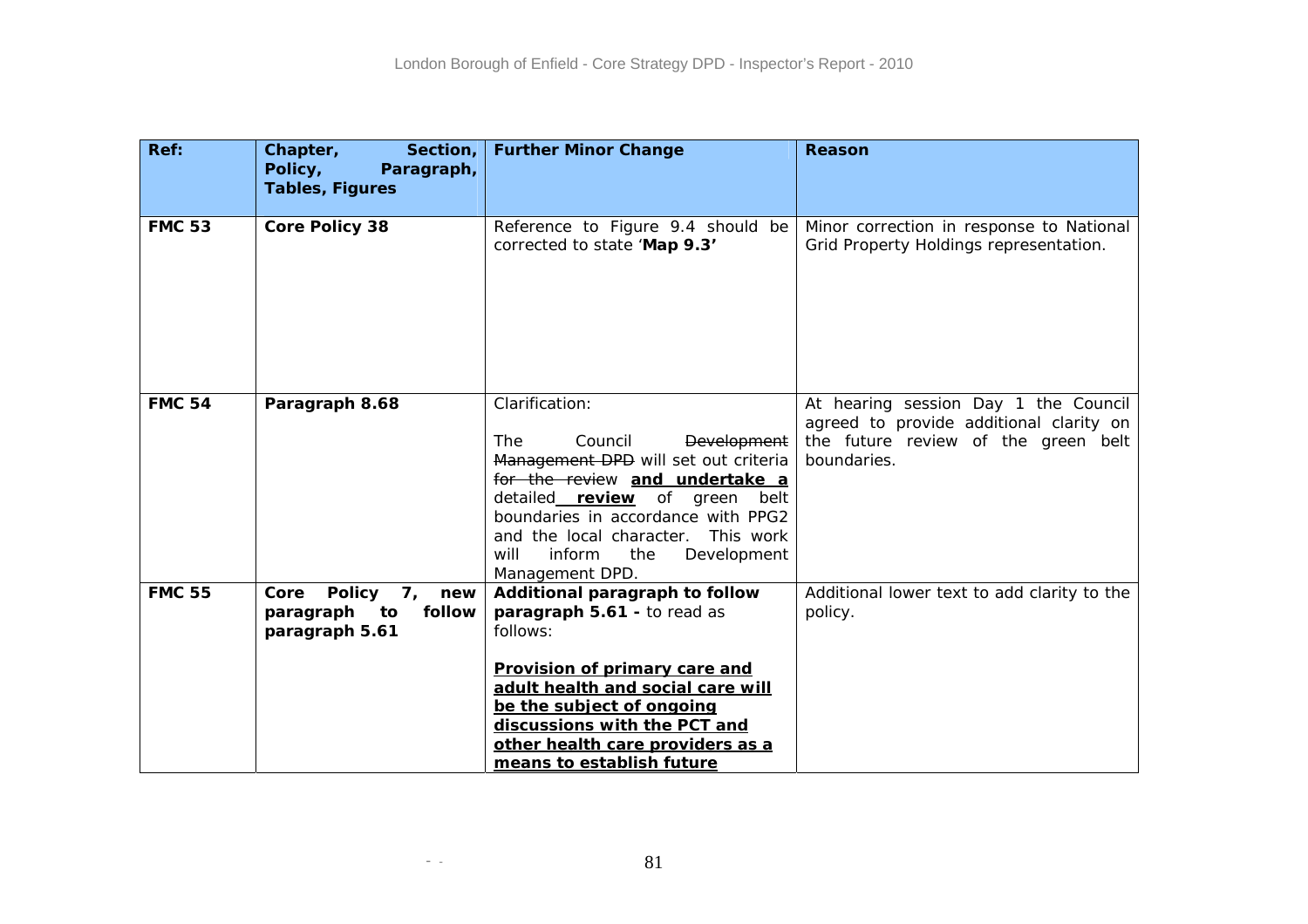| Ref: | Chapter, Section, Policy, Paragraph, Tables, Figures | Further Minor Change | Reason |
|---|---|---|---|
| **FMC 53** | **Core Policy 38** | Reference to Figure 9.4 should be corrected to state '**Map 9.3'** | Minor correction in response to National Grid Property Holdings representation. |
| **FMC 54** | **Paragraph 8.68** | Clarification:<br><br>The Council ~~Development Management DPD~~ will set out criteria ~~for the review~~ **<u>and undertake a</u>** detailed **<u>review</u>** of green belt boundaries in accordance with PPG2 and the local character. This work will inform the Development Management DPD. | At hearing session Day 1 the Council agreed to provide additional clarity on the future review of the green belt boundaries. |
| **FMC 55** | **Core Policy 7, new paragraph to follow paragraph 5.61** | **Additional paragraph to follow paragraph 5.61 -** to read as follows:<br><br>**<u>Provision of primary care and adult health and social care will be the subject of ongoing discussions with the PCT and other health care providers as a means to establish future</u>** | Additional lower text to add clarity to the policy. |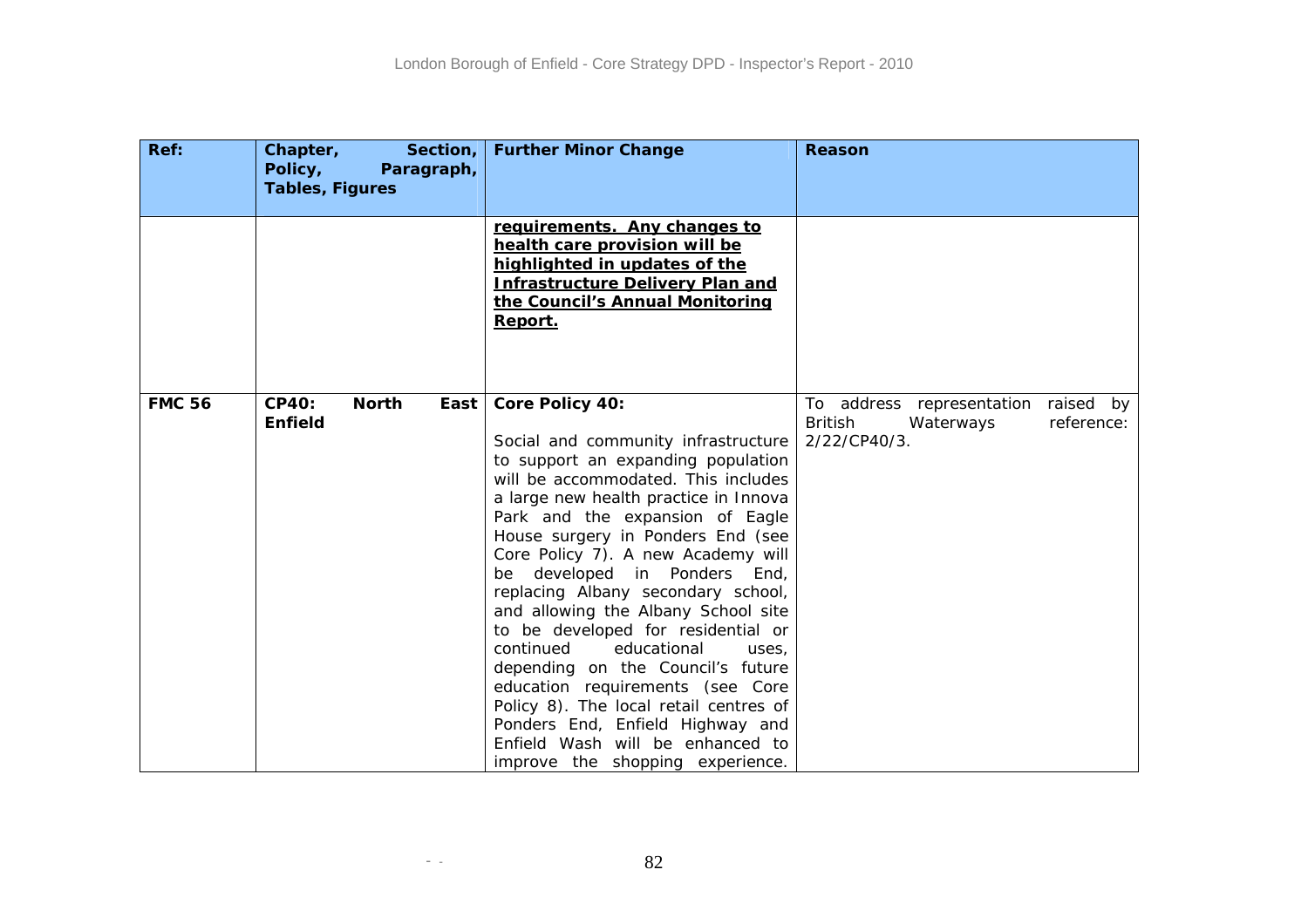| Ref: | Chapter, Section, Policy, Paragraph, Tables, Figures | Further Minor Change | Reason |
|---|---|---|---|
| | | <u>**requirements. Any changes to health care provision will be highlighted in updates of the Infrastructure Delivery Plan and the Council's Annual Monitoring Report.**</u> | |
| **FMC 56** | **CP40: North East Enfield** | **Core Policy 40:**<br><br>Social and community infrastructure to support an expanding population will be accommodated. This includes a large new health practice in Innova Park and the expansion of Eagle House surgery in Ponders End (see Core Policy 7). A new Academy will be developed in Ponders End, replacing Albany secondary school, and allowing the Albany School site to be developed for residential or continued educational uses, depending on the Council's future education requirements (see Core Policy 8). The local retail centres of Ponders End, Enfield Highway and Enfield Wash will be enhanced to improve the shopping experience. | To address representation raised by British Waterways reference: 2/22/CP40/3. |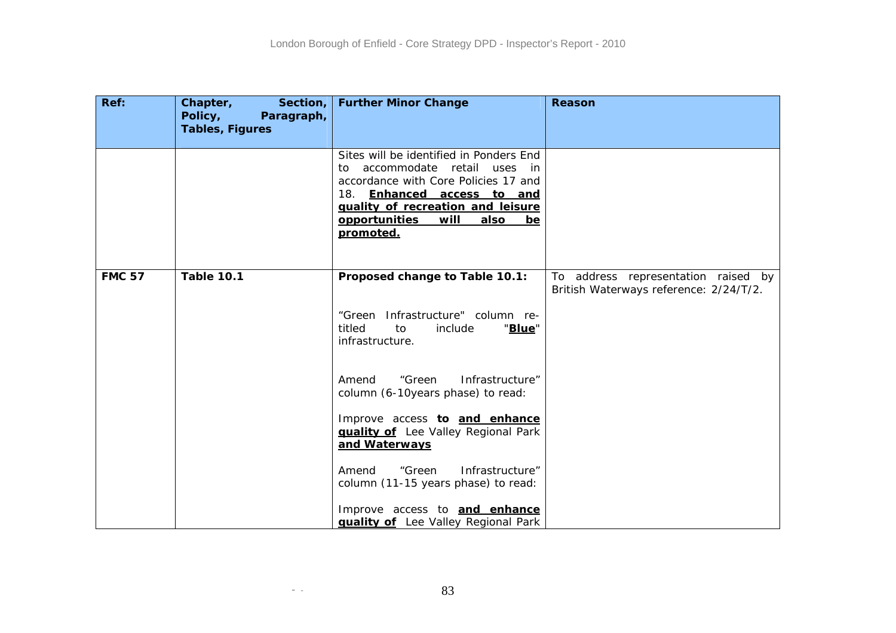| Ref: | Chapter, Section, Policy, Paragraph, Tables, Figures | Further Minor Change | Reason |
|---|---|---|---|
| | | Sites will be identified in Ponders End to accommodate retail uses in accordance with Core Policies 17 and 18. <u>**Enhanced access to and quality of recreation and leisure opportunities will also be promoted.**</u> | |
| **FMC 57** | **Table 10.1** | **Proposed change to Table 10.1:**<br><br>"Green Infrastructure" column re-titled to include "<u>**Blue**</u>" infrastructure.<br><br>Amend "Green Infrastructure" column (6-10years phase) to read:<br><br>Improve access **to** <u>**and enhance quality of**</u> Lee Valley Regional Park <u>**and Waterways**</u><br><br>Amend "Green Infrastructure" column (11-15 years phase) to read:<br><br>Improve access to <u>**and enhance quality of**</u> Lee Valley Regional Park | To address representation raised by British Waterways reference: 2/24/T/2. |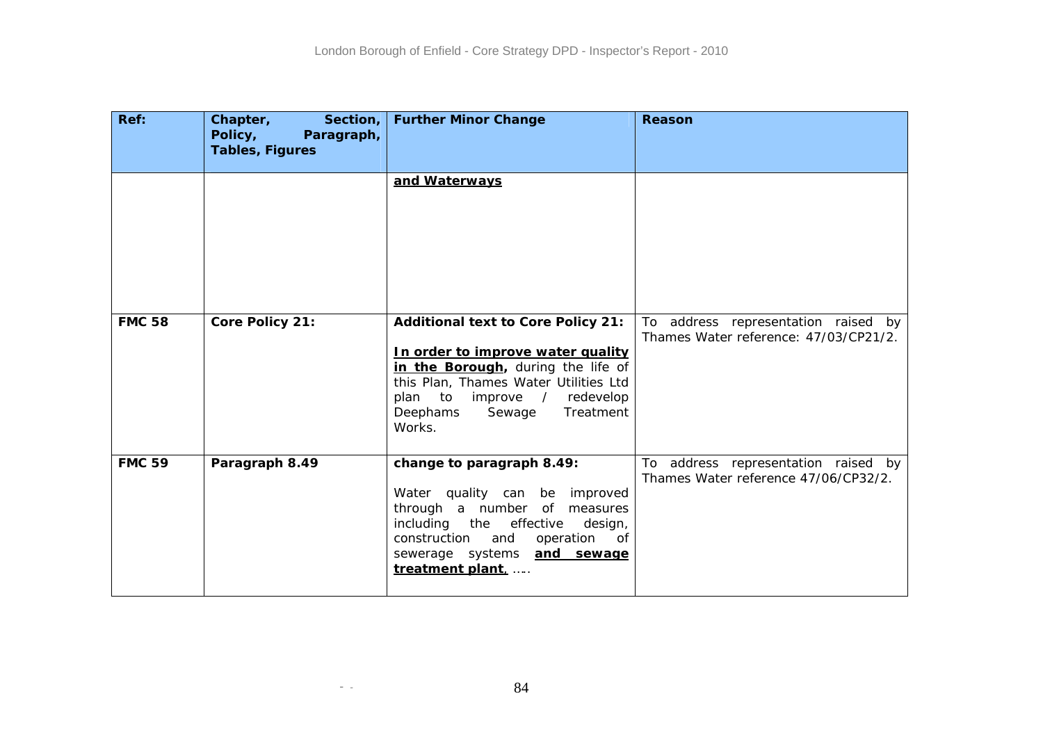| Ref: | Chapter, Section, Policy, Paragraph, Tables, Figures | Further Minor Change | Reason |
|---|---|---|---|
| | | **and Waterways** | |
| **FMC 58** | **Core Policy 21:** | **Additional text to Core Policy 21:**<br><br>**In order to improve water quality in the Borough,** during the life of this Plan, Thames Water Utilities Ltd plan to improve / redevelop Deephams Sewage Treatment Works. | To address representation raised by Thames Water reference: 47/03/CP21/2. |
| **FMC 59** | **Paragraph 8.49** | **change to paragraph 8.49:**<br><br>Water quality can be improved through a number of measures including the effective design, construction and operation of sewerage systems **and sewage treatment plant**, ….. | To address representation raised by Thames Water reference 47/06/CP32/2. |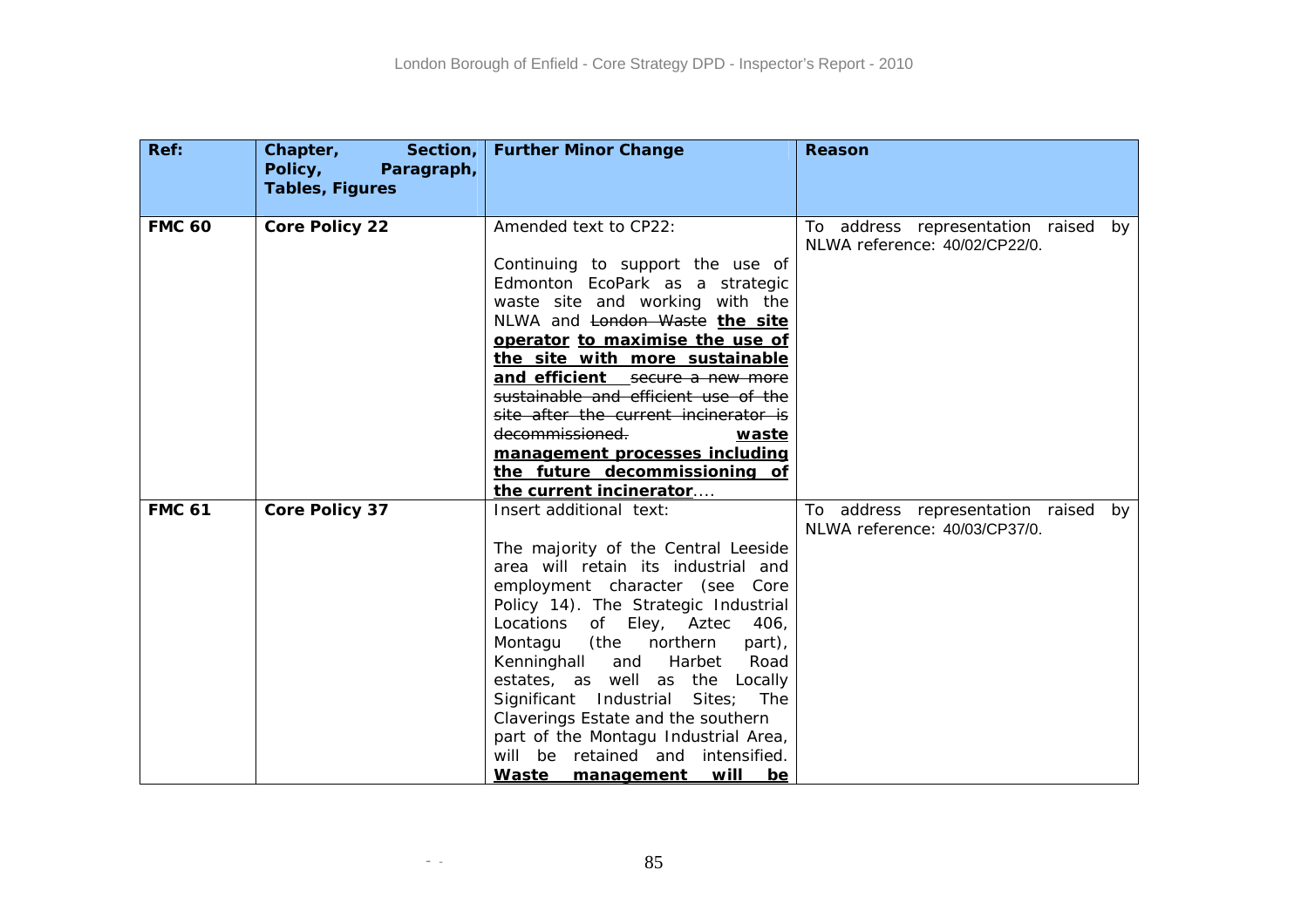| Ref: | Chapter, Section, Policy, Paragraph, Tables, Figures | Further Minor Change | Reason |
|---|---|---|---|
| **FMC 60** | **Core Policy 22** | Amended text to CP22:<br><br>Continuing to support the use of Edmonton EcoPark as a strategic waste site and working with the NLWA and ~~London Waste~~ **the site operator** **to maximise the use of the site with more sustainable and efficient** ~~secure a new more sustainable and efficient use of the site after the current incinerator is decommissioned.~~ **waste management processes including the future decommissioning of the current incinerator**.... | To address representation raised by NLWA reference: 40/02/CP22/0. |
| **FMC 61** | **Core Policy 37** | Insert additional text:<br><br>The majority of the Central Leeside area will retain its industrial and employment character (see Core Policy 14). The Strategic Industrial Locations of Eley, Aztec 406, Montagu (the northern part), Kenninghall and Harbet Road estates, as well as the Locally Significant Industrial Sites; The Claverings Estate and the southern part of the Montagu Industrial Area, will be retained and intensified. **Waste management will be** | To address representation raised by NLWA reference: 40/03/CP37/0. |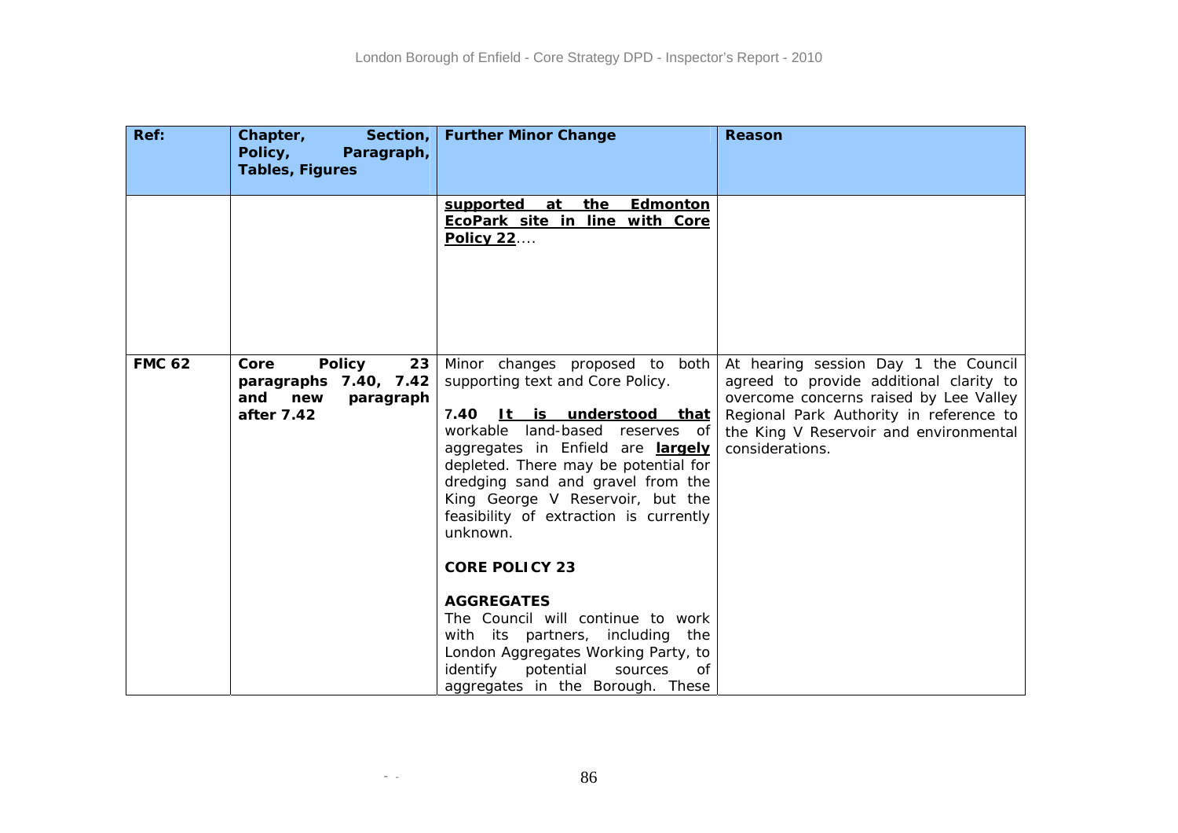| Ref: | Chapter, Section, Policy, Paragraph, Tables, Figures | Further Minor Change | Reason |
|---|---|---|---|
| | | **<u>supported at the Edmonton EcoPark site in line with Core Policy 22</u>**.... | |
| **FMC 62** | **Core Policy 23 paragraphs 7.40, 7.42 and new paragraph after 7.42** | Minor changes proposed to both supporting text and Core Policy.<br><br>**7.40** **<u>It is understood that</u>** workable land-based reserves of aggregates in Enfield are **<u>largely</u>** depleted. There may be potential for dredging sand and gravel from the King George V Reservoir, but the feasibility of extraction is currently unknown.<br><br>**CORE POLICY 23**<br><br>**AGGREGATES**<br>The Council will continue to work with its partners, including the London Aggregates Working Party, to identify potential sources of aggregates in the Borough. These | At hearing session Day 1 the Council agreed to provide additional clarity to overcome concerns raised by Lee Valley Regional Park Authority in reference to the King V Reservoir and environmental considerations. |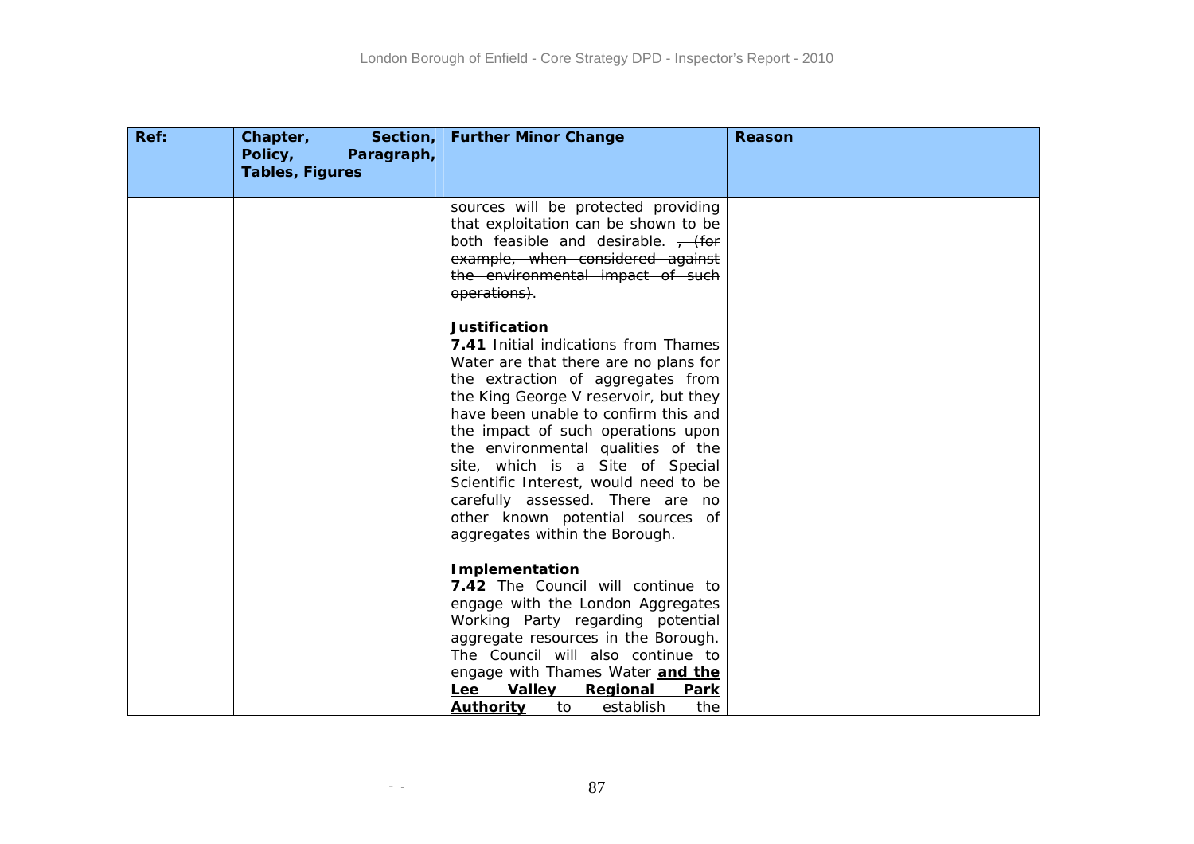| Ref: | Chapter, Section, Policy, Paragraph, Tables, Figures | Further Minor Change | Reason |
|---|---|---|---|
| | | sources will be protected providing that exploitation can be shown to be both feasible and desirable. ~~, (for example, when considered against the environmental impact of such operations)~~.<br><br>**Justification**<br>**7.41** Initial indications from Thames Water are that there are no plans for the extraction of aggregates from the King George V reservoir, but they have been unable to confirm this and the impact of such operations upon the environmental qualities of the site, which is a Site of Special Scientific Interest, would need to be carefully assessed. There are no other known potential sources of aggregates within the Borough.<br><br>**Implementation**<br>**7.42** The Council will continue to engage with the London Aggregates Working Party regarding potential aggregate resources in the Borough. The Council will also continue to engage with Thames Water **<u>and the Lee Valley Regional Park Authority</u>** to establish the | |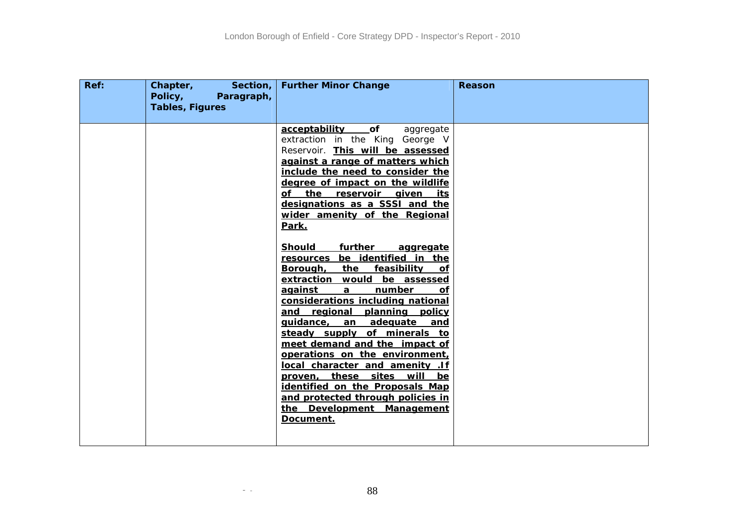| Ref: | Chapter, Section, Policy, Paragraph, Tables, Figures | Further Minor Change | Reason |
|---|---|---|---|
| | | **acceptability of** aggregate extraction in the King George V Reservoir. **This will be assessed against a range of matters which include the need to consider the degree of impact on the wildlife of the reservoir given its designations as a SSSI and the wider amenity of the Regional Park.**<br><br>**Should further aggregate resources be identified in the Borough, the feasibility of extraction would be assessed against a number of considerations including national and regional planning policy guidance, an adequate and steady supply of minerals to meet demand and the impact of operations on the environment, local character and amenity .If proven, these sites will be identified on the Proposals Map and protected through policies in the Development Management Document.** | |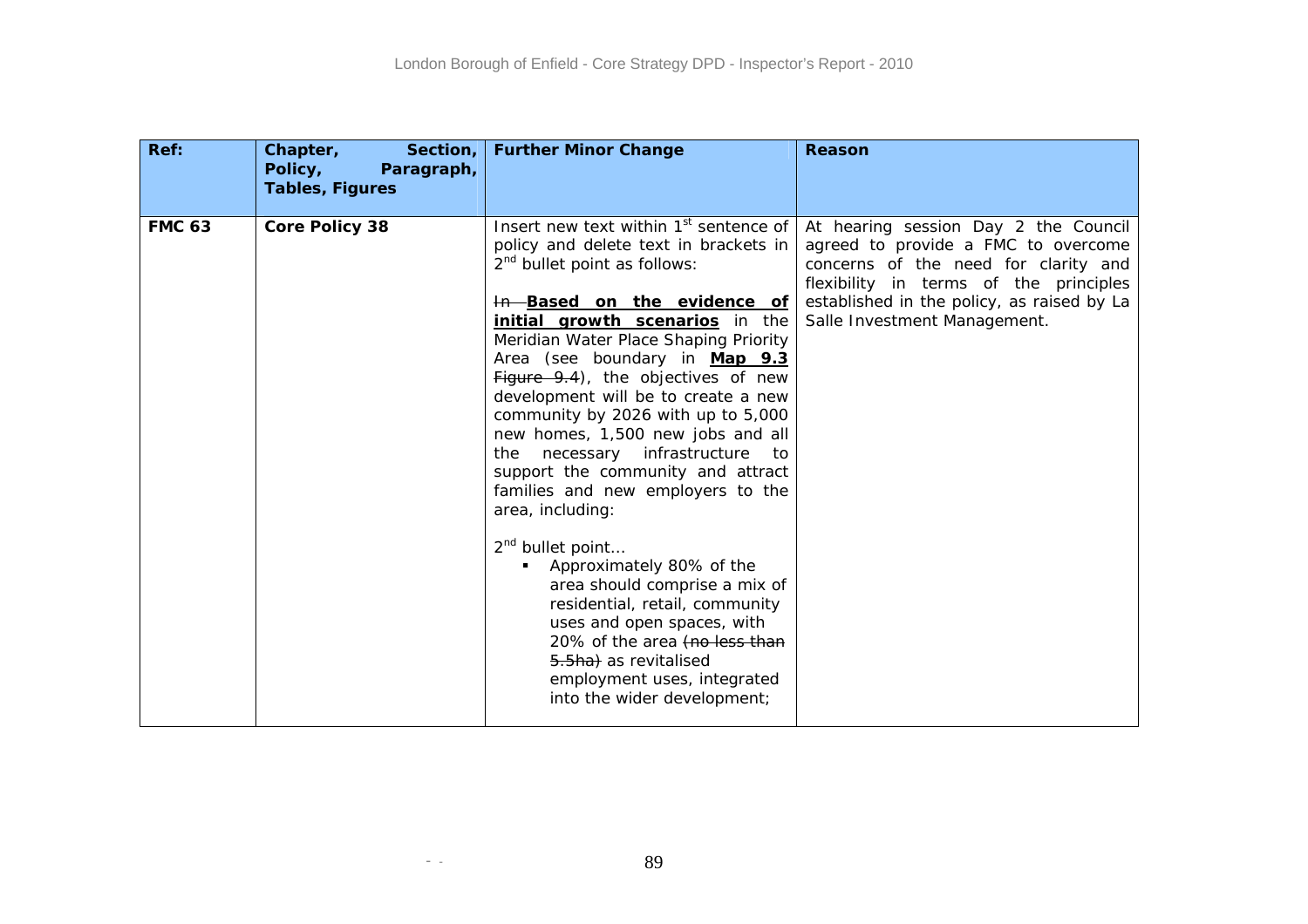| Ref: | Chapter, Section, Policy, Paragraph, Tables, Figures | Further Minor Change | Reason |
|---|---|---|---|
| **FMC 63** | **Core Policy 38** | Insert new text within 1st sentence of policy and delete text in brackets in 2nd bullet point as follows:<br><br>~~In~~ **Based on the evidence of initial growth scenarios** in the Meridian Water Place Shaping Priority Area (see boundary in **Map 9.3** ~~Figure 9.4~~), the objectives of new development will be to create a new community by 2026 with up to 5,000 new homes, 1,500 new jobs and all the necessary infrastructure to support the community and attract families and new employers to the area, including:<br><br>2nd bullet point…<br>▪ Approximately 80% of the area should comprise a mix of residential, retail, community uses and open spaces, with 20% of the area ~~(no less than 5.5ha)~~ as revitalised employment uses, integrated into the wider development; | At hearing session Day 2 the Council agreed to provide a FMC to overcome concerns of the need for clarity and flexibility in terms of the principles established in the policy, as raised by La Salle Investment Management. |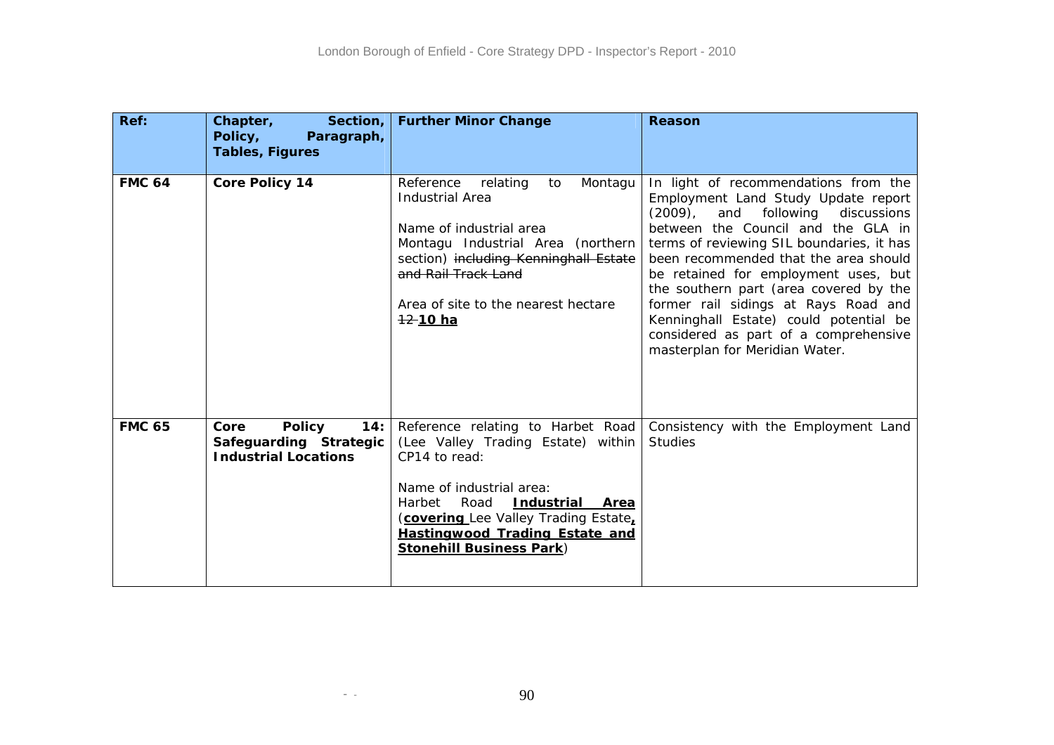| Ref: | Chapter, Section, Policy, Paragraph, Tables, Figures | Further Minor Change | Reason |
|---|---|---|---|
| **FMC 64** | **Core Policy 14** | Reference relating to Montagu Industrial Area<br><br>Name of industrial area<br>Montagu Industrial Area (northern section) ~~including Kenninghall Estate and Rail Track Land~~<br><br>Area of site to the nearest hectare<br>~~12~~ **10 ha** | In light of recommendations from the Employment Land Study Update report (2009), and following discussions between the Council and the GLA in terms of reviewing SIL boundaries, it has been recommended that the area should be retained for employment uses, but the southern part (area covered by the former rail sidings at Rays Road and Kenninghall Estate) could potential be considered as part of a comprehensive masterplan for Meridian Water. |
| **FMC 65** | **Core Policy 14: Safeguarding Strategic Industrial Locations** | Reference relating to Harbet Road (Lee Valley Trading Estate) within CP14 to read:<br><br>Name of industrial area:<br>Harbet Road **Industrial Area** (**covering** Lee Valley Trading Estate**, Hastingwood Trading Estate and Stonehill Business Park**) | Consistency with the Employment Land Studies |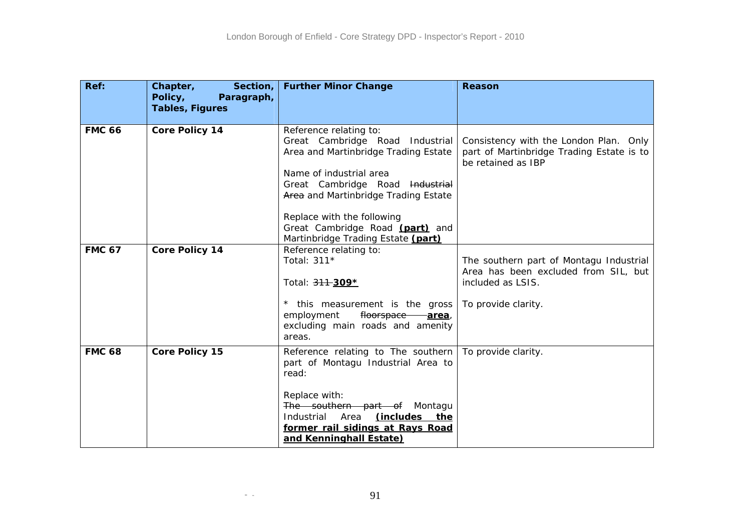| Ref: | Chapter, Section, Policy, Paragraph, Tables, Figures | Further Minor Change | Reason |
|---|---|---|---|
| **FMC 66** | **Core Policy 14** | Reference relating to:<br>Great Cambridge Road Industrial Area and Martinbridge Trading Estate<br><br>Name of industrial area<br>Great Cambridge Road ~~Industrial Area~~ and Martinbridge Trading Estate<br><br>Replace with the following<br>Great Cambridge Road **(part)** and Martinbridge Trading Estate **(part)** | Consistency with the London Plan. Only part of Martinbridge Trading Estate is to be retained as IBP |
| **FMC 67** | **Core Policy 14** | Reference relating to:<br>Total: 311*<br><br>Total: ~~311~~ **309***<br><br>* this measurement is the gross employment ~~floorspace~~ **area**, excluding main roads and amenity areas. | The southern part of Montagu Industrial Area has been excluded from SIL, but included as LSIS.<br><br>To provide clarity. |
| **FMC 68** | **Core Policy 15** | Reference relating to The southern part of Montagu Industrial Area to read:<br><br>Replace with:<br>~~The southern part of~~ Montagu Industrial Area **(includes the former rail sidings at Rays Road and Kenninghall Estate)** | To provide clarity. |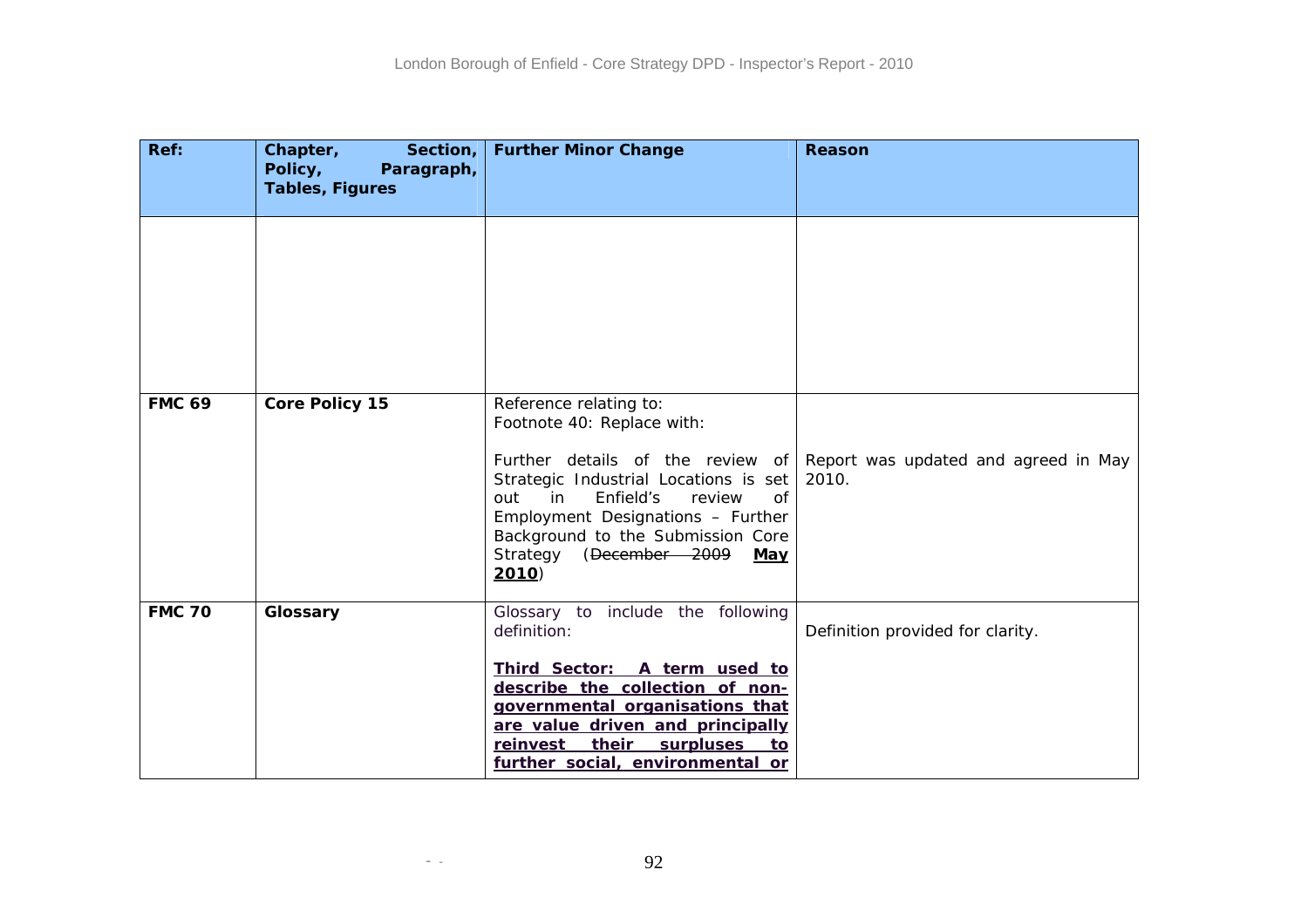| Ref: | Chapter, Section, Policy, Paragraph, Tables, Figures | Further Minor Change | Reason |
|---|---|---|---|
| | | | |
| **FMC 69** | **Core Policy 15** | Reference relating to:<br>Footnote 40: Replace with:<br><br>Further details of the review of Strategic Industrial Locations is set out in Enfield's review of Employment Designations – Further Background to the Submission Core Strategy (~~December 2009~~ **<u>May 2010</u>**) | Report was updated and agreed in May 2010. |
| **FMC 70** | **Glossary** | Glossary to include the following definition:<br><br>**<u>Third Sector: A term used to describe the collection of non-governmental organisations that are value driven and principally reinvest their surpluses to further social, environmental or</u>** | Definition provided for clarity. |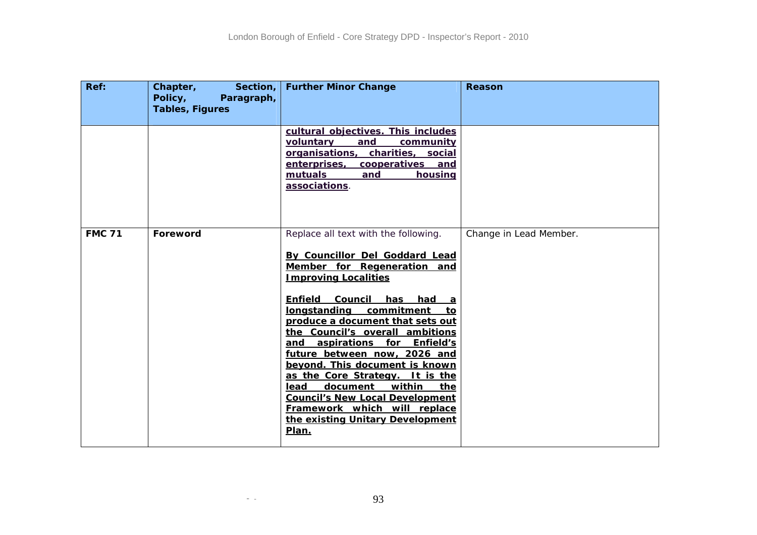| Ref: | Chapter, Section, Policy, Paragraph, Tables, Figures | Further Minor Change | Reason |
|---|---|---|---|
| | | **cultural objectives. This includes voluntary and community organisations, charities, social enterprises, cooperatives and mutuals and housing associations**. | |
| **FMC 71** | **Foreword** | Replace all text with the following.<br><br>**By Councillor Del Goddard Lead Member for Regeneration and Improving Localities**<br><br>**Enfield Council has had a longstanding commitment to produce a document that sets out the Council's overall ambitions and aspirations for Enfield's future between now, 2026 and beyond. This document is known as the Core Strategy. It is the lead document within the Council's New Local Development Framework which will replace the existing Unitary Development Plan.** | Change in Lead Member. |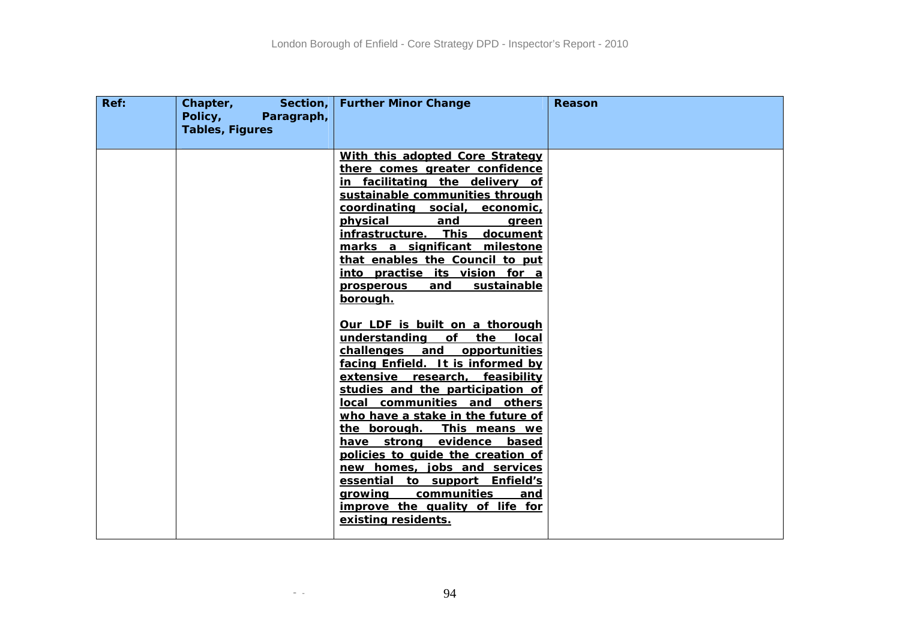| Ref: | Chapter, Section, Policy, Paragraph, Tables, Figures | Further Minor Change | Reason |
|---|---|---|---|
| | | <u>**With this adopted Core Strategy there comes greater confidence in facilitating the delivery of sustainable communities through coordinating social, economic, physical and green infrastructure. This document marks a significant milestone that enables the Council to put into practise its vision for a prosperous and sustainable borough.**</u><br><br><u>**Our LDF is built on a thorough understanding of the local challenges and opportunities facing Enfield. It is informed by extensive research, feasibility studies and the participation of local communities and others who have a stake in the future of the borough. This means we have strong evidence based policies to guide the creation of new homes, jobs and services essential to support Enfield's growing communities and improve the quality of life for existing residents.**</u> | |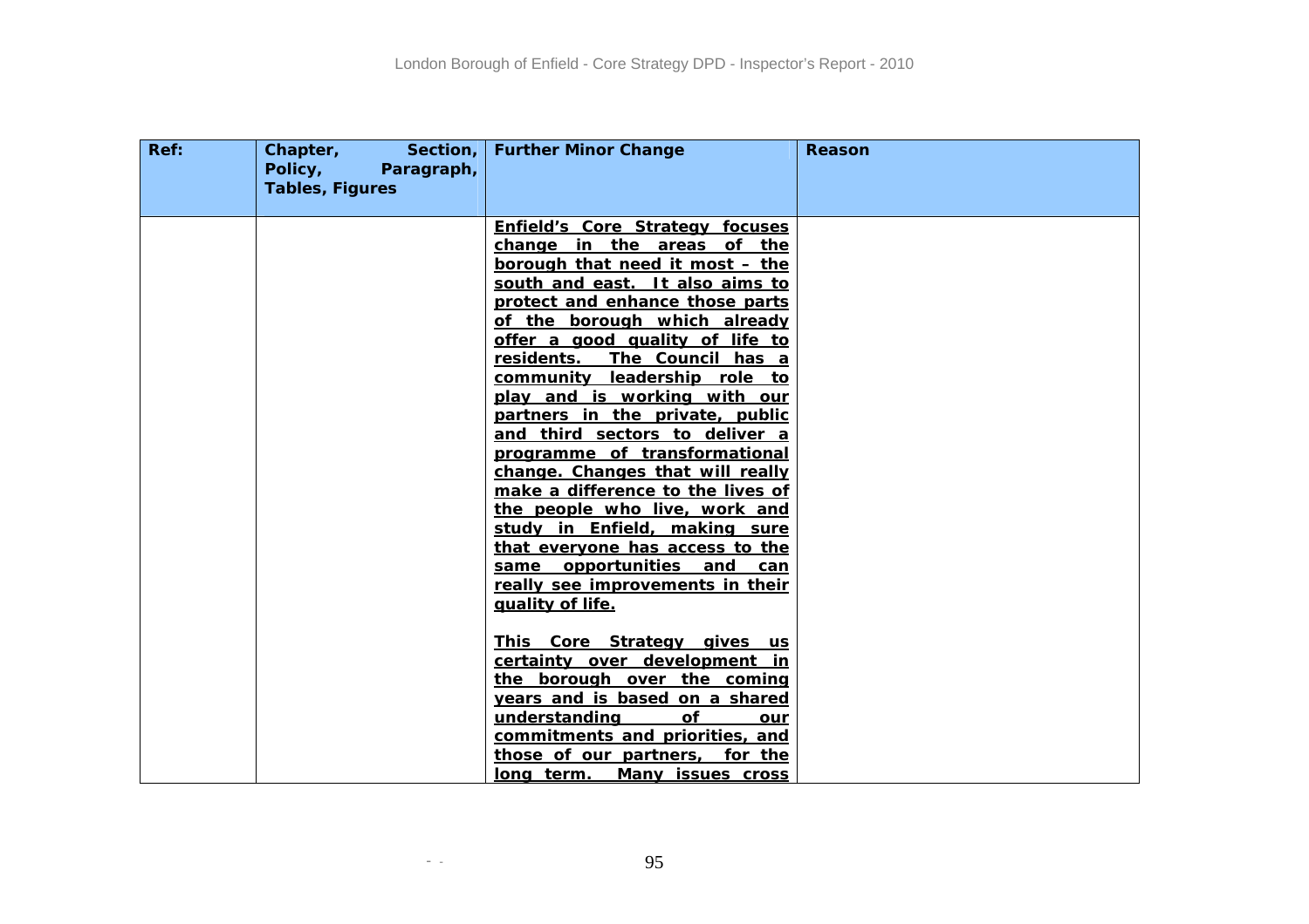| Ref: | Chapter, Section, Policy, Paragraph, Tables, Figures | Further Minor Change | Reason |
|---|---|---|---|
| | | <u>**Enfield's Core Strategy focuses change in the areas of the borough that need it most – the south and east. It also aims to protect and enhance those parts of the borough which already offer a good quality of life to residents. The Council has a community leadership role to play and is working with our partners in the private, public and third sectors to deliver a programme of transformational change. Changes that will really make a difference to the lives of the people who live, work and study in Enfield, making sure that everyone has access to the same opportunities and can really see improvements in their quality of life.**</u><br><br><u>**This Core Strategy gives us certainty over development in the borough over the coming years and is based on a shared understanding of our commitments and priorities, and those of our partners, for the long term. Many issues cross**</u> | |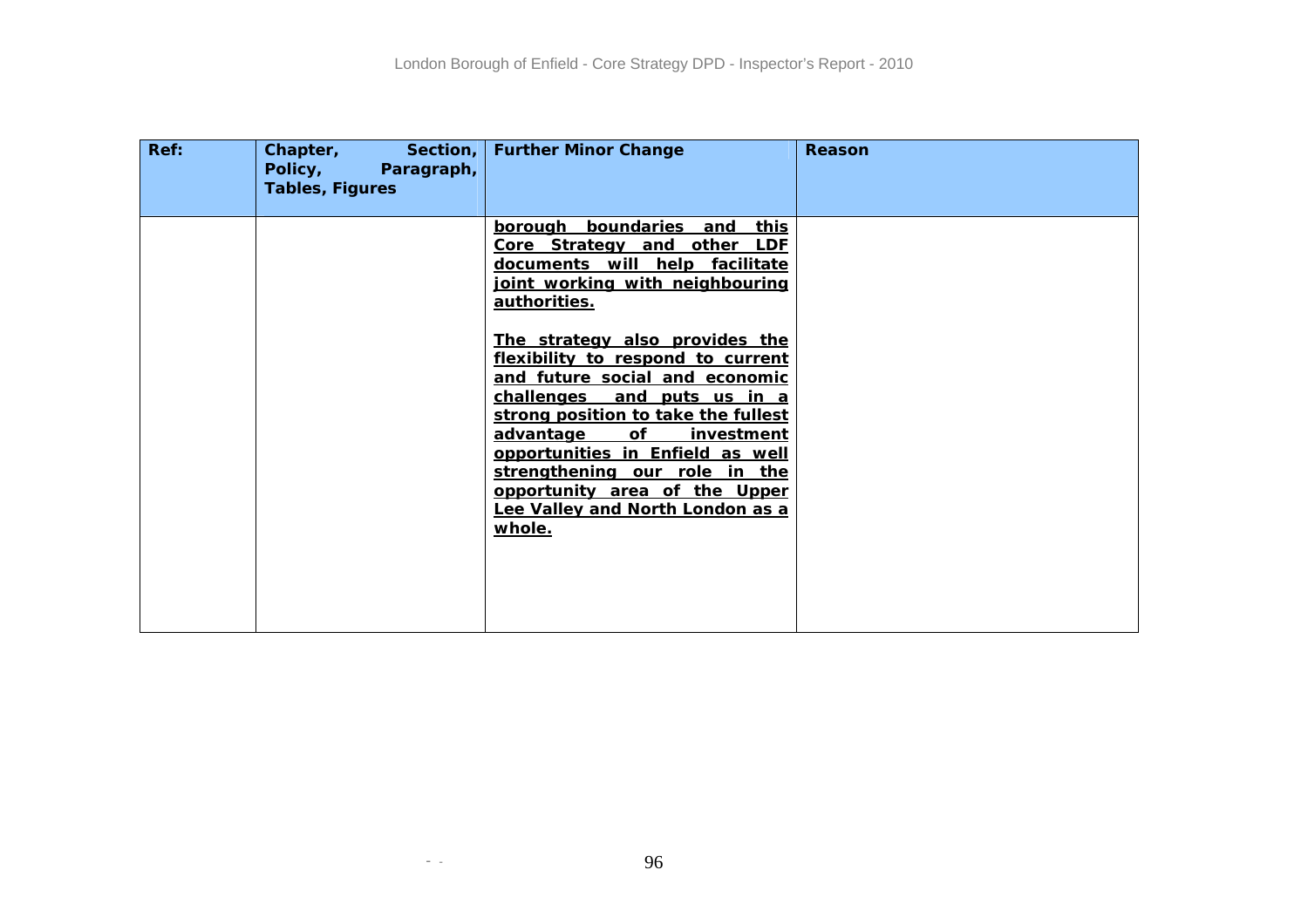| Ref: | Chapter, Section, Policy, Paragraph, Tables, Figures | Further Minor Change | Reason |
|---|---|---|---|
| | | **borough boundaries and this Core Strategy and other LDF documents will help facilitate joint working with neighbouring authorities.**<br><br>**The strategy also provides the flexibility to respond to current and future social and economic challenges and puts us in a strong position to take the fullest advantage of investment opportunities in Enfield as well strengthening our role in the opportunity area of the Upper Lee Valley and North London as a whole.** | |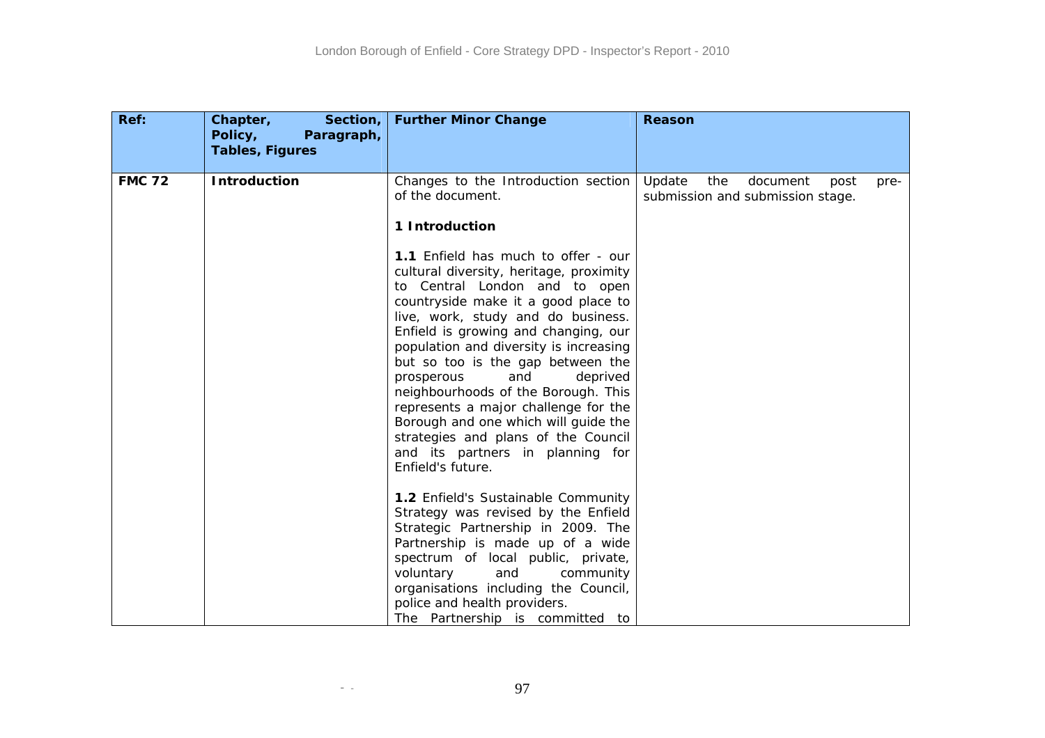| Ref: | Chapter, Section, Policy, Paragraph, Tables, Figures | Further Minor Change | Reason |
|---|---|---|---|
| **FMC 72** | **Introduction** | Changes to the Introduction section of the document.<br><br>**1 Introduction**<br><br>**1.1** Enfield has much to offer - our cultural diversity, heritage, proximity to Central London and to open countryside make it a good place to live, work, study and do business. Enfield is growing and changing, our population and diversity is increasing but so too is the gap between the prosperous and deprived neighbourhoods of the Borough. This represents a major challenge for the Borough and one which will guide the strategies and plans of the Council and its partners in planning for Enfield's future.<br><br>**1.2** Enfield's Sustainable Community Strategy was revised by the Enfield Strategic Partnership in 2009. The Partnership is made up of a wide spectrum of local public, private, voluntary and community organisations including the Council, police and health providers.<br>The Partnership is committed to | Update the document post pre-submission and submission stage. |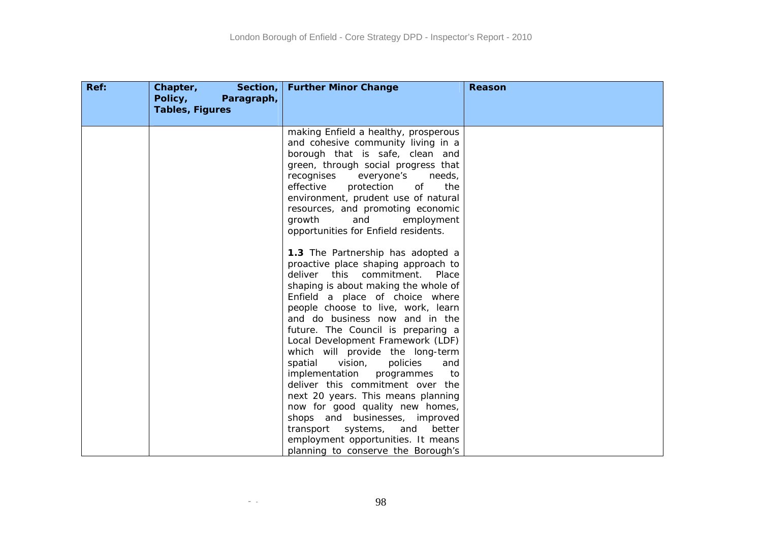| Ref: | Chapter, Section, Policy, Paragraph, Tables, Figures | Further Minor Change | Reason |
|---|---|---|---|
| | | making Enfield a healthy, prosperous and cohesive community living in a borough that is safe, clean and green, through social progress that recognises everyone's needs, effective protection of the environment, prudent use of natural resources, and promoting economic growth and employment opportunities for Enfield residents.<br><br>**1.3** The Partnership has adopted a proactive place shaping approach to deliver this commitment. Place shaping is about making the whole of Enfield a place of choice where people choose to live, work, learn and do business now and in the future. The Council is preparing a Local Development Framework (LDF) which will provide the long-term spatial vision, policies and implementation programmes to deliver this commitment over the next 20 years. This means planning now for good quality new homes, shops and businesses, improved transport systems, and better employment opportunities. It means planning to conserve the Borough's | |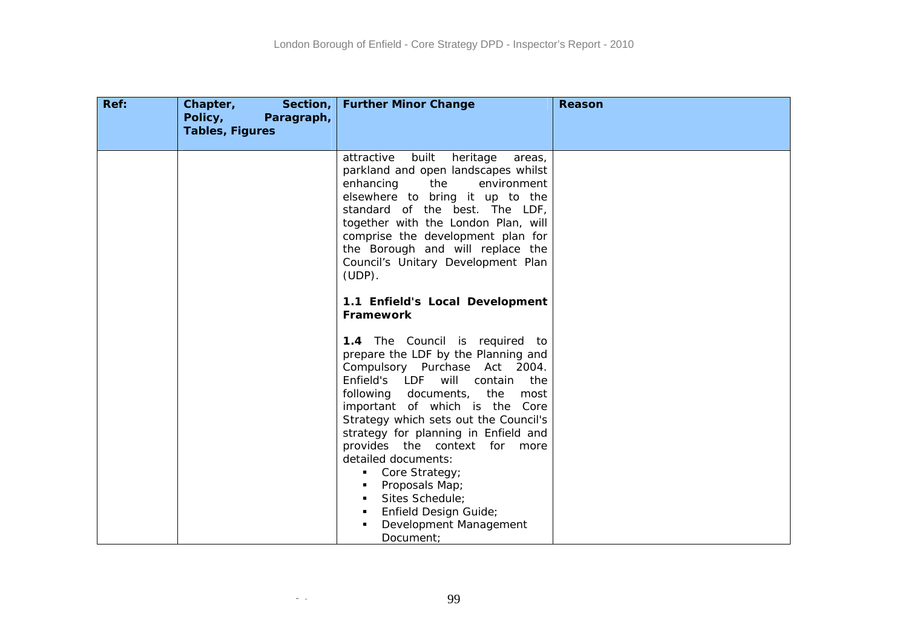| Ref: | Chapter, Section, Policy, Paragraph, Tables, Figures | Further Minor Change | Reason |
|---|---|---|---|
| | | attractive built heritage areas, parkland and open landscapes whilst enhancing the environment elsewhere to bring it up to the standard of the best. The LDF, together with the London Plan, will comprise the development plan for the Borough and will replace the Council's Unitary Development Plan (UDP).<br><br>**1.1 Enfield's Local Development Framework**<br><br>**1.4** The Council is required to prepare the LDF by the Planning and Compulsory Purchase Act 2004. Enfield's LDF will contain the following documents, the most important of which is the Core Strategy which sets out the Council's strategy for planning in Enfield and provides the context for more detailed documents:<br>▪ Core Strategy;<br>▪ Proposals Map;<br>▪ Sites Schedule;<br>▪ Enfield Design Guide;<br>▪ Development Management Document; | |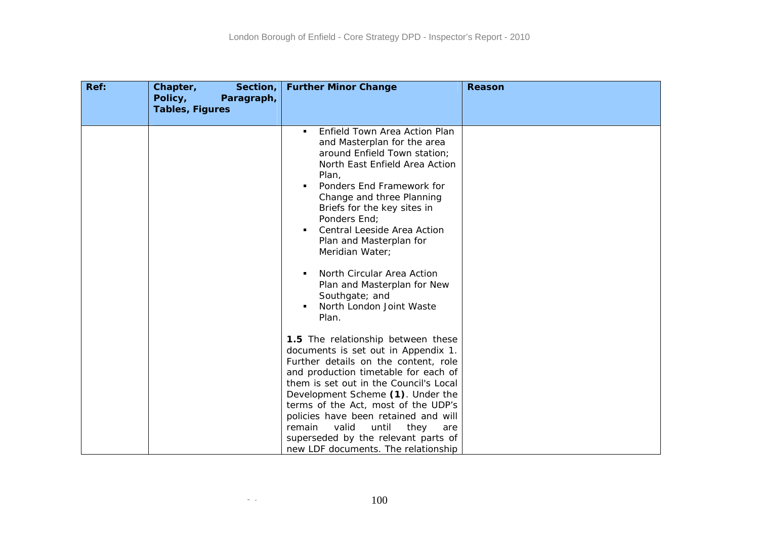| Ref: | Chapter, Section, Policy, Paragraph, Tables, Figures | Further Minor Change | Reason |
|---|---|---|---|
| | | ▪ Enfield Town Area Action Plan and Masterplan for the area around Enfield Town station; North East Enfield Area Action Plan,<br>▪ Ponders End Framework for Change and three Planning Briefs for the key sites in Ponders End;<br>▪ Central Leeside Area Action Plan and Masterplan for Meridian Water;<br><br>▪ North Circular Area Action Plan and Masterplan for New Southgate; and<br>▪ North London Joint Waste Plan.<br><br>**1.5** The relationship between these documents is set out in Appendix 1. Further details on the content, role and production timetable for each of them is set out in the Council's Local Development Scheme **(1)**. Under the terms of the Act, most of the UDP's policies have been retained and will remain valid until they are superseded by the relevant parts of new LDF documents. The relationship | |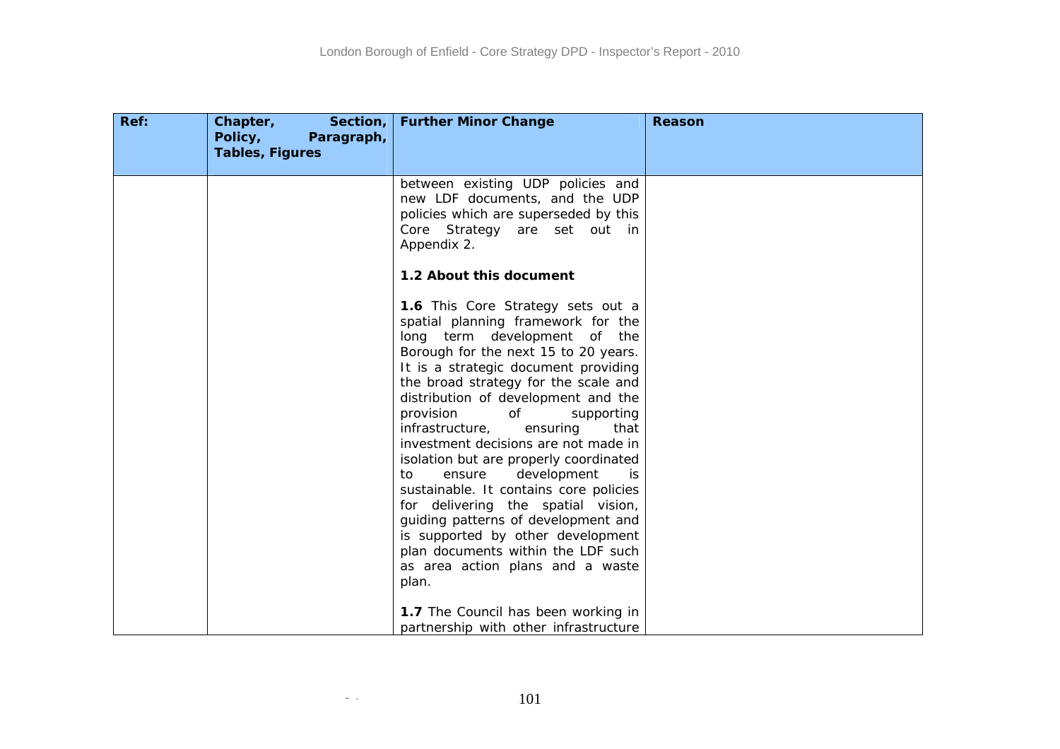| Ref: | Chapter, Section, Policy, Paragraph, Tables, Figures | Further Minor Change | Reason |
|---|---|---|---|
| | | between existing UDP policies and new LDF documents, and the UDP policies which are superseded by this Core Strategy are set out in Appendix 2.<br><br>**1.2 About this document**<br><br>**1.6** This Core Strategy sets out a spatial planning framework for the long term development of the Borough for the next 15 to 20 years. It is a strategic document providing the broad strategy for the scale and distribution of development and the provision of supporting infrastructure, ensuring that investment decisions are not made in isolation but are properly coordinated to ensure development is sustainable. It contains core policies for delivering the spatial vision, guiding patterns of development and is supported by other development plan documents within the LDF such as area action plans and a waste plan.<br><br>**1.7** The Council has been working in partnership with other infrastructure | |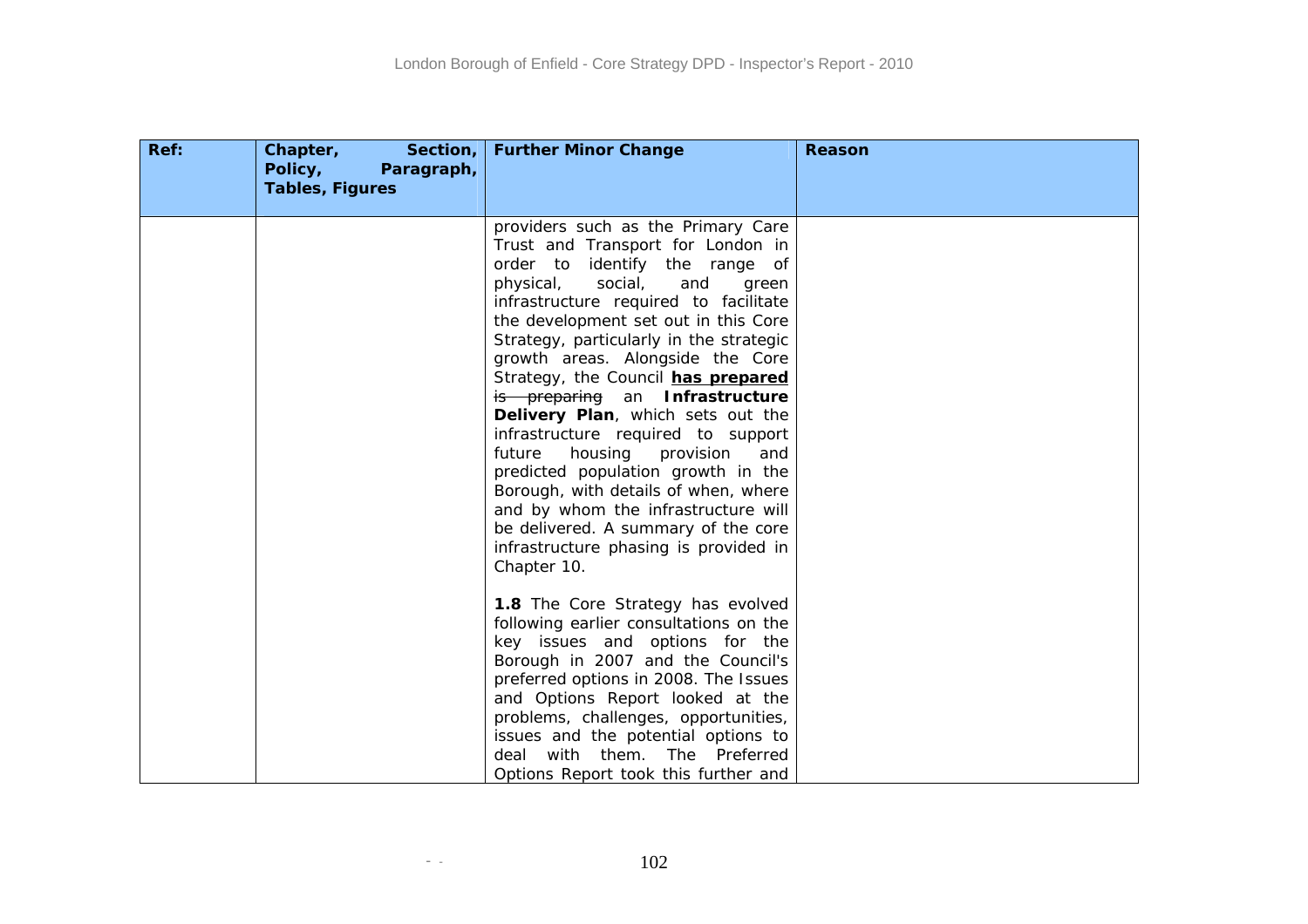| Ref: | Chapter, Section, Policy, Paragraph, Tables, Figures | Further Minor Change | Reason |
|---|---|---|---|
| | | providers such as the Primary Care Trust and Transport for London in order to identify the range of physical, social, and green infrastructure required to facilitate the development set out in this Core Strategy, particularly in the strategic growth areas. Alongside the Core Strategy, the Council **<u>has prepared</u>** ~~is preparing~~ an **Infrastructure Delivery Plan**, which sets out the infrastructure required to support future housing provision and predicted population growth in the Borough, with details of when, where and by whom the infrastructure will be delivered. A summary of the core infrastructure phasing is provided in Chapter 10.<br><br>**1.8** The Core Strategy has evolved following earlier consultations on the key issues and options for the Borough in 2007 and the Council's preferred options in 2008. The Issues and Options Report looked at the problems, challenges, opportunities, issues and the potential options to deal with them. The Preferred Options Report took this further and | |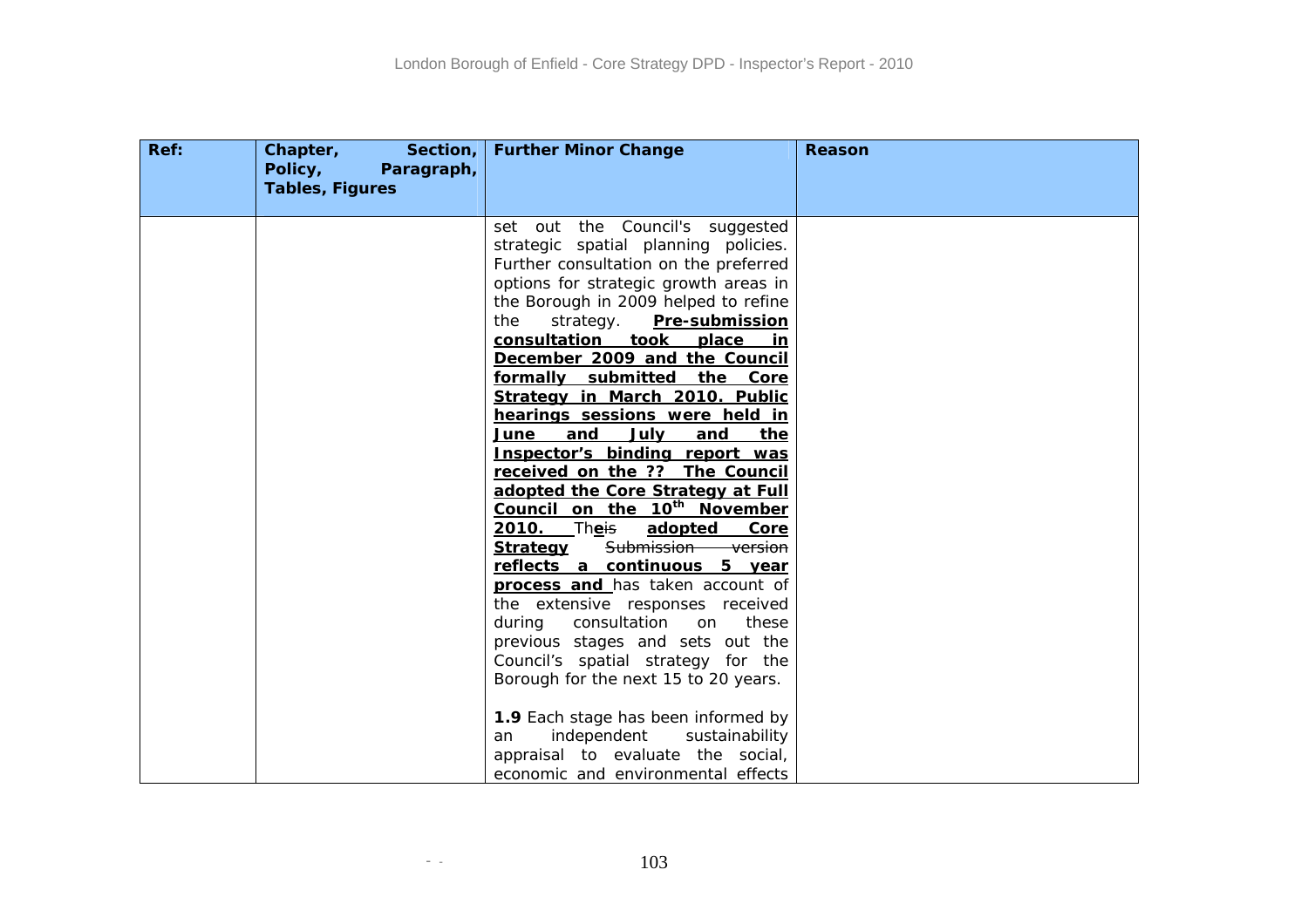| Ref: | Chapter, Section, Policy, Paragraph, Tables, Figures | Further Minor Change | Reason |
|---|---|---|---|
| | | set out the Council's suggested strategic spatial planning policies. Further consultation on the preferred options for strategic growth areas in the Borough in 2009 helped to refine the strategy. **Pre-submission consultation took place in December 2009 and the Council formally submitted the Core Strategy in March 2010. Public hearings sessions were held in June and July and the Inspector's binding report was received on the ?? The Council adopted the Core Strategy at Full Council on the 10th November 2010.** Th**e**~~is~~ **adopted Core Strategy** ~~Submission version~~ **reflects a continuous 5 year process and** has taken account of the extensive responses received during consultation on these previous stages and sets out the Council's spatial strategy for the Borough for the next 15 to 20 years.<br><br>**1.9** Each stage has been informed by an independent sustainability appraisal to evaluate the social, economic and environmental effects | |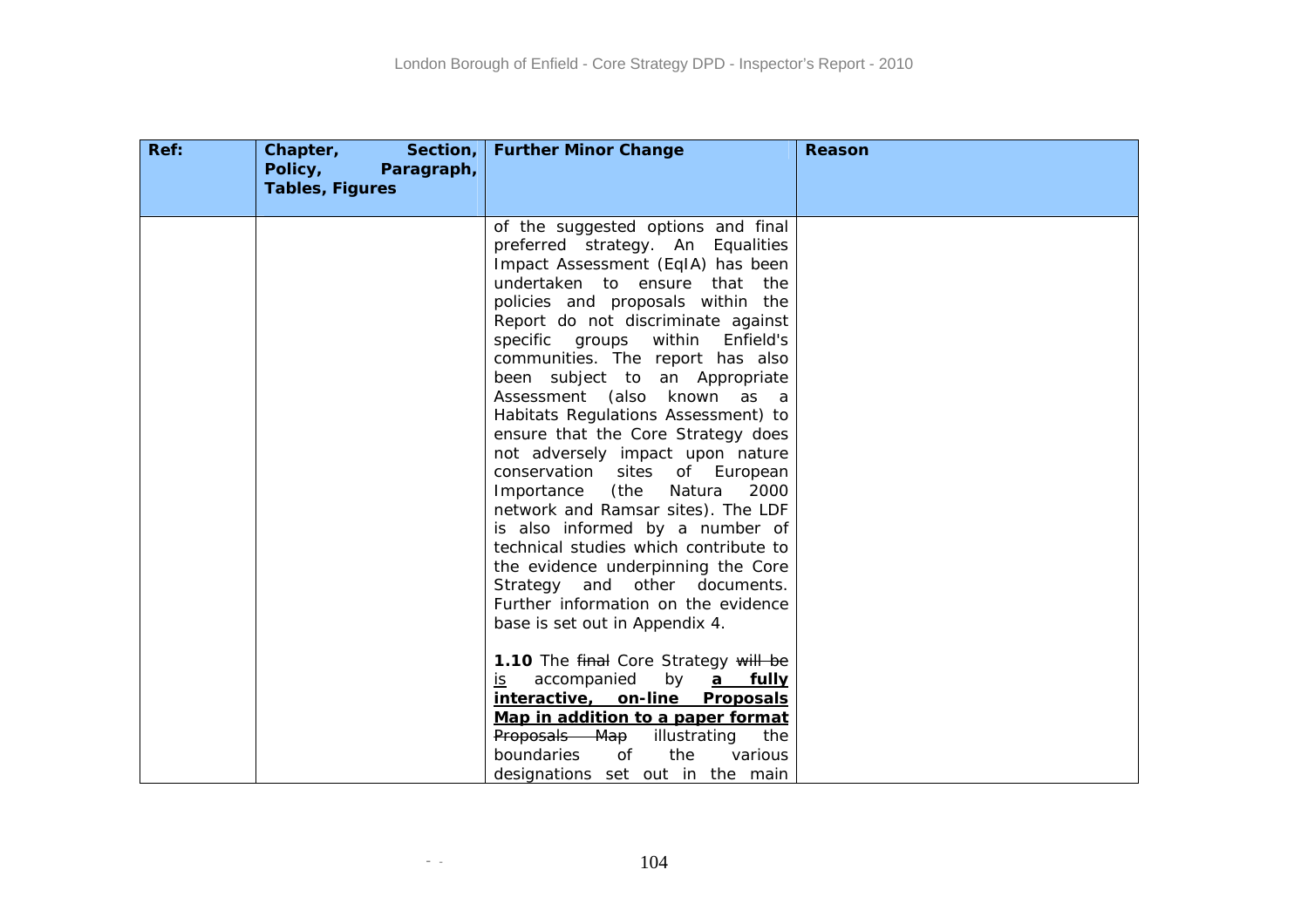| Ref: | Chapter, Section, Policy, Paragraph, Tables, Figures | Further Minor Change | Reason |
|---|---|---|---|
| | | of the suggested options and final preferred strategy. An Equalities Impact Assessment (EqIA) has been undertaken to ensure that the policies and proposals within the Report do not discriminate against specific groups within Enfield's communities. The report has also been subject to an Appropriate Assessment (also known as a Habitats Regulations Assessment) to ensure that the Core Strategy does not adversely impact upon nature conservation sites of European Importance (the Natura 2000 network and Ramsar sites). The LDF is also informed by a number of technical studies which contribute to the evidence underpinning the Core Strategy and other documents. Further information on the evidence base is set out in Appendix 4.<br><br>**1.10** The ~~final~~ Core Strategy ~~will be~~ <u>is</u> accompanied by <u>**a fully interactive, on-line Proposals Map in addition to a paper format**</u> ~~Proposals Map~~ illustrating the boundaries of the various designations set out in the main | |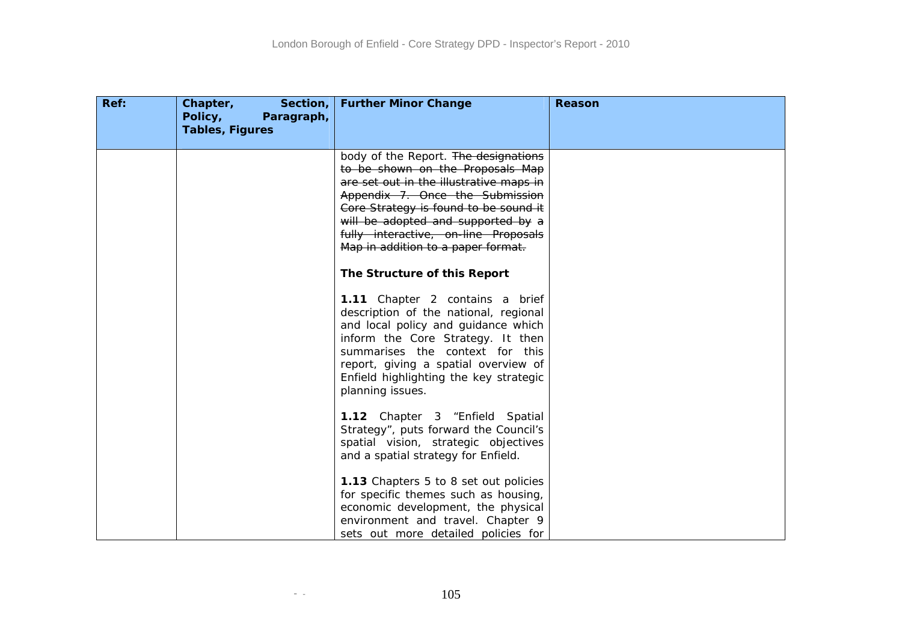| Ref: | Chapter, Section, Policy, Paragraph, Tables, Figures | Further Minor Change | Reason |
|---|---|---|---|
| | | body of the Report. ~~The designations to be shown on the Proposals Map are set out in the illustrative maps in Appendix 7. Once the Submission Core Strategy is found to be sound it will be adopted and supported by a fully interactive, on-line Proposals Map in addition to a paper format.~~<br><br>**The Structure of this Report**<br><br>**1.11** Chapter 2 contains a brief description of the national, regional and local policy and guidance which inform the Core Strategy. It then summarises the context for this report, giving a spatial overview of Enfield highlighting the key strategic planning issues.<br><br>**1.12** Chapter 3 "Enfield Spatial Strategy", puts forward the Council's spatial vision, strategic objectives and a spatial strategy for Enfield.<br><br>**1.13** Chapters 5 to 8 set out policies for specific themes such as housing, economic development, the physical environment and travel. Chapter 9 sets out more detailed policies for | |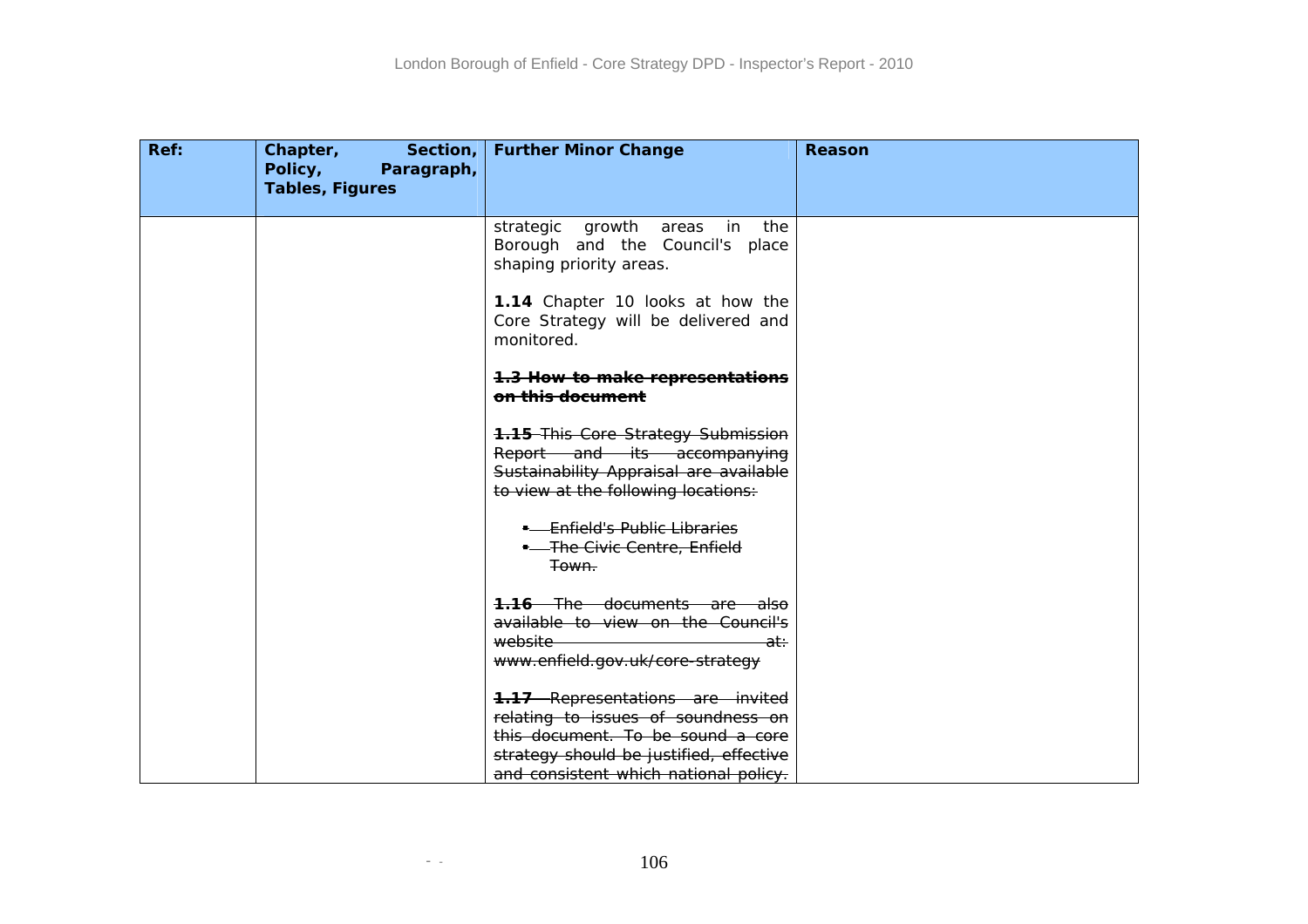| Ref: | Chapter, Section, Policy, Paragraph, Tables, Figures | Further Minor Change | Reason |
|---|---|---|---|
| | | strategic growth areas in the Borough and the Council's place shaping priority areas.<br><br>**1.14** Chapter 10 looks at how the Core Strategy will be delivered and monitored.<br><br>~~**1.3 How to make representations on this document**~~<br><br>~~**1.15** This Core Strategy Submission Report and its accompanying Sustainability Appraisal are available to view at the following locations:~~<br><br>~~• Enfield's Public Libraries~~<br>~~• The Civic Centre, Enfield Town.~~<br><br>~~**1.16** The documents are also available to view on the Council's website at: www.enfield.gov.uk/core-strategy~~<br><br>~~**1.17** Representations are invited relating to issues of soundness on this document. To be sound a core strategy should be justified, effective and consistent which national policy.~~ | |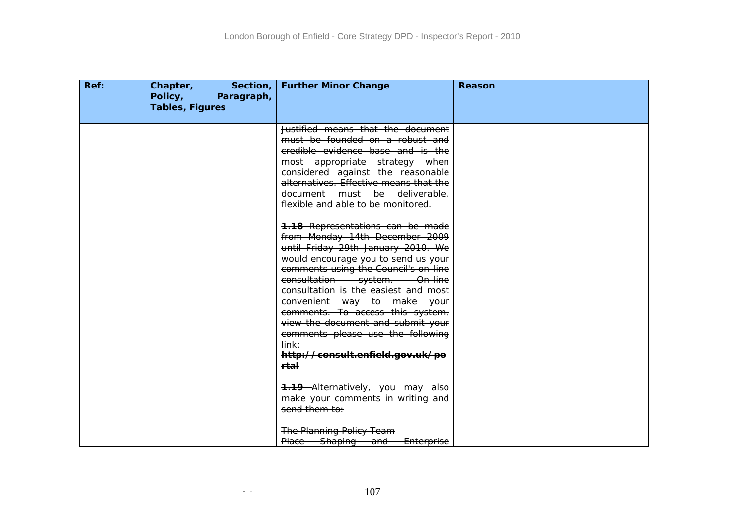| Ref: | Chapter, Section, Policy, Paragraph, Tables, Figures | Further Minor Change | Reason |
|---|---|---|---|
| | | ~~Justified means that the document must be founded on a robust and credible evidence base and is the most appropriate strategy when considered against the reasonable alternatives. Effective means that the document must be deliverable, flexible and able to be monitored.~~<br><br>~~**1.18** Representations can be made from Monday 14th December 2009 until Friday 29th January 2010. We would encourage you to send us your comments using the Council's on-line consultation system. On-line consultation is the easiest and most convenient way to make your comments. To access this system, view the document and submit your comments please use the following link:~~<br>~~**http://consult.enfield.gov.uk/portal**~~<br><br>~~**1.19** Alternatively, you may also make your comments in writing and send them to:~~<br><br>~~The Planning Policy Team~~<br>~~Place Shaping and Enterprise~~ | |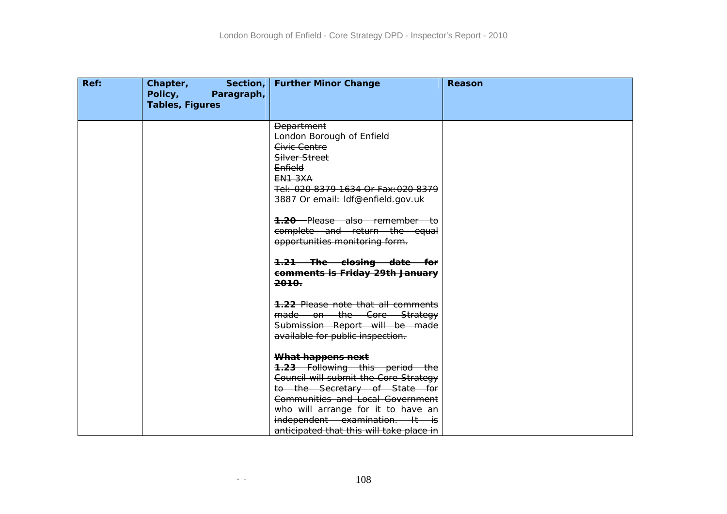| Ref: | Chapter, Section, Policy, Paragraph, Tables, Figures | Further Minor Change | Reason |
|---|---|---|---|
| | | ~~Department~~<br>~~London Borough of Enfield~~<br>~~Civic Centre~~<br>~~Silver Street~~<br>~~Enfield~~<br>~~EN1 3XA~~<br>~~Tel: 020 8379 1634 Or Fax: 020 8379 3887 Or email: ldf@enfield.gov.uk~~<br><br>~~**1.20** Please also remember to complete and return the equal opportunities monitoring form.~~<br><br>~~**1.21 The closing date for comments is Friday 29th January 2010.**~~<br><br>~~**1.22** Please note that all comments made on the Core Strategy Submission Report will be made available for public inspection.~~<br><br>~~**What happens next**~~<br>~~**1.23** Following this period the Council will submit the Core Strategy to the Secretary of State for Communities and Local Government who will arrange for it to have an independent examination. It is anticipated that this will take place in~~ | |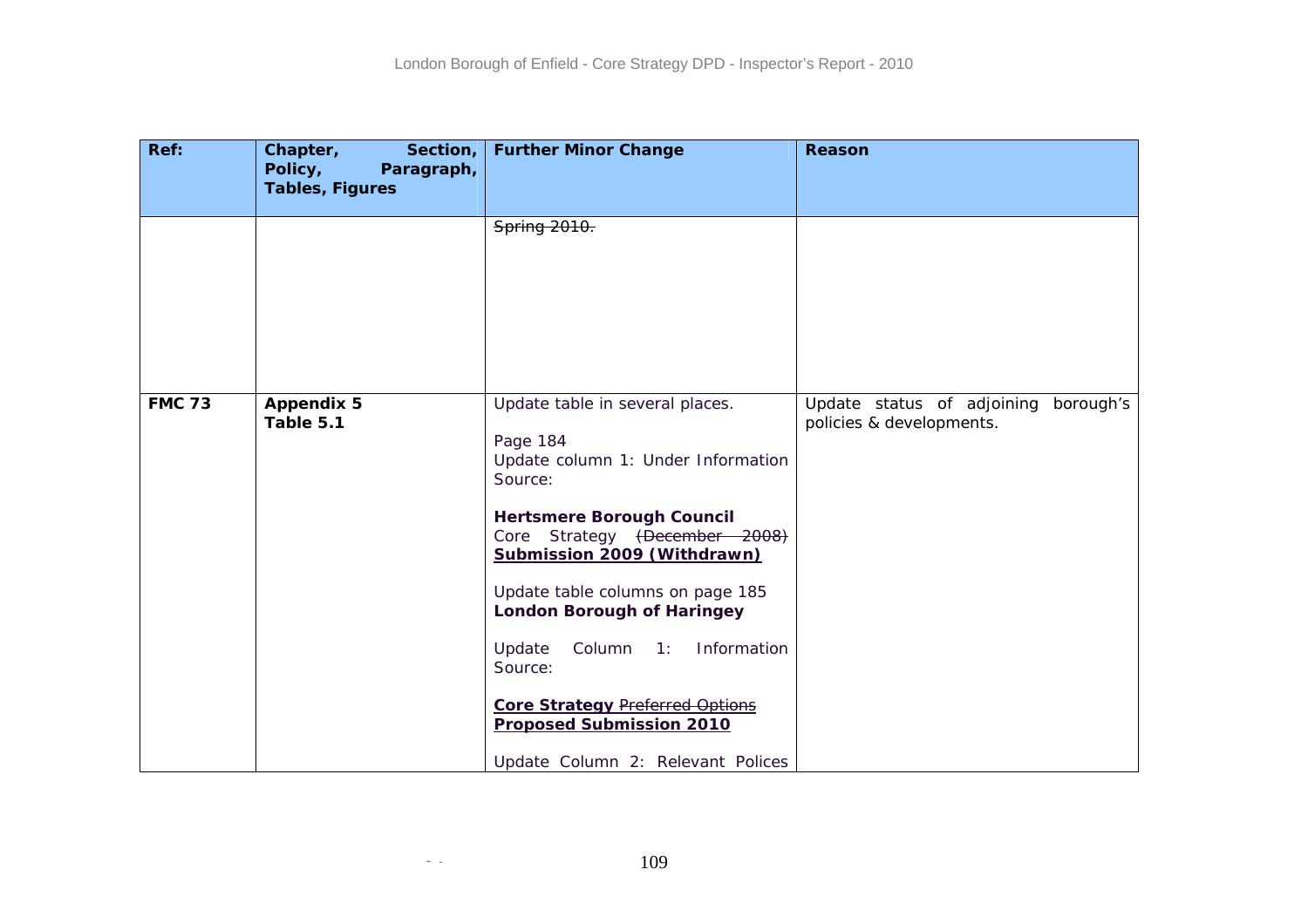| Ref: | Chapter, Section, Policy, Paragraph, Tables, Figures | Further Minor Change | Reason |
|---|---|---|---|
| | | ~~Spring 2010.~~ | |
| **FMC 73** | **Appendix 5**<br>**Table 5.1** | Update table in several places.<br><br>Page 184<br>Update column 1: Under Information Source:<br><br>**Hertsmere Borough Council**<br>Core Strategy ~~(December 2008)~~ **<u>Submission 2009 (Withdrawn)</u>**<br><br>Update table columns on page 185<br>**London Borough of Haringey**<br><br>Update Column 1: Information Source:<br><br>**<u>Core Strategy</u>** ~~Preferred Options~~ **<u>Proposed Submission 2010</u>**<br><br>Update Column 2: Relevant Polices | Update status of adjoining borough's policies & developments. |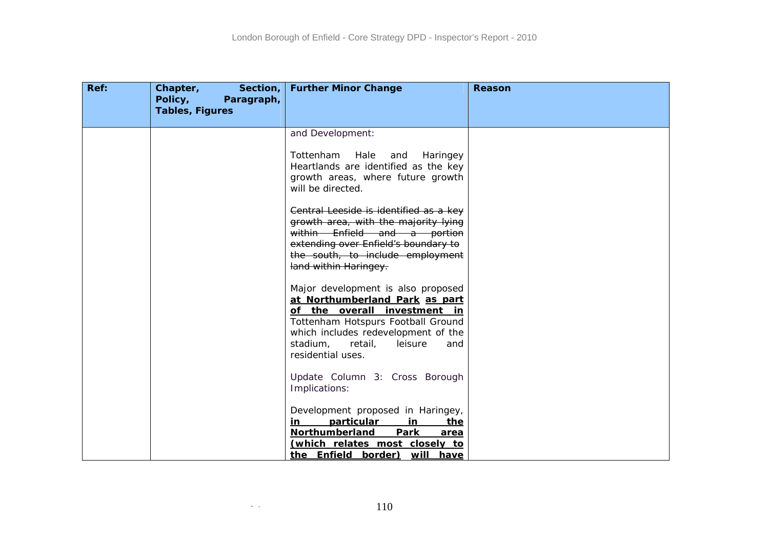| Ref: | Chapter, Section, Policy, Paragraph, Tables, Figures | Further Minor Change | Reason |
|---|---|---|---|
| | | and Development:<br><br>Tottenham Hale and Haringey Heartlands are identified as the key growth areas, where future growth will be directed.<br><br>~~Central Leeside is identified as a key growth area, with the majority lying within Enfield and a portion extending over Enfield's boundary to the south, to include employment land within Haringey.~~<br><br>Major development is also proposed **at Northumberland Park** **as part of the overall investment in** Tottenham Hotspurs Football Ground which includes redevelopment of the stadium, retail, leisure and residential uses.<br><br>Update Column 3: Cross Borough Implications:<br><br>Development proposed in Haringey, **in particular in the Northumberland Park area (which relates most closely to the Enfield border) will have** | |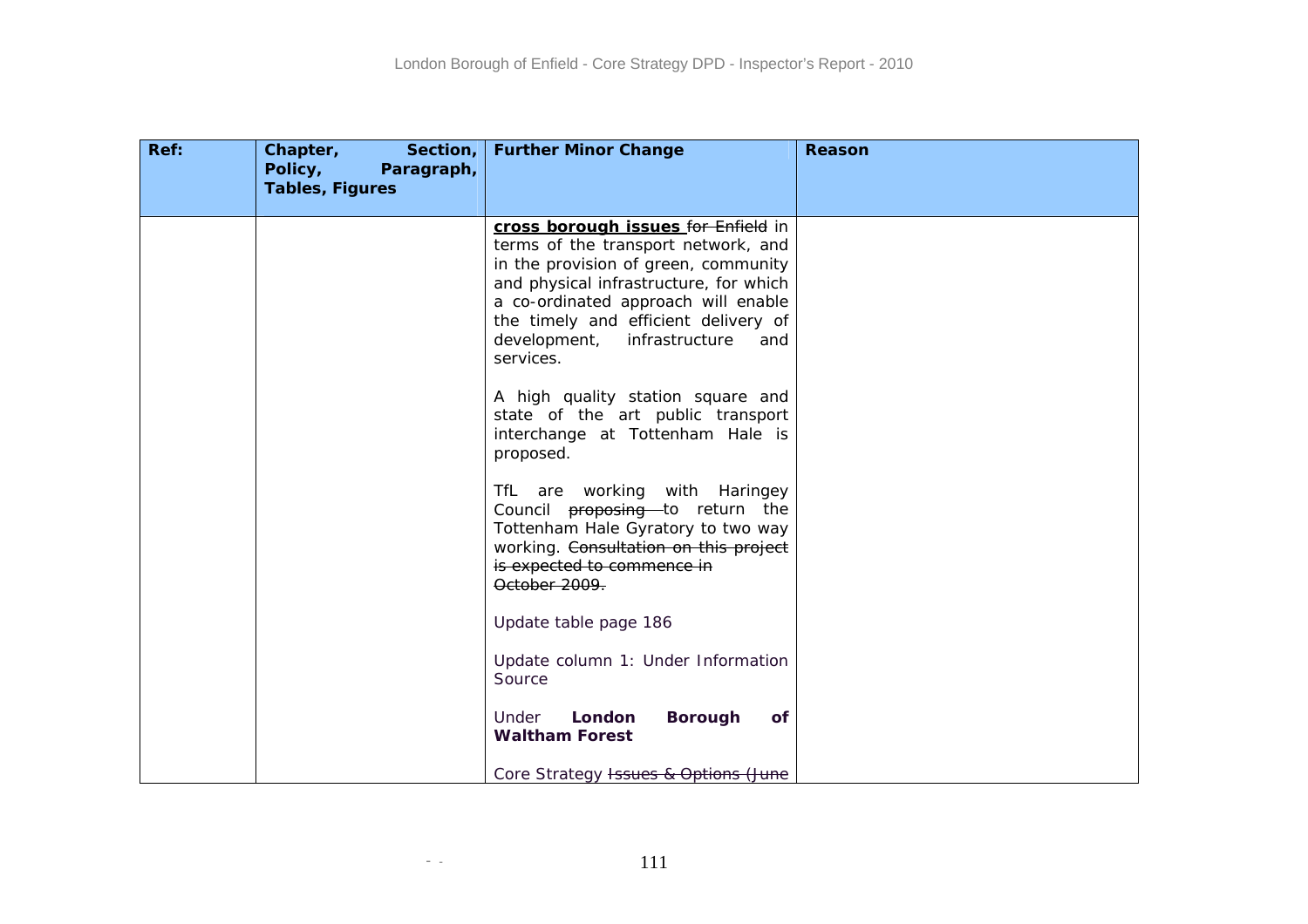| Ref: | Chapter, Section, Policy, Paragraph, Tables, Figures | Further Minor Change | Reason |
|---|---|---|---|
| | | **cross borough issues** ~~for Enfield~~ in terms of the transport network, and in the provision of green, community and physical infrastructure, for which a co-ordinated approach will enable the timely and efficient delivery of development, infrastructure and services.<br><br>A high quality station square and state of the art public transport interchange at Tottenham Hale is proposed.<br><br>TfL are working with Haringey Council ~~proposing~~ to return the Tottenham Hale Gyratory to two way working. ~~Consultation on this project is expected to commence in October 2009.~~<br><br>Update table page 186<br><br>Update column 1: Under Information Source<br><br>Under **London Borough of Waltham Forest**<br><br>Core Strategy ~~Issues & Options (June~~ | |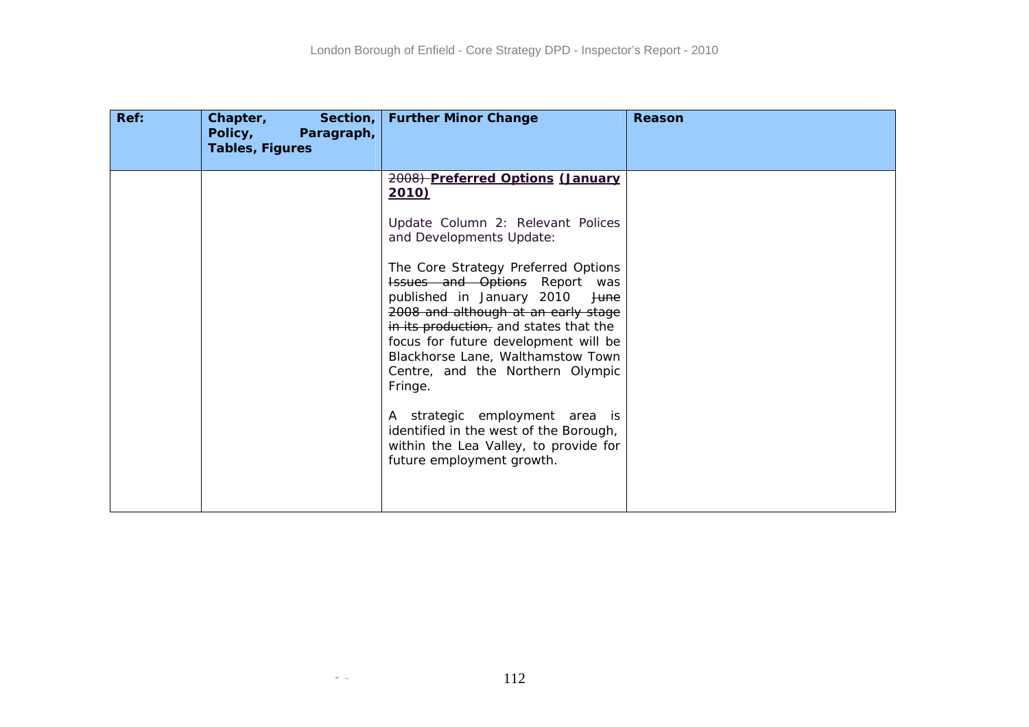| Ref: | Chapter, Section, Policy, Paragraph, Tables, Figures | Further Minor Change | Reason |
|---|---|---|---|
| | | ~~2008)~~ **<u>Preferred Options (January 2010)</u>**<br><br>Update Column 2: Relevant Polices and Developments Update:<br><br>The Core Strategy Preferred Options ~~Issues and Options~~ Report was published in January 2010 ~~June 2008 and although at an early stage in its production,~~ and states that the focus for future development will be Blackhorse Lane, Walthamstow Town Centre, and the Northern Olympic Fringe.<br><br>A strategic employment area is identified in the west of the Borough, within the Lea Valley, to provide for future employment growth. | |